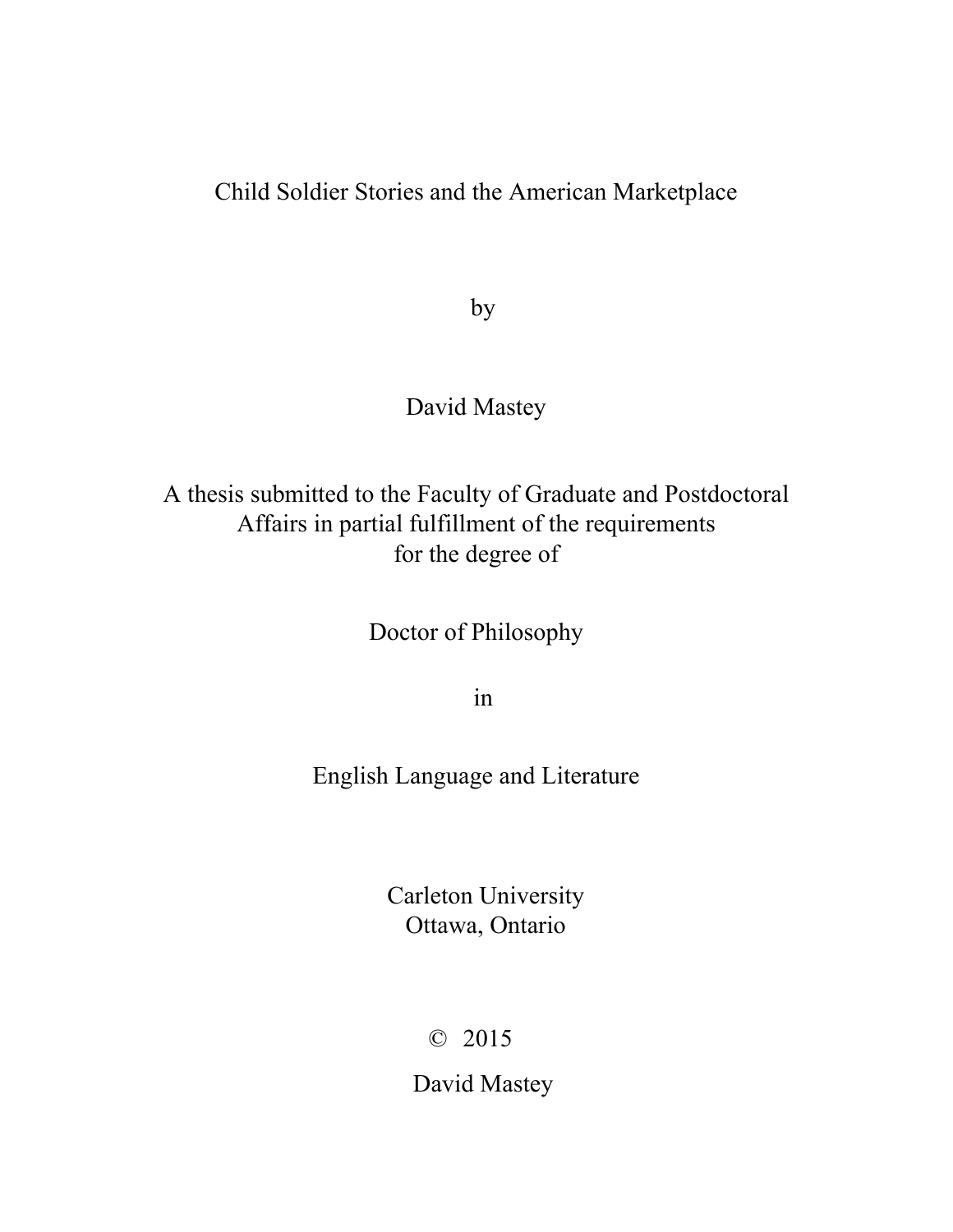# Child Soldier Stories and the American Marketplace

by

David Mastey

A thesis submitted to the Faculty of Graduate and Postdoctoral Affairs in partial fulfillment of the requirements for the degree of

Doctor of Philosophy

in

English Language and Literature

Carleton University
Ottawa, Ontario

© 2015

David Mastey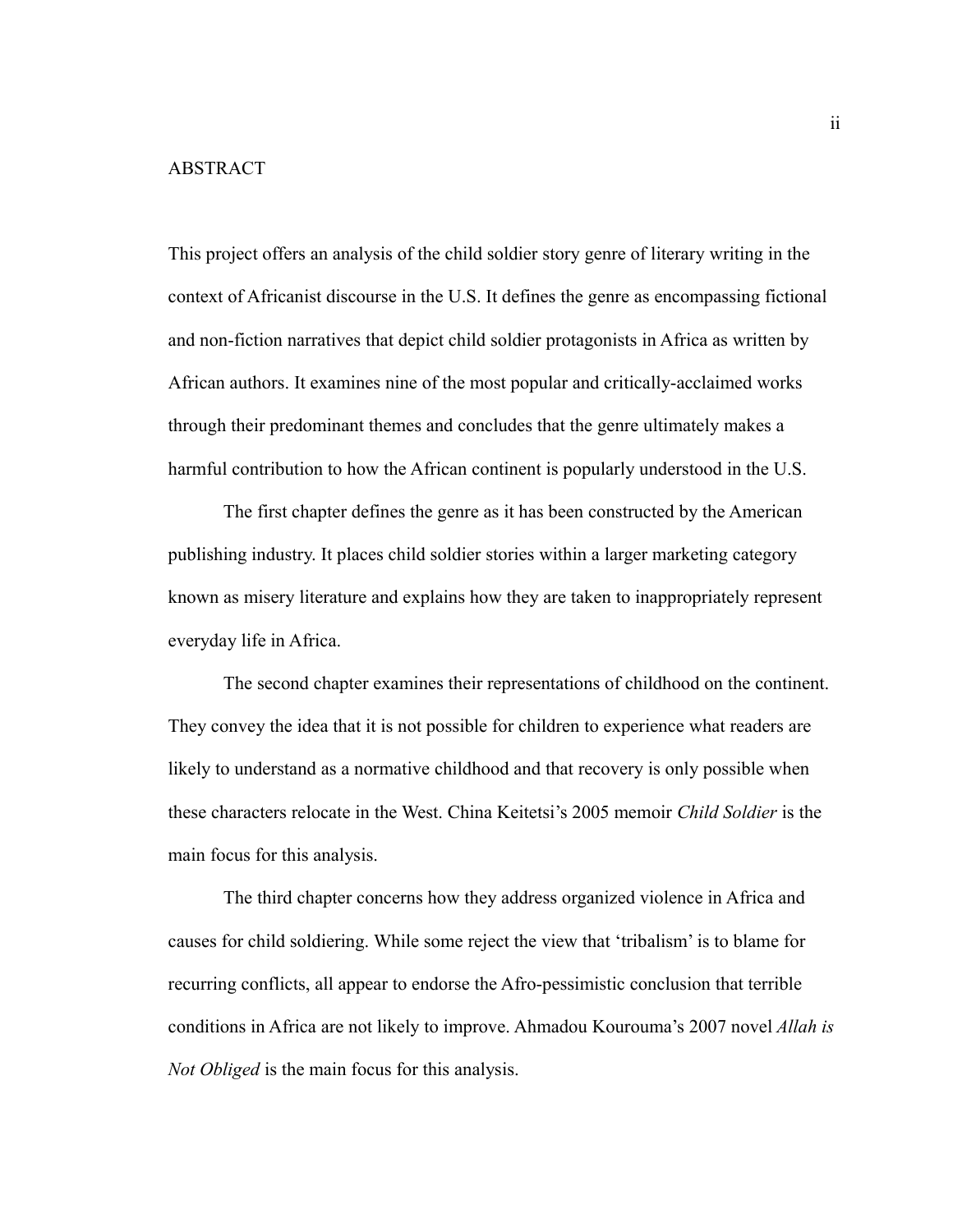# ABSTRACT

This project offers an analysis of the child soldier story genre of literary writing in the context of Africanist discourse in the U.S. It defines the genre as encompassing fictional and non-fiction narratives that depict child soldier protagonists in Africa as written by African authors. It examines nine of the most popular and critically-acclaimed works through their predominant themes and concludes that the genre ultimately makes a harmful contribution to how the African continent is popularly understood in the U.S.

The first chapter defines the genre as it has been constructed by the American publishing industry. It places child soldier stories within a larger marketing category known as misery literature and explains how they are taken to inappropriately represent everyday life in Africa.

The second chapter examines their representations of childhood on the continent. They convey the idea that it is not possible for children to experience what readers are likely to understand as a normative childhood and that recovery is only possible when these characters relocate in the West. China Keitetsi's 2005 memoir *Child Soldier* is the main focus for this analysis.

The third chapter concerns how they address organized violence in Africa and causes for child soldiering. While some reject the view that 'tribalism' is to blame for recurring conflicts, all appear to endorse the Afro-pessimistic conclusion that terrible conditions in Africa are not likely to improve. Ahmadou Kourouma's 2007 novel *Allah is Not Obliged* is the main focus for this analysis.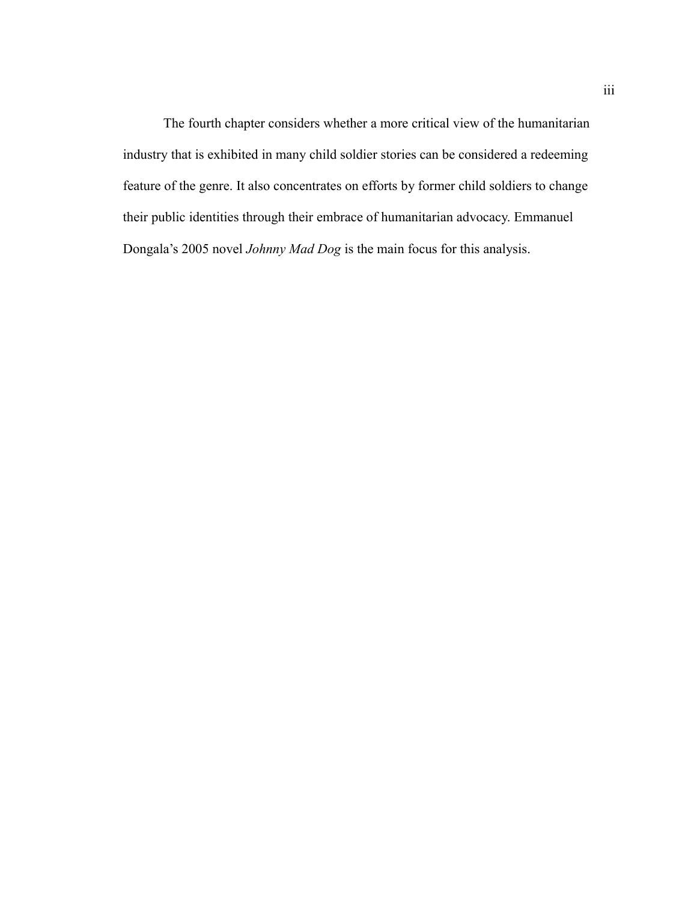The fourth chapter considers whether a more critical view of the humanitarian industry that is exhibited in many child soldier stories can be considered a redeeming feature of the genre. It also concentrates on efforts by former child soldiers to change their public identities through their embrace of humanitarian advocacy. Emmanuel Dongala's 2005 novel *Johnny Mad Dog* is the main focus for this analysis.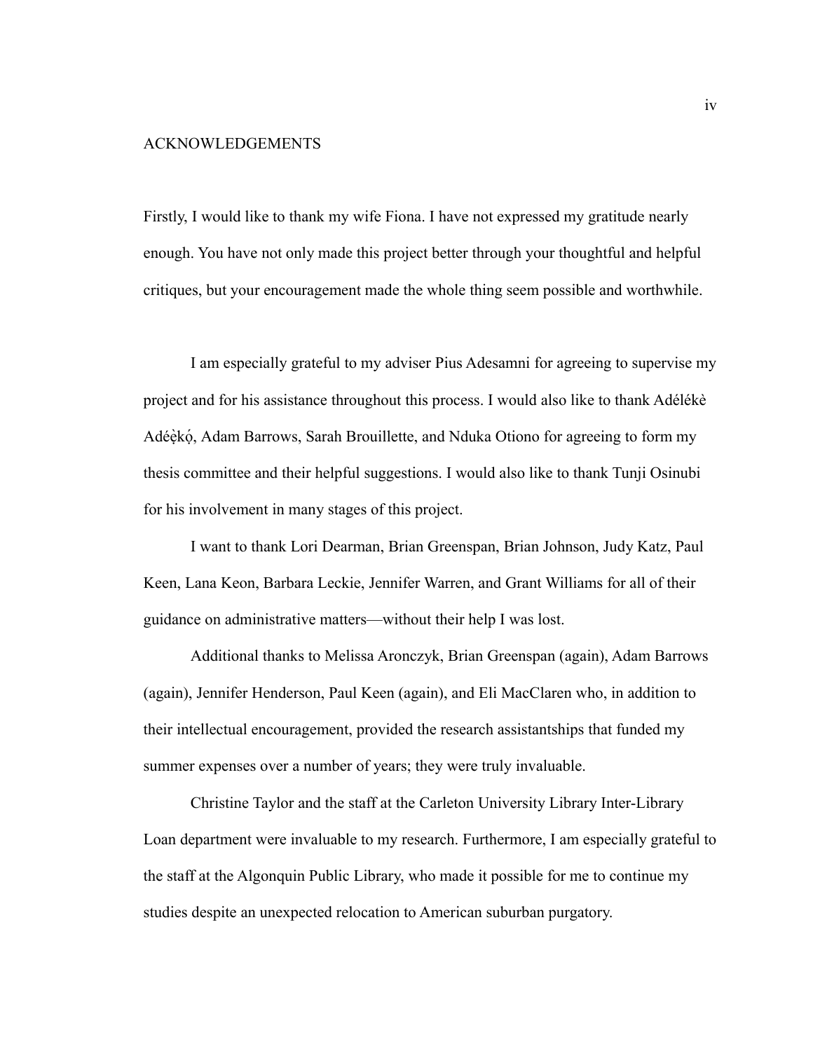# ACKNOWLEDGEMENTS

Firstly, I would like to thank my wife Fiona. I have not expressed my gratitude nearly enough. You have not only made this project better through your thoughtful and helpful critiques, but your encouragement made the whole thing seem possible and worthwhile.

I am especially grateful to my adviser Pius Adesamni for agreeing to supervise my project and for his assistance throughout this process. I would also like to thank Adélékè Adéẹ̀kọ́, Adam Barrows, Sarah Brouillette, and Nduka Otiono for agreeing to form my thesis committee and their helpful suggestions. I would also like to thank Tunji Osinubi for his involvement in many stages of this project.

I want to thank Lori Dearman, Brian Greenspan, Brian Johnson, Judy Katz, Paul Keen, Lana Keon, Barbara Leckie, Jennifer Warren, and Grant Williams for all of their guidance on administrative matters—without their help I was lost.

Additional thanks to Melissa Aronczyk, Brian Greenspan (again), Adam Barrows (again), Jennifer Henderson, Paul Keen (again), and Eli MacClaren who, in addition to their intellectual encouragement, provided the research assistantships that funded my summer expenses over a number of years; they were truly invaluable.

Christine Taylor and the staff at the Carleton University Library Inter-Library Loan department were invaluable to my research. Furthermore, I am especially grateful to the staff at the Algonquin Public Library, who made it possible for me to continue my studies despite an unexpected relocation to American suburban purgatory.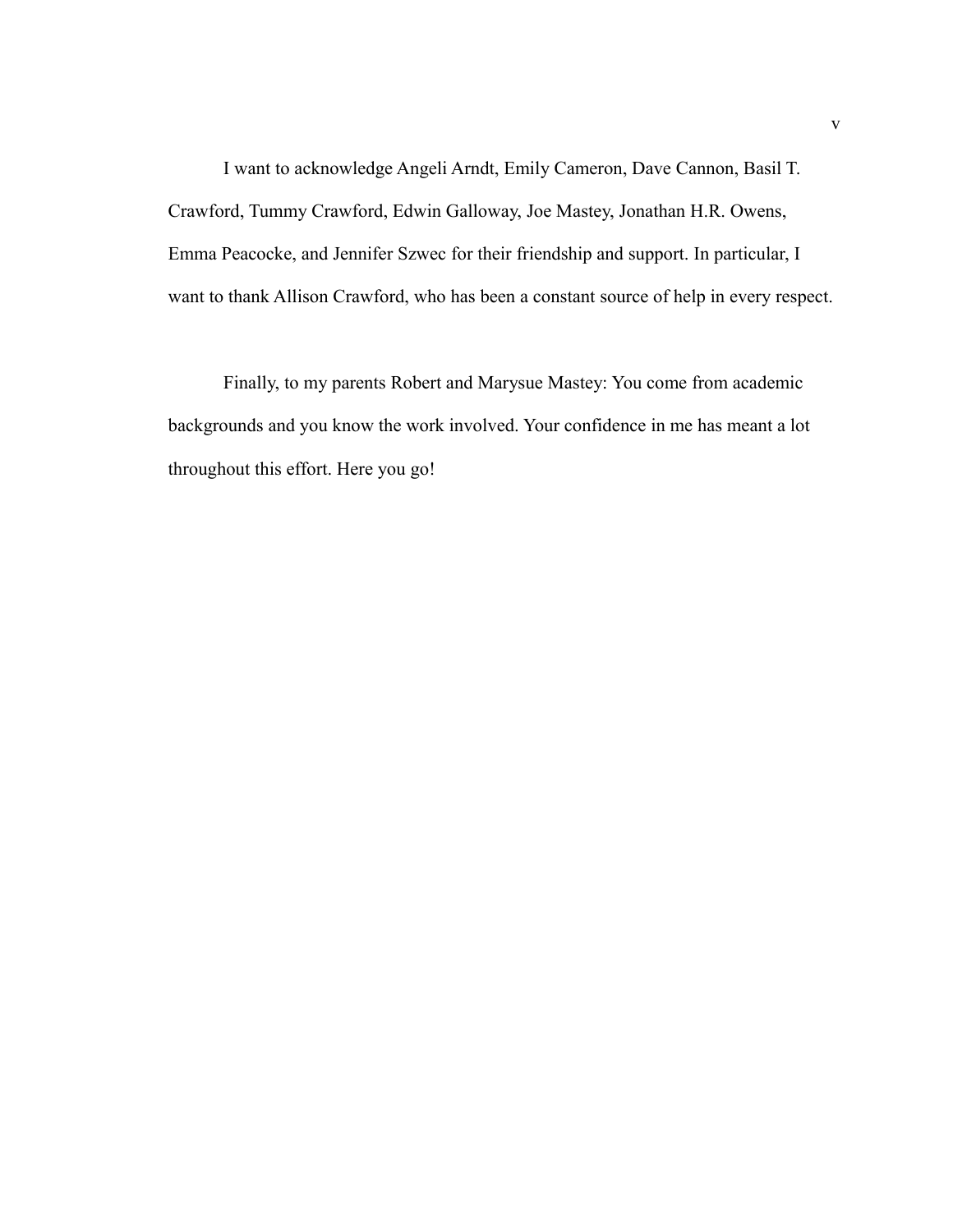I want to acknowledge Angeli Arndt, Emily Cameron, Dave Cannon, Basil T. Crawford, Tummy Crawford, Edwin Galloway, Joe Mastey, Jonathan H.R. Owens, Emma Peacocke, and Jennifer Szwec for their friendship and support. In particular, I want to thank Allison Crawford, who has been a constant source of help in every respect.

Finally, to my parents Robert and Marysue Mastey: You come from academic backgrounds and you know the work involved. Your confidence in me has meant a lot throughout this effort. Here you go!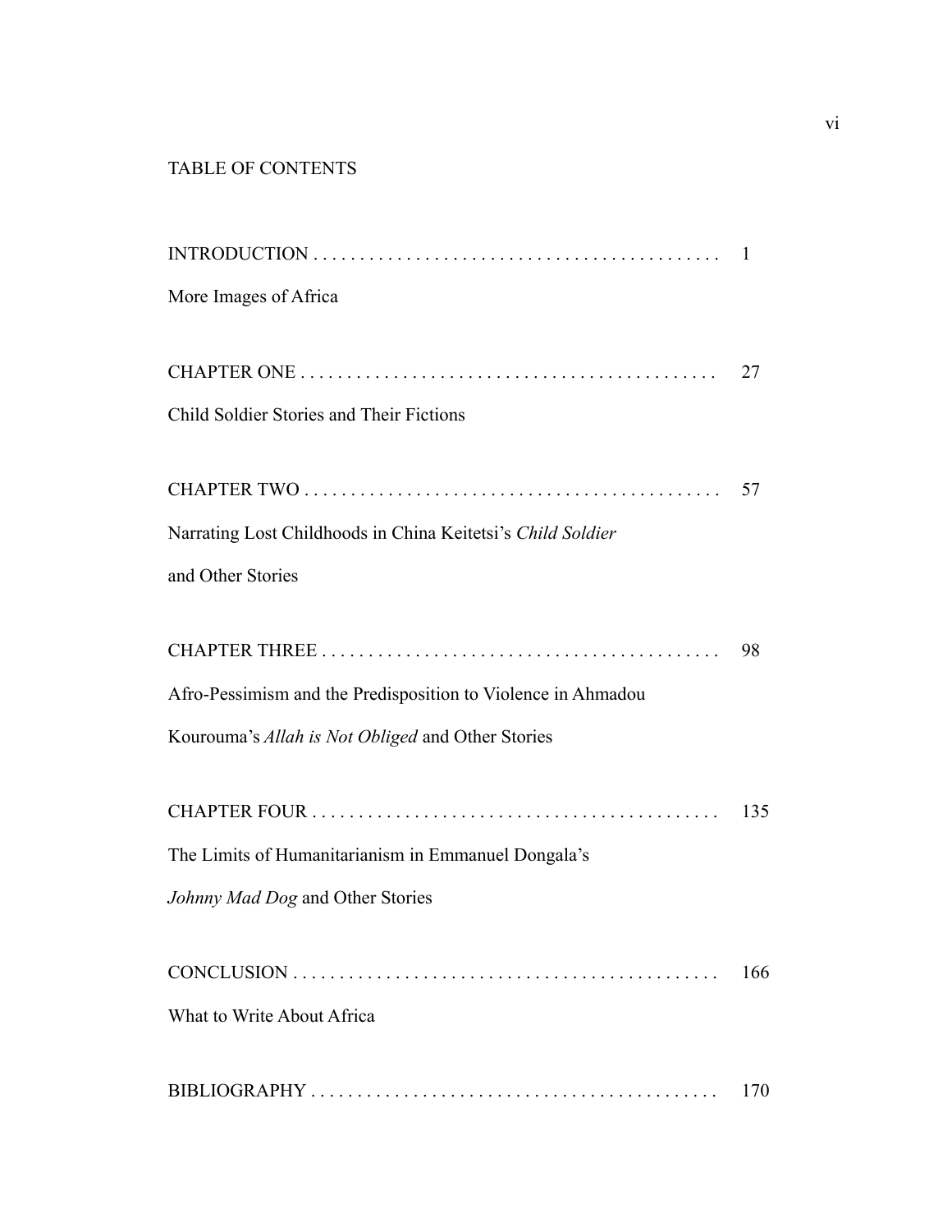# TABLE OF CONTENTS

INTRODUCTION . . . . . . . . . . . . . . . . . . . . . . . . . . . . . . . . . . . . . . . . . . 1

More Images of Africa

CHAPTER ONE . . . . . . . . . . . . . . . . . . . . . . . . . . . . . . . . . . . . . . . . . . 27

Child Soldier Stories and Their Fictions

CHAPTER TWO . . . . . . . . . . . . . . . . . . . . . . . . . . . . . . . . . . . . . . . . . . 57

Narrating Lost Childhoods in China Keitetsi's *Child Soldier* and Other Stories

CHAPTER THREE . . . . . . . . . . . . . . . . . . . . . . . . . . . . . . . . . . . . . . . . . 98

Afro-Pessimism and the Predisposition to Violence in Ahmadou Kourouma's *Allah is Not Obliged* and Other Stories

CHAPTER FOUR . . . . . . . . . . . . . . . . . . . . . . . . . . . . . . . . . . . . . . . . . 135

The Limits of Humanitarianism in Emmanuel Dongala's *Johnny Mad Dog* and Other Stories

CONCLUSION . . . . . . . . . . . . . . . . . . . . . . . . . . . . . . . . . . . . . . . . . . 166

What to Write About Africa

BIBLIOGRAPHY . . . . . . . . . . . . . . . . . . . . . . . . . . . . . . . . . . . . . . . . . 170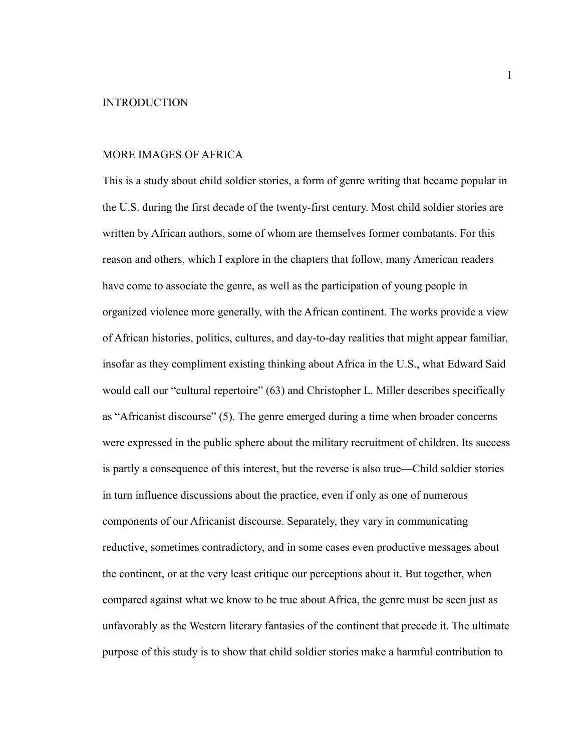# INTRODUCTION

## MORE IMAGES OF AFRICA

This is a study about child soldier stories, a form of genre writing that became popular in the U.S. during the first decade of the twenty-first century. Most child soldier stories are written by African authors, some of whom are themselves former combatants. For this reason and others, which I explore in the chapters that follow, many American readers have come to associate the genre, as well as the participation of young people in organized violence more generally, with the African continent. The works provide a view of African histories, politics, cultures, and day-to-day realities that might appear familiar, insofar as they compliment existing thinking about Africa in the U.S., what Edward Said would call our "cultural repertoire" (63) and Christopher L. Miller describes specifically as "Africanist discourse" (5). The genre emerged during a time when broader concerns were expressed in the public sphere about the military recruitment of children. Its success is partly a consequence of this interest, but the reverse is also true—Child soldier stories in turn influence discussions about the practice, even if only as one of numerous components of our Africanist discourse. Separately, they vary in communicating reductive, sometimes contradictory, and in some cases even productive messages about the continent, or at the very least critique our perceptions about it. But together, when compared against what we know to be true about Africa, the genre must be seen just as unfavorably as the Western literary fantasies of the continent that precede it. The ultimate purpose of this study is to show that child soldier stories make a harmful contribution to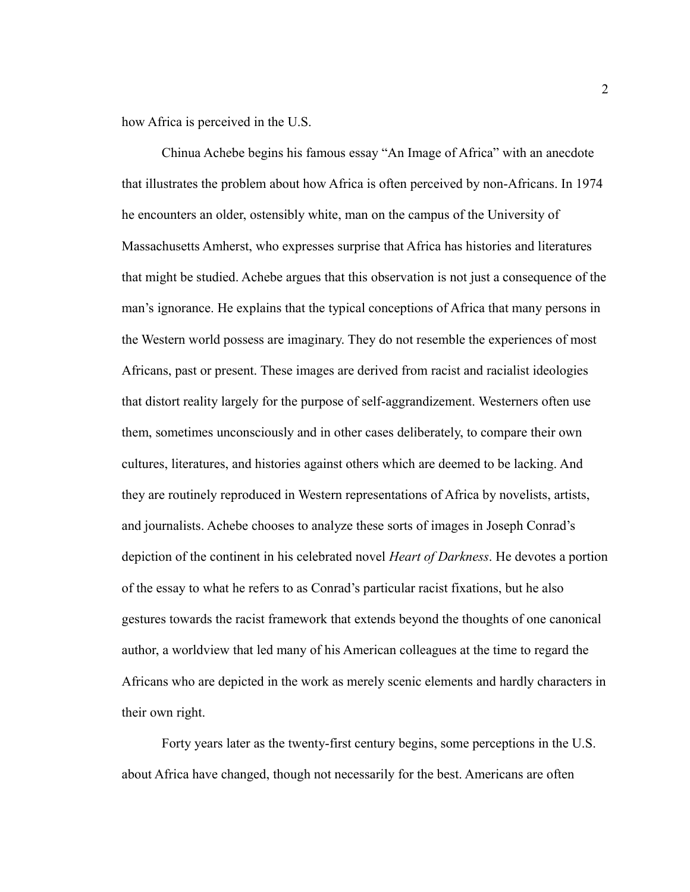how Africa is perceived in the U.S.

Chinua Achebe begins his famous essay "An Image of Africa" with an anecdote that illustrates the problem about how Africa is often perceived by non-Africans. In 1974 he encounters an older, ostensibly white, man on the campus of the University of Massachusetts Amherst, who expresses surprise that Africa has histories and literatures that might be studied. Achebe argues that this observation is not just a consequence of the man's ignorance. He explains that the typical conceptions of Africa that many persons in the Western world possess are imaginary. They do not resemble the experiences of most Africans, past or present. These images are derived from racist and racialist ideologies that distort reality largely for the purpose of self-aggrandizement. Westerners often use them, sometimes unconsciously and in other cases deliberately, to compare their own cultures, literatures, and histories against others which are deemed to be lacking. And they are routinely reproduced in Western representations of Africa by novelists, artists, and journalists. Achebe chooses to analyze these sorts of images in Joseph Conrad's depiction of the continent in his celebrated novel *Heart of Darkness*. He devotes a portion of the essay to what he refers to as Conrad's particular racist fixations, but he also gestures towards the racist framework that extends beyond the thoughts of one canonical author, a worldview that led many of his American colleagues at the time to regard the Africans who are depicted in the work as merely scenic elements and hardly characters in their own right.

Forty years later as the twenty-first century begins, some perceptions in the U.S. about Africa have changed, though not necessarily for the best. Americans are often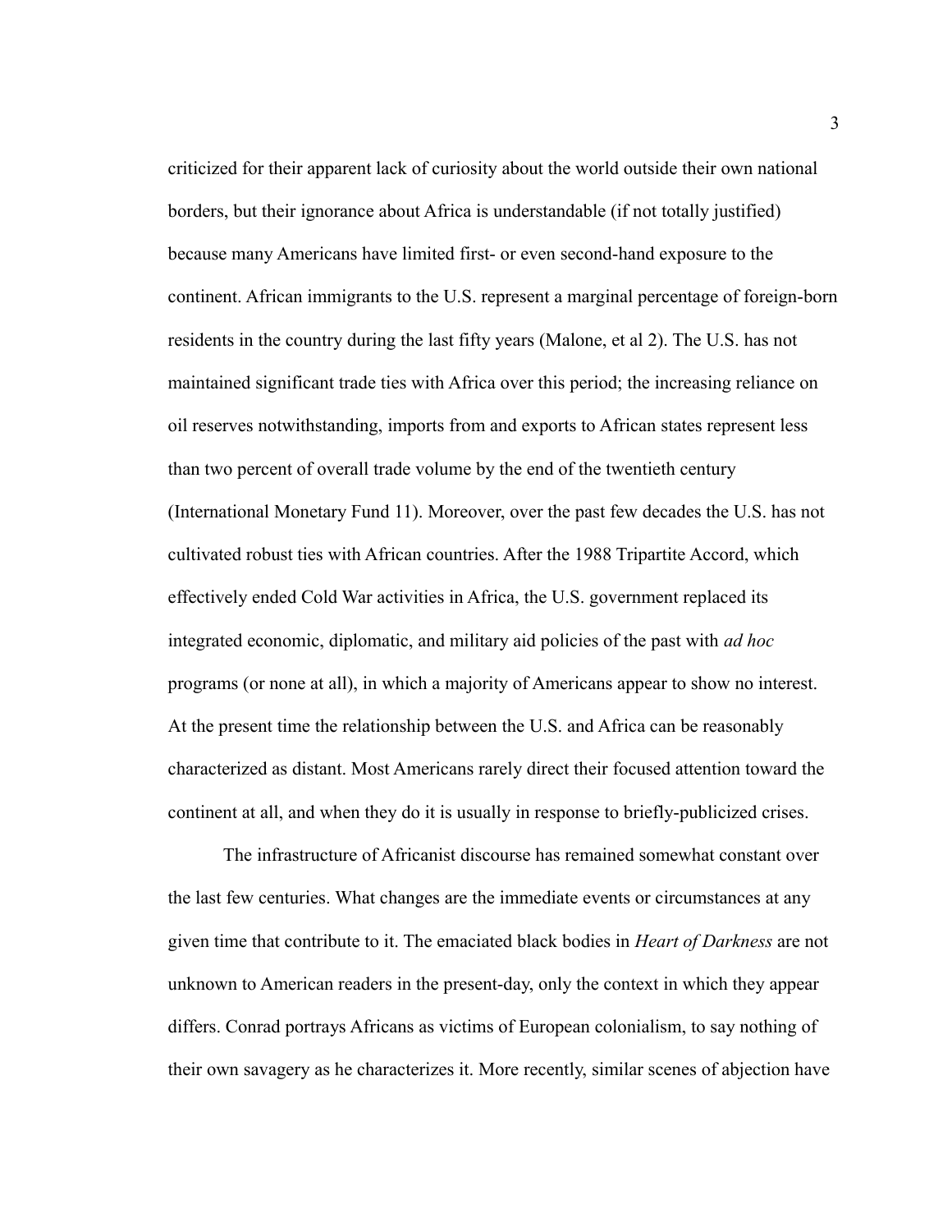criticized for their apparent lack of curiosity about the world outside their own national borders, but their ignorance about Africa is understandable (if not totally justified) because many Americans have limited first- or even second-hand exposure to the continent. African immigrants to the U.S. represent a marginal percentage of foreign-born residents in the country during the last fifty years (Malone, et al 2). The U.S. has not maintained significant trade ties with Africa over this period; the increasing reliance on oil reserves notwithstanding, imports from and exports to African states represent less than two percent of overall trade volume by the end of the twentieth century (International Monetary Fund 11). Moreover, over the past few decades the U.S. has not cultivated robust ties with African countries. After the 1988 Tripartite Accord, which effectively ended Cold War activities in Africa, the U.S. government replaced its integrated economic, diplomatic, and military aid policies of the past with *ad hoc* programs (or none at all), in which a majority of Americans appear to show no interest. At the present time the relationship between the U.S. and Africa can be reasonably characterized as distant. Most Americans rarely direct their focused attention toward the continent at all, and when they do it is usually in response to briefly-publicized crises.

The infrastructure of Africanist discourse has remained somewhat constant over the last few centuries. What changes are the immediate events or circumstances at any given time that contribute to it. The emaciated black bodies in *Heart of Darkness* are not unknown to American readers in the present-day, only the context in which they appear differs. Conrad portrays Africans as victims of European colonialism, to say nothing of their own savagery as he characterizes it. More recently, similar scenes of abjection have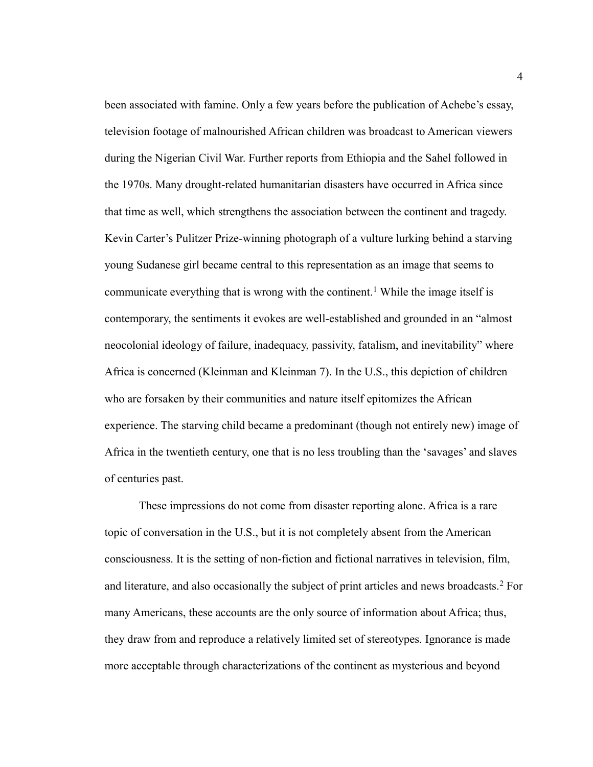been associated with famine. Only a few years before the publication of Achebe's essay, television footage of malnourished African children was broadcast to American viewers during the Nigerian Civil War. Further reports from Ethiopia and the Sahel followed in the 1970s. Many drought-related humanitarian disasters have occurred in Africa since that time as well, which strengthens the association between the continent and tragedy. Kevin Carter's Pulitzer Prize-winning photograph of a vulture lurking behind a starving young Sudanese girl became central to this representation as an image that seems to communicate everything that is wrong with the continent.[1] While the image itself is contemporary, the sentiments it evokes are well-established and grounded in an "almost neocolonial ideology of failure, inadequacy, passivity, fatalism, and inevitability" where Africa is concerned (Kleinman and Kleinman 7). In the U.S., this depiction of children who are forsaken by their communities and nature itself epitomizes the African experience. The starving child became a predominant (though not entirely new) image of Africa in the twentieth century, one that is no less troubling than the 'savages' and slaves of centuries past.

These impressions do not come from disaster reporting alone. Africa is a rare topic of conversation in the U.S., but it is not completely absent from the American consciousness. It is the setting of non-fiction and fictional narratives in television, film, and literature, and also occasionally the subject of print articles and news broadcasts.[2] For many Americans, these accounts are the only source of information about Africa; thus, they draw from and reproduce a relatively limited set of stereotypes. Ignorance is made more acceptable through characterizations of the continent as mysterious and beyond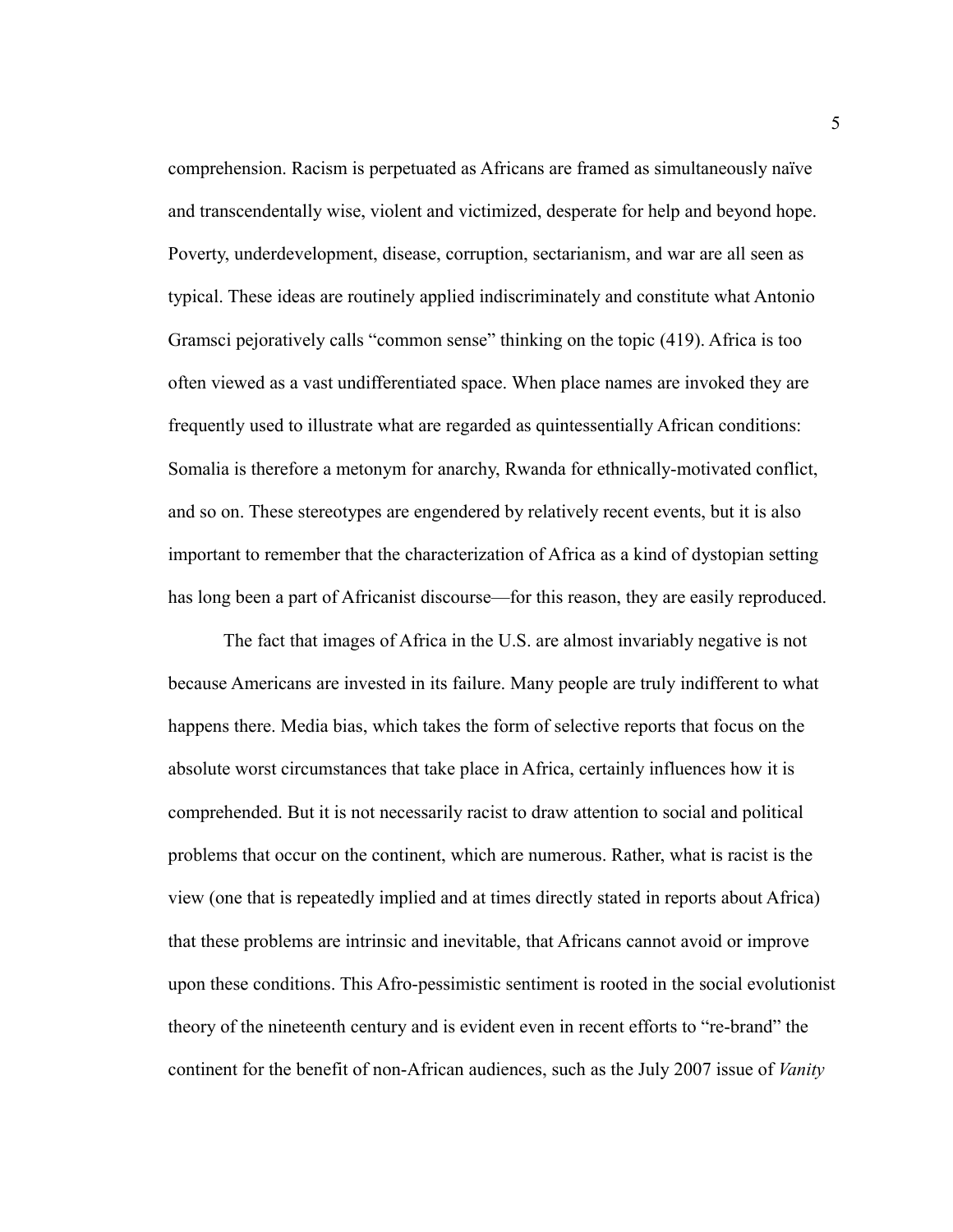comprehension. Racism is perpetuated as Africans are framed as simultaneously naïve and transcendentally wise, violent and victimized, desperate for help and beyond hope. Poverty, underdevelopment, disease, corruption, sectarianism, and war are all seen as typical. These ideas are routinely applied indiscriminately and constitute what Antonio Gramsci pejoratively calls "common sense" thinking on the topic (419). Africa is too often viewed as a vast undifferentiated space. When place names are invoked they are frequently used to illustrate what are regarded as quintessentially African conditions: Somalia is therefore a metonym for anarchy, Rwanda for ethnically-motivated conflict, and so on. These stereotypes are engendered by relatively recent events, but it is also important to remember that the characterization of Africa as a kind of dystopian setting has long been a part of Africanist discourse—for this reason, they are easily reproduced.

The fact that images of Africa in the U.S. are almost invariably negative is not because Americans are invested in its failure. Many people are truly indifferent to what happens there. Media bias, which takes the form of selective reports that focus on the absolute worst circumstances that take place in Africa, certainly influences how it is comprehended. But it is not necessarily racist to draw attention to social and political problems that occur on the continent, which are numerous. Rather, what is racist is the view (one that is repeatedly implied and at times directly stated in reports about Africa) that these problems are intrinsic and inevitable, that Africans cannot avoid or improve upon these conditions. This Afro-pessimistic sentiment is rooted in the social evolutionist theory of the nineteenth century and is evident even in recent efforts to "re-brand" the continent for the benefit of non-African audiences, such as the July 2007 issue of *Vanity*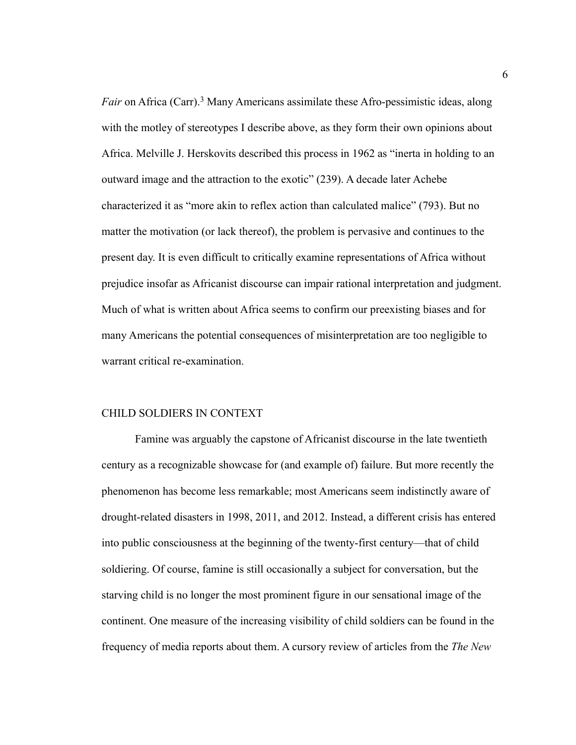*Fair* on Africa (Carr).[3] Many Americans assimilate these Afro-pessimistic ideas, along with the motley of stereotypes I describe above, as they form their own opinions about Africa. Melville J. Herskovits described this process in 1962 as "inerta in holding to an outward image and the attraction to the exotic" (239). A decade later Achebe characterized it as "more akin to reflex action than calculated malice" (793). But no matter the motivation (or lack thereof), the problem is pervasive and continues to the present day. It is even difficult to critically examine representations of Africa without prejudice insofar as Africanist discourse can impair rational interpretation and judgment. Much of what is written about Africa seems to confirm our preexisting biases and for many Americans the potential consequences of misinterpretation are too negligible to warrant critical re-examination.

## CHILD SOLDIERS IN CONTEXT

Famine was arguably the capstone of Africanist discourse in the late twentieth century as a recognizable showcase for (and example of) failure. But more recently the phenomenon has become less remarkable; most Americans seem indistinctly aware of drought-related disasters in 1998, 2011, and 2012. Instead, a different crisis has entered into public consciousness at the beginning of the twenty-first century—that of child soldiering. Of course, famine is still occasionally a subject for conversation, but the starving child is no longer the most prominent figure in our sensational image of the continent. One measure of the increasing visibility of child soldiers can be found in the frequency of media reports about them. A cursory review of articles from the *The New*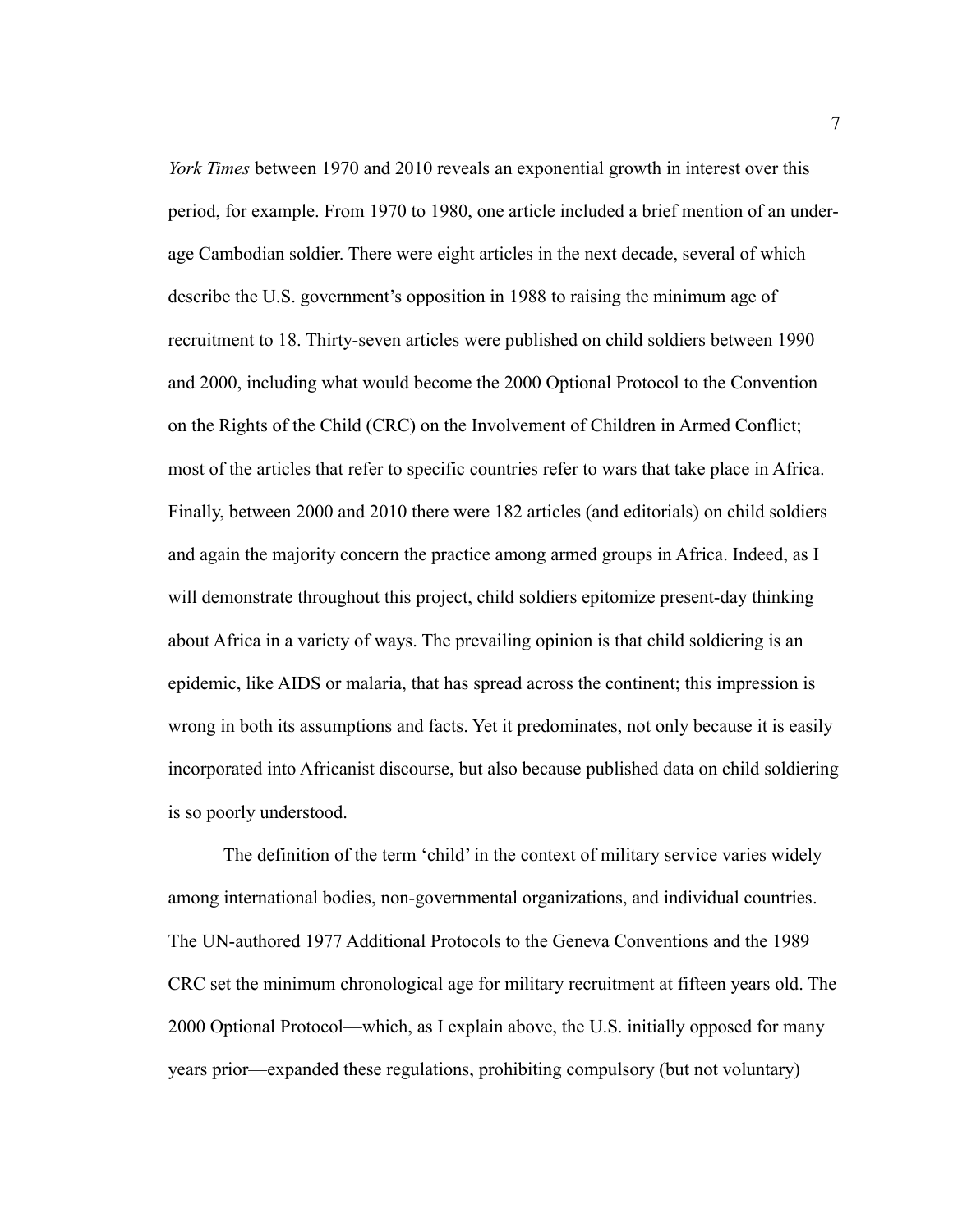*York Times* between 1970 and 2010 reveals an exponential growth in interest over this period, for example. From 1970 to 1980, one article included a brief mention of an under-age Cambodian soldier. There were eight articles in the next decade, several of which describe the U.S. government's opposition in 1988 to raising the minimum age of recruitment to 18. Thirty-seven articles were published on child soldiers between 1990 and 2000, including what would become the 2000 Optional Protocol to the Convention on the Rights of the Child (CRC) on the Involvement of Children in Armed Conflict; most of the articles that refer to specific countries refer to wars that take place in Africa. Finally, between 2000 and 2010 there were 182 articles (and editorials) on child soldiers and again the majority concern the practice among armed groups in Africa. Indeed, as I will demonstrate throughout this project, child soldiers epitomize present-day thinking about Africa in a variety of ways. The prevailing opinion is that child soldiering is an epidemic, like AIDS or malaria, that has spread across the continent; this impression is wrong in both its assumptions and facts. Yet it predominates, not only because it is easily incorporated into Africanist discourse, but also because published data on child soldiering is so poorly understood.

The definition of the term 'child' in the context of military service varies widely among international bodies, non-governmental organizations, and individual countries. The UN-authored 1977 Additional Protocols to the Geneva Conventions and the 1989 CRC set the minimum chronological age for military recruitment at fifteen years old. The 2000 Optional Protocol—which, as I explain above, the U.S. initially opposed for many years prior—expanded these regulations, prohibiting compulsory (but not voluntary)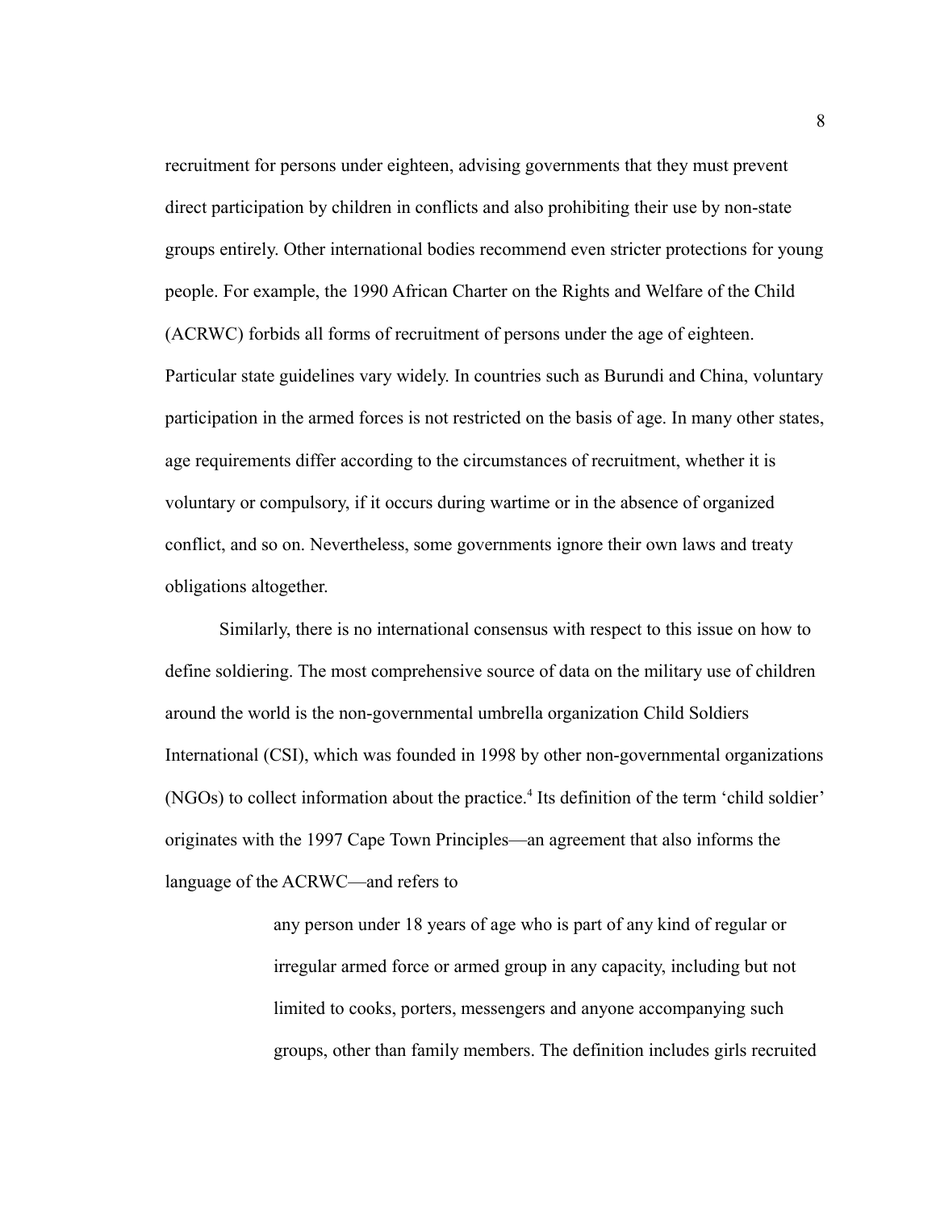recruitment for persons under eighteen, advising governments that they must prevent direct participation by children in conflicts and also prohibiting their use by non-state groups entirely. Other international bodies recommend even stricter protections for young people. For example, the 1990 African Charter on the Rights and Welfare of the Child (ACRWC) forbids all forms of recruitment of persons under the age of eighteen. Particular state guidelines vary widely. In countries such as Burundi and China, voluntary participation in the armed forces is not restricted on the basis of age. In many other states, age requirements differ according to the circumstances of recruitment, whether it is voluntary or compulsory, if it occurs during wartime or in the absence of organized conflict, and so on. Nevertheless, some governments ignore their own laws and treaty obligations altogether.

Similarly, there is no international consensus with respect to this issue on how to define soldiering. The most comprehensive source of data on the military use of children around the world is the non-governmental umbrella organization Child Soldiers International (CSI), which was founded in 1998 by other non-governmental organizations (NGOs) to collect information about the practice.[4] Its definition of the term 'child soldier' originates with the 1997 Cape Town Principles—an agreement that also informs the language of the ACRWC—and refers to

> any person under 18 years of age who is part of any kind of regular or irregular armed force or armed group in any capacity, including but not limited to cooks, porters, messengers and anyone accompanying such groups, other than family members. The definition includes girls recruited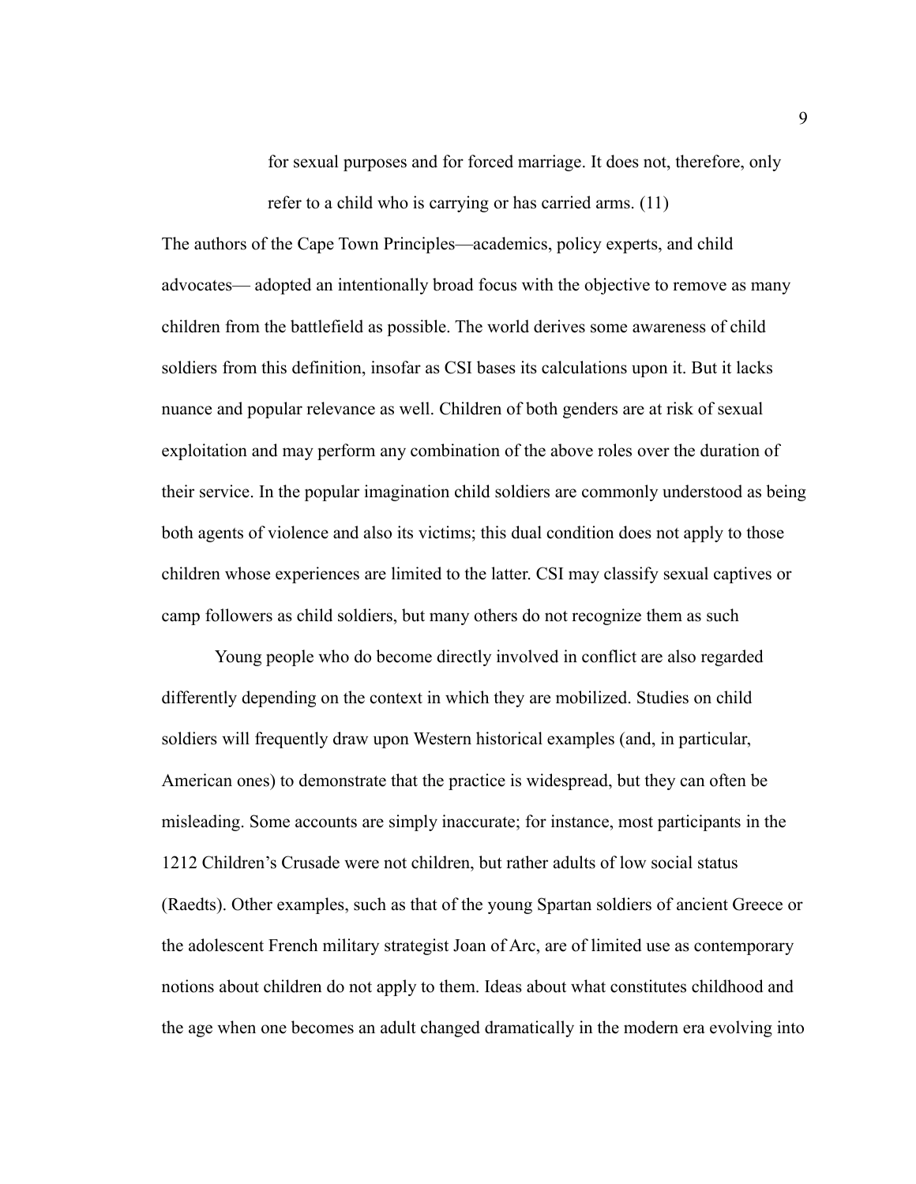> for sexual purposes and for forced marriage. It does not, therefore, only refer to a child who is carrying or has carried arms. (11)

The authors of the Cape Town Principles—academics, policy experts, and child advocates— adopted an intentionally broad focus with the objective to remove as many children from the battlefield as possible. The world derives some awareness of child soldiers from this definition, insofar as CSI bases its calculations upon it. But it lacks nuance and popular relevance as well. Children of both genders are at risk of sexual exploitation and may perform any combination of the above roles over the duration of their service. In the popular imagination child soldiers are commonly understood as being both agents of violence and also its victims; this dual condition does not apply to those children whose experiences are limited to the latter. CSI may classify sexual captives or camp followers as child soldiers, but many others do not recognize them as such

Young people who do become directly involved in conflict are also regarded differently depending on the context in which they are mobilized. Studies on child soldiers will frequently draw upon Western historical examples (and, in particular, American ones) to demonstrate that the practice is widespread, but they can often be misleading. Some accounts are simply inaccurate; for instance, most participants in the 1212 Children's Crusade were not children, but rather adults of low social status (Raedts). Other examples, such as that of the young Spartan soldiers of ancient Greece or the adolescent French military strategist Joan of Arc, are of limited use as contemporary notions about children do not apply to them. Ideas about what constitutes childhood and the age when one becomes an adult changed dramatically in the modern era evolving into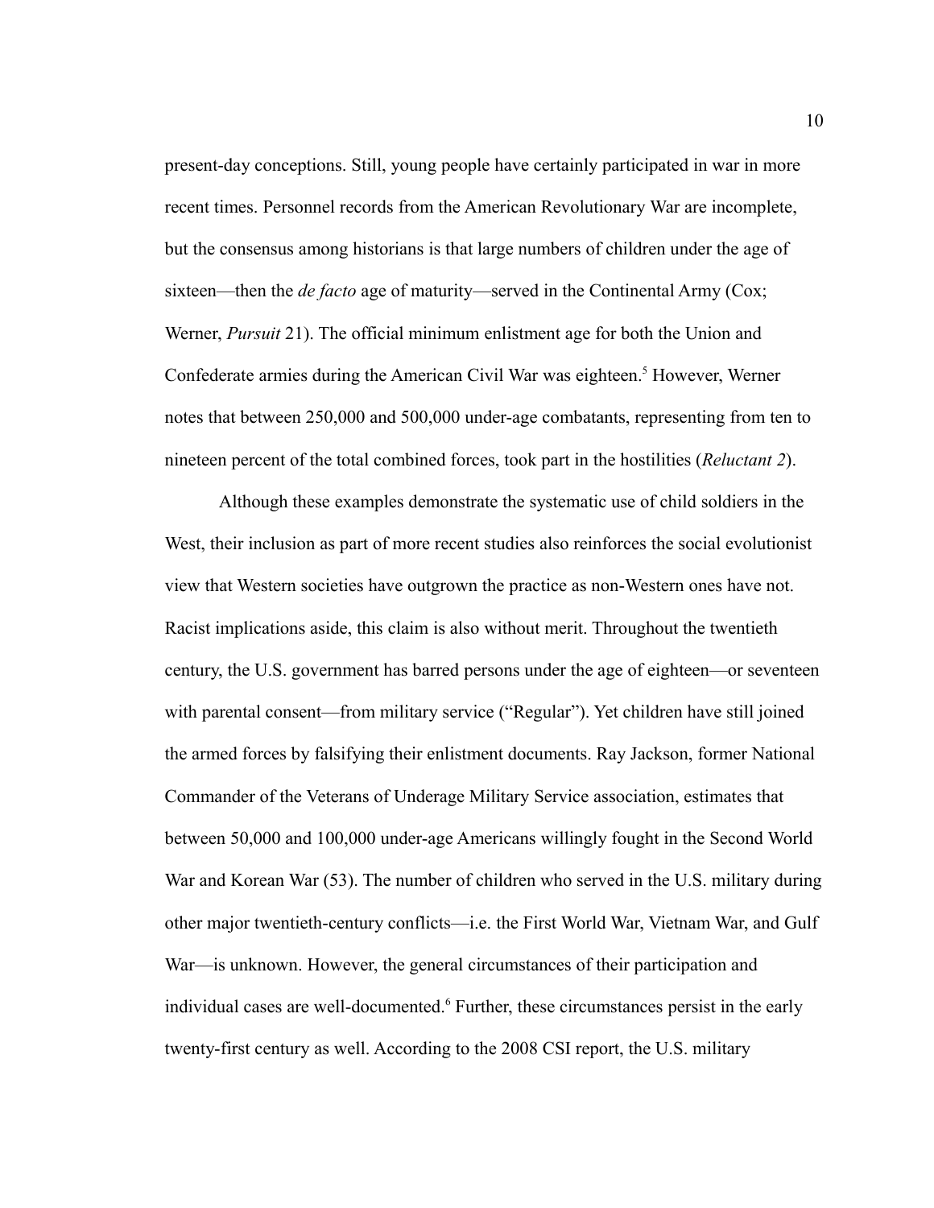present-day conceptions. Still, young people have certainly participated in war in more recent times. Personnel records from the American Revolutionary War are incomplete, but the consensus among historians is that large numbers of children under the age of sixteen—then the *de facto* age of maturity—served in the Continental Army (Cox; Werner, *Pursuit* 21). The official minimum enlistment age for both the Union and Confederate armies during the American Civil War was eighteen.[5] However, Werner notes that between 250,000 and 500,000 under-age combatants, representing from ten to nineteen percent of the total combined forces, took part in the hostilities (*Reluctant 2*).

Although these examples demonstrate the systematic use of child soldiers in the West, their inclusion as part of more recent studies also reinforces the social evolutionist view that Western societies have outgrown the practice as non-Western ones have not. Racist implications aside, this claim is also without merit. Throughout the twentieth century, the U.S. government has barred persons under the age of eighteen—or seventeen with parental consent—from military service ("Regular"). Yet children have still joined the armed forces by falsifying their enlistment documents. Ray Jackson, former National Commander of the Veterans of Underage Military Service association, estimates that between 50,000 and 100,000 under-age Americans willingly fought in the Second World War and Korean War (53). The number of children who served in the U.S. military during other major twentieth-century conflicts—i.e. the First World War, Vietnam War, and Gulf War—is unknown. However, the general circumstances of their participation and individual cases are well-documented.[6] Further, these circumstances persist in the early twenty-first century as well. According to the 2008 CSI report, the U.S. military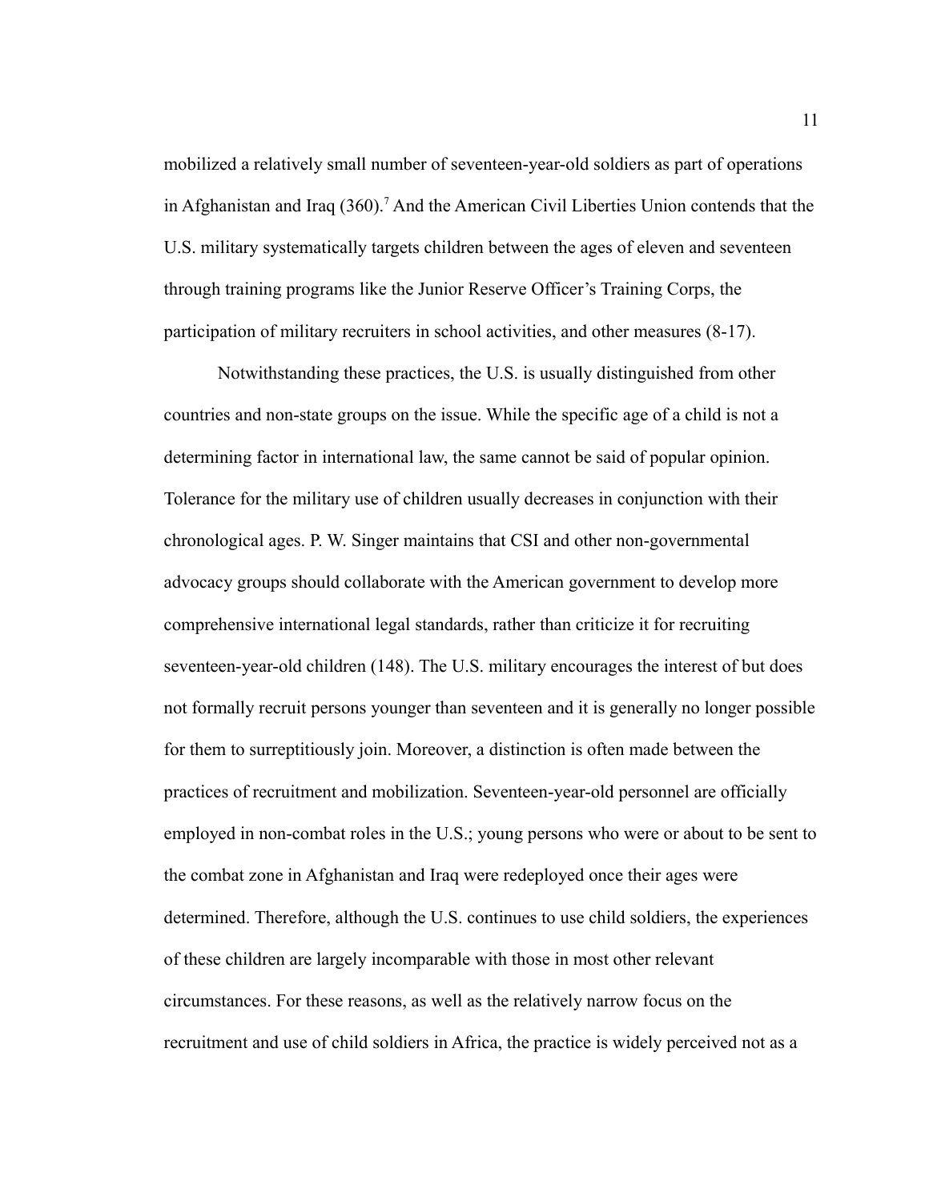mobilized a relatively small number of seventeen-year-old soldiers as part of operations in Afghanistan and Iraq (360).[7] And the American Civil Liberties Union contends that the U.S. military systematically targets children between the ages of eleven and seventeen through training programs like the Junior Reserve Officer's Training Corps, the participation of military recruiters in school activities, and other measures (8-17).

Notwithstanding these practices, the U.S. is usually distinguished from other countries and non-state groups on the issue. While the specific age of a child is not a determining factor in international law, the same cannot be said of popular opinion. Tolerance for the military use of children usually decreases in conjunction with their chronological ages. P. W. Singer maintains that CSI and other non-governmental advocacy groups should collaborate with the American government to develop more comprehensive international legal standards, rather than criticize it for recruiting seventeen-year-old children (148). The U.S. military encourages the interest of but does not formally recruit persons younger than seventeen and it is generally no longer possible for them to surreptitiously join. Moreover, a distinction is often made between the practices of recruitment and mobilization. Seventeen-year-old personnel are officially employed in non-combat roles in the U.S.; young persons who were or about to be sent to the combat zone in Afghanistan and Iraq were redeployed once their ages were determined. Therefore, although the U.S. continues to use child soldiers, the experiences of these children are largely incomparable with those in most other relevant circumstances. For these reasons, as well as the relatively narrow focus on the recruitment and use of child soldiers in Africa, the practice is widely perceived not as a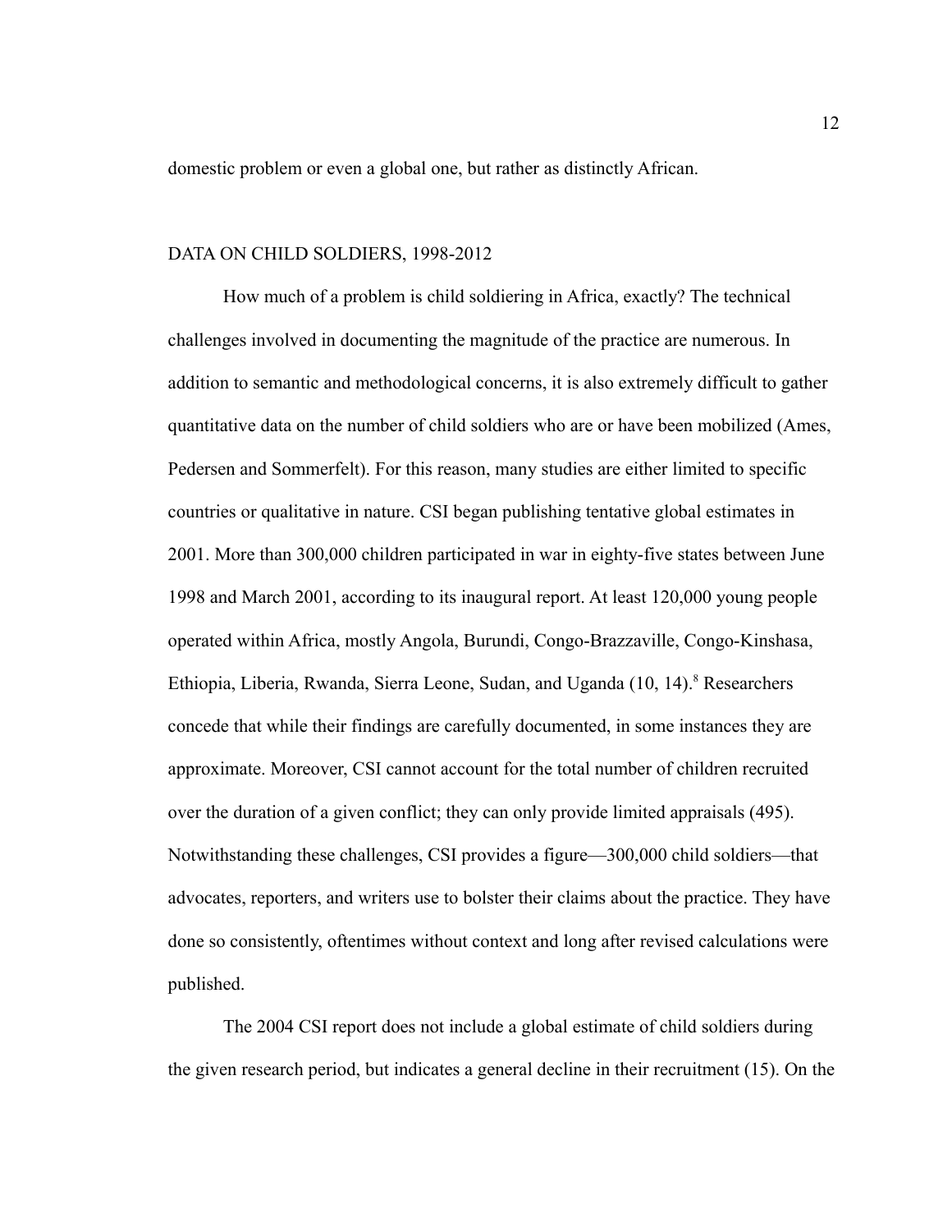domestic problem or even a global one, but rather as distinctly African.

## DATA ON CHILD SOLDIERS, 1998-2012

How much of a problem is child soldiering in Africa, exactly? The technical challenges involved in documenting the magnitude of the practice are numerous. In addition to semantic and methodological concerns, it is also extremely difficult to gather quantitative data on the number of child soldiers who are or have been mobilized (Ames, Pedersen and Sommerfelt). For this reason, many studies are either limited to specific countries or qualitative in nature. CSI began publishing tentative global estimates in 2001. More than 300,000 children participated in war in eighty-five states between June 1998 and March 2001, according to its inaugural report. At least 120,000 young people operated within Africa, mostly Angola, Burundi, Congo-Brazzaville, Congo-Kinshasa, Ethiopia, Liberia, Rwanda, Sierra Leone, Sudan, and Uganda (10, 14).[8] Researchers concede that while their findings are carefully documented, in some instances they are approximate. Moreover, CSI cannot account for the total number of children recruited over the duration of a given conflict; they can only provide limited appraisals (495). Notwithstanding these challenges, CSI provides a figure—300,000 child soldiers—that advocates, reporters, and writers use to bolster their claims about the practice. They have done so consistently, oftentimes without context and long after revised calculations were published.

The 2004 CSI report does not include a global estimate of child soldiers during the given research period, but indicates a general decline in their recruitment (15). On the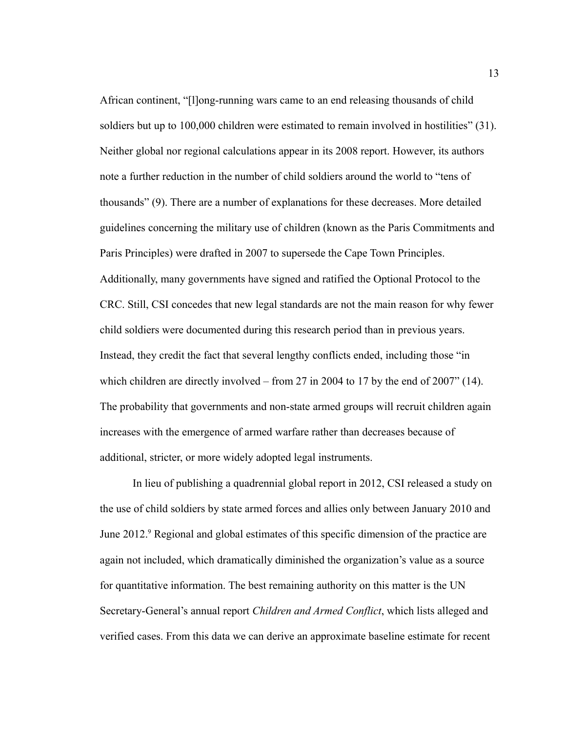African continent, "[l]ong-running wars came to an end releasing thousands of child soldiers but up to 100,000 children were estimated to remain involved in hostilities" (31). Neither global nor regional calculations appear in its 2008 report. However, its authors note a further reduction in the number of child soldiers around the world to "tens of thousands" (9). There are a number of explanations for these decreases. More detailed guidelines concerning the military use of children (known as the Paris Commitments and Paris Principles) were drafted in 2007 to supersede the Cape Town Principles. Additionally, many governments have signed and ratified the Optional Protocol to the CRC. Still, CSI concedes that new legal standards are not the main reason for why fewer child soldiers were documented during this research period than in previous years. Instead, they credit the fact that several lengthy conflicts ended, including those "in which children are directly involved – from 27 in 2004 to 17 by the end of 2007" (14). The probability that governments and non-state armed groups will recruit children again increases with the emergence of armed warfare rather than decreases because of additional, stricter, or more widely adopted legal instruments.

In lieu of publishing a quadrennial global report in 2012, CSI released a study on the use of child soldiers by state armed forces and allies only between January 2010 and June 2012.[9] Regional and global estimates of this specific dimension of the practice are again not included, which dramatically diminished the organization's value as a source for quantitative information. The best remaining authority on this matter is the UN Secretary-General's annual report *Children and Armed Conflict*, which lists alleged and verified cases. From this data we can derive an approximate baseline estimate for recent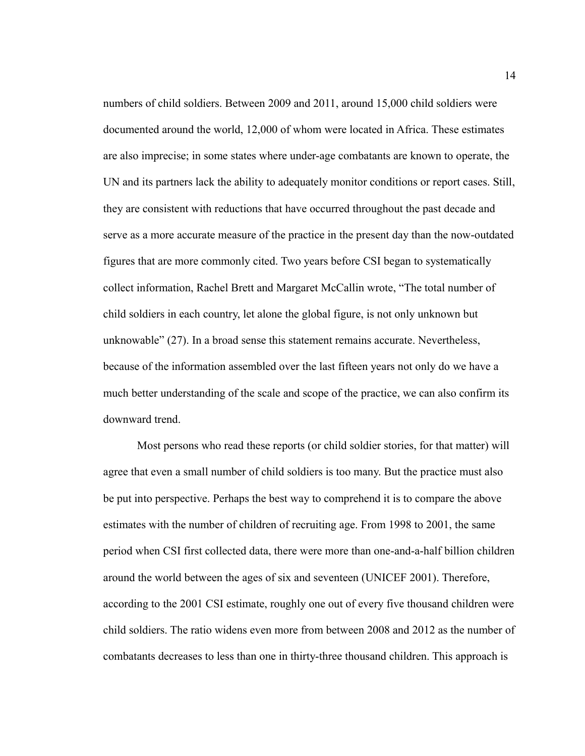numbers of child soldiers. Between 2009 and 2011, around 15,000 child soldiers were documented around the world, 12,000 of whom were located in Africa. These estimates are also imprecise; in some states where under-age combatants are known to operate, the UN and its partners lack the ability to adequately monitor conditions or report cases. Still, they are consistent with reductions that have occurred throughout the past decade and serve as a more accurate measure of the practice in the present day than the now-outdated figures that are more commonly cited. Two years before CSI began to systematically collect information, Rachel Brett and Margaret McCallin wrote, "The total number of child soldiers in each country, let alone the global figure, is not only unknown but unknowable" (27). In a broad sense this statement remains accurate. Nevertheless, because of the information assembled over the last fifteen years not only do we have a much better understanding of the scale and scope of the practice, we can also confirm its downward trend.

Most persons who read these reports (or child soldier stories, for that matter) will agree that even a small number of child soldiers is too many. But the practice must also be put into perspective. Perhaps the best way to comprehend it is to compare the above estimates with the number of children of recruiting age. From 1998 to 2001, the same period when CSI first collected data, there were more than one-and-a-half billion children around the world between the ages of six and seventeen (UNICEF 2001). Therefore, according to the 2001 CSI estimate, roughly one out of every five thousand children were child soldiers. The ratio widens even more from between 2008 and 2012 as the number of combatants decreases to less than one in thirty-three thousand children. This approach is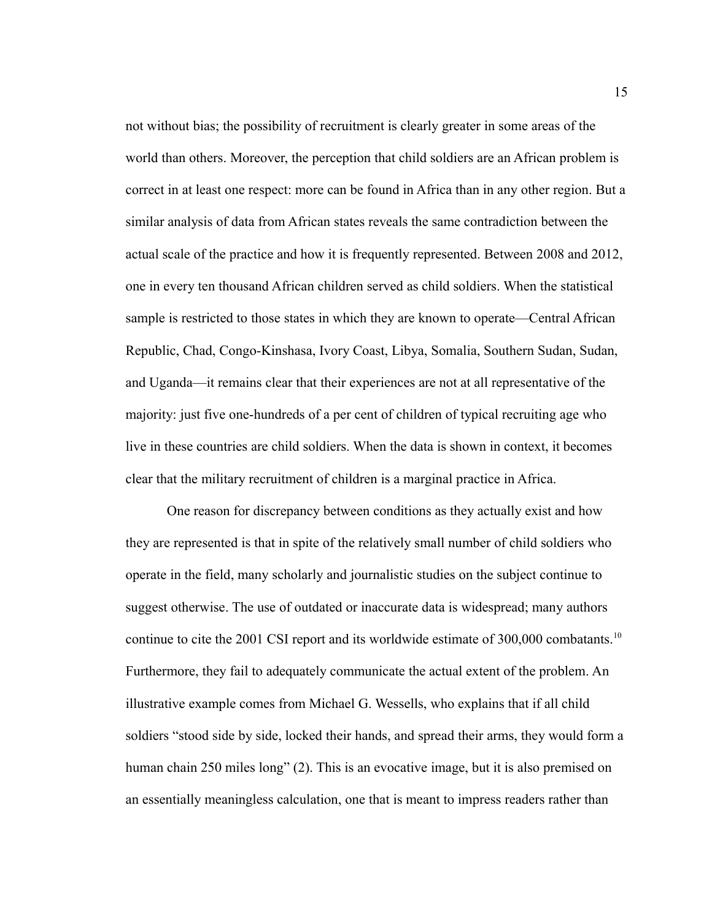not without bias; the possibility of recruitment is clearly greater in some areas of the world than others. Moreover, the perception that child soldiers are an African problem is correct in at least one respect: more can be found in Africa than in any other region. But a similar analysis of data from African states reveals the same contradiction between the actual scale of the practice and how it is frequently represented. Between 2008 and 2012, one in every ten thousand African children served as child soldiers. When the statistical sample is restricted to those states in which they are known to operate—Central African Republic, Chad, Congo-Kinshasa, Ivory Coast, Libya, Somalia, Southern Sudan, Sudan, and Uganda—it remains clear that their experiences are not at all representative of the majority: just five one-hundreds of a per cent of children of typical recruiting age who live in these countries are child soldiers. When the data is shown in context, it becomes clear that the military recruitment of children is a marginal practice in Africa.

One reason for discrepancy between conditions as they actually exist and how they are represented is that in spite of the relatively small number of child soldiers who operate in the field, many scholarly and journalistic studies on the subject continue to suggest otherwise. The use of outdated or inaccurate data is widespread; many authors continue to cite the 2001 CSI report and its worldwide estimate of 300,000 combatants.[10] Furthermore, they fail to adequately communicate the actual extent of the problem. An illustrative example comes from Michael G. Wessells, who explains that if all child soldiers "stood side by side, locked their hands, and spread their arms, they would form a human chain 250 miles long" (2). This is an evocative image, but it is also premised on an essentially meaningless calculation, one that is meant to impress readers rather than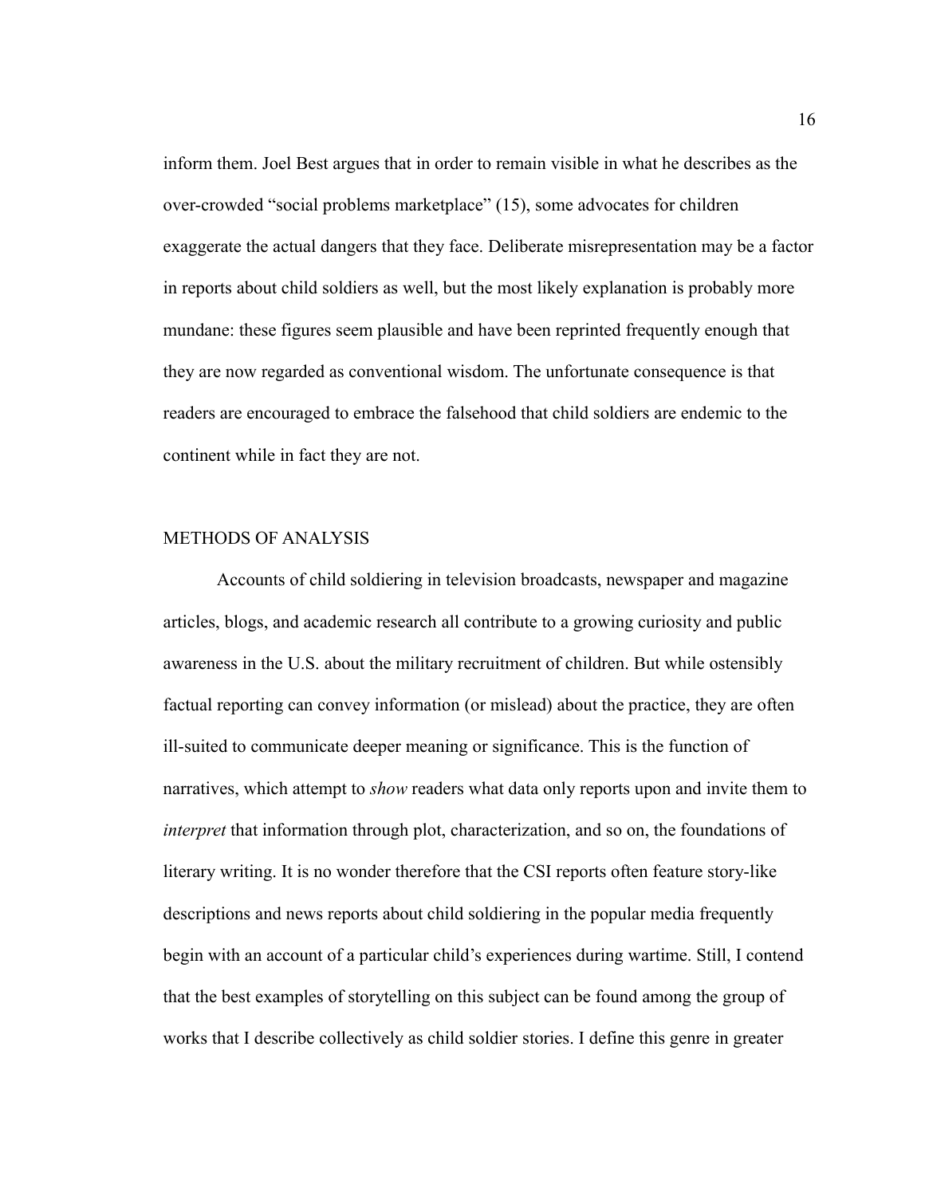inform them. Joel Best argues that in order to remain visible in what he describes as the over-crowded "social problems marketplace" (15), some advocates for children exaggerate the actual dangers that they face. Deliberate misrepresentation may be a factor in reports about child soldiers as well, but the most likely explanation is probably more mundane: these figures seem plausible and have been reprinted frequently enough that they are now regarded as conventional wisdom. The unfortunate consequence is that readers are encouraged to embrace the falsehood that child soldiers are endemic to the continent while in fact they are not.

## METHODS OF ANALYSIS

Accounts of child soldiering in television broadcasts, newspaper and magazine articles, blogs, and academic research all contribute to a growing curiosity and public awareness in the U.S. about the military recruitment of children. But while ostensibly factual reporting can convey information (or mislead) about the practice, they are often ill-suited to communicate deeper meaning or significance. This is the function of narratives, which attempt to *show* readers what data only reports upon and invite them to *interpret* that information through plot, characterization, and so on, the foundations of literary writing. It is no wonder therefore that the CSI reports often feature story-like descriptions and news reports about child soldiering in the popular media frequently begin with an account of a particular child's experiences during wartime. Still, I contend that the best examples of storytelling on this subject can be found among the group of works that I describe collectively as child soldier stories. I define this genre in greater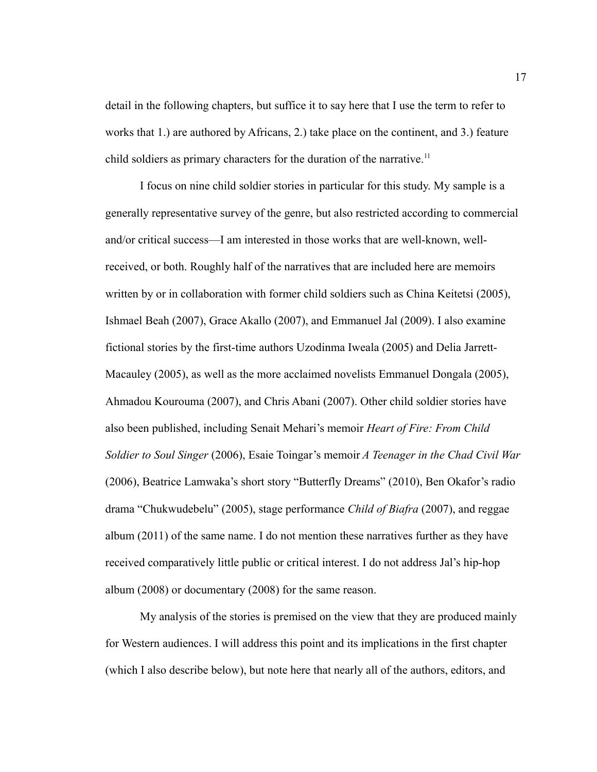detail in the following chapters, but suffice it to say here that I use the term to refer to works that 1.) are authored by Africans, 2.) take place on the continent, and 3.) feature child soldiers as primary characters for the duration of the narrative.[11]

I focus on nine child soldier stories in particular for this study. My sample is a generally representative survey of the genre, but also restricted according to commercial and/or critical success—I am interested in those works that are well-known, well-received, or both. Roughly half of the narratives that are included here are memoirs written by or in collaboration with former child soldiers such as China Keitetsi (2005), Ishmael Beah (2007), Grace Akallo (2007), and Emmanuel Jal (2009). I also examine fictional stories by the first-time authors Uzodinma Iweala (2005) and Delia Jarrett-Macauley (2005), as well as the more acclaimed novelists Emmanuel Dongala (2005), Ahmadou Kourouma (2007), and Chris Abani (2007). Other child soldier stories have also been published, including Senait Mehari's memoir *Heart of Fire: From Child Soldier to Soul Singer* (2006), Esaie Toingar's memoir *A Teenager in the Chad Civil War* (2006), Beatrice Lamwaka's short story "Butterfly Dreams" (2010), Ben Okafor's radio drama "Chukwudebelu" (2005), stage performance *Child of Biafra* (2007), and reggae album (2011) of the same name. I do not mention these narratives further as they have received comparatively little public or critical interest. I do not address Jal's hip-hop album (2008) or documentary (2008) for the same reason.

My analysis of the stories is premised on the view that they are produced mainly for Western audiences. I will address this point and its implications in the first chapter (which I also describe below), but note here that nearly all of the authors, editors, and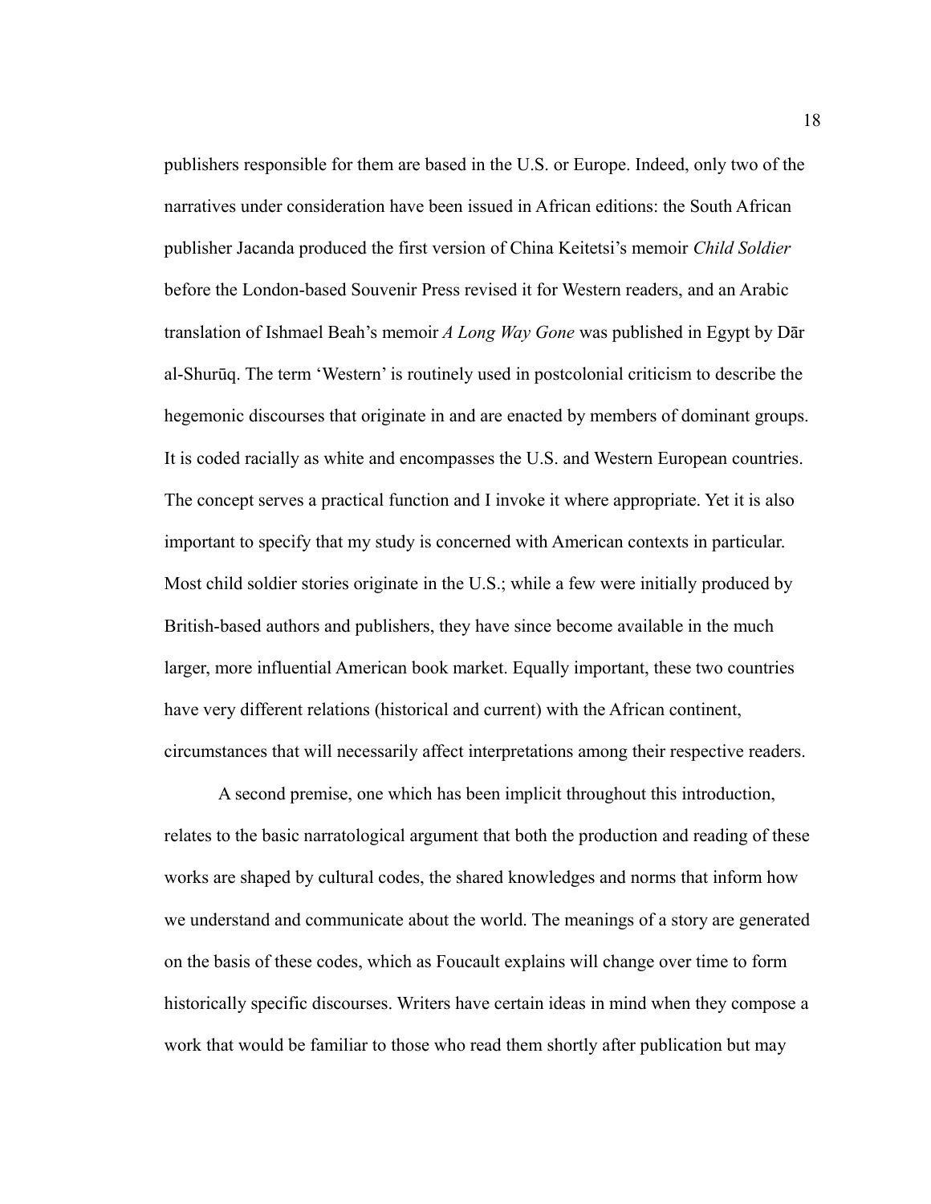publishers responsible for them are based in the U.S. or Europe. Indeed, only two of the narratives under consideration have been issued in African editions: the South African publisher Jacanda produced the first version of China Keitetsi's memoir *Child Soldier* before the London-based Souvenir Press revised it for Western readers, and an Arabic translation of Ishmael Beah's memoir *A Long Way Gone* was published in Egypt by Dār al-Shurūq. The term 'Western' is routinely used in postcolonial criticism to describe the hegemonic discourses that originate in and are enacted by members of dominant groups. It is coded racially as white and encompasses the U.S. and Western European countries. The concept serves a practical function and I invoke it where appropriate. Yet it is also important to specify that my study is concerned with American contexts in particular. Most child soldier stories originate in the U.S.; while a few were initially produced by British-based authors and publishers, they have since become available in the much larger, more influential American book market. Equally important, these two countries have very different relations (historical and current) with the African continent, circumstances that will necessarily affect interpretations among their respective readers.

A second premise, one which has been implicit throughout this introduction, relates to the basic narratological argument that both the production and reading of these works are shaped by cultural codes, the shared knowledges and norms that inform how we understand and communicate about the world. The meanings of a story are generated on the basis of these codes, which as Foucault explains will change over time to form historically specific discourses. Writers have certain ideas in mind when they compose a work that would be familiar to those who read them shortly after publication but may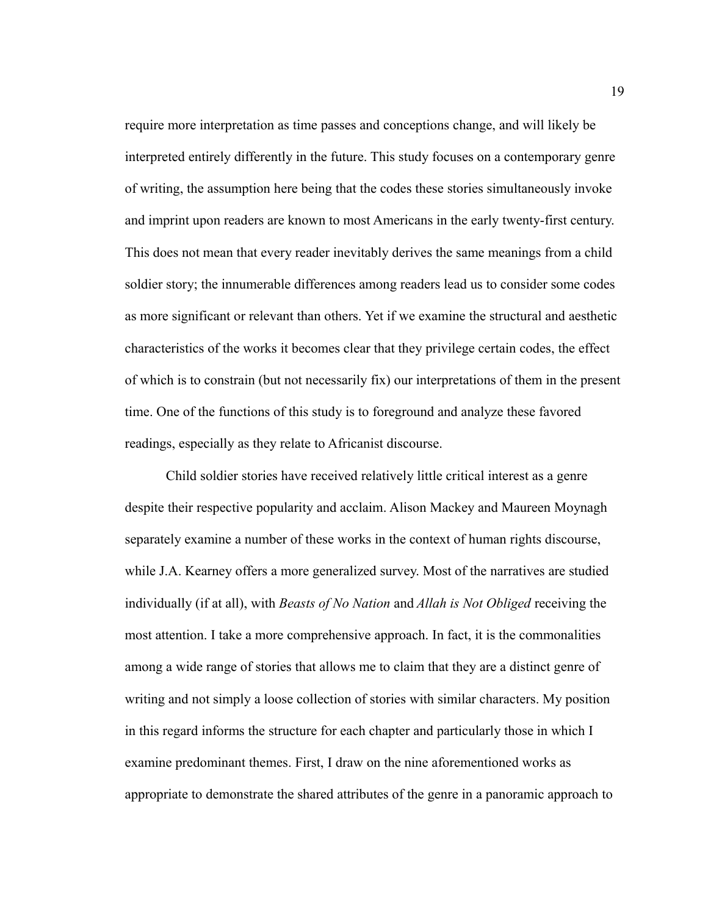require more interpretation as time passes and conceptions change, and will likely be interpreted entirely differently in the future. This study focuses on a contemporary genre of writing, the assumption here being that the codes these stories simultaneously invoke and imprint upon readers are known to most Americans in the early twenty-first century. This does not mean that every reader inevitably derives the same meanings from a child soldier story; the innumerable differences among readers lead us to consider some codes as more significant or relevant than others. Yet if we examine the structural and aesthetic characteristics of the works it becomes clear that they privilege certain codes, the effect of which is to constrain (but not necessarily fix) our interpretations of them in the present time. One of the functions of this study is to foreground and analyze these favored readings, especially as they relate to Africanist discourse.

Child soldier stories have received relatively little critical interest as a genre despite their respective popularity and acclaim. Alison Mackey and Maureen Moynagh separately examine a number of these works in the context of human rights discourse, while J.A. Kearney offers a more generalized survey. Most of the narratives are studied individually (if at all), with *Beasts of No Nation* and *Allah is Not Obliged* receiving the most attention. I take a more comprehensive approach. In fact, it is the commonalities among a wide range of stories that allows me to claim that they are a distinct genre of writing and not simply a loose collection of stories with similar characters. My position in this regard informs the structure for each chapter and particularly those in which I examine predominant themes. First, I draw on the nine aforementioned works as appropriate to demonstrate the shared attributes of the genre in a panoramic approach to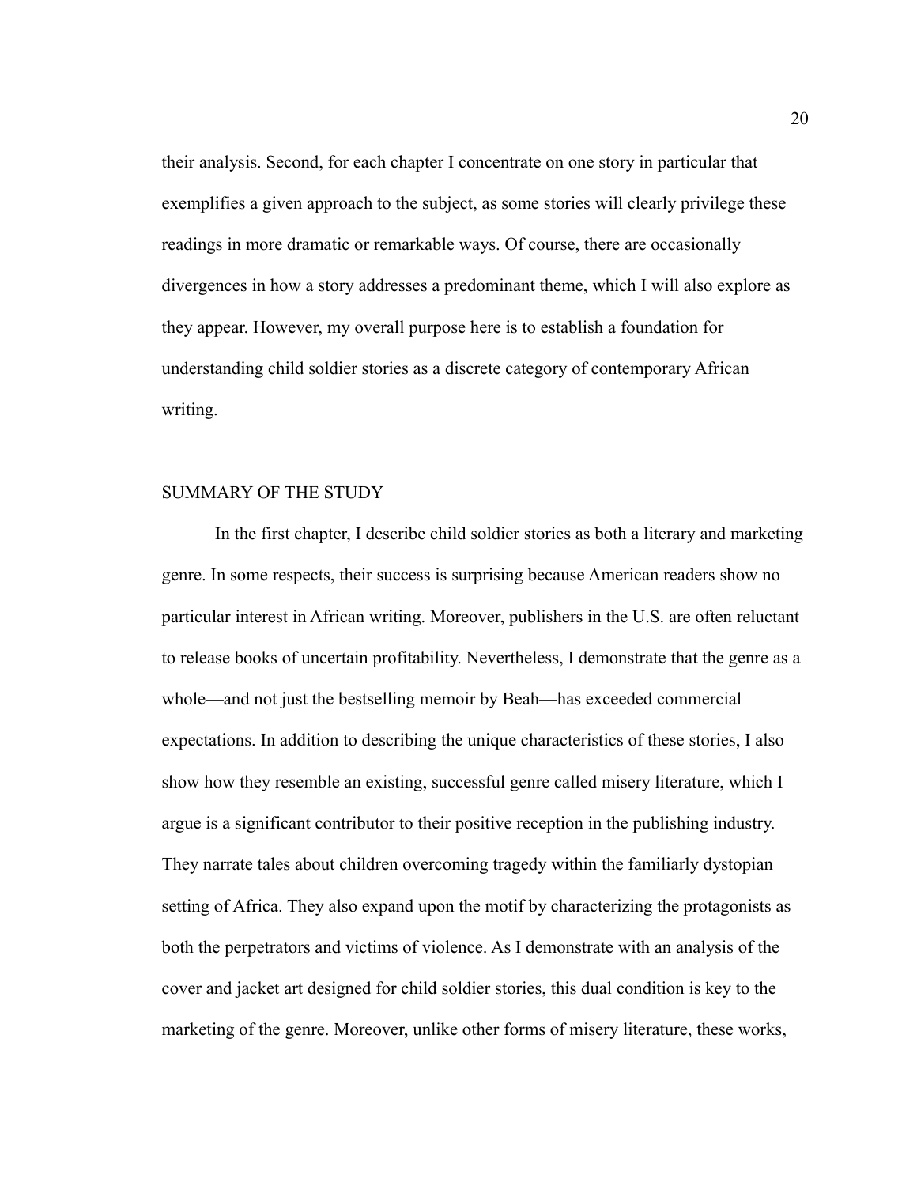their analysis. Second, for each chapter I concentrate on one story in particular that exemplifies a given approach to the subject, as some stories will clearly privilege these readings in more dramatic or remarkable ways. Of course, there are occasionally divergences in how a story addresses a predominant theme, which I will also explore as they appear. However, my overall purpose here is to establish a foundation for understanding child soldier stories as a discrete category of contemporary African writing.

## SUMMARY OF THE STUDY

In the first chapter, I describe child soldier stories as both a literary and marketing genre. In some respects, their success is surprising because American readers show no particular interest in African writing. Moreover, publishers in the U.S. are often reluctant to release books of uncertain profitability. Nevertheless, I demonstrate that the genre as a whole—and not just the bestselling memoir by Beah—has exceeded commercial expectations. In addition to describing the unique characteristics of these stories, I also show how they resemble an existing, successful genre called misery literature, which I argue is a significant contributor to their positive reception in the publishing industry. They narrate tales about children overcoming tragedy within the familiarly dystopian setting of Africa. They also expand upon the motif by characterizing the protagonists as both the perpetrators and victims of violence. As I demonstrate with an analysis of the cover and jacket art designed for child soldier stories, this dual condition is key to the marketing of the genre. Moreover, unlike other forms of misery literature, these works,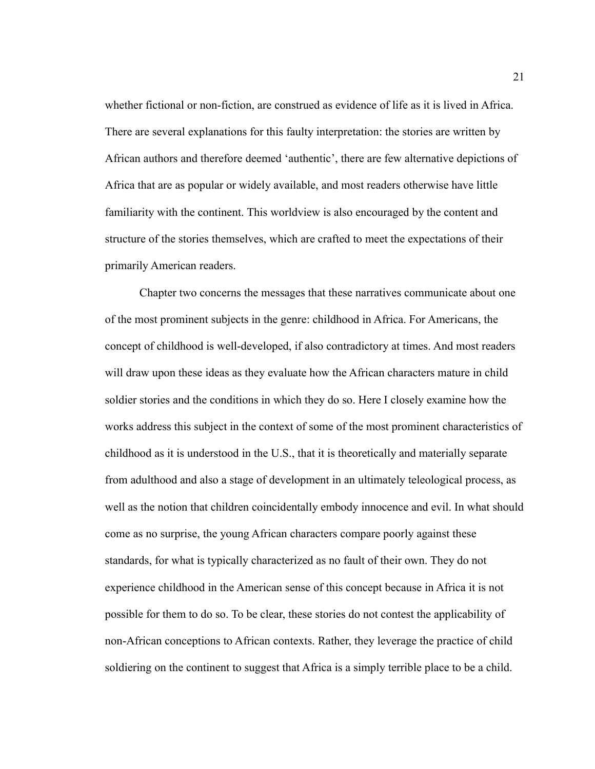whether fictional or non-fiction, are construed as evidence of life as it is lived in Africa. There are several explanations for this faulty interpretation: the stories are written by African authors and therefore deemed 'authentic', there are few alternative depictions of Africa that are as popular or widely available, and most readers otherwise have little familiarity with the continent. This worldview is also encouraged by the content and structure of the stories themselves, which are crafted to meet the expectations of their primarily American readers.

Chapter two concerns the messages that these narratives communicate about one of the most prominent subjects in the genre: childhood in Africa. For Americans, the concept of childhood is well-developed, if also contradictory at times. And most readers will draw upon these ideas as they evaluate how the African characters mature in child soldier stories and the conditions in which they do so. Here I closely examine how the works address this subject in the context of some of the most prominent characteristics of childhood as it is understood in the U.S., that it is theoretically and materially separate from adulthood and also a stage of development in an ultimately teleological process, as well as the notion that children coincidentally embody innocence and evil. In what should come as no surprise, the young African characters compare poorly against these standards, for what is typically characterized as no fault of their own. They do not experience childhood in the American sense of this concept because in Africa it is not possible for them to do so. To be clear, these stories do not contest the applicability of non-African conceptions to African contexts. Rather, they leverage the practice of child soldiering on the continent to suggest that Africa is a simply terrible place to be a child.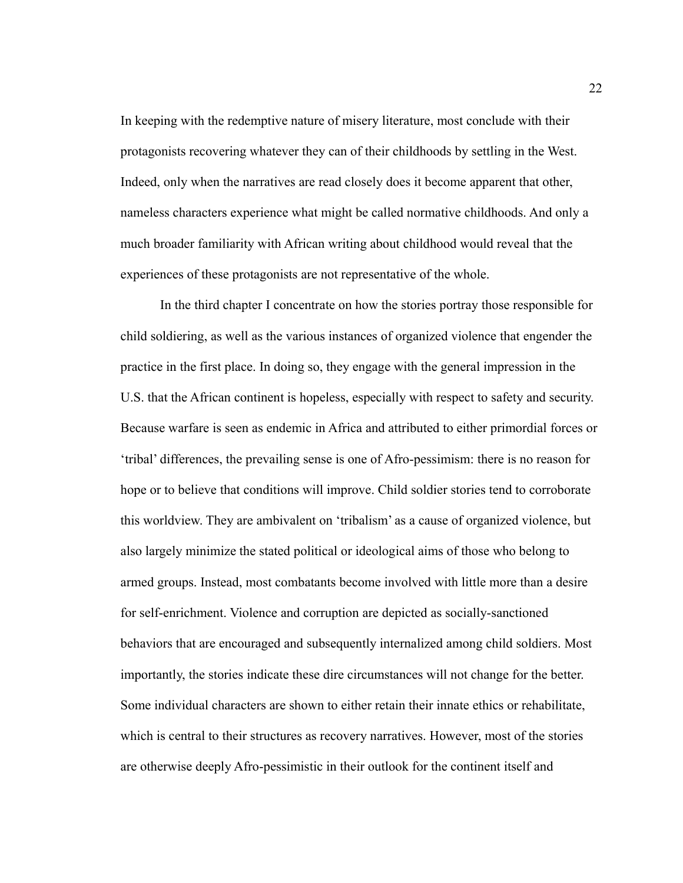In keeping with the redemptive nature of misery literature, most conclude with their protagonists recovering whatever they can of their childhoods by settling in the West. Indeed, only when the narratives are read closely does it become apparent that other, nameless characters experience what might be called normative childhoods. And only a much broader familiarity with African writing about childhood would reveal that the experiences of these protagonists are not representative of the whole.

In the third chapter I concentrate on how the stories portray those responsible for child soldiering, as well as the various instances of organized violence that engender the practice in the first place. In doing so, they engage with the general impression in the U.S. that the African continent is hopeless, especially with respect to safety and security. Because warfare is seen as endemic in Africa and attributed to either primordial forces or 'tribal' differences, the prevailing sense is one of Afro-pessimism: there is no reason for hope or to believe that conditions will improve. Child soldier stories tend to corroborate this worldview. They are ambivalent on 'tribalism' as a cause of organized violence, but also largely minimize the stated political or ideological aims of those who belong to armed groups. Instead, most combatants become involved with little more than a desire for self-enrichment. Violence and corruption are depicted as socially-sanctioned behaviors that are encouraged and subsequently internalized among child soldiers. Most importantly, the stories indicate these dire circumstances will not change for the better. Some individual characters are shown to either retain their innate ethics or rehabilitate, which is central to their structures as recovery narratives. However, most of the stories are otherwise deeply Afro-pessimistic in their outlook for the continent itself and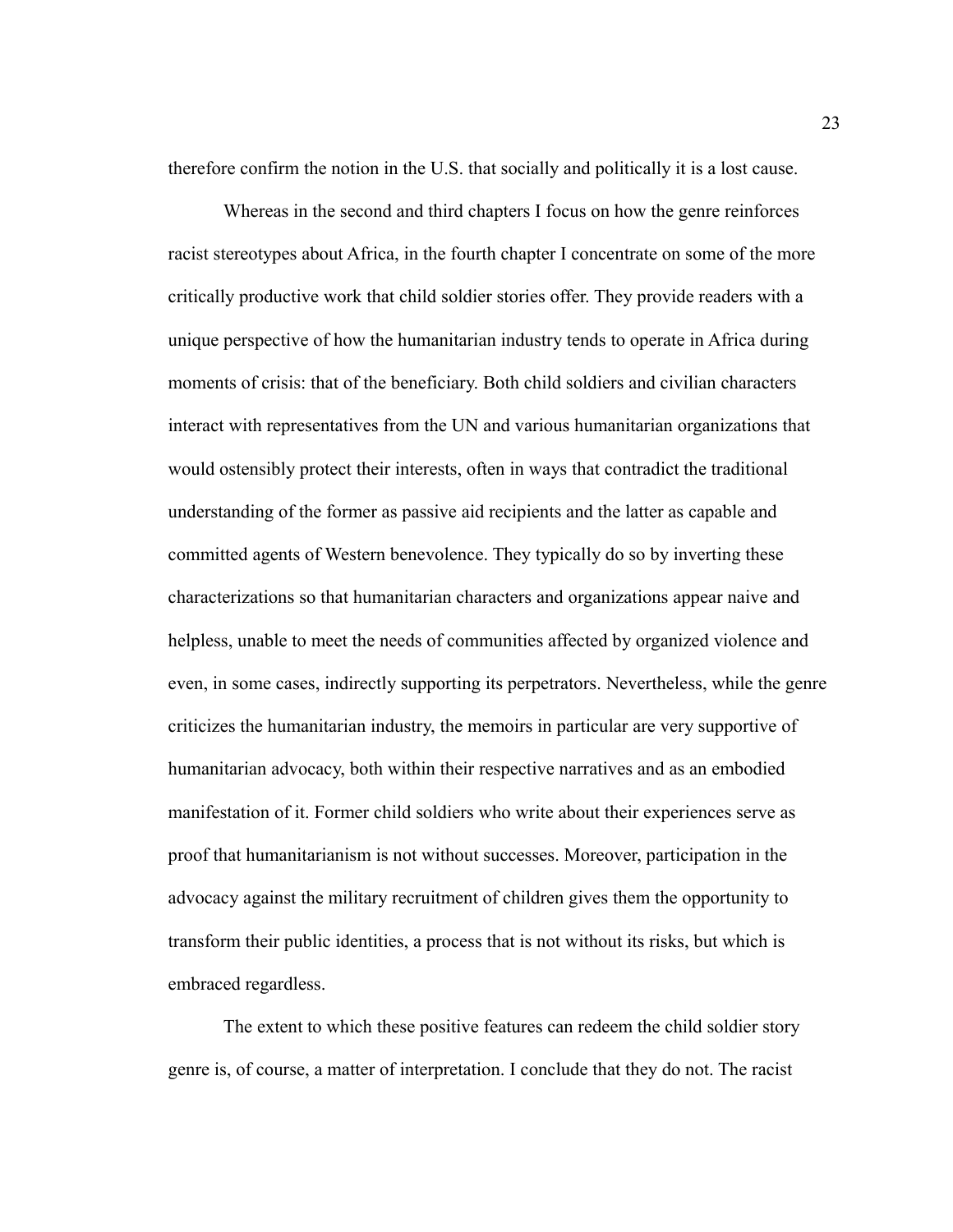therefore confirm the notion in the U.S. that socially and politically it is a lost cause.

Whereas in the second and third chapters I focus on how the genre reinforces racist stereotypes about Africa, in the fourth chapter I concentrate on some of the more critically productive work that child soldier stories offer. They provide readers with a unique perspective of how the humanitarian industry tends to operate in Africa during moments of crisis: that of the beneficiary. Both child soldiers and civilian characters interact with representatives from the UN and various humanitarian organizations that would ostensibly protect their interests, often in ways that contradict the traditional understanding of the former as passive aid recipients and the latter as capable and committed agents of Western benevolence. They typically do so by inverting these characterizations so that humanitarian characters and organizations appear naive and helpless, unable to meet the needs of communities affected by organized violence and even, in some cases, indirectly supporting its perpetrators. Nevertheless, while the genre criticizes the humanitarian industry, the memoirs in particular are very supportive of humanitarian advocacy, both within their respective narratives and as an embodied manifestation of it. Former child soldiers who write about their experiences serve as proof that humanitarianism is not without successes. Moreover, participation in the advocacy against the military recruitment of children gives them the opportunity to transform their public identities, a process that is not without its risks, but which is embraced regardless.

The extent to which these positive features can redeem the child soldier story genre is, of course, a matter of interpretation. I conclude that they do not. The racist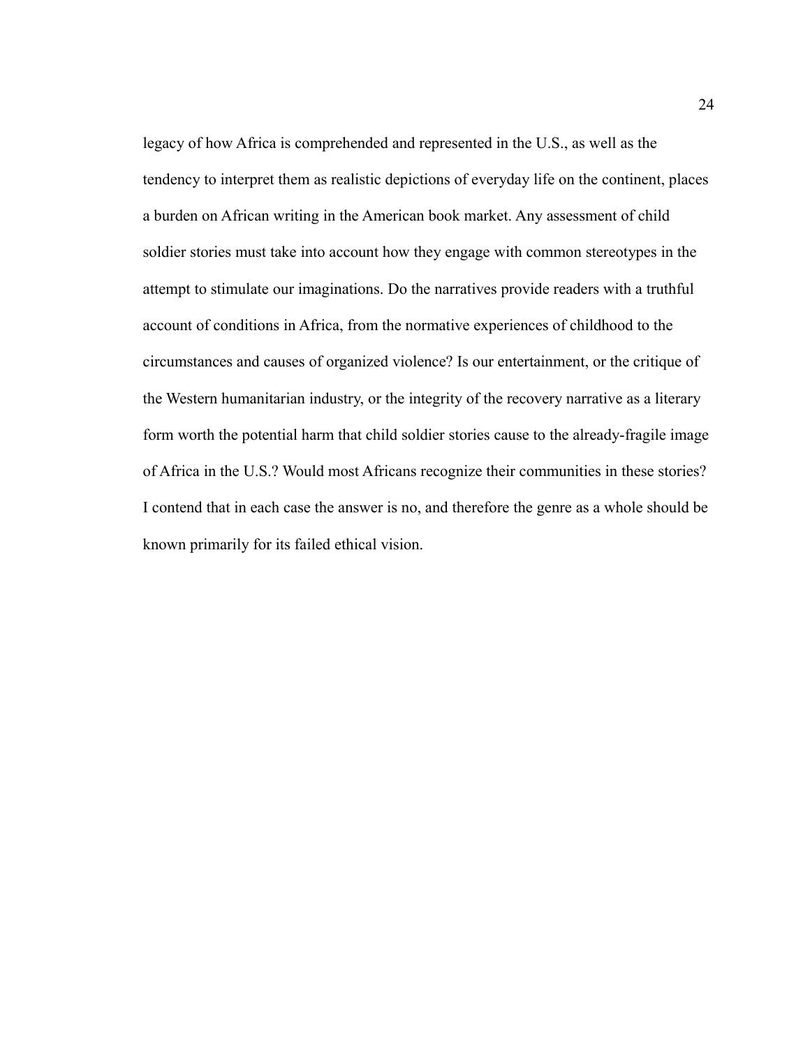legacy of how Africa is comprehended and represented in the U.S., as well as the tendency to interpret them as realistic depictions of everyday life on the continent, places a burden on African writing in the American book market. Any assessment of child soldier stories must take into account how they engage with common stereotypes in the attempt to stimulate our imaginations. Do the narratives provide readers with a truthful account of conditions in Africa, from the normative experiences of childhood to the circumstances and causes of organized violence? Is our entertainment, or the critique of the Western humanitarian industry, or the integrity of the recovery narrative as a literary form worth the potential harm that child soldier stories cause to the already-fragile image of Africa in the U.S.? Would most Africans recognize their communities in these stories? I contend that in each case the answer is no, and therefore the genre as a whole should be known primarily for its failed ethical vision.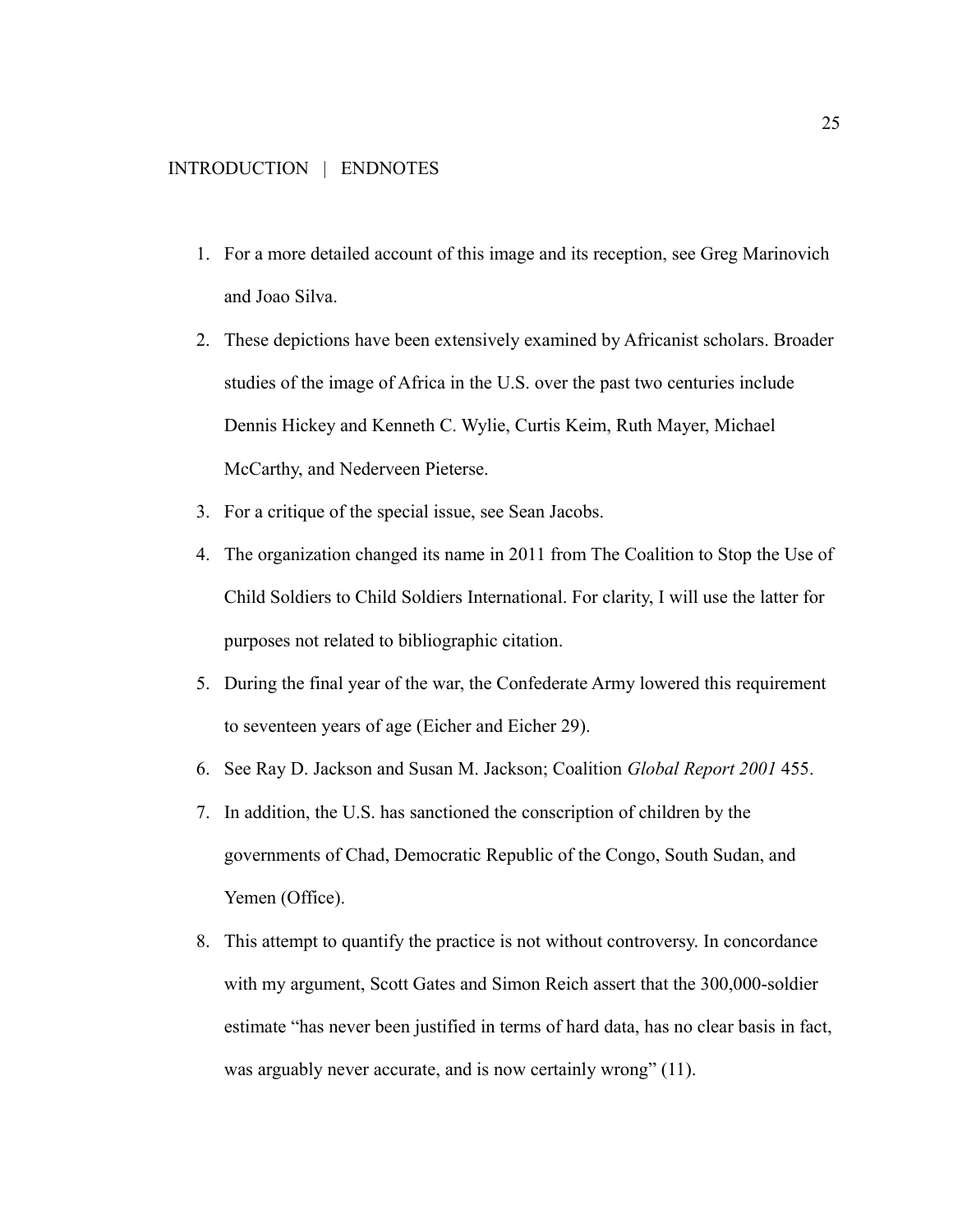## INTRODUCTION | ENDNOTES

1. For a more detailed account of this image and its reception, see Greg Marinovich and Joao Silva.
2. These depictions have been extensively examined by Africanist scholars. Broader studies of the image of Africa in the U.S. over the past two centuries include Dennis Hickey and Kenneth C. Wylie, Curtis Keim, Ruth Mayer, Michael McCarthy, and Nederveen Pieterse.
3. For a critique of the special issue, see Sean Jacobs.
4. The organization changed its name in 2011 from The Coalition to Stop the Use of Child Soldiers to Child Soldiers International. For clarity, I will use the latter for purposes not related to bibliographic citation.
5. During the final year of the war, the Confederate Army lowered this requirement to seventeen years of age (Eicher and Eicher 29).
6. See Ray D. Jackson and Susan M. Jackson; Coalition *Global Report 2001* 455.
7. In addition, the U.S. has sanctioned the conscription of children by the governments of Chad, Democratic Republic of the Congo, South Sudan, and Yemen (Office).
8. This attempt to quantify the practice is not without controversy. In concordance with my argument, Scott Gates and Simon Reich assert that the 300,000-soldier estimate "has never been justified in terms of hard data, has no clear basis in fact, was arguably never accurate, and is now certainly wrong" (11).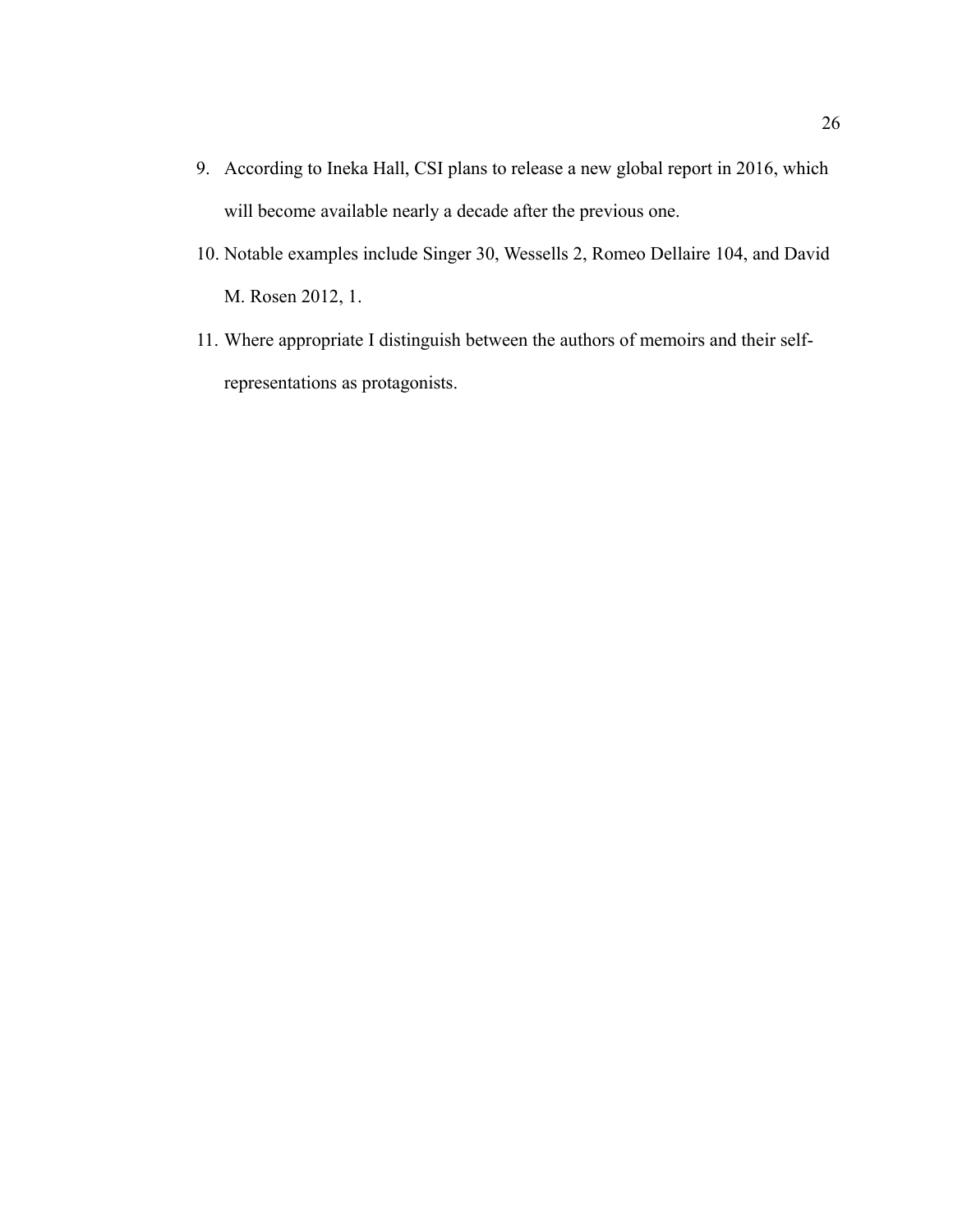9. According to Ineka Hall, CSI plans to release a new global report in 2016, which will become available nearly a decade after the previous one.
10. Notable examples include Singer 30, Wessells 2, Romeo Dellaire 104, and David M. Rosen 2012, 1.
11. Where appropriate I distinguish between the authors of memoirs and their self-representations as protagonists.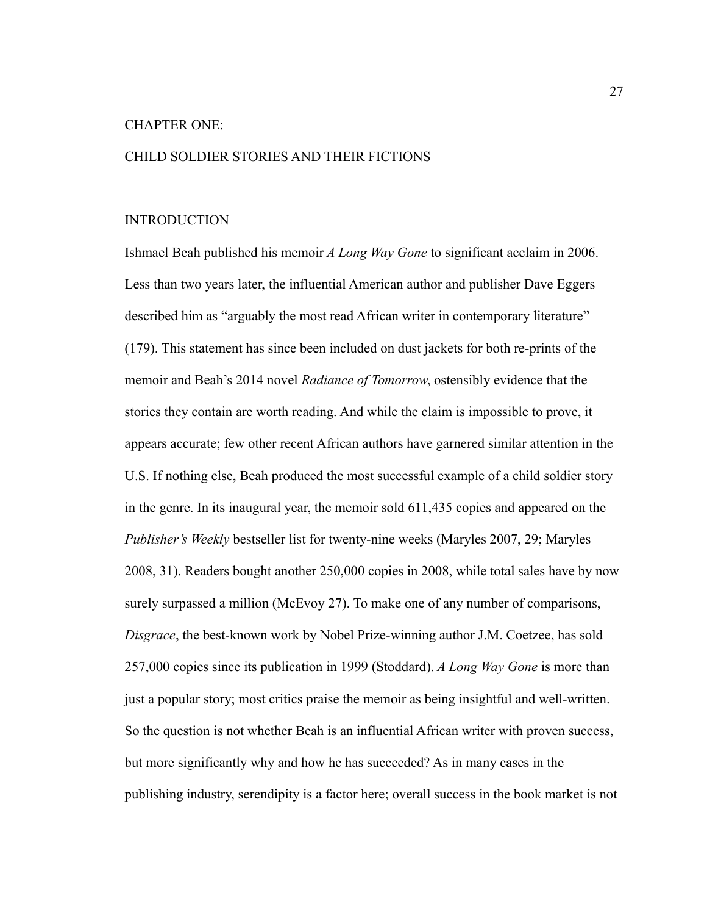# CHAPTER ONE:

# CHILD SOLDIER STORIES AND THEIR FICTIONS

## INTRODUCTION

Ishmael Beah published his memoir *A Long Way Gone* to significant acclaim in 2006. Less than two years later, the influential American author and publisher Dave Eggers described him as "arguably the most read African writer in contemporary literature" (179). This statement has since been included on dust jackets for both re-prints of the memoir and Beah's 2014 novel *Radiance of Tomorrow*, ostensibly evidence that the stories they contain are worth reading. And while the claim is impossible to prove, it appears accurate; few other recent African authors have garnered similar attention in the U.S. If nothing else, Beah produced the most successful example of a child soldier story in the genre. In its inaugural year, the memoir sold 611,435 copies and appeared on the *Publisher's Weekly* bestseller list for twenty-nine weeks (Maryles 2007, 29; Maryles 2008, 31). Readers bought another 250,000 copies in 2008, while total sales have by now surely surpassed a million (McEvoy 27). To make one of any number of comparisons, *Disgrace*, the best-known work by Nobel Prize-winning author J.M. Coetzee, has sold 257,000 copies since its publication in 1999 (Stoddard). *A Long Way Gone* is more than just a popular story; most critics praise the memoir as being insightful and well-written. So the question is not whether Beah is an influential African writer with proven success, but more significantly why and how he has succeeded? As in many cases in the publishing industry, serendipity is a factor here; overall success in the book market is not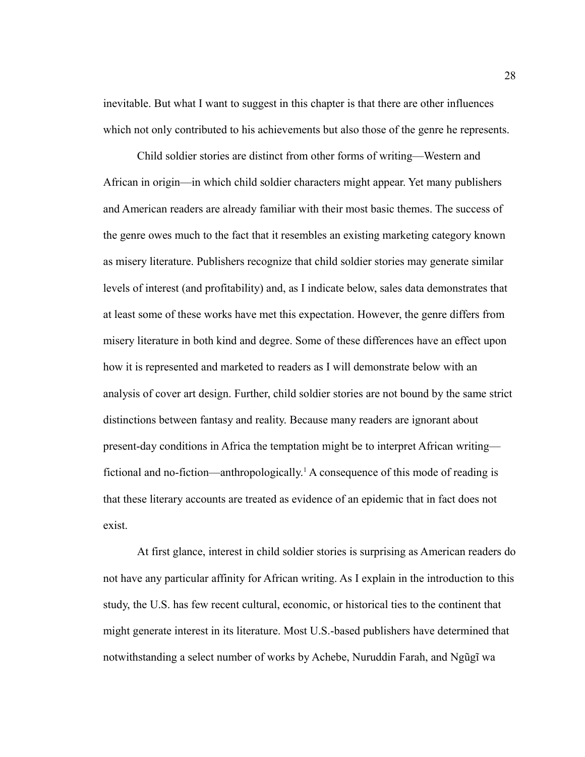inevitable. But what I want to suggest in this chapter is that there are other influences which not only contributed to his achievements but also those of the genre he represents.

Child soldier stories are distinct from other forms of writing—Western and African in origin—in which child soldier characters might appear. Yet many publishers and American readers are already familiar with their most basic themes. The success of the genre owes much to the fact that it resembles an existing marketing category known as misery literature. Publishers recognize that child soldier stories may generate similar levels of interest (and profitability) and, as I indicate below, sales data demonstrates that at least some of these works have met this expectation. However, the genre differs from misery literature in both kind and degree. Some of these differences have an effect upon how it is represented and marketed to readers as I will demonstrate below with an analysis of cover art design. Further, child soldier stories are not bound by the same strict distinctions between fantasy and reality. Because many readers are ignorant about present-day conditions in Africa the temptation might be to interpret African writing—fictional and no-fiction—anthropologically.[1] A consequence of this mode of reading is that these literary accounts are treated as evidence of an epidemic that in fact does not exist.

At first glance, interest in child soldier stories is surprising as American readers do not have any particular affinity for African writing. As I explain in the introduction to this study, the U.S. has few recent cultural, economic, or historical ties to the continent that might generate interest in its literature. Most U.S.-based publishers have determined that notwithstanding a select number of works by Achebe, Nuruddin Farah, and Ngũgĩ wa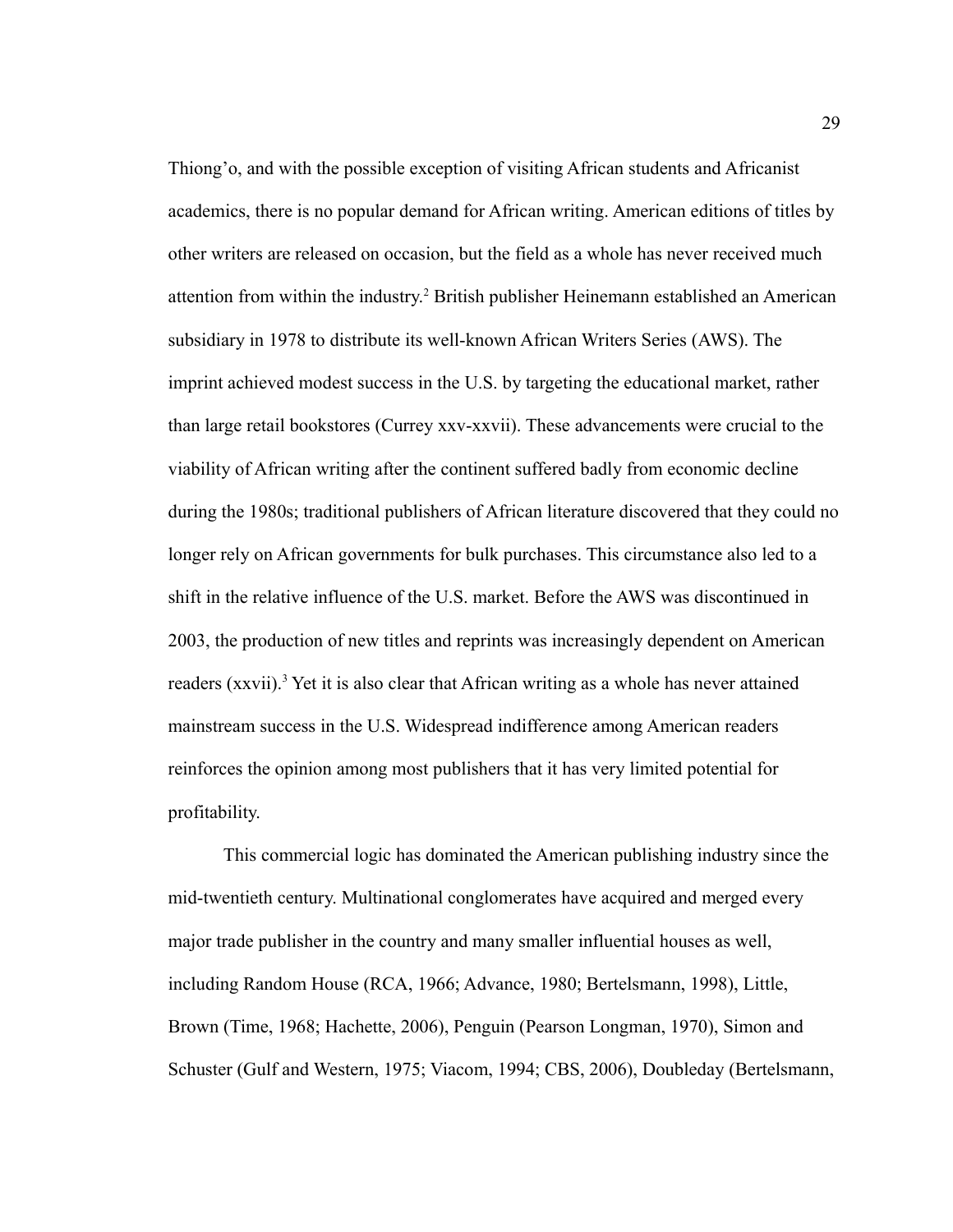Thiong'o, and with the possible exception of visiting African students and Africanist academics, there is no popular demand for African writing. American editions of titles by other writers are released on occasion, but the field as a whole has never received much attention from within the industry.[2] British publisher Heinemann established an American subsidiary in 1978 to distribute its well-known African Writers Series (AWS). The imprint achieved modest success in the U.S. by targeting the educational market, rather than large retail bookstores (Currey xxv-xxvii). These advancements were crucial to the viability of African writing after the continent suffered badly from economic decline during the 1980s; traditional publishers of African literature discovered that they could no longer rely on African governments for bulk purchases. This circumstance also led to a shift in the relative influence of the U.S. market. Before the AWS was discontinued in 2003, the production of new titles and reprints was increasingly dependent on American readers (xxvii).[3] Yet it is also clear that African writing as a whole has never attained mainstream success in the U.S. Widespread indifference among American readers reinforces the opinion among most publishers that it has very limited potential for profitability.

This commercial logic has dominated the American publishing industry since the mid-twentieth century. Multinational conglomerates have acquired and merged every major trade publisher in the country and many smaller influential houses as well, including Random House (RCA, 1966; Advance, 1980; Bertelsmann, 1998), Little, Brown (Time, 1968; Hachette, 2006), Penguin (Pearson Longman, 1970), Simon and Schuster (Gulf and Western, 1975; Viacom, 1994; CBS, 2006), Doubleday (Bertelsmann,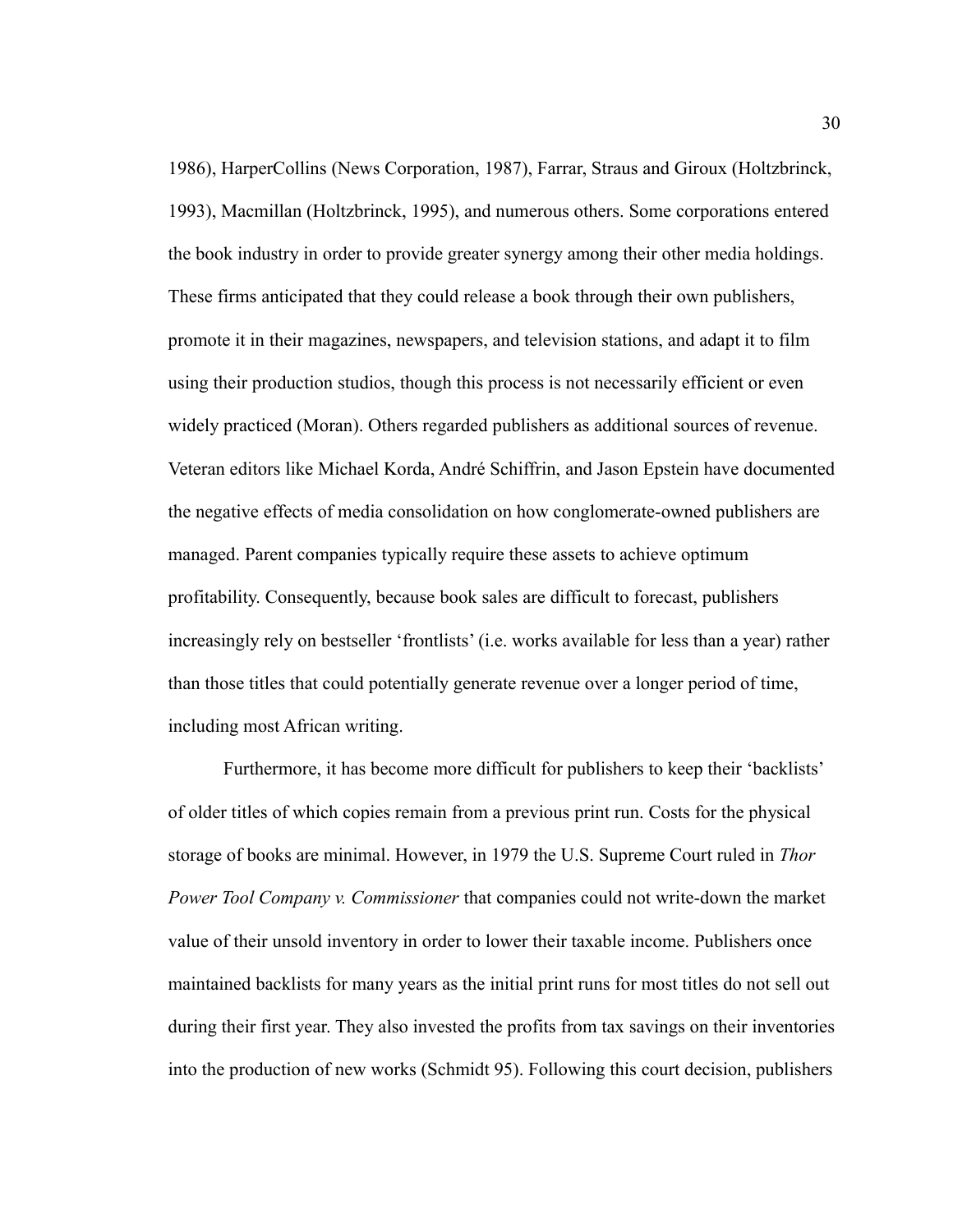1986), HarperCollins (News Corporation, 1987), Farrar, Straus and Giroux (Holtzbrinck, 1993), Macmillan (Holtzbrinck, 1995), and numerous others. Some corporations entered the book industry in order to provide greater synergy among their other media holdings. These firms anticipated that they could release a book through their own publishers, promote it in their magazines, newspapers, and television stations, and adapt it to film using their production studios, though this process is not necessarily efficient or even widely practiced (Moran). Others regarded publishers as additional sources of revenue. Veteran editors like Michael Korda, André Schiffrin, and Jason Epstein have documented the negative effects of media consolidation on how conglomerate-owned publishers are managed. Parent companies typically require these assets to achieve optimum profitability. Consequently, because book sales are difficult to forecast, publishers increasingly rely on bestseller 'frontlists' (i.e. works available for less than a year) rather than those titles that could potentially generate revenue over a longer period of time, including most African writing.

Furthermore, it has become more difficult for publishers to keep their 'backlists' of older titles of which copies remain from a previous print run. Costs for the physical storage of books are minimal. However, in 1979 the U.S. Supreme Court ruled in *Thor Power Tool Company v. Commissioner* that companies could not write-down the market value of their unsold inventory in order to lower their taxable income. Publishers once maintained backlists for many years as the initial print runs for most titles do not sell out during their first year. They also invested the profits from tax savings on their inventories into the production of new works (Schmidt 95). Following this court decision, publishers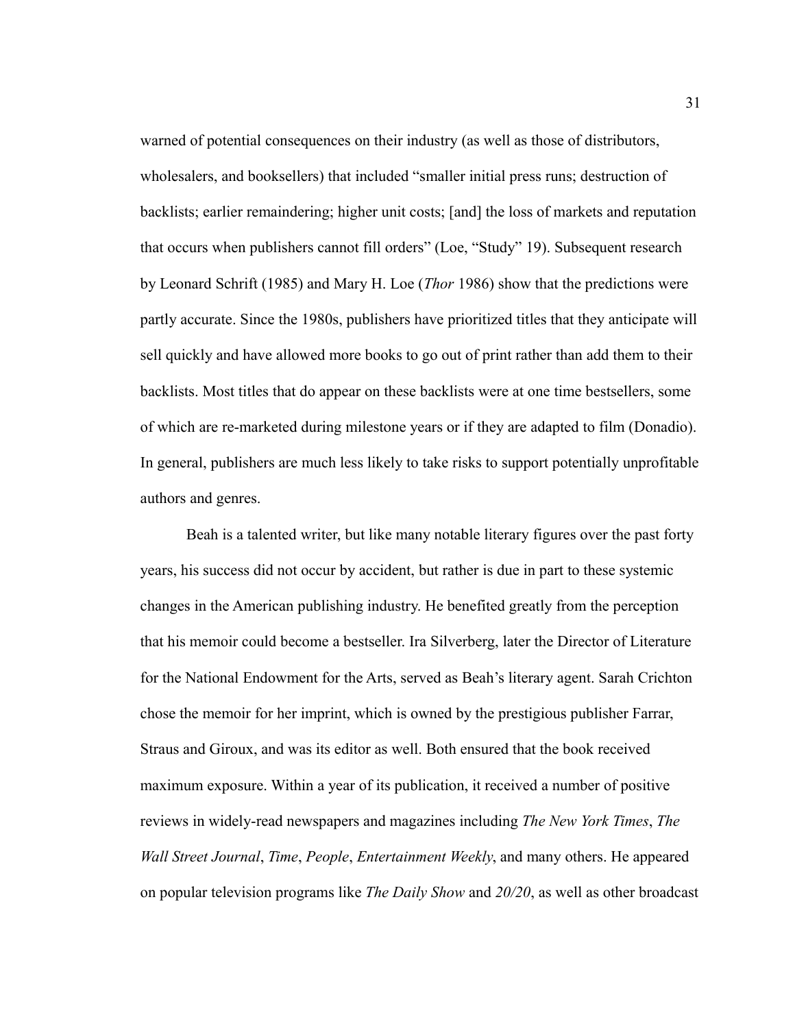warned of potential consequences on their industry (as well as those of distributors, wholesalers, and booksellers) that included "smaller initial press runs; destruction of backlists; earlier remaindering; higher unit costs; [and] the loss of markets and reputation that occurs when publishers cannot fill orders" (Loe, "Study" 19). Subsequent research by Leonard Schrift (1985) and Mary H. Loe (*Thor* 1986) show that the predictions were partly accurate. Since the 1980s, publishers have prioritized titles that they anticipate will sell quickly and have allowed more books to go out of print rather than add them to their backlists. Most titles that do appear on these backlists were at one time bestsellers, some of which are re-marketed during milestone years or if they are adapted to film (Donadio). In general, publishers are much less likely to take risks to support potentially unprofitable authors and genres.

Beah is a talented writer, but like many notable literary figures over the past forty years, his success did not occur by accident, but rather is due in part to these systemic changes in the American publishing industry. He benefited greatly from the perception that his memoir could become a bestseller. Ira Silverberg, later the Director of Literature for the National Endowment for the Arts, served as Beah's literary agent. Sarah Crichton chose the memoir for her imprint, which is owned by the prestigious publisher Farrar, Straus and Giroux, and was its editor as well. Both ensured that the book received maximum exposure. Within a year of its publication, it received a number of positive reviews in widely-read newspapers and magazines including *The New York Times*, *The Wall Street Journal*, *Time*, *People*, *Entertainment Weekly*, and many others. He appeared on popular television programs like *The Daily Show* and *20/20*, as well as other broadcast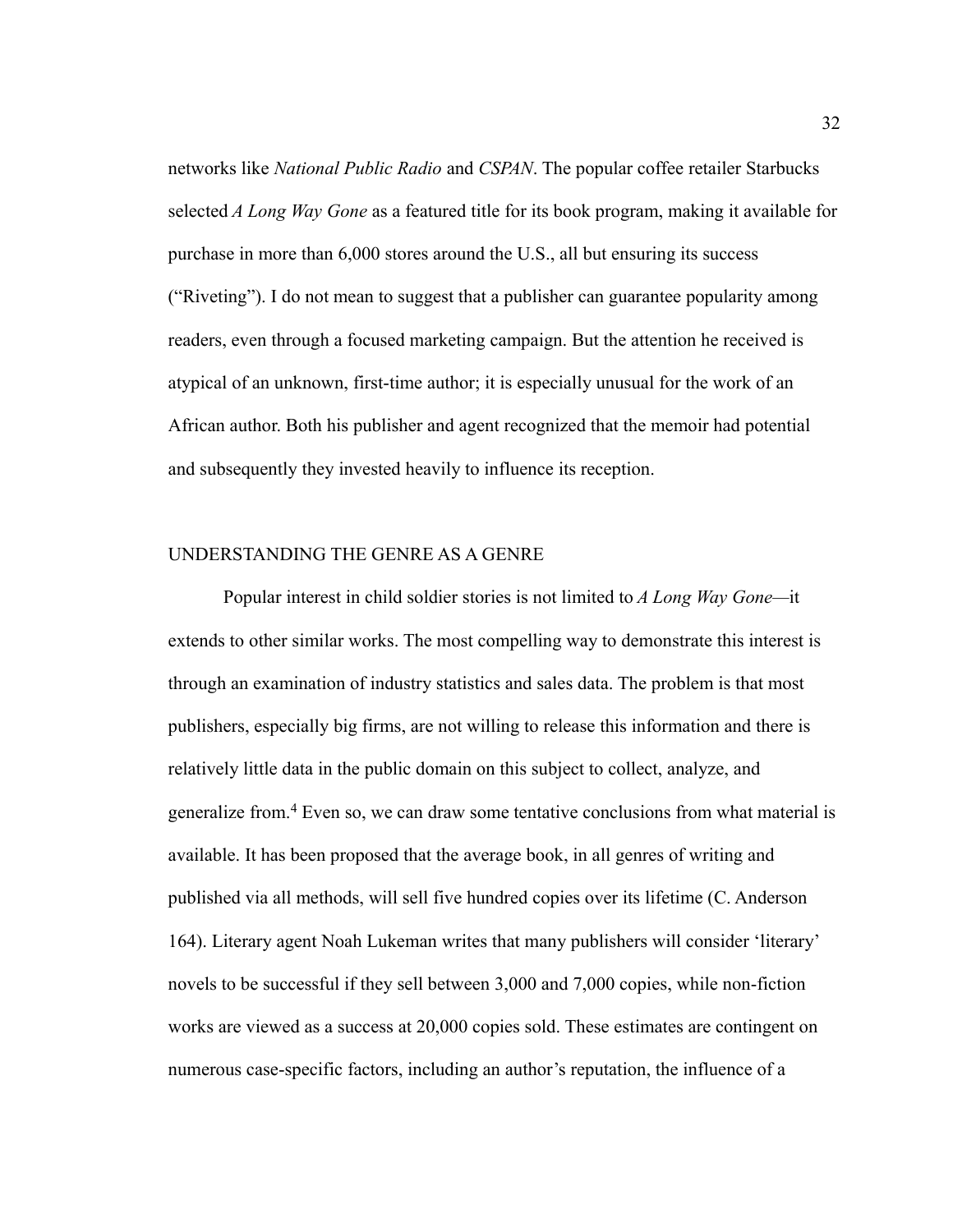networks like *National Public Radio* and *CSPAN*. The popular coffee retailer Starbucks selected *A Long Way Gone* as a featured title for its book program, making it available for purchase in more than 6,000 stores around the U.S., all but ensuring its success ("Riveting"). I do not mean to suggest that a publisher can guarantee popularity among readers, even through a focused marketing campaign. But the attention he received is atypical of an unknown, first-time author; it is especially unusual for the work of an African author. Both his publisher and agent recognized that the memoir had potential and subsequently they invested heavily to influence its reception.

## UNDERSTANDING THE GENRE AS A GENRE

Popular interest in child soldier stories is not limited to *A Long Way Gone*—it extends to other similar works. The most compelling way to demonstrate this interest is through an examination of industry statistics and sales data. The problem is that most publishers, especially big firms, are not willing to release this information and there is relatively little data in the public domain on this subject to collect, analyze, and generalize from.[4] Even so, we can draw some tentative conclusions from what material is available. It has been proposed that the average book, in all genres of writing and published via all methods, will sell five hundred copies over its lifetime (C. Anderson 164). Literary agent Noah Lukeman writes that many publishers will consider 'literary' novels to be successful if they sell between 3,000 and 7,000 copies, while non-fiction works are viewed as a success at 20,000 copies sold. These estimates are contingent on numerous case-specific factors, including an author's reputation, the influence of a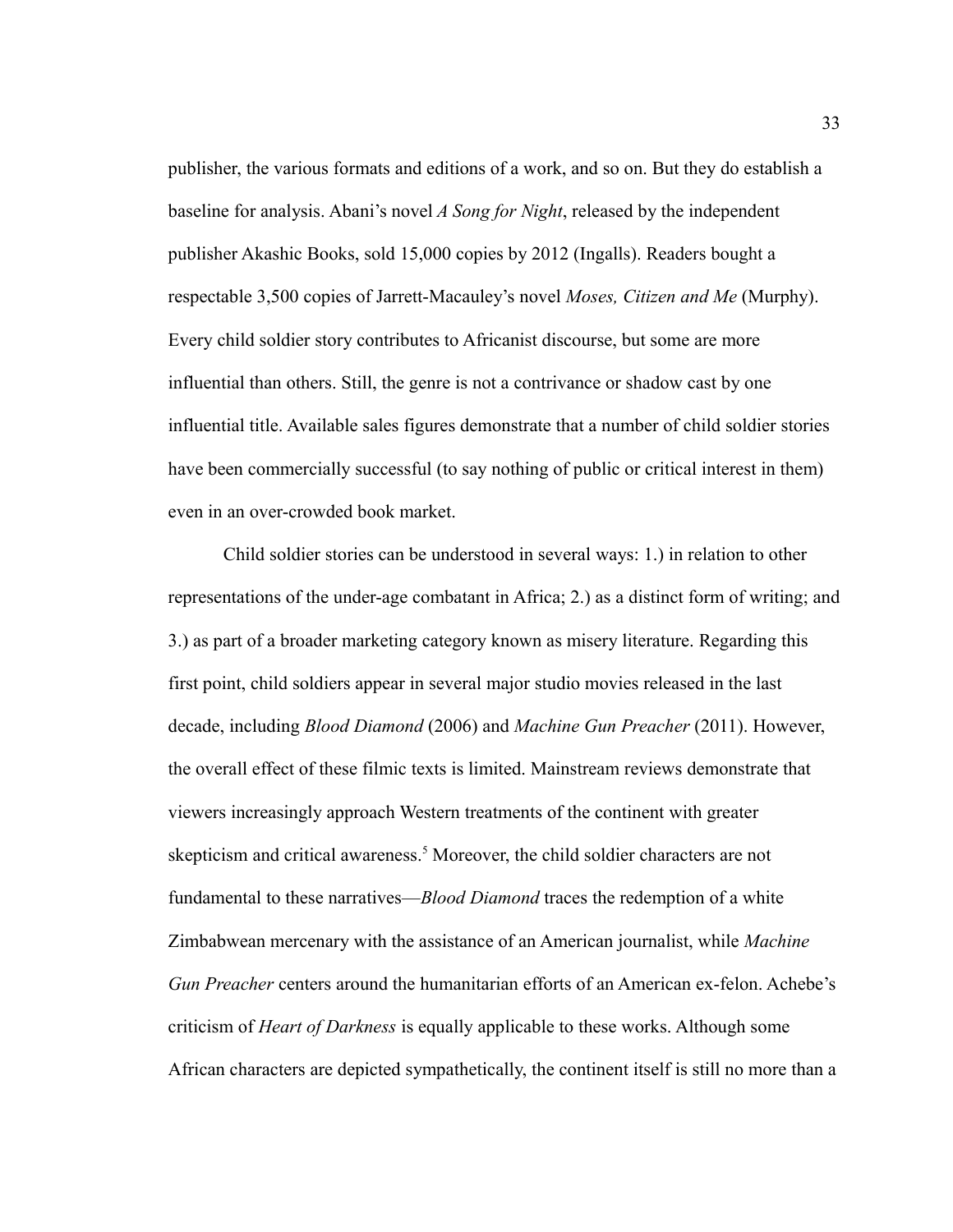publisher, the various formats and editions of a work, and so on. But they do establish a baseline for analysis. Abani's novel *A Song for Night*, released by the independent publisher Akashic Books, sold 15,000 copies by 2012 (Ingalls). Readers bought a respectable 3,500 copies of Jarrett-Macauley's novel *Moses, Citizen and Me* (Murphy). Every child soldier story contributes to Africanist discourse, but some are more influential than others. Still, the genre is not a contrivance or shadow cast by one influential title. Available sales figures demonstrate that a number of child soldier stories have been commercially successful (to say nothing of public or critical interest in them) even in an over-crowded book market.

Child soldier stories can be understood in several ways: 1.) in relation to other representations of the under-age combatant in Africa; 2.) as a distinct form of writing; and 3.) as part of a broader marketing category known as misery literature. Regarding this first point, child soldiers appear in several major studio movies released in the last decade, including *Blood Diamond* (2006) and *Machine Gun Preacher* (2011). However, the overall effect of these filmic texts is limited. Mainstream reviews demonstrate that viewers increasingly approach Western treatments of the continent with greater skepticism and critical awareness.[5] Moreover, the child soldier characters are not fundamental to these narratives—*Blood Diamond* traces the redemption of a white Zimbabwean mercenary with the assistance of an American journalist, while *Machine Gun Preacher* centers around the humanitarian efforts of an American ex-felon. Achebe's criticism of *Heart of Darkness* is equally applicable to these works. Although some African characters are depicted sympathetically, the continent itself is still no more than a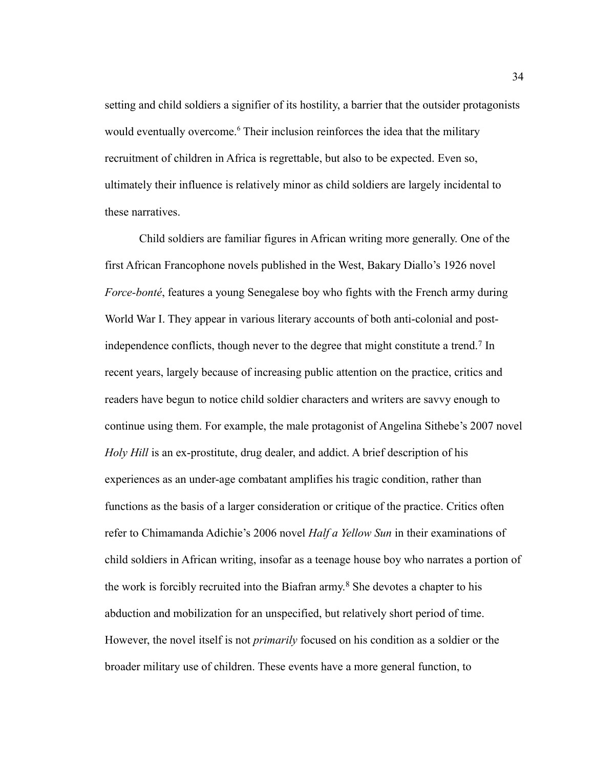setting and child soldiers a signifier of its hostility, a barrier that the outsider protagonists would eventually overcome.[6] Their inclusion reinforces the idea that the military recruitment of children in Africa is regrettable, but also to be expected. Even so, ultimately their influence is relatively minor as child soldiers are largely incidental to these narratives.

Child soldiers are familiar figures in African writing more generally. One of the first African Francophone novels published in the West, Bakary Diallo's 1926 novel *Force-bonté*, features a young Senegalese boy who fights with the French army during World War I. They appear in various literary accounts of both anti-colonial and post-independence conflicts, though never to the degree that might constitute a trend.[7] In recent years, largely because of increasing public attention on the practice, critics and readers have begun to notice child soldier characters and writers are savvy enough to continue using them. For example, the male protagonist of Angelina Sithebe's 2007 novel *Holy Hill* is an ex-prostitute, drug dealer, and addict. A brief description of his experiences as an under-age combatant amplifies his tragic condition, rather than functions as the basis of a larger consideration or critique of the practice. Critics often refer to Chimamanda Adichie's 2006 novel *Half a Yellow Sun* in their examinations of child soldiers in African writing, insofar as a teenage house boy who narrates a portion of the work is forcibly recruited into the Biafran army.[8] She devotes a chapter to his abduction and mobilization for an unspecified, but relatively short period of time. However, the novel itself is not *primarily* focused on his condition as a soldier or the broader military use of children. These events have a more general function, to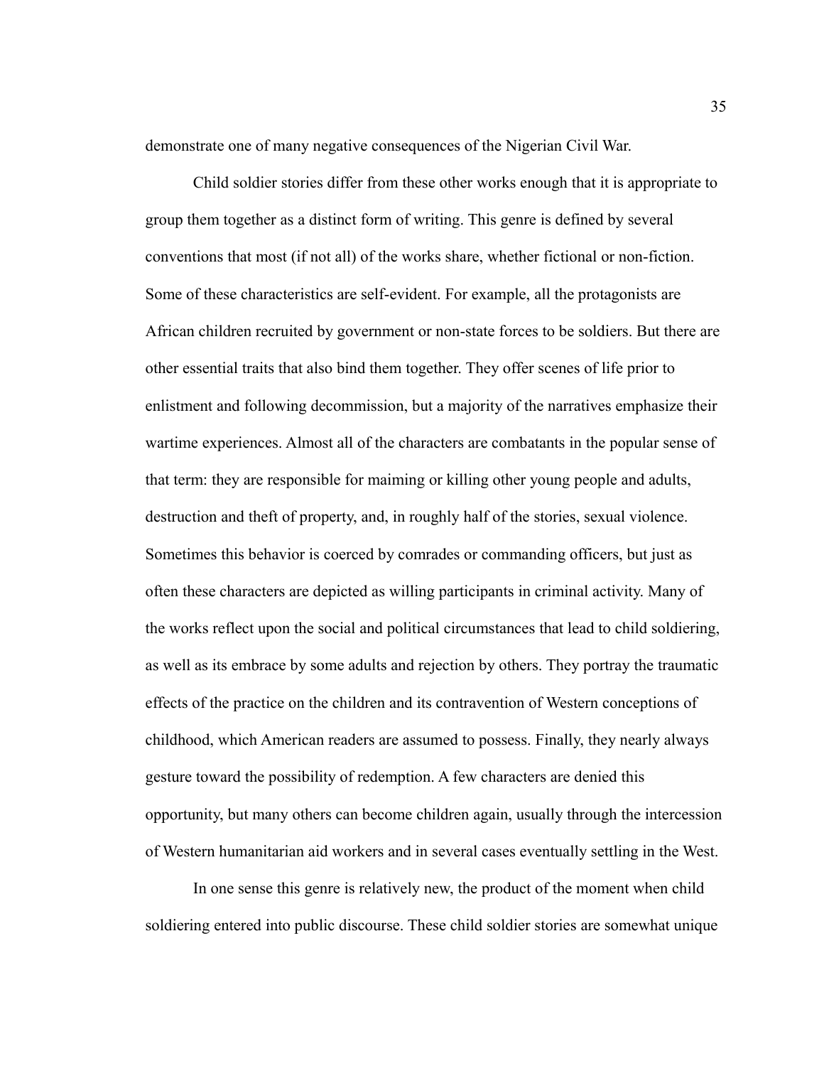demonstrate one of many negative consequences of the Nigerian Civil War.

Child soldier stories differ from these other works enough that it is appropriate to group them together as a distinct form of writing. This genre is defined by several conventions that most (if not all) of the works share, whether fictional or non-fiction. Some of these characteristics are self-evident. For example, all the protagonists are African children recruited by government or non-state forces to be soldiers. But there are other essential traits that also bind them together. They offer scenes of life prior to enlistment and following decommission, but a majority of the narratives emphasize their wartime experiences. Almost all of the characters are combatants in the popular sense of that term: they are responsible for maiming or killing other young people and adults, destruction and theft of property, and, in roughly half of the stories, sexual violence. Sometimes this behavior is coerced by comrades or commanding officers, but just as often these characters are depicted as willing participants in criminal activity. Many of the works reflect upon the social and political circumstances that lead to child soldiering, as well as its embrace by some adults and rejection by others. They portray the traumatic effects of the practice on the children and its contravention of Western conceptions of childhood, which American readers are assumed to possess. Finally, they nearly always gesture toward the possibility of redemption. A few characters are denied this opportunity, but many others can become children again, usually through the intercession of Western humanitarian aid workers and in several cases eventually settling in the West.

In one sense this genre is relatively new, the product of the moment when child soldiering entered into public discourse. These child soldier stories are somewhat unique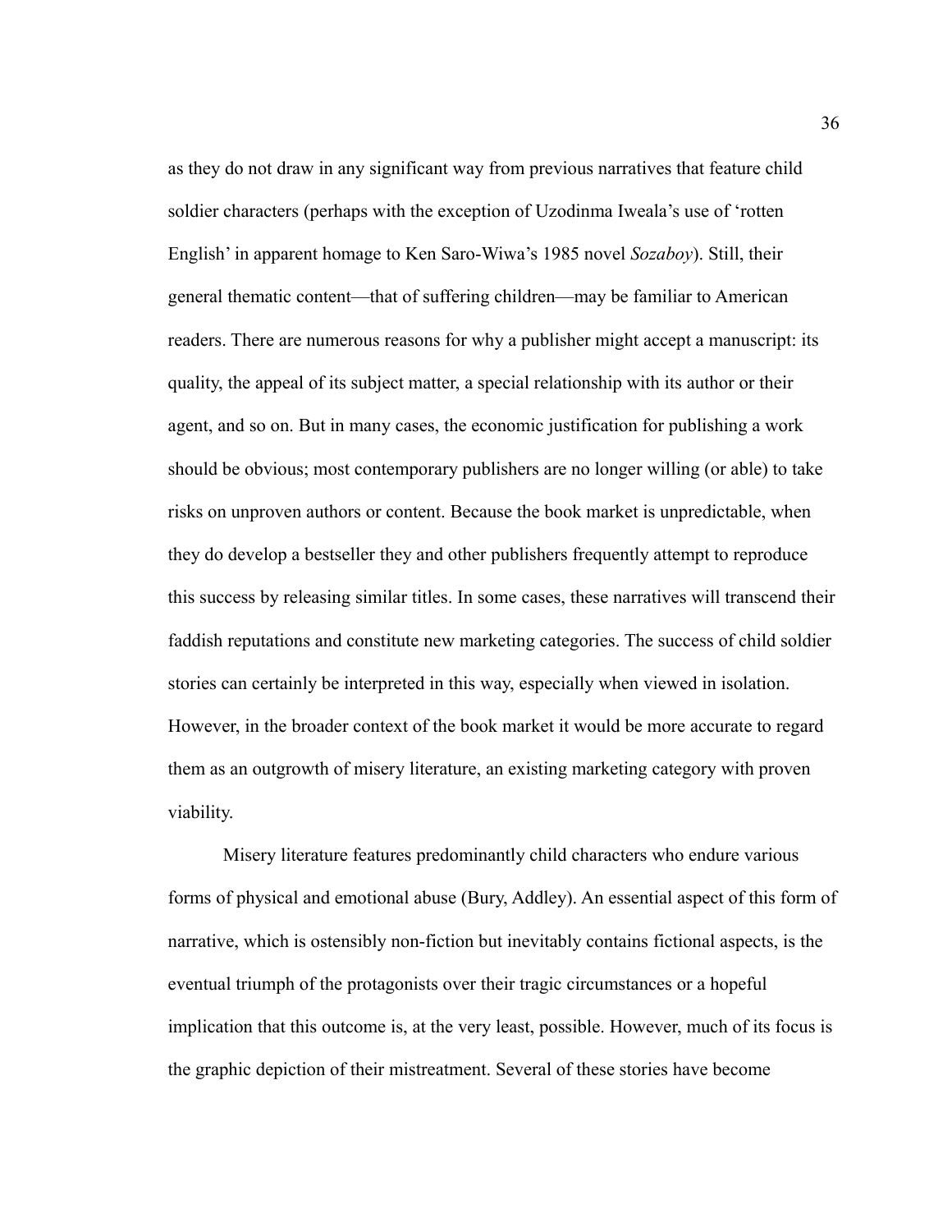as they do not draw in any significant way from previous narratives that feature child soldier characters (perhaps with the exception of Uzodinma Iweala's use of 'rotten English' in apparent homage to Ken Saro-Wiwa's 1985 novel *Sozaboy*). Still, their general thematic content—that of suffering children—may be familiar to American readers. There are numerous reasons for why a publisher might accept a manuscript: its quality, the appeal of its subject matter, a special relationship with its author or their agent, and so on. But in many cases, the economic justification for publishing a work should be obvious; most contemporary publishers are no longer willing (or able) to take risks on unproven authors or content. Because the book market is unpredictable, when they do develop a bestseller they and other publishers frequently attempt to reproduce this success by releasing similar titles. In some cases, these narratives will transcend their faddish reputations and constitute new marketing categories. The success of child soldier stories can certainly be interpreted in this way, especially when viewed in isolation. However, in the broader context of the book market it would be more accurate to regard them as an outgrowth of misery literature, an existing marketing category with proven viability.

Misery literature features predominantly child characters who endure various forms of physical and emotional abuse (Bury, Addley). An essential aspect of this form of narrative, which is ostensibly non-fiction but inevitably contains fictional aspects, is the eventual triumph of the protagonists over their tragic circumstances or a hopeful implication that this outcome is, at the very least, possible. However, much of its focus is the graphic depiction of their mistreatment. Several of these stories have become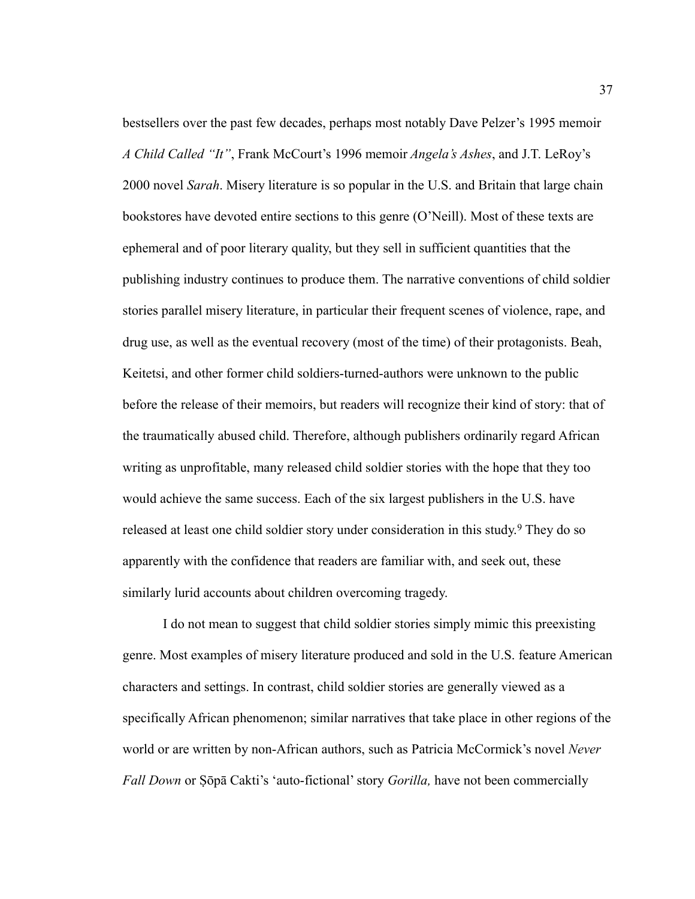bestsellers over the past few decades, perhaps most notably Dave Pelzer's 1995 memoir *A Child Called "It"*, Frank McCourt's 1996 memoir *Angela's Ashes*, and J.T. LeRoy's 2000 novel *Sarah*. Misery literature is so popular in the U.S. and Britain that large chain bookstores have devoted entire sections to this genre (O'Neill). Most of these texts are ephemeral and of poor literary quality, but they sell in sufficient quantities that the publishing industry continues to produce them. The narrative conventions of child soldier stories parallel misery literature, in particular their frequent scenes of violence, rape, and drug use, as well as the eventual recovery (most of the time) of their protagonists. Beah, Keitetsi, and other former child soldiers-turned-authors were unknown to the public before the release of their memoirs, but readers will recognize their kind of story: that of the traumatically abused child. Therefore, although publishers ordinarily regard African writing as unprofitable, many released child soldier stories with the hope that they too would achieve the same success. Each of the six largest publishers in the U.S. have released at least one child soldier story under consideration in this study.[9] They do so apparently with the confidence that readers are familiar with, and seek out, these similarly lurid accounts about children overcoming tragedy.

I do not mean to suggest that child soldier stories simply mimic this preexisting genre. Most examples of misery literature produced and sold in the U.S. feature American characters and settings. In contrast, child soldier stories are generally viewed as a specifically African phenomenon; similar narratives that take place in other regions of the world or are written by non-African authors, such as Patricia McCormick's novel *Never Fall Down* or Ṣōpā Cakti's 'auto-fictional' story *Gorilla,* have not been commercially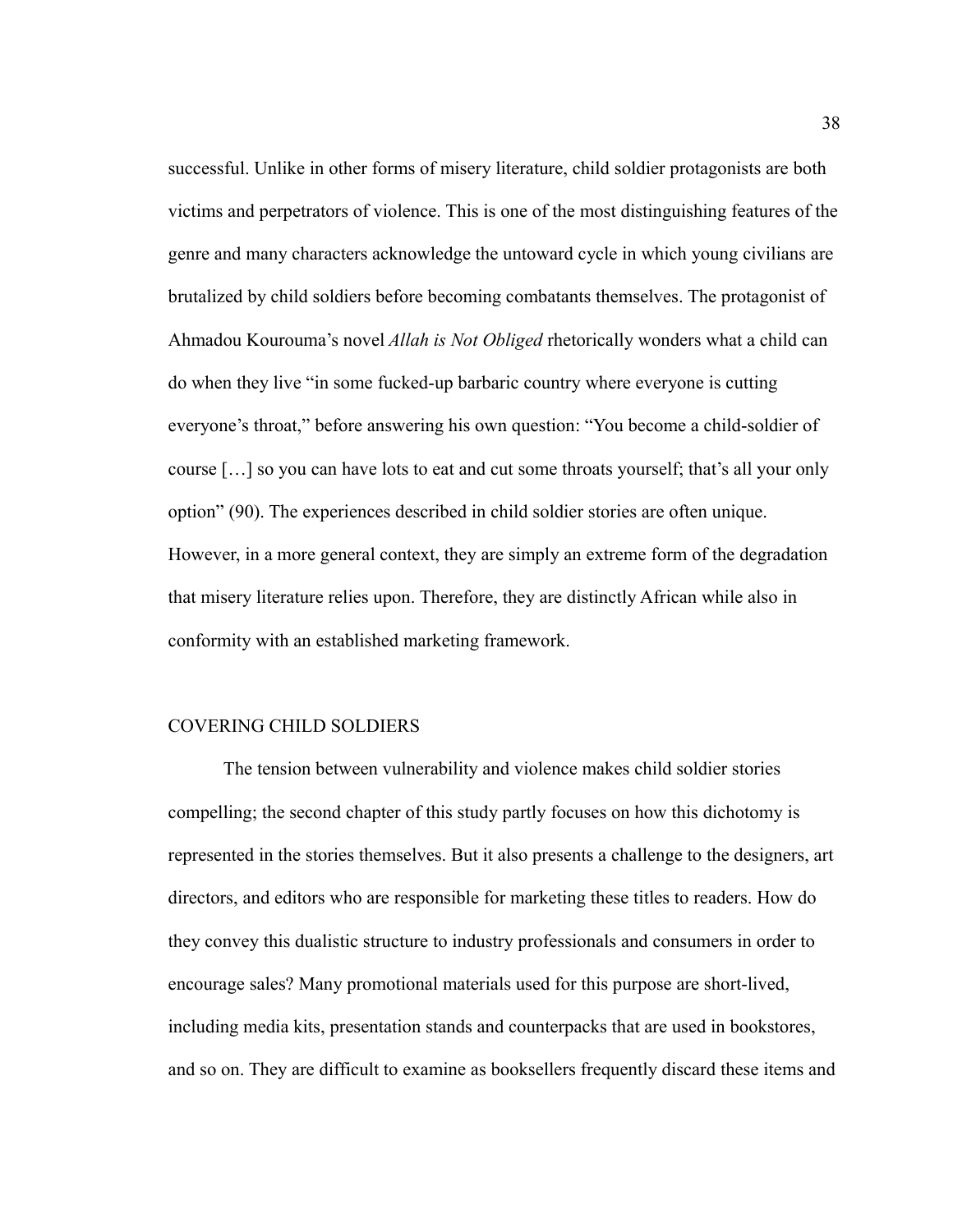successful. Unlike in other forms of misery literature, child soldier protagonists are both victims and perpetrators of violence. This is one of the most distinguishing features of the genre and many characters acknowledge the untoward cycle in which young civilians are brutalized by child soldiers before becoming combatants themselves. The protagonist of Ahmadou Kourouma's novel *Allah is Not Obliged* rhetorically wonders what a child can do when they live "in some fucked-up barbaric country where everyone is cutting everyone's throat," before answering his own question: "You become a child-soldier of course […] so you can have lots to eat and cut some throats yourself; that's all your only option" (90). The experiences described in child soldier stories are often unique. However, in a more general context, they are simply an extreme form of the degradation that misery literature relies upon. Therefore, they are distinctly African while also in conformity with an established marketing framework.

## COVERING CHILD SOLDIERS

The tension between vulnerability and violence makes child soldier stories compelling; the second chapter of this study partly focuses on how this dichotomy is represented in the stories themselves. But it also presents a challenge to the designers, art directors, and editors who are responsible for marketing these titles to readers. How do they convey this dualistic structure to industry professionals and consumers in order to encourage sales? Many promotional materials used for this purpose are short-lived, including media kits, presentation stands and counterpacks that are used in bookstores, and so on. They are difficult to examine as booksellers frequently discard these items and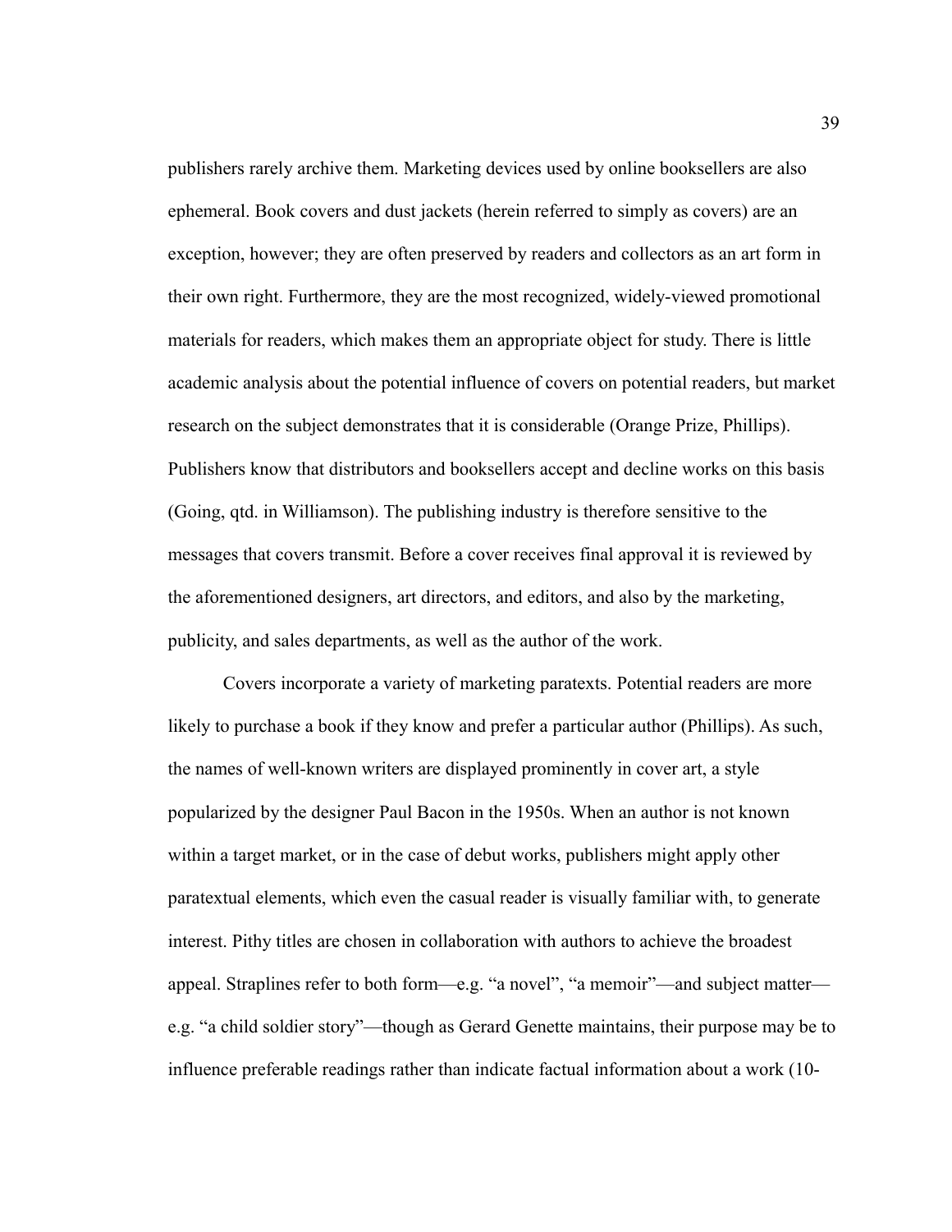publishers rarely archive them. Marketing devices used by online booksellers are also ephemeral. Book covers and dust jackets (herein referred to simply as covers) are an exception, however; they are often preserved by readers and collectors as an art form in their own right. Furthermore, they are the most recognized, widely-viewed promotional materials for readers, which makes them an appropriate object for study. There is little academic analysis about the potential influence of covers on potential readers, but market research on the subject demonstrates that it is considerable (Orange Prize, Phillips). Publishers know that distributors and booksellers accept and decline works on this basis (Going, qtd. in Williamson). The publishing industry is therefore sensitive to the messages that covers transmit. Before a cover receives final approval it is reviewed by the aforementioned designers, art directors, and editors, and also by the marketing, publicity, and sales departments, as well as the author of the work.

Covers incorporate a variety of marketing paratexts. Potential readers are more likely to purchase a book if they know and prefer a particular author (Phillips). As such, the names of well-known writers are displayed prominently in cover art, a style popularized by the designer Paul Bacon in the 1950s. When an author is not known within a target market, or in the case of debut works, publishers might apply other paratextual elements, which even the casual reader is visually familiar with, to generate interest. Pithy titles are chosen in collaboration with authors to achieve the broadest appeal. Straplines refer to both form—e.g. "a novel", "a memoir"—and subject matter—e.g. "a child soldier story"—though as Gerard Genette maintains, their purpose may be to influence preferable readings rather than indicate factual information about a work (10-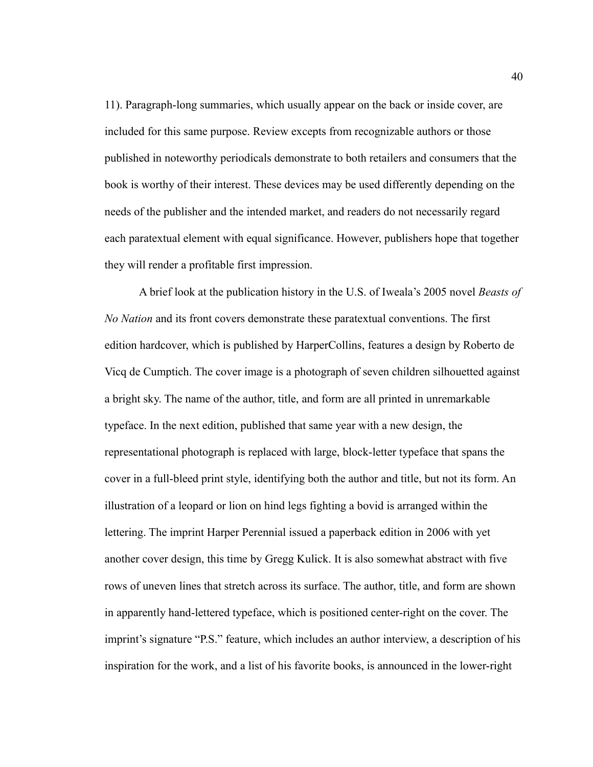11). Paragraph-long summaries, which usually appear on the back or inside cover, are included for this same purpose. Review excepts from recognizable authors or those published in noteworthy periodicals demonstrate to both retailers and consumers that the book is worthy of their interest. These devices may be used differently depending on the needs of the publisher and the intended market, and readers do not necessarily regard each paratextual element with equal significance. However, publishers hope that together they will render a profitable first impression.

A brief look at the publication history in the U.S. of Iweala's 2005 novel *Beasts of No Nation* and its front covers demonstrate these paratextual conventions. The first edition hardcover, which is published by HarperCollins, features a design by Roberto de Vicq de Cumptich. The cover image is a photograph of seven children silhouetted against a bright sky. The name of the author, title, and form are all printed in unremarkable typeface. In the next edition, published that same year with a new design, the representational photograph is replaced with large, block-letter typeface that spans the cover in a full-bleed print style, identifying both the author and title, but not its form. An illustration of a leopard or lion on hind legs fighting a bovid is arranged within the lettering. The imprint Harper Perennial issued a paperback edition in 2006 with yet another cover design, this time by Gregg Kulick. It is also somewhat abstract with five rows of uneven lines that stretch across its surface. The author, title, and form are shown in apparently hand-lettered typeface, which is positioned center-right on the cover. The imprint's signature "P.S." feature, which includes an author interview, a description of his inspiration for the work, and a list of his favorite books, is announced in the lower-right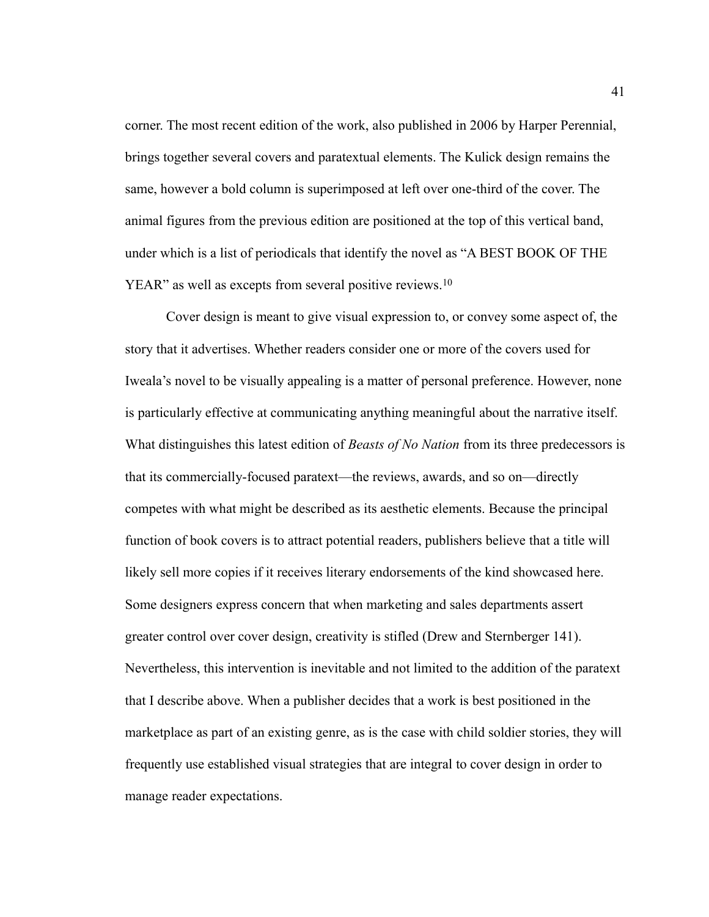corner. The most recent edition of the work, also published in 2006 by Harper Perennial, brings together several covers and paratextual elements. The Kulick design remains the same, however a bold column is superimposed at left over one-third of the cover. The animal figures from the previous edition are positioned at the top of this vertical band, under which is a list of periodicals that identify the novel as "A BEST BOOK OF THE YEAR" as well as excepts from several positive reviews.[10]

Cover design is meant to give visual expression to, or convey some aspect of, the story that it advertises. Whether readers consider one or more of the covers used for Iweala's novel to be visually appealing is a matter of personal preference. However, none is particularly effective at communicating anything meaningful about the narrative itself. What distinguishes this latest edition of *Beasts of No Nation* from its three predecessors is that its commercially-focused paratext—the reviews, awards, and so on—directly competes with what might be described as its aesthetic elements. Because the principal function of book covers is to attract potential readers, publishers believe that a title will likely sell more copies if it receives literary endorsements of the kind showcased here. Some designers express concern that when marketing and sales departments assert greater control over cover design, creativity is stifled (Drew and Sternberger 141). Nevertheless, this intervention is inevitable and not limited to the addition of the paratext that I describe above. When a publisher decides that a work is best positioned in the marketplace as part of an existing genre, as is the case with child soldier stories, they will frequently use established visual strategies that are integral to cover design in order to manage reader expectations.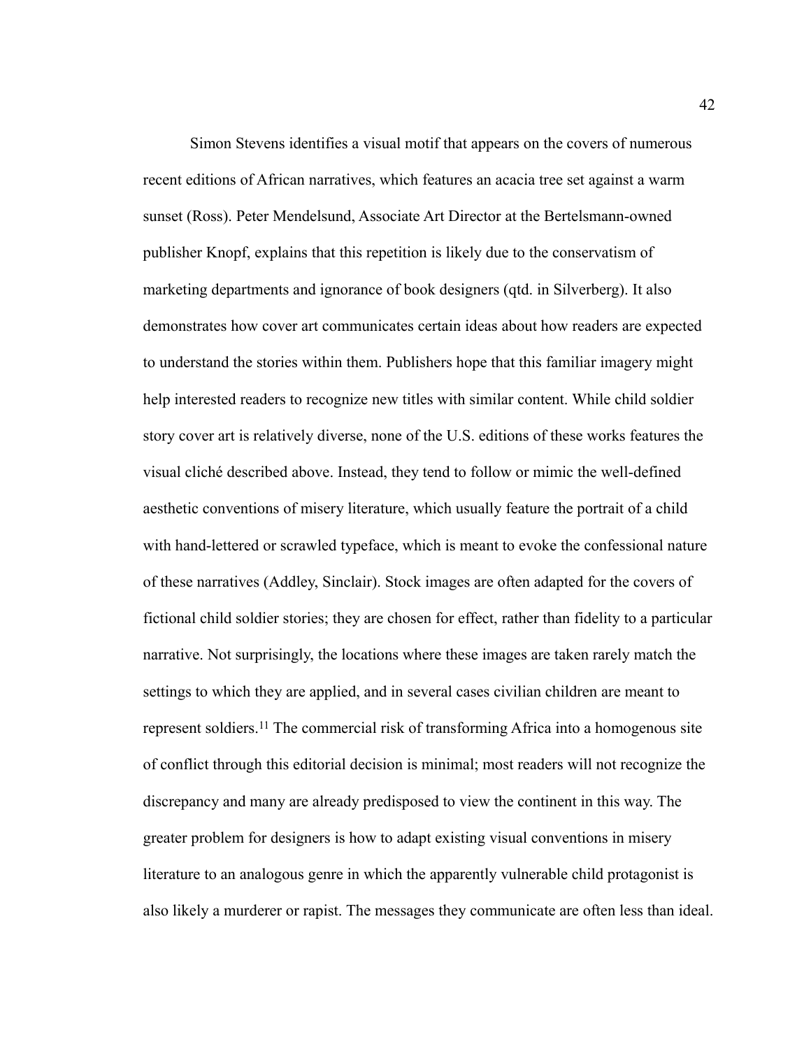Simon Stevens identifies a visual motif that appears on the covers of numerous recent editions of African narratives, which features an acacia tree set against a warm sunset (Ross). Peter Mendelsund, Associate Art Director at the Bertelsmann-owned publisher Knopf, explains that this repetition is likely due to the conservatism of marketing departments and ignorance of book designers (qtd. in Silverberg). It also demonstrates how cover art communicates certain ideas about how readers are expected to understand the stories within them. Publishers hope that this familiar imagery might help interested readers to recognize new titles with similar content. While child soldier story cover art is relatively diverse, none of the U.S. editions of these works features the visual cliché described above. Instead, they tend to follow or mimic the well-defined aesthetic conventions of misery literature, which usually feature the portrait of a child with hand-lettered or scrawled typeface, which is meant to evoke the confessional nature of these narratives (Addley, Sinclair). Stock images are often adapted for the covers of fictional child soldier stories; they are chosen for effect, rather than fidelity to a particular narrative. Not surprisingly, the locations where these images are taken rarely match the settings to which they are applied, and in several cases civilian children are meant to represent soldiers.[11] The commercial risk of transforming Africa into a homogenous site of conflict through this editorial decision is minimal; most readers will not recognize the discrepancy and many are already predisposed to view the continent in this way. The greater problem for designers is how to adapt existing visual conventions in misery literature to an analogous genre in which the apparently vulnerable child protagonist is also likely a murderer or rapist. The messages they communicate are often less than ideal.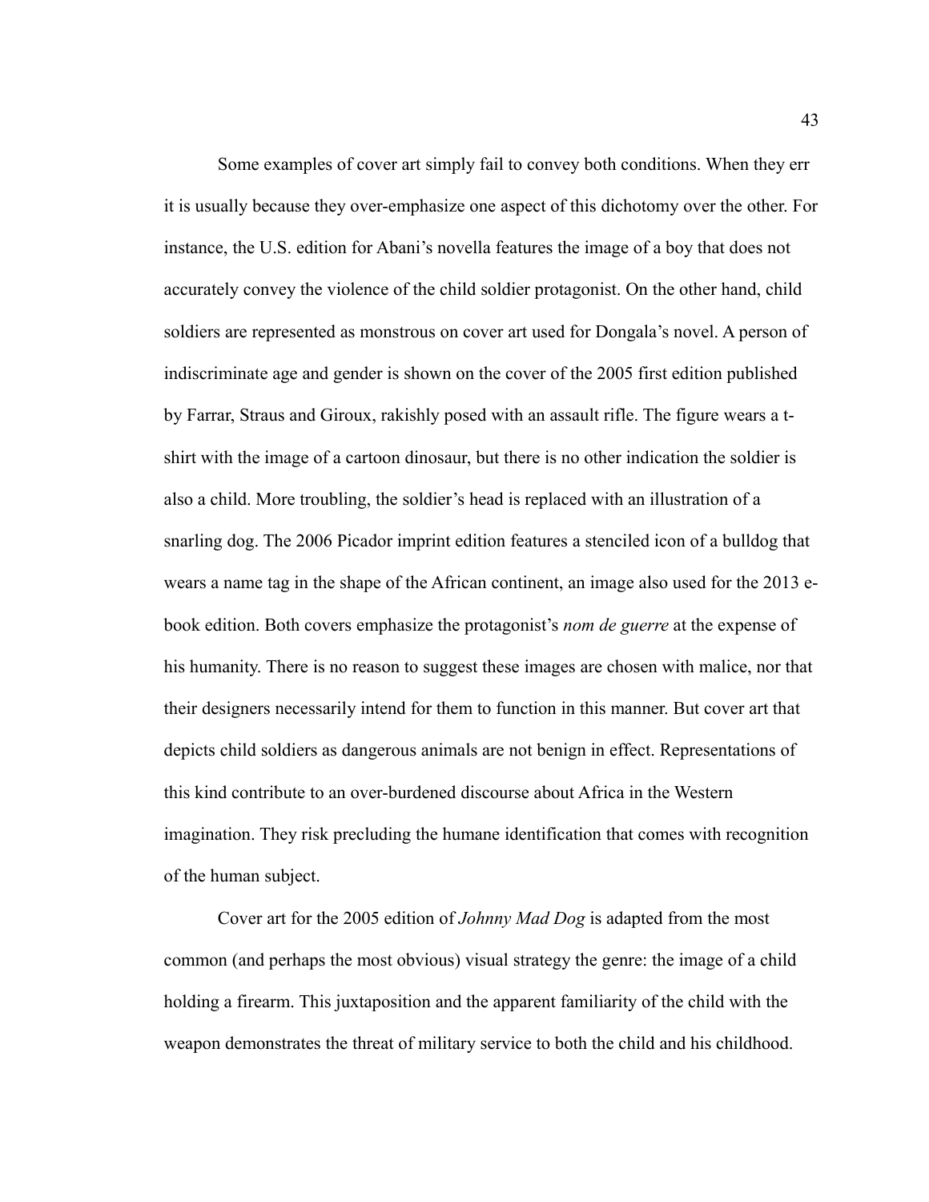Some examples of cover art simply fail to convey both conditions. When they err it is usually because they over-emphasize one aspect of this dichotomy over the other. For instance, the U.S. edition for Abani's novella features the image of a boy that does not accurately convey the violence of the child soldier protagonist. On the other hand, child soldiers are represented as monstrous on cover art used for Dongala's novel. A person of indiscriminate age and gender is shown on the cover of the 2005 first edition published by Farrar, Straus and Giroux, rakishly posed with an assault rifle. The figure wears a t-shirt with the image of a cartoon dinosaur, but there is no other indication the soldier is also a child. More troubling, the soldier's head is replaced with an illustration of a snarling dog. The 2006 Picador imprint edition features a stenciled icon of a bulldog that wears a name tag in the shape of the African continent, an image also used for the 2013 e-book edition. Both covers emphasize the protagonist's *nom de guerre* at the expense of his humanity. There is no reason to suggest these images are chosen with malice, nor that their designers necessarily intend for them to function in this manner. But cover art that depicts child soldiers as dangerous animals are not benign in effect. Representations of this kind contribute to an over-burdened discourse about Africa in the Western imagination. They risk precluding the humane identification that comes with recognition of the human subject.

Cover art for the 2005 edition of *Johnny Mad Dog* is adapted from the most common (and perhaps the most obvious) visual strategy the genre: the image of a child holding a firearm. This juxtaposition and the apparent familiarity of the child with the weapon demonstrates the threat of military service to both the child and his childhood.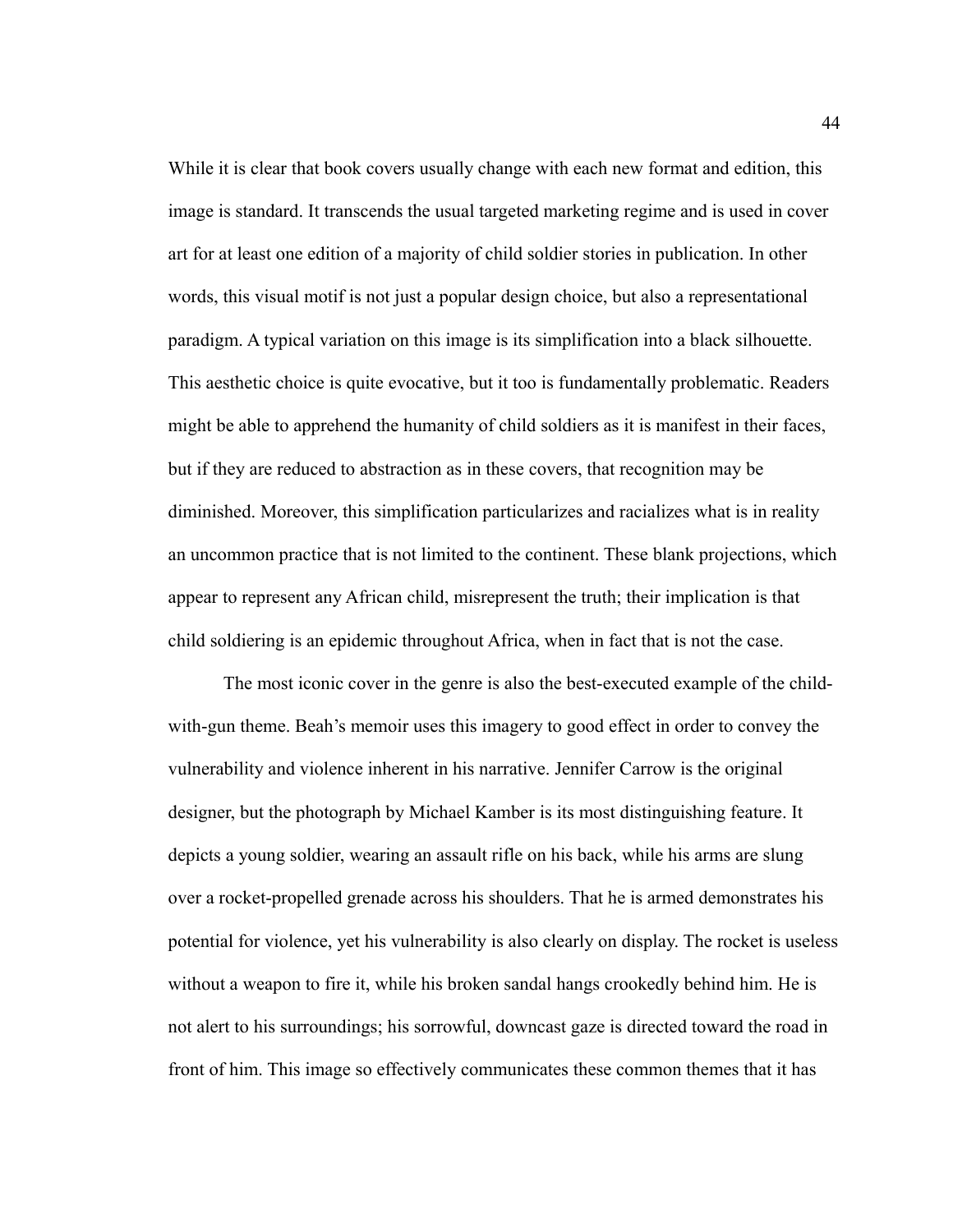While it is clear that book covers usually change with each new format and edition, this image is standard. It transcends the usual targeted marketing regime and is used in cover art for at least one edition of a majority of child soldier stories in publication. In other words, this visual motif is not just a popular design choice, but also a representational paradigm. A typical variation on this image is its simplification into a black silhouette. This aesthetic choice is quite evocative, but it too is fundamentally problematic. Readers might be able to apprehend the humanity of child soldiers as it is manifest in their faces, but if they are reduced to abstraction as in these covers, that recognition may be diminished. Moreover, this simplification particularizes and racializes what is in reality an uncommon practice that is not limited to the continent. These blank projections, which appear to represent any African child, misrepresent the truth; their implication is that child soldiering is an epidemic throughout Africa, when in fact that is not the case.

The most iconic cover in the genre is also the best-executed example of the child-with-gun theme. Beah's memoir uses this imagery to good effect in order to convey the vulnerability and violence inherent in his narrative. Jennifer Carrow is the original designer, but the photograph by Michael Kamber is its most distinguishing feature. It depicts a young soldier, wearing an assault rifle on his back, while his arms are slung over a rocket-propelled grenade across his shoulders. That he is armed demonstrates his potential for violence, yet his vulnerability is also clearly on display. The rocket is useless without a weapon to fire it, while his broken sandal hangs crookedly behind him. He is not alert to his surroundings; his sorrowful, downcast gaze is directed toward the road in front of him. This image so effectively communicates these common themes that it has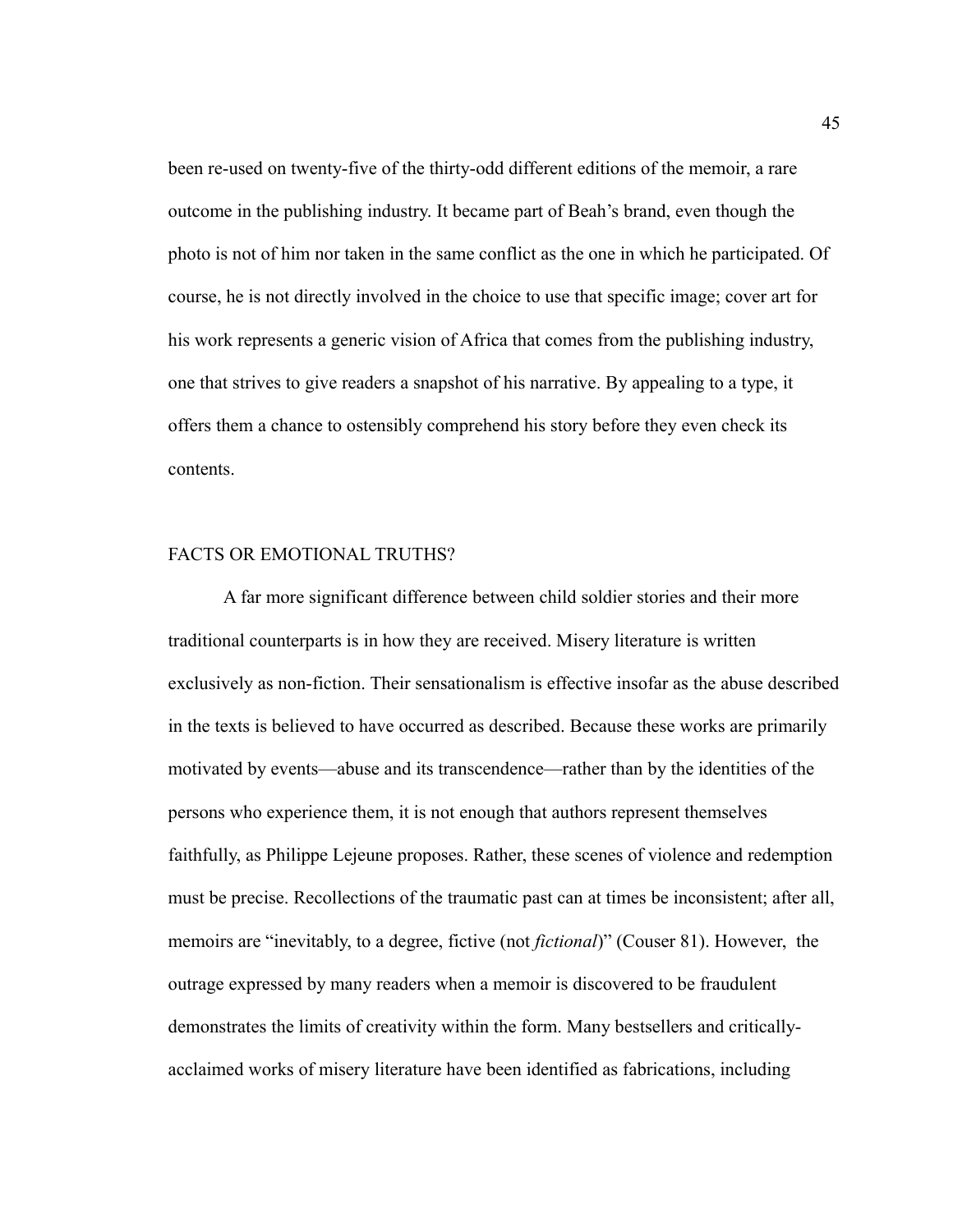been re-used on twenty-five of the thirty-odd different editions of the memoir, a rare outcome in the publishing industry. It became part of Beah's brand, even though the photo is not of him nor taken in the same conflict as the one in which he participated. Of course, he is not directly involved in the choice to use that specific image; cover art for his work represents a generic vision of Africa that comes from the publishing industry, one that strives to give readers a snapshot of his narrative. By appealing to a type, it offers them a chance to ostensibly comprehend his story before they even check its contents.

## FACTS OR EMOTIONAL TRUTHS?

A far more significant difference between child soldier stories and their more traditional counterparts is in how they are received. Misery literature is written exclusively as non-fiction. Their sensationalism is effective insofar as the abuse described in the texts is believed to have occurred as described. Because these works are primarily motivated by events—abuse and its transcendence—rather than by the identities of the persons who experience them, it is not enough that authors represent themselves faithfully, as Philippe Lejeune proposes. Rather, these scenes of violence and redemption must be precise. Recollections of the traumatic past can at times be inconsistent; after all, memoirs are "inevitably, to a degree, fictive (not *fictional*)" (Couser 81). However, the outrage expressed by many readers when a memoir is discovered to be fraudulent demonstrates the limits of creativity within the form. Many bestsellers and critically-acclaimed works of misery literature have been identified as fabrications, including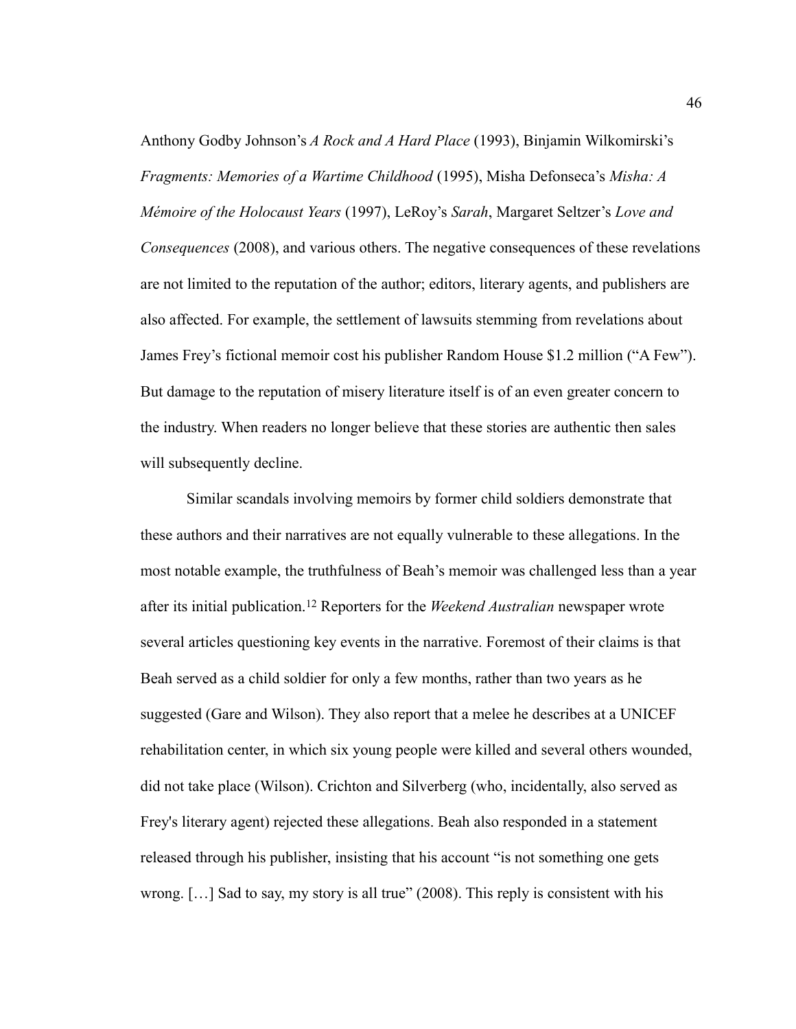Anthony Godby Johnson's *A Rock and A Hard Place* (1993), Binjamin Wilkomirski's *Fragments: Memories of a Wartime Childhood* (1995), Misha Defonseca's *Misha: A Mémoire of the Holocaust Years* (1997), LeRoy's *Sarah*, Margaret Seltzer's *Love and Consequences* (2008), and various others. The negative consequences of these revelations are not limited to the reputation of the author; editors, literary agents, and publishers are also affected. For example, the settlement of lawsuits stemming from revelations about James Frey's fictional memoir cost his publisher Random House $1.2 million ("A Few"). But damage to the reputation of misery literature itself is of an even greater concern to the industry. When readers no longer believe that these stories are authentic then sales will subsequently decline.

Similar scandals involving memoirs by former child soldiers demonstrate that these authors and their narratives are not equally vulnerable to these allegations. In the most notable example, the truthfulness of Beah's memoir was challenged less than a year after its initial publication.[12] Reporters for the *Weekend Australian* newspaper wrote several articles questioning key events in the narrative. Foremost of their claims is that Beah served as a child soldier for only a few months, rather than two years as he suggested (Gare and Wilson). They also report that a melee he describes at a UNICEF rehabilitation center, in which six young people were killed and several others wounded, did not take place (Wilson). Crichton and Silverberg (who, incidentally, also served as Frey's literary agent) rejected these allegations. Beah also responded in a statement released through his publisher, insisting that his account "is not something one gets wrong. […] Sad to say, my story is all true" (2008). This reply is consistent with his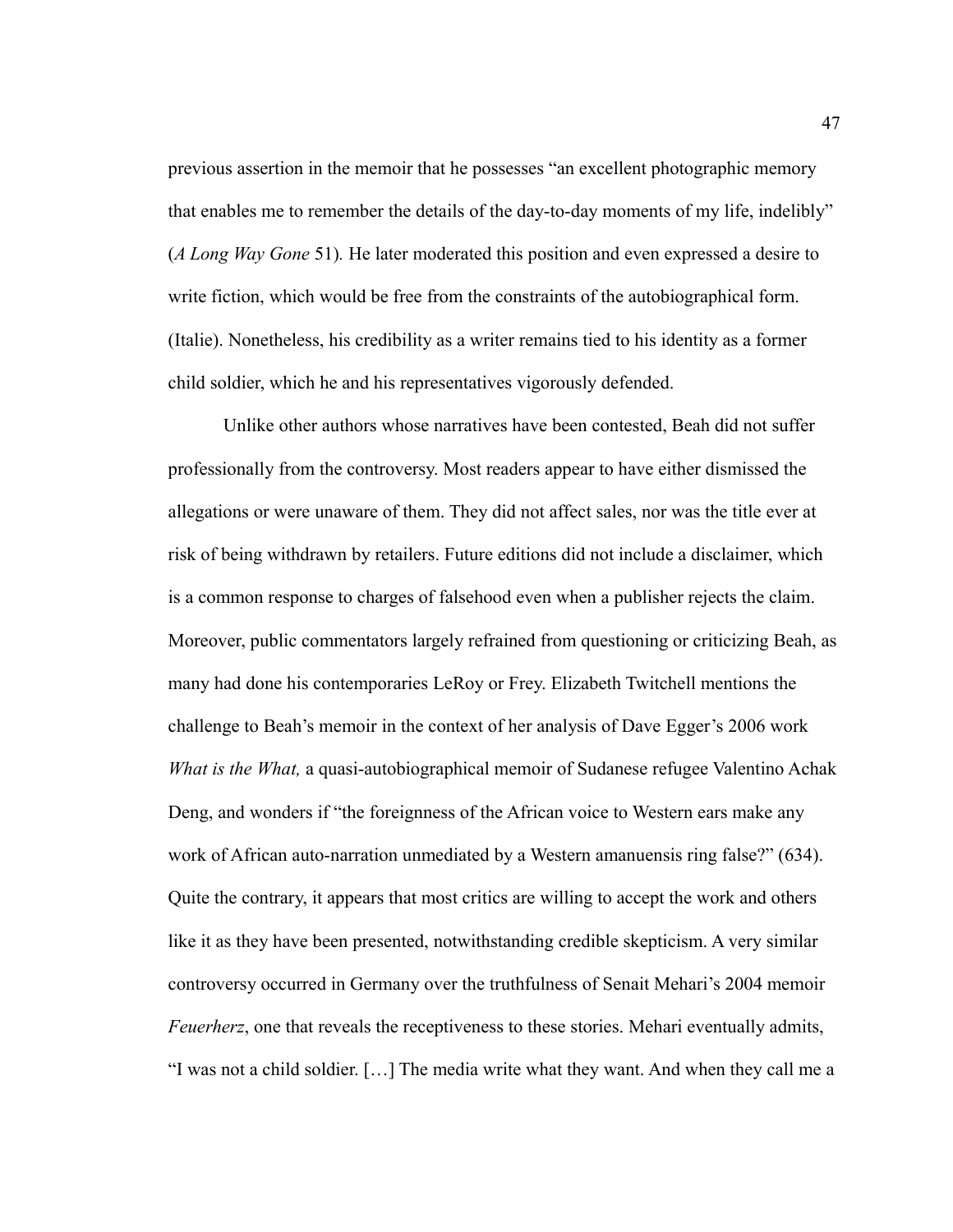previous assertion in the memoir that he possesses "an excellent photographic memory that enables me to remember the details of the day-to-day moments of my life, indelibly" (*A Long Way Gone* 51). He later moderated this position and even expressed a desire to write fiction, which would be free from the constraints of the autobiographical form. (Italie). Nonetheless, his credibility as a writer remains tied to his identity as a former child soldier, which he and his representatives vigorously defended.

Unlike other authors whose narratives have been contested, Beah did not suffer professionally from the controversy. Most readers appear to have either dismissed the allegations or were unaware of them. They did not affect sales, nor was the title ever at risk of being withdrawn by retailers. Future editions did not include a disclaimer, which is a common response to charges of falsehood even when a publisher rejects the claim. Moreover, public commentators largely refrained from questioning or criticizing Beah, as many had done his contemporaries LeRoy or Frey. Elizabeth Twitchell mentions the challenge to Beah's memoir in the context of her analysis of Dave Egger's 2006 work *What is the What,* a quasi-autobiographical memoir of Sudanese refugee Valentino Achak Deng, and wonders if "the foreignness of the African voice to Western ears make any work of African auto-narration unmediated by a Western amanuensis ring false?" (634). Quite the contrary, it appears that most critics are willing to accept the work and others like it as they have been presented, notwithstanding credible skepticism. A very similar controversy occurred in Germany over the truthfulness of Senait Mehari's 2004 memoir *Feuerherz*, one that reveals the receptiveness to these stories. Mehari eventually admits, "I was not a child soldier. […] The media write what they want. And when they call me a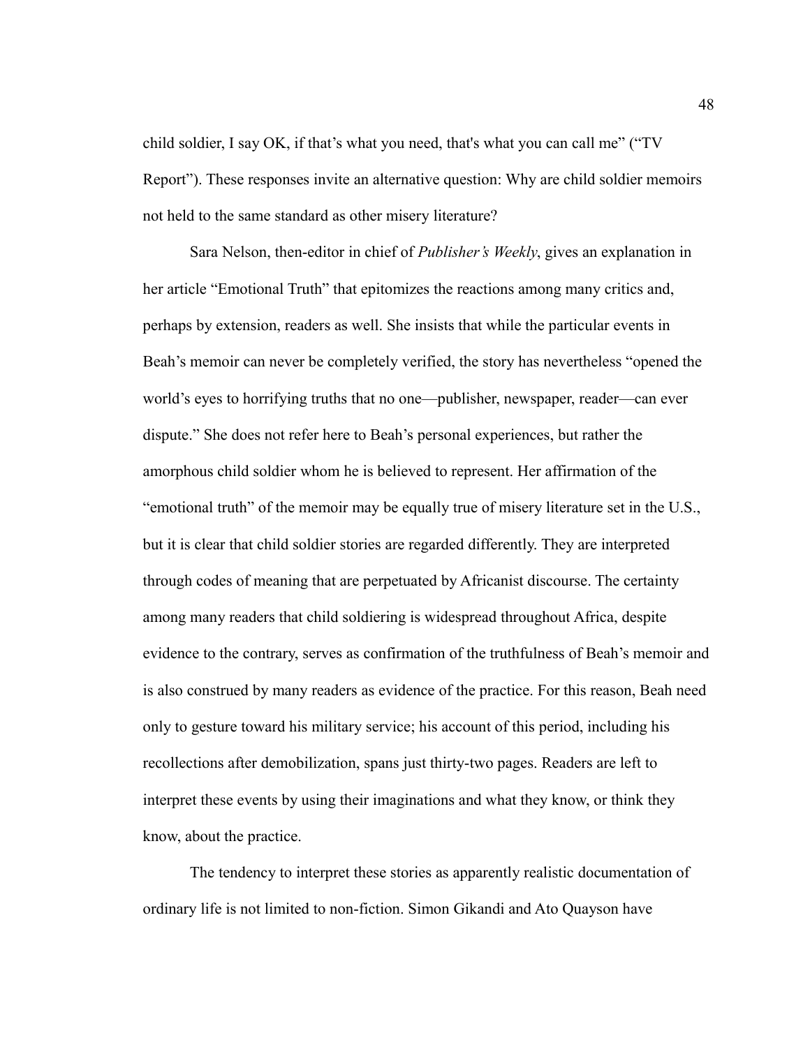child soldier, I say OK, if that's what you need, that's what you can call me" ("TV Report"). These responses invite an alternative question: Why are child soldier memoirs not held to the same standard as other misery literature?

Sara Nelson, then-editor in chief of *Publisher's Weekly*, gives an explanation in her article "Emotional Truth" that epitomizes the reactions among many critics and, perhaps by extension, readers as well. She insists that while the particular events in Beah's memoir can never be completely verified, the story has nevertheless "opened the world's eyes to horrifying truths that no one—publisher, newspaper, reader—can ever dispute." She does not refer here to Beah's personal experiences, but rather the amorphous child soldier whom he is believed to represent. Her affirmation of the "emotional truth" of the memoir may be equally true of misery literature set in the U.S., but it is clear that child soldier stories are regarded differently. They are interpreted through codes of meaning that are perpetuated by Africanist discourse. The certainty among many readers that child soldiering is widespread throughout Africa, despite evidence to the contrary, serves as confirmation of the truthfulness of Beah's memoir and is also construed by many readers as evidence of the practice. For this reason, Beah need only to gesture toward his military service; his account of this period, including his recollections after demobilization, spans just thirty-two pages. Readers are left to interpret these events by using their imaginations and what they know, or think they know, about the practice.

The tendency to interpret these stories as apparently realistic documentation of ordinary life is not limited to non-fiction. Simon Gikandi and Ato Quayson have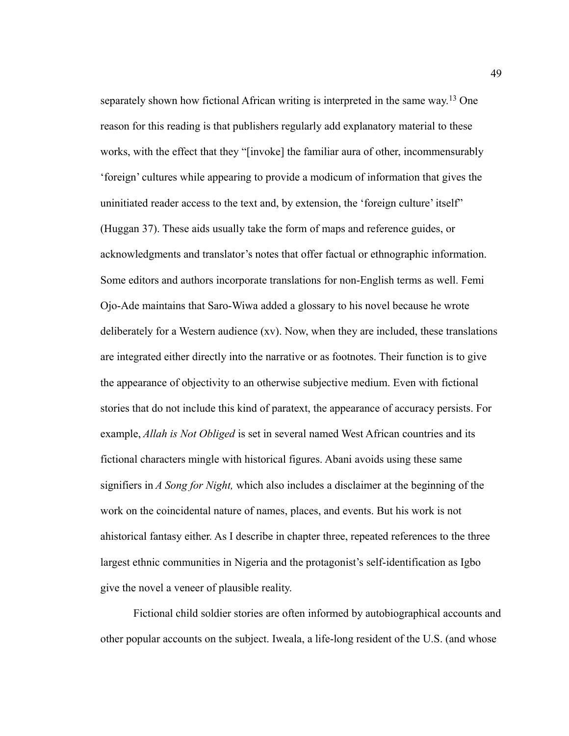separately shown how fictional African writing is interpreted in the same way.[13] One reason for this reading is that publishers regularly add explanatory material to these works, with the effect that they "[invoke] the familiar aura of other, incommensurably 'foreign' cultures while appearing to provide a modicum of information that gives the uninitiated reader access to the text and, by extension, the 'foreign culture' itself" (Huggan 37). These aids usually take the form of maps and reference guides, or acknowledgments and translator's notes that offer factual or ethnographic information. Some editors and authors incorporate translations for non-English terms as well. Femi Ojo-Ade maintains that Saro-Wiwa added a glossary to his novel because he wrote deliberately for a Western audience (xv). Now, when they are included, these translations are integrated either directly into the narrative or as footnotes. Their function is to give the appearance of objectivity to an otherwise subjective medium. Even with fictional stories that do not include this kind of paratext, the appearance of accuracy persists. For example, *Allah is Not Obliged* is set in several named West African countries and its fictional characters mingle with historical figures. Abani avoids using these same signifiers in *A Song for Night,* which also includes a disclaimer at the beginning of the work on the coincidental nature of names, places, and events. But his work is not ahistorical fantasy either. As I describe in chapter three, repeated references to the three largest ethnic communities in Nigeria and the protagonist's self-identification as Igbo give the novel a veneer of plausible reality.

Fictional child soldier stories are often informed by autobiographical accounts and other popular accounts on the subject. Iweala, a life-long resident of the U.S. (and whose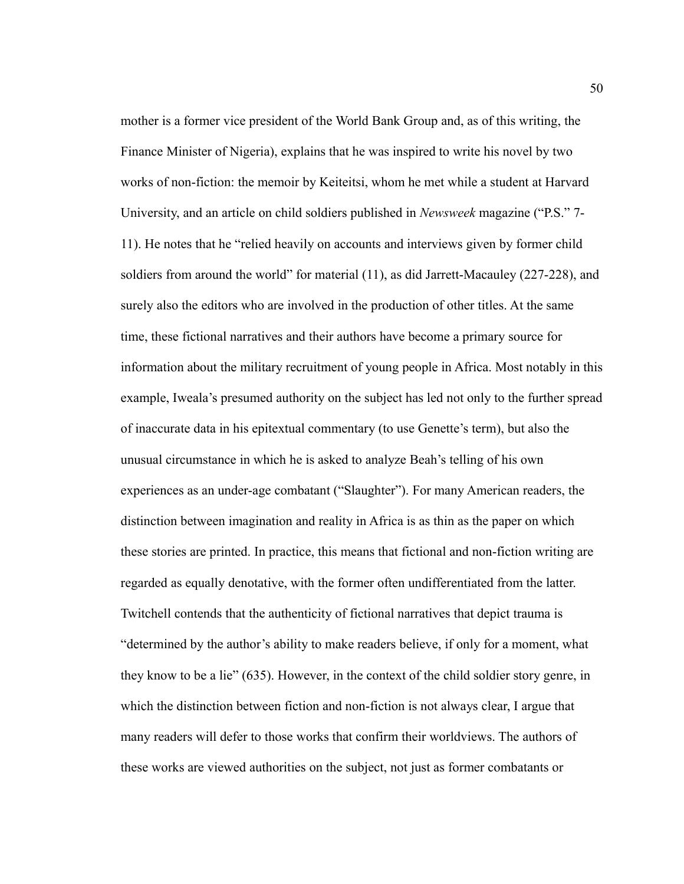mother is a former vice president of the World Bank Group and, as of this writing, the Finance Minister of Nigeria), explains that he was inspired to write his novel by two works of non-fiction: the memoir by Keiteitsi, whom he met while a student at Harvard University, and an article on child soldiers published in *Newsweek* magazine ("P.S." 7-11). He notes that he "relied heavily on accounts and interviews given by former child soldiers from around the world" for material (11), as did Jarrett-Macauley (227-228), and surely also the editors who are involved in the production of other titles. At the same time, these fictional narratives and their authors have become a primary source for information about the military recruitment of young people in Africa. Most notably in this example, Iweala's presumed authority on the subject has led not only to the further spread of inaccurate data in his epitextual commentary (to use Genette's term), but also the unusual circumstance in which he is asked to analyze Beah's telling of his own experiences as an under-age combatant ("Slaughter"). For many American readers, the distinction between imagination and reality in Africa is as thin as the paper on which these stories are printed. In practice, this means that fictional and non-fiction writing are regarded as equally denotative, with the former often undifferentiated from the latter. Twitchell contends that the authenticity of fictional narratives that depict trauma is "determined by the author's ability to make readers believe, if only for a moment, what they know to be a lie" (635). However, in the context of the child soldier story genre, in which the distinction between fiction and non-fiction is not always clear, I argue that many readers will defer to those works that confirm their worldviews. The authors of these works are viewed authorities on the subject, not just as former combatants or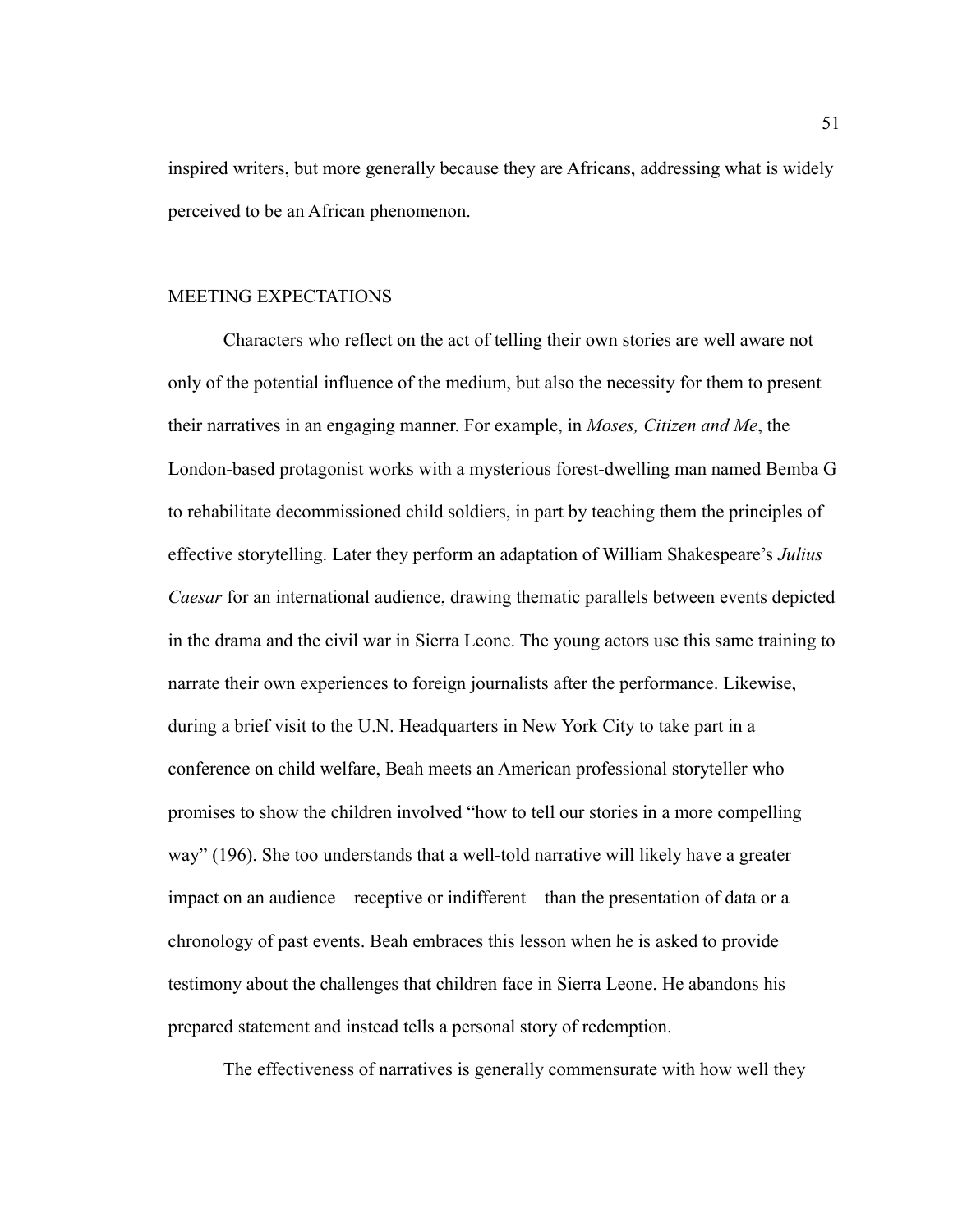inspired writers, but more generally because they are Africans, addressing what is widely perceived to be an African phenomenon.

## MEETING EXPECTATIONS

Characters who reflect on the act of telling their own stories are well aware not only of the potential influence of the medium, but also the necessity for them to present their narratives in an engaging manner. For example, in *Moses, Citizen and Me*, the London-based protagonist works with a mysterious forest-dwelling man named Bemba G to rehabilitate decommissioned child soldiers, in part by teaching them the principles of effective storytelling. Later they perform an adaptation of William Shakespeare's *Julius Caesar* for an international audience, drawing thematic parallels between events depicted in the drama and the civil war in Sierra Leone. The young actors use this same training to narrate their own experiences to foreign journalists after the performance. Likewise, during a brief visit to the U.N. Headquarters in New York City to take part in a conference on child welfare, Beah meets an American professional storyteller who promises to show the children involved "how to tell our stories in a more compelling way" (196). She too understands that a well-told narrative will likely have a greater impact on an audience—receptive or indifferent—than the presentation of data or a chronology of past events. Beah embraces this lesson when he is asked to provide testimony about the challenges that children face in Sierra Leone. He abandons his prepared statement and instead tells a personal story of redemption.

The effectiveness of narratives is generally commensurate with how well they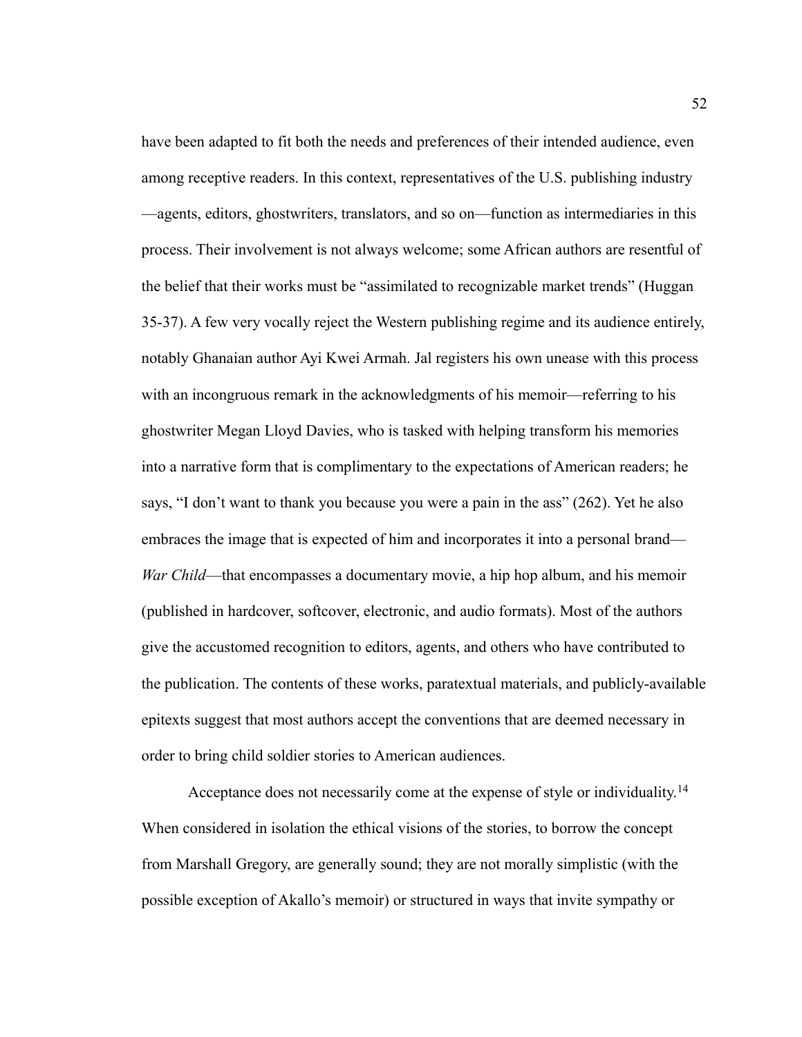have been adapted to fit both the needs and preferences of their intended audience, even among receptive readers. In this context, representatives of the U.S. publishing industry—agents, editors, ghostwriters, translators, and so on—function as intermediaries in this process. Their involvement is not always welcome; some African authors are resentful of the belief that their works must be "assimilated to recognizable market trends" (Huggan 35-37). A few very vocally reject the Western publishing regime and its audience entirely, notably Ghanaian author Ayi Kwei Armah. Jal registers his own unease with this process with an incongruous remark in the acknowledgments of his memoir—referring to his ghostwriter Megan Lloyd Davies, who is tasked with helping transform his memories into a narrative form that is complimentary to the expectations of American readers; he says, "I don't want to thank you because you were a pain in the ass" (262). Yet he also embraces the image that is expected of him and incorporates it into a personal brand—*War Child*—that encompasses a documentary movie, a hip hop album, and his memoir (published in hardcover, softcover, electronic, and audio formats). Most of the authors give the accustomed recognition to editors, agents, and others who have contributed to the publication. The contents of these works, paratextual materials, and publicly-available epitexts suggest that most authors accept the conventions that are deemed necessary in order to bring child soldier stories to American audiences.

Acceptance does not necessarily come at the expense of style or individuality.[14] When considered in isolation the ethical visions of the stories, to borrow the concept from Marshall Gregory, are generally sound; they are not morally simplistic (with the possible exception of Akallo's memoir) or structured in ways that invite sympathy or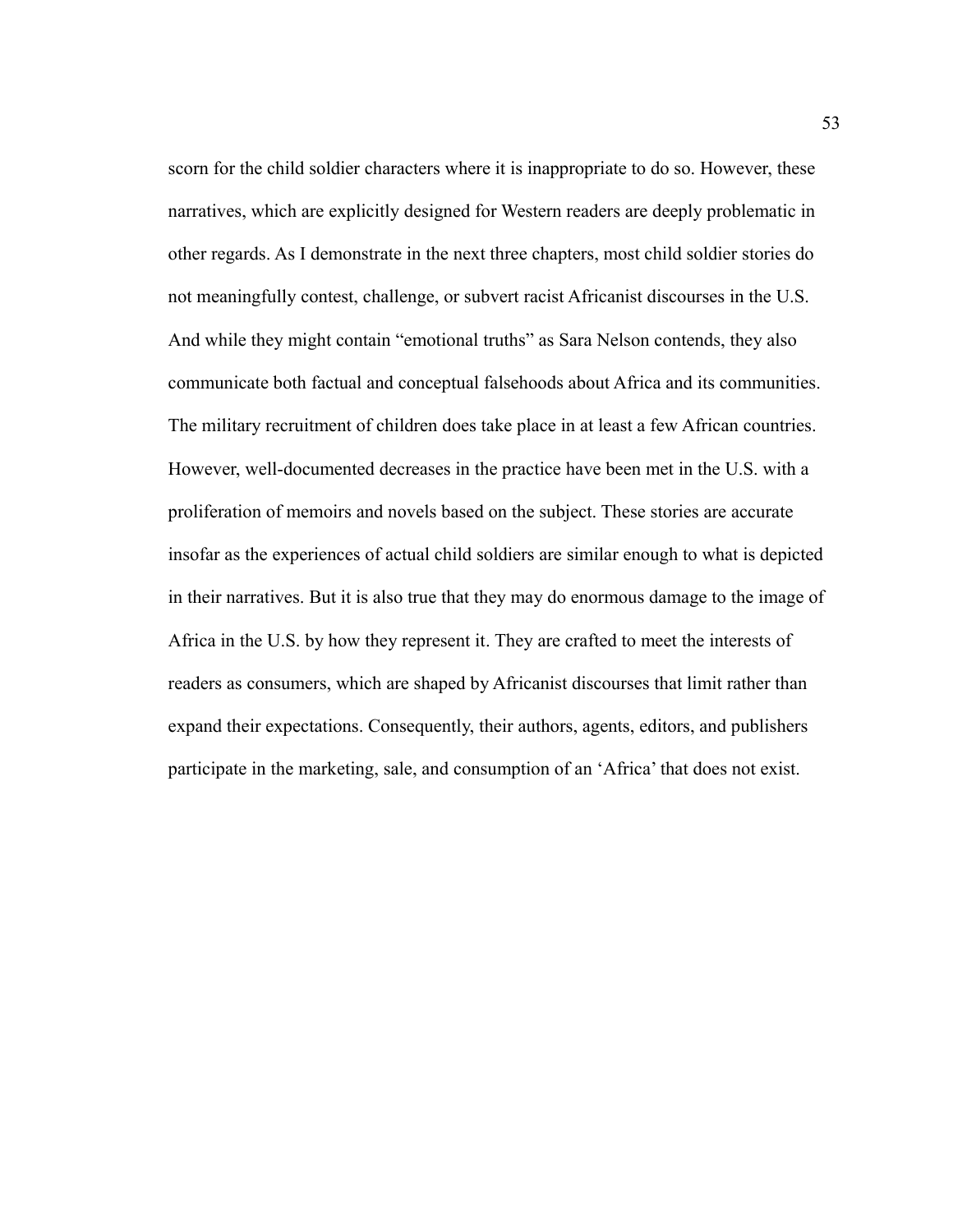scorn for the child soldier characters where it is inappropriate to do so. However, these narratives, which are explicitly designed for Western readers are deeply problematic in other regards. As I demonstrate in the next three chapters, most child soldier stories do not meaningfully contest, challenge, or subvert racist Africanist discourses in the U.S. And while they might contain "emotional truths" as Sara Nelson contends, they also communicate both factual and conceptual falsehoods about Africa and its communities. The military recruitment of children does take place in at least a few African countries. However, well-documented decreases in the practice have been met in the U.S. with a proliferation of memoirs and novels based on the subject. These stories are accurate insofar as the experiences of actual child soldiers are similar enough to what is depicted in their narratives. But it is also true that they may do enormous damage to the image of Africa in the U.S. by how they represent it. They are crafted to meet the interests of readers as consumers, which are shaped by Africanist discourses that limit rather than expand their expectations. Consequently, their authors, agents, editors, and publishers participate in the marketing, sale, and consumption of an 'Africa' that does not exist.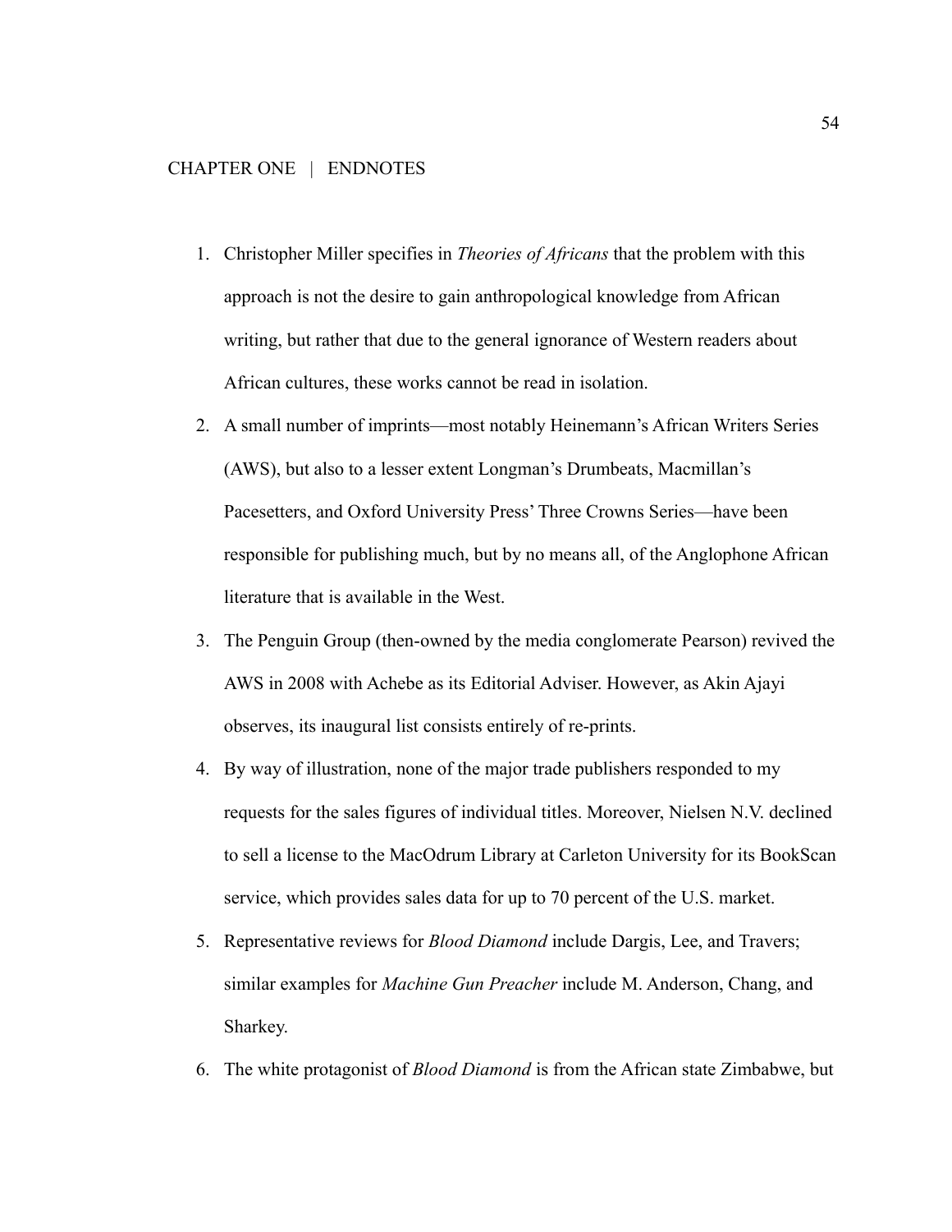## CHAPTER ONE | ENDNOTES

1. Christopher Miller specifies in *Theories of Africans* that the problem with this approach is not the desire to gain anthropological knowledge from African writing, but rather that due to the general ignorance of Western readers about African cultures, these works cannot be read in isolation.
2. A small number of imprints—most notably Heinemann's African Writers Series (AWS), but also to a lesser extent Longman's Drumbeats, Macmillan's Pacesetters, and Oxford University Press' Three Crowns Series—have been responsible for publishing much, but by no means all, of the Anglophone African literature that is available in the West.
3. The Penguin Group (then-owned by the media conglomerate Pearson) revived the AWS in 2008 with Achebe as its Editorial Adviser. However, as Akin Ajayi observes, its inaugural list consists entirely of re-prints.
4. By way of illustration, none of the major trade publishers responded to my requests for the sales figures of individual titles. Moreover, Nielsen N.V. declined to sell a license to the MacOdrum Library at Carleton University for its BookScan service, which provides sales data for up to 70 percent of the U.S. market.
5. Representative reviews for *Blood Diamond* include Dargis, Lee, and Travers; similar examples for *Machine Gun Preacher* include M. Anderson, Chang, and Sharkey.
6. The white protagonist of *Blood Diamond* is from the African state Zimbabwe, but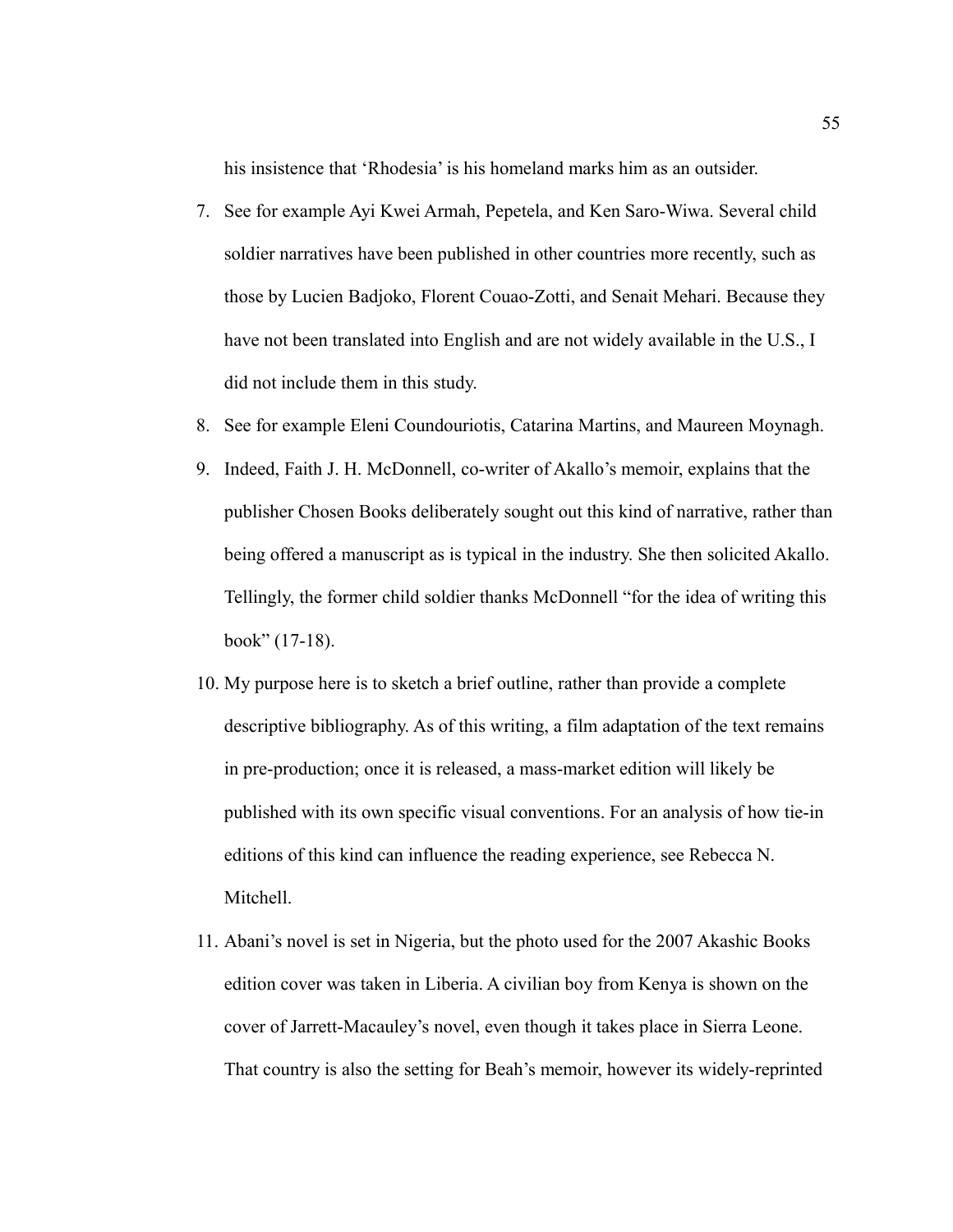his insistence that 'Rhodesia' is his homeland marks him as an outsider.

7. See for example Ayi Kwei Armah, Pepetela, and Ken Saro-Wiwa. Several child soldier narratives have been published in other countries more recently, such as those by Lucien Badjoko, Florent Couao-Zotti, and Senait Mehari. Because they have not been translated into English and are not widely available in the U.S., I did not include them in this study.
8. See for example Eleni Coundouriotis, Catarina Martins, and Maureen Moynagh.
9. Indeed, Faith J. H. McDonnell, co-writer of Akallo's memoir, explains that the publisher Chosen Books deliberately sought out this kind of narrative, rather than being offered a manuscript as is typical in the industry. She then solicited Akallo. Tellingly, the former child soldier thanks McDonnell "for the idea of writing this book" (17-18).
10. My purpose here is to sketch a brief outline, rather than provide a complete descriptive bibliography. As of this writing, a film adaptation of the text remains in pre-production; once it is released, a mass-market edition will likely be published with its own specific visual conventions. For an analysis of how tie-in editions of this kind can influence the reading experience, see Rebecca N. Mitchell.
11. Abani's novel is set in Nigeria, but the photo used for the 2007 Akashic Books edition cover was taken in Liberia. A civilian boy from Kenya is shown on the cover of Jarrett-Macauley's novel, even though it takes place in Sierra Leone. That country is also the setting for Beah's memoir, however its widely-reprinted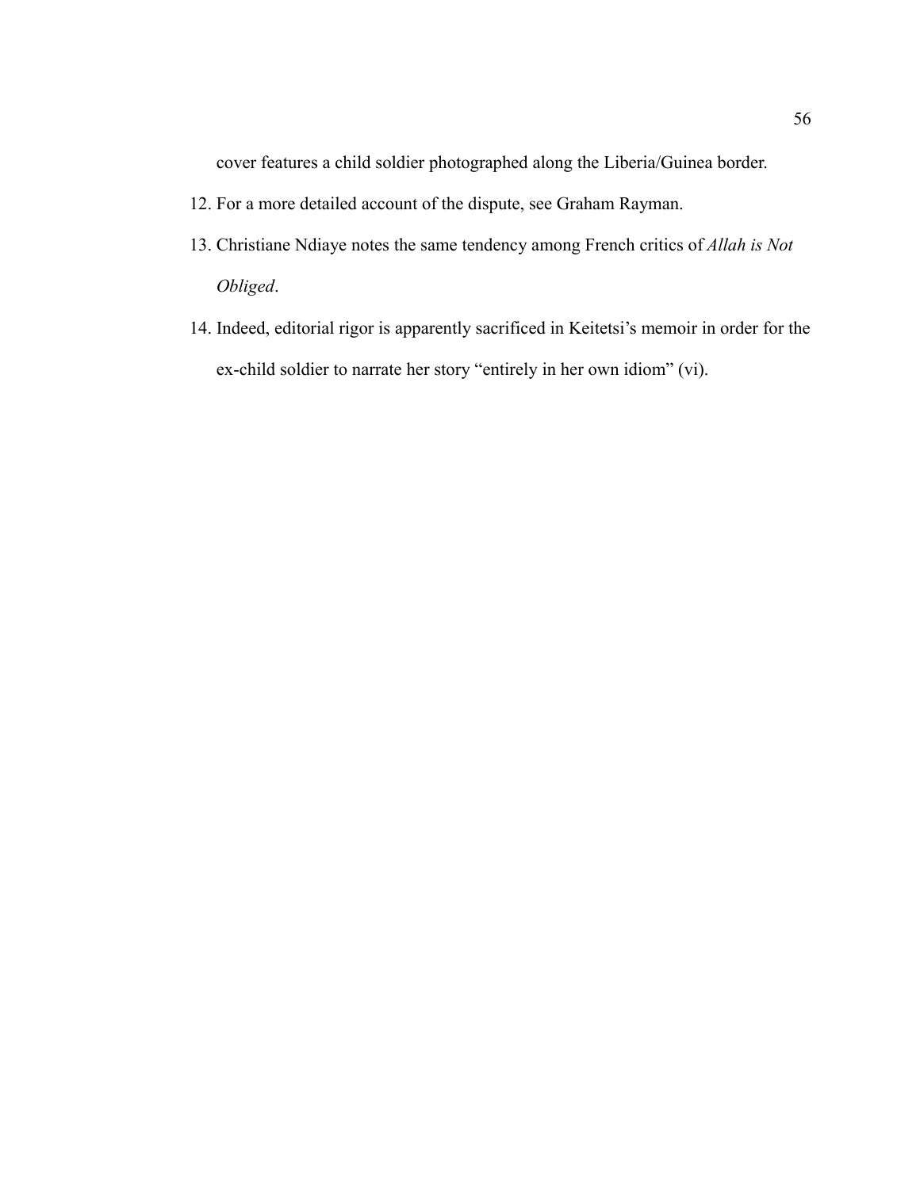cover features a child soldier photographed along the Liberia/Guinea border.

12. For a more detailed account of the dispute, see Graham Rayman.
13. Christiane Ndiaye notes the same tendency among French critics of *Allah is Not Obliged*.
14. Indeed, editorial rigor is apparently sacrificed in Keitetsi's memoir in order for the ex-child soldier to narrate her story "entirely in her own idiom" (vi).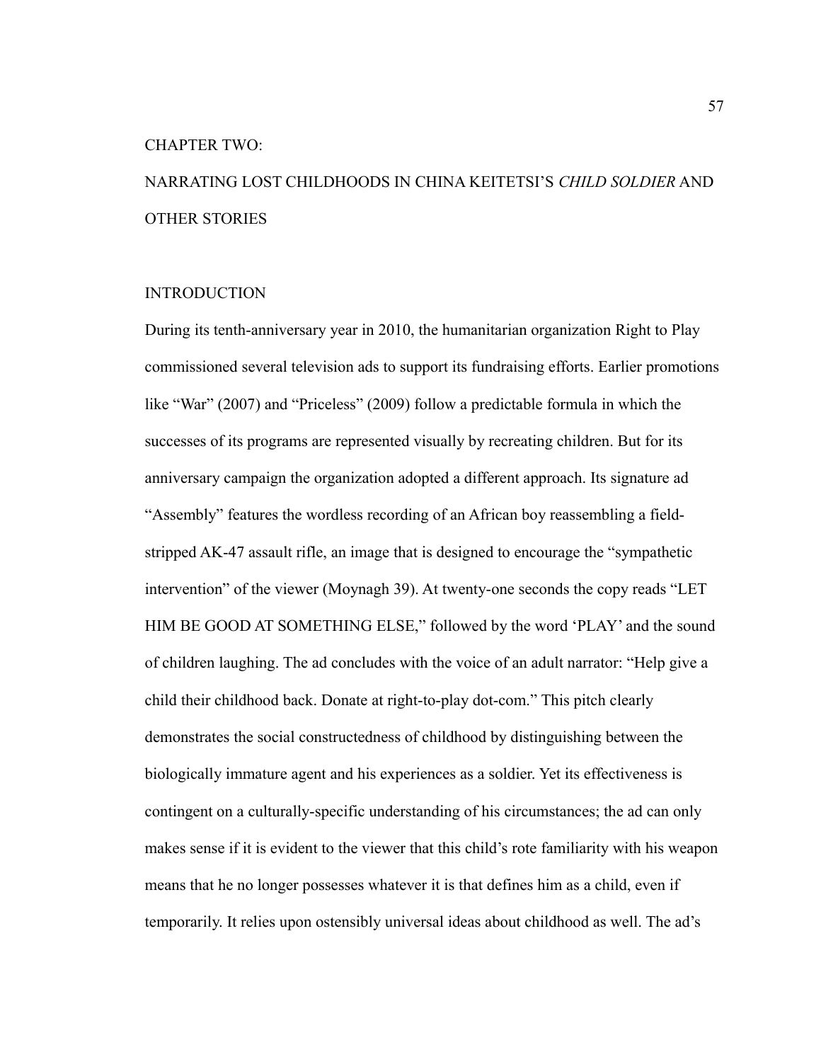# CHAPTER TWO:

# NARRATING LOST CHILDHOODS IN CHINA KEITETSI'S *CHILD SOLDIER* AND OTHER STORIES

## INTRODUCTION

During its tenth-anniversary year in 2010, the humanitarian organization Right to Play commissioned several television ads to support its fundraising efforts. Earlier promotions like "War" (2007) and "Priceless" (2009) follow a predictable formula in which the successes of its programs are represented visually by recreating children. But for its anniversary campaign the organization adopted a different approach. Its signature ad "Assembly" features the wordless recording of an African boy reassembling a field-stripped AK-47 assault rifle, an image that is designed to encourage the "sympathetic intervention" of the viewer (Moynagh 39). At twenty-one seconds the copy reads "LET HIM BE GOOD AT SOMETHING ELSE," followed by the word 'PLAY' and the sound of children laughing. The ad concludes with the voice of an adult narrator: "Help give a child their childhood back. Donate at right-to-play dot-com." This pitch clearly demonstrates the social constructedness of childhood by distinguishing between the biologically immature agent and his experiences as a soldier. Yet its effectiveness is contingent on a culturally-specific understanding of his circumstances; the ad can only makes sense if it is evident to the viewer that this child's rote familiarity with his weapon means that he no longer possesses whatever it is that defines him as a child, even if temporarily. It relies upon ostensibly universal ideas about childhood as well. The ad's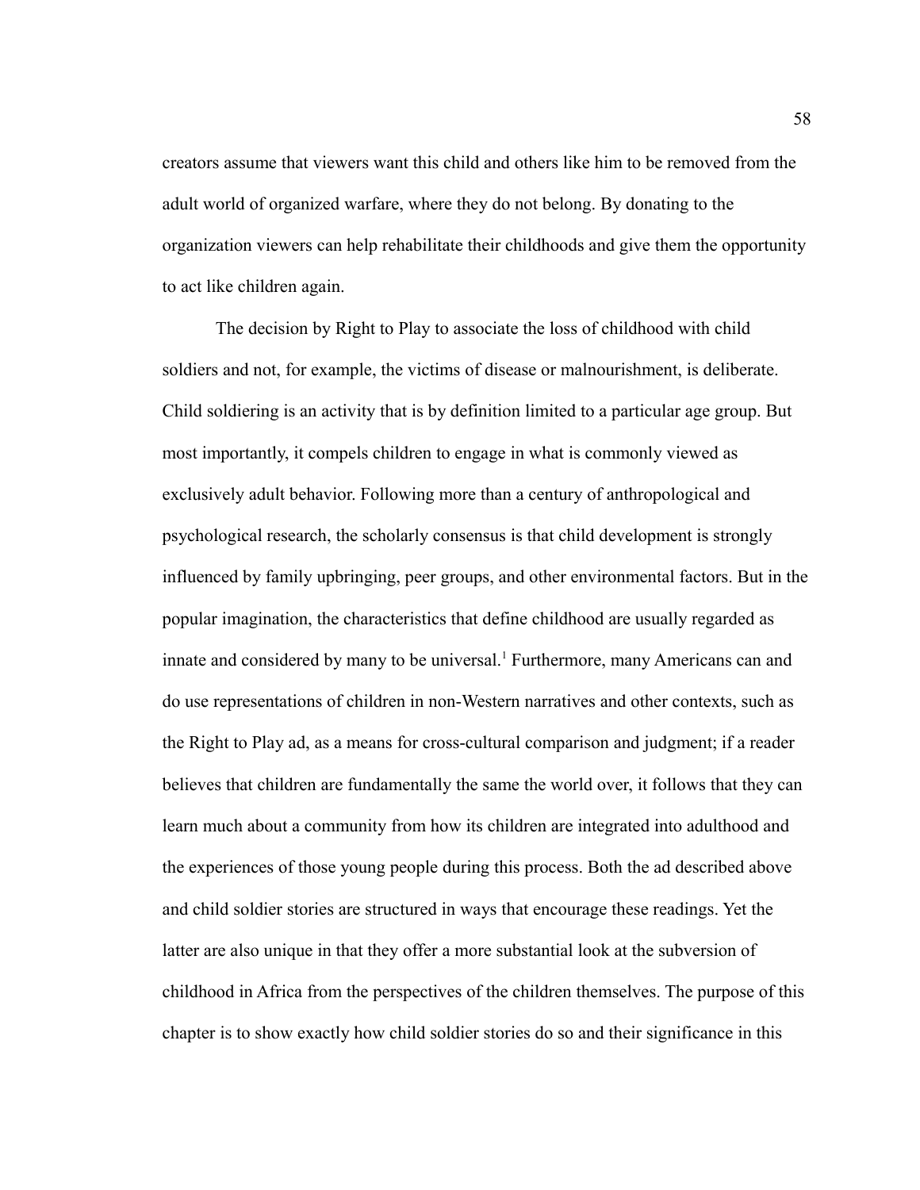creators assume that viewers want this child and others like him to be removed from the adult world of organized warfare, where they do not belong. By donating to the organization viewers can help rehabilitate their childhoods and give them the opportunity to act like children again.

The decision by Right to Play to associate the loss of childhood with child soldiers and not, for example, the victims of disease or malnourishment, is deliberate. Child soldiering is an activity that is by definition limited to a particular age group. But most importantly, it compels children to engage in what is commonly viewed as exclusively adult behavior. Following more than a century of anthropological and psychological research, the scholarly consensus is that child development is strongly influenced by family upbringing, peer groups, and other environmental factors. But in the popular imagination, the characteristics that define childhood are usually regarded as innate and considered by many to be universal.[1] Furthermore, many Americans can and do use representations of children in non-Western narratives and other contexts, such as the Right to Play ad, as a means for cross-cultural comparison and judgment; if a reader believes that children are fundamentally the same the world over, it follows that they can learn much about a community from how its children are integrated into adulthood and the experiences of those young people during this process. Both the ad described above and child soldier stories are structured in ways that encourage these readings. Yet the latter are also unique in that they offer a more substantial look at the subversion of childhood in Africa from the perspectives of the children themselves. The purpose of this chapter is to show exactly how child soldier stories do so and their significance in this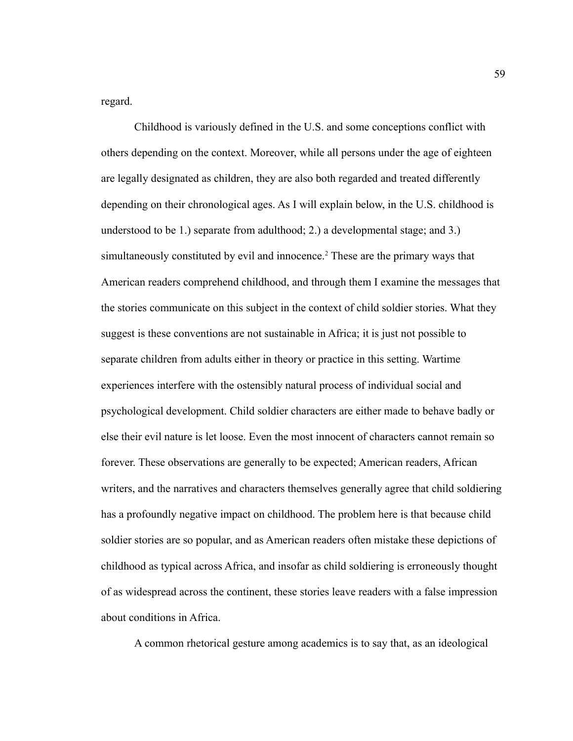regard.

Childhood is variously defined in the U.S. and some conceptions conflict with others depending on the context. Moreover, while all persons under the age of eighteen are legally designated as children, they are also both regarded and treated differently depending on their chronological ages. As I will explain below, in the U.S. childhood is understood to be 1.) separate from adulthood; 2.) a developmental stage; and 3.) simultaneously constituted by evil and innocence.[2] These are the primary ways that American readers comprehend childhood, and through them I examine the messages that the stories communicate on this subject in the context of child soldier stories. What they suggest is these conventions are not sustainable in Africa; it is just not possible to separate children from adults either in theory or practice in this setting. Wartime experiences interfere with the ostensibly natural process of individual social and psychological development. Child soldier characters are either made to behave badly or else their evil nature is let loose. Even the most innocent of characters cannot remain so forever. These observations are generally to be expected; American readers, African writers, and the narratives and characters themselves generally agree that child soldiering has a profoundly negative impact on childhood. The problem here is that because child soldier stories are so popular, and as American readers often mistake these depictions of childhood as typical across Africa, and insofar as child soldiering is erroneously thought of as widespread across the continent, these stories leave readers with a false impression about conditions in Africa.

A common rhetorical gesture among academics is to say that, as an ideological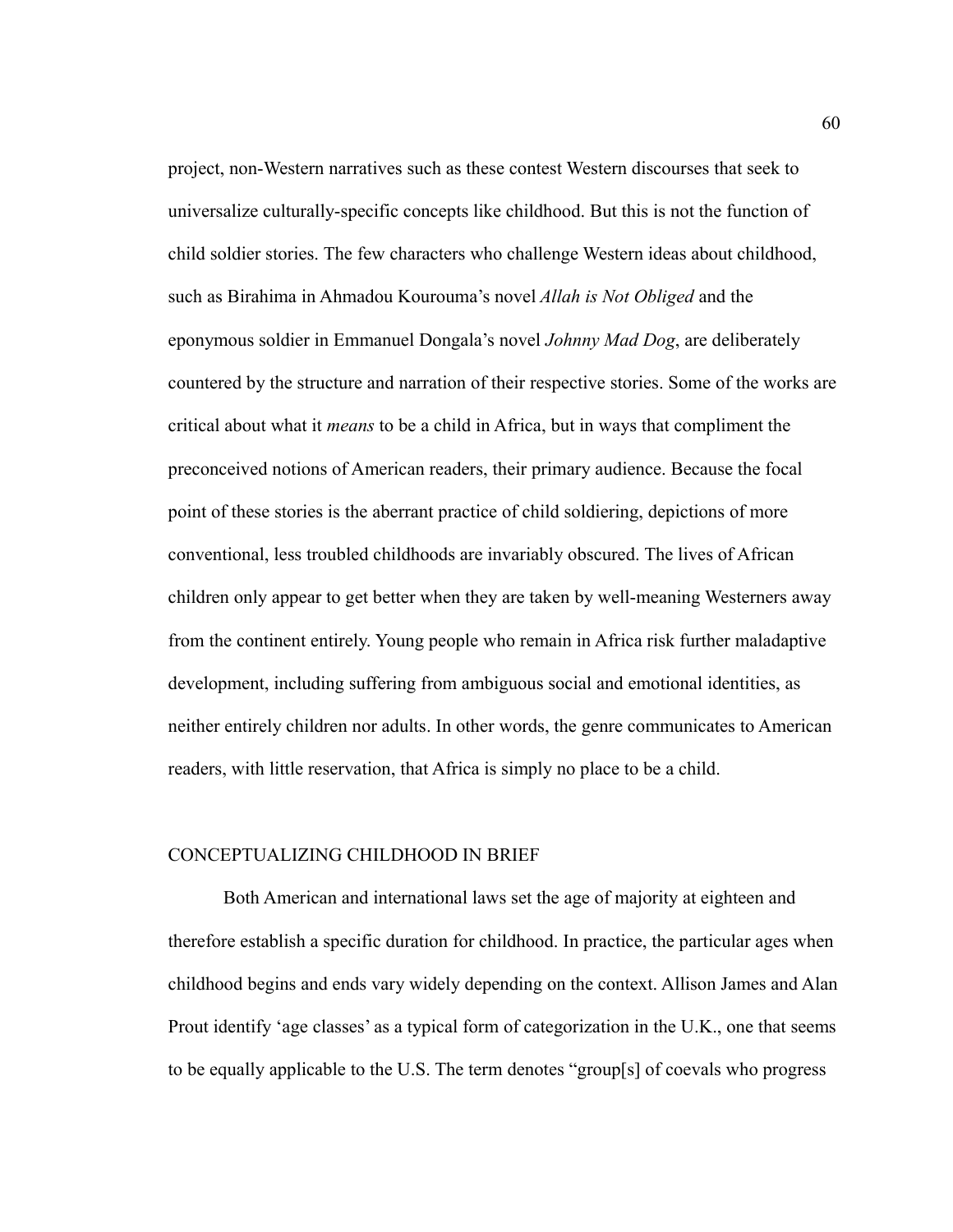project, non-Western narratives such as these contest Western discourses that seek to universalize culturally-specific concepts like childhood. But this is not the function of child soldier stories. The few characters who challenge Western ideas about childhood, such as Birahima in Ahmadou Kourouma's novel *Allah is Not Obliged* and the eponymous soldier in Emmanuel Dongala's novel *Johnny Mad Dog*, are deliberately countered by the structure and narration of their respective stories. Some of the works are critical about what it *means* to be a child in Africa, but in ways that compliment the preconceived notions of American readers, their primary audience. Because the focal point of these stories is the aberrant practice of child soldiering, depictions of more conventional, less troubled childhoods are invariably obscured. The lives of African children only appear to get better when they are taken by well-meaning Westerners away from the continent entirely. Young people who remain in Africa risk further maladaptive development, including suffering from ambiguous social and emotional identities, as neither entirely children nor adults. In other words, the genre communicates to American readers, with little reservation, that Africa is simply no place to be a child.

## CONCEPTUALIZING CHILDHOOD IN BRIEF

Both American and international laws set the age of majority at eighteen and therefore establish a specific duration for childhood. In practice, the particular ages when childhood begins and ends vary widely depending on the context. Allison James and Alan Prout identify 'age classes' as a typical form of categorization in the U.K., one that seems to be equally applicable to the U.S. The term denotes "group[s] of coevals who progress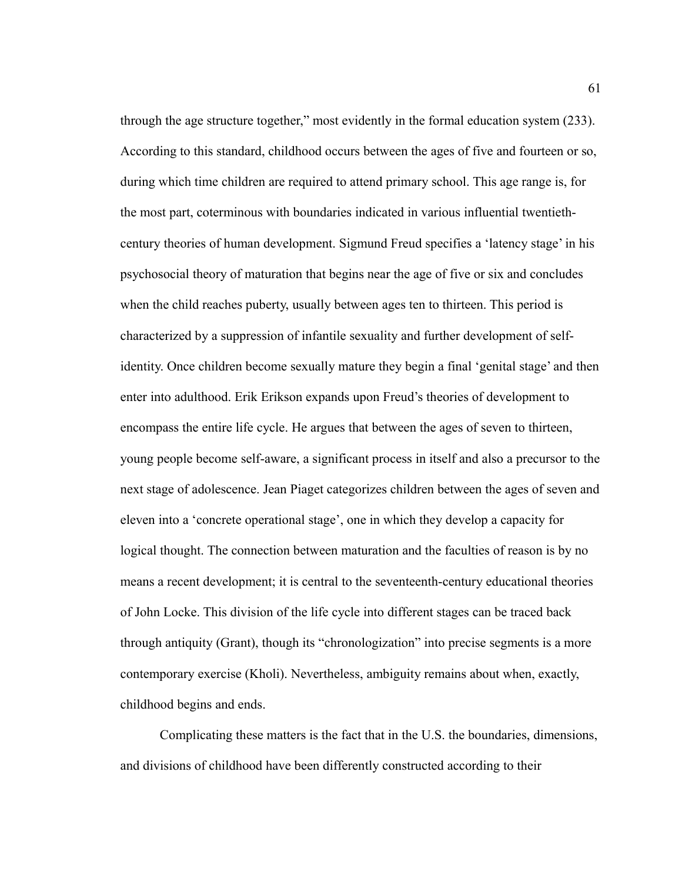through the age structure together," most evidently in the formal education system (233). According to this standard, childhood occurs between the ages of five and fourteen or so, during which time children are required to attend primary school. This age range is, for the most part, coterminous with boundaries indicated in various influential twentieth-century theories of human development. Sigmund Freud specifies a 'latency stage' in his psychosocial theory of maturation that begins near the age of five or six and concludes when the child reaches puberty, usually between ages ten to thirteen. This period is characterized by a suppression of infantile sexuality and further development of self-identity. Once children become sexually mature they begin a final 'genital stage' and then enter into adulthood. Erik Erikson expands upon Freud's theories of development to encompass the entire life cycle. He argues that between the ages of seven to thirteen, young people become self-aware, a significant process in itself and also a precursor to the next stage of adolescence. Jean Piaget categorizes children between the ages of seven and eleven into a 'concrete operational stage', one in which they develop a capacity for logical thought. The connection between maturation and the faculties of reason is by no means a recent development; it is central to the seventeenth-century educational theories of John Locke. This division of the life cycle into different stages can be traced back through antiquity (Grant), though its "chronologization" into precise segments is a more contemporary exercise (Kholi). Nevertheless, ambiguity remains about when, exactly, childhood begins and ends.

Complicating these matters is the fact that in the U.S. the boundaries, dimensions, and divisions of childhood have been differently constructed according to their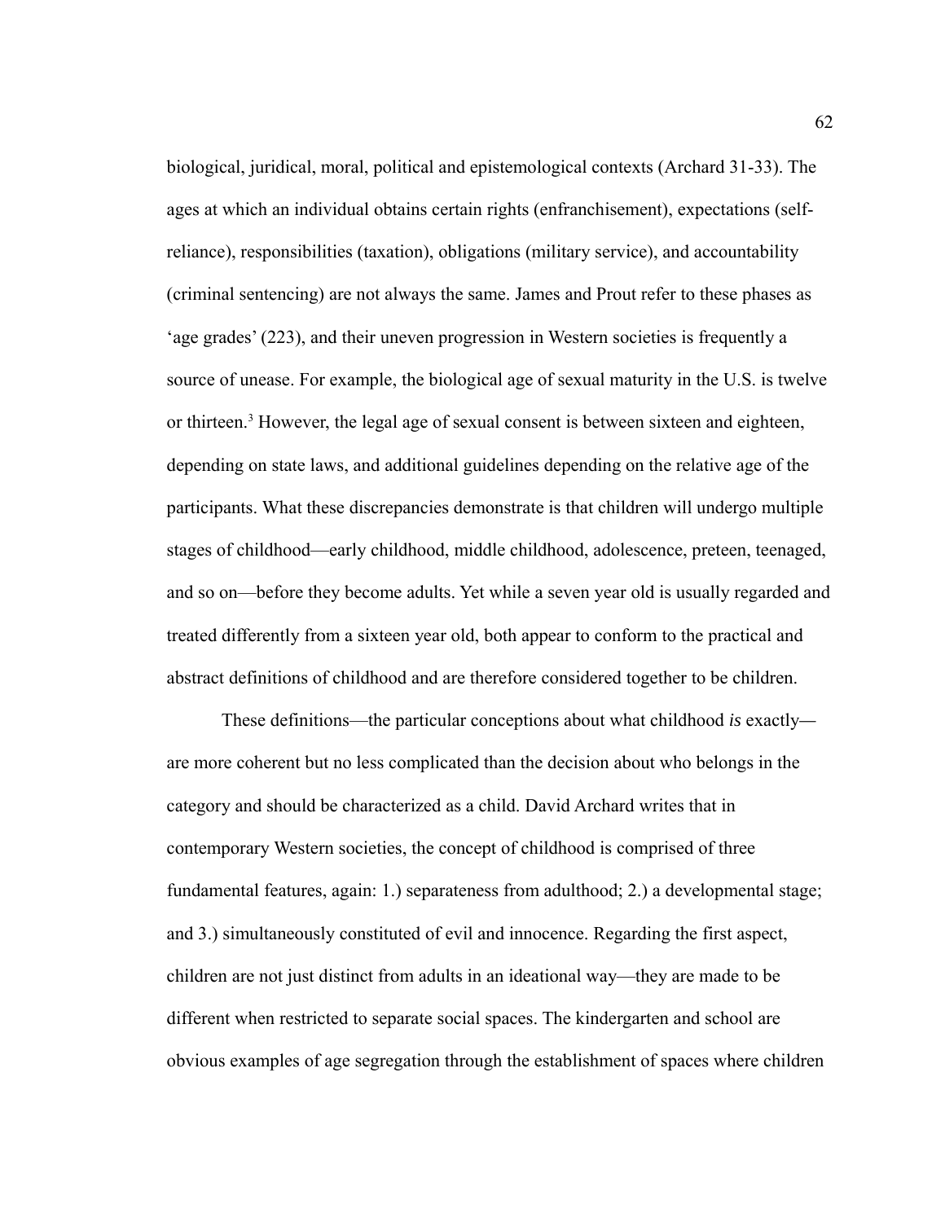biological, juridical, moral, political and epistemological contexts (Archard 31-33). The ages at which an individual obtains certain rights (enfranchisement), expectations (self-reliance), responsibilities (taxation), obligations (military service), and accountability (criminal sentencing) are not always the same. James and Prout refer to these phases as 'age grades' (223), and their uneven progression in Western societies is frequently a source of unease. For example, the biological age of sexual maturity in the U.S. is twelve or thirteen.[3] However, the legal age of sexual consent is between sixteen and eighteen, depending on state laws, and additional guidelines depending on the relative age of the participants. What these discrepancies demonstrate is that children will undergo multiple stages of childhood—early childhood, middle childhood, adolescence, preteen, teenaged, and so on—before they become adults. Yet while a seven year old is usually regarded and treated differently from a sixteen year old, both appear to conform to the practical and abstract definitions of childhood and are therefore considered together to be children.

These definitions—the particular conceptions about what childhood *is* exactly—are more coherent but no less complicated than the decision about who belongs in the category and should be characterized as a child. David Archard writes that in contemporary Western societies, the concept of childhood is comprised of three fundamental features, again: 1.) separateness from adulthood; 2.) a developmental stage; and 3.) simultaneously constituted of evil and innocence. Regarding the first aspect, children are not just distinct from adults in an ideational way—they are made to be different when restricted to separate social spaces. The kindergarten and school are obvious examples of age segregation through the establishment of spaces where children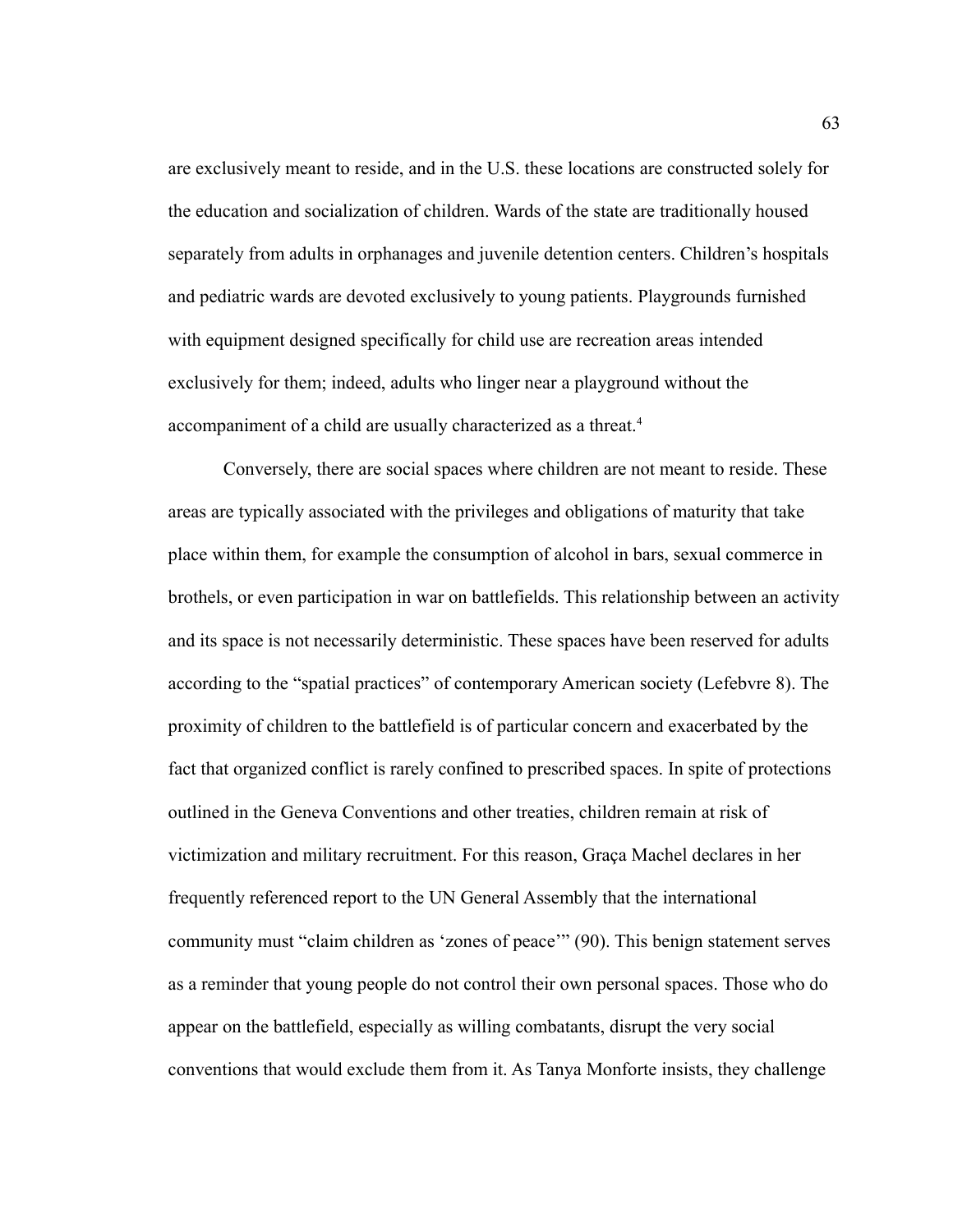are exclusively meant to reside, and in the U.S. these locations are constructed solely for the education and socialization of children. Wards of the state are traditionally housed separately from adults in orphanages and juvenile detention centers. Children's hospitals and pediatric wards are devoted exclusively to young patients. Playgrounds furnished with equipment designed specifically for child use are recreation areas intended exclusively for them; indeed, adults who linger near a playground without the accompaniment of a child are usually characterized as a threat.[4]

Conversely, there are social spaces where children are not meant to reside. These areas are typically associated with the privileges and obligations of maturity that take place within them, for example the consumption of alcohol in bars, sexual commerce in brothels, or even participation in war on battlefields. This relationship between an activity and its space is not necessarily deterministic. These spaces have been reserved for adults according to the "spatial practices" of contemporary American society (Lefebvre 8). The proximity of children to the battlefield is of particular concern and exacerbated by the fact that organized conflict is rarely confined to prescribed spaces. In spite of protections outlined in the Geneva Conventions and other treaties, children remain at risk of victimization and military recruitment. For this reason, Graça Machel declares in her frequently referenced report to the UN General Assembly that the international community must "claim children as 'zones of peace'" (90). This benign statement serves as a reminder that young people do not control their own personal spaces. Those who do appear on the battlefield, especially as willing combatants, disrupt the very social conventions that would exclude them from it. As Tanya Monforte insists, they challenge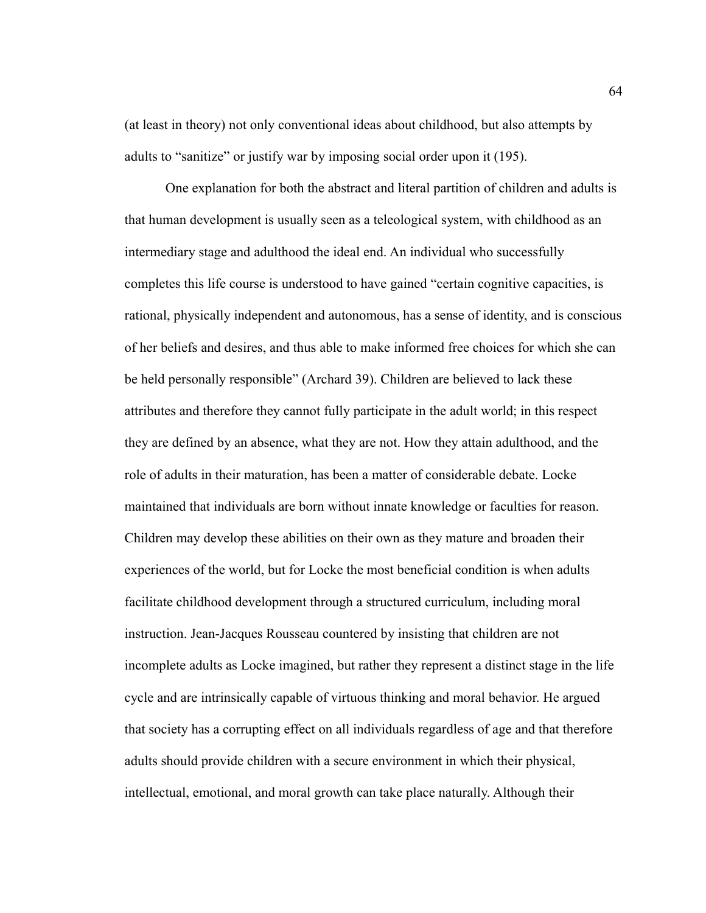(at least in theory) not only conventional ideas about childhood, but also attempts by adults to "sanitize" or justify war by imposing social order upon it (195).

One explanation for both the abstract and literal partition of children and adults is that human development is usually seen as a teleological system, with childhood as an intermediary stage and adulthood the ideal end. An individual who successfully completes this life course is understood to have gained "certain cognitive capacities, is rational, physically independent and autonomous, has a sense of identity, and is conscious of her beliefs and desires, and thus able to make informed free choices for which she can be held personally responsible" (Archard 39). Children are believed to lack these attributes and therefore they cannot fully participate in the adult world; in this respect they are defined by an absence, what they are not. How they attain adulthood, and the role of adults in their maturation, has been a matter of considerable debate. Locke maintained that individuals are born without innate knowledge or faculties for reason. Children may develop these abilities on their own as they mature and broaden their experiences of the world, but for Locke the most beneficial condition is when adults facilitate childhood development through a structured curriculum, including moral instruction. Jean-Jacques Rousseau countered by insisting that children are not incomplete adults as Locke imagined, but rather they represent a distinct stage in the life cycle and are intrinsically capable of virtuous thinking and moral behavior. He argued that society has a corrupting effect on all individuals regardless of age and that therefore adults should provide children with a secure environment in which their physical, intellectual, emotional, and moral growth can take place naturally. Although their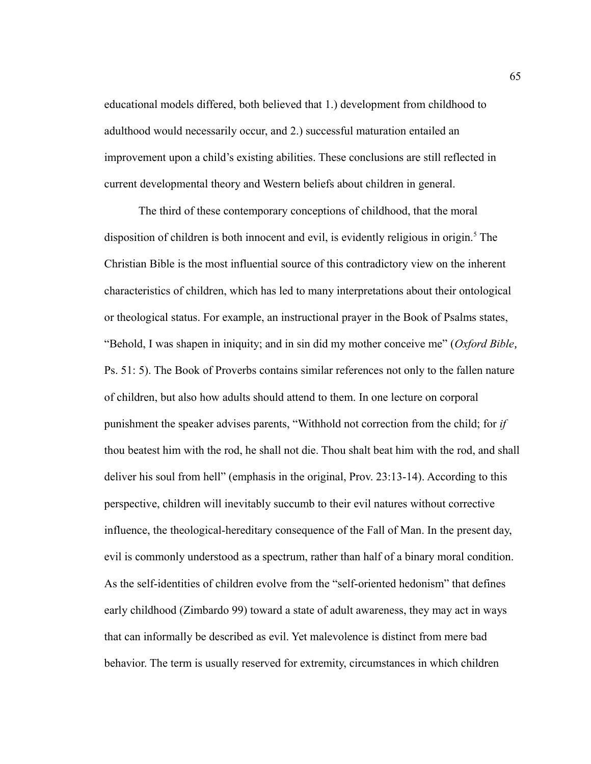educational models differed, both believed that 1.) development from childhood to adulthood would necessarily occur, and 2.) successful maturation entailed an improvement upon a child's existing abilities. These conclusions are still reflected in current developmental theory and Western beliefs about children in general.

The third of these contemporary conceptions of childhood, that the moral disposition of children is both innocent and evil, is evidently religious in origin.[5] The Christian Bible is the most influential source of this contradictory view on the inherent characteristics of children, which has led to many interpretations about their ontological or theological status. For example, an instructional prayer in the Book of Psalms states, "Behold, I was shapen in iniquity; and in sin did my mother conceive me" (*Oxford Bible,* Ps. 51: 5). The Book of Proverbs contains similar references not only to the fallen nature of children, but also how adults should attend to them. In one lecture on corporal punishment the speaker advises parents, "Withhold not correction from the child; for *if* thou beatest him with the rod, he shall not die. Thou shalt beat him with the rod, and shall deliver his soul from hell" (emphasis in the original, Prov. 23:13-14). According to this perspective, children will inevitably succumb to their evil natures without corrective influence, the theological-hereditary consequence of the Fall of Man. In the present day, evil is commonly understood as a spectrum, rather than half of a binary moral condition. As the self-identities of children evolve from the "self-oriented hedonism" that defines early childhood (Zimbardo 99) toward a state of adult awareness, they may act in ways that can informally be described as evil. Yet malevolence is distinct from mere bad behavior. The term is usually reserved for extremity, circumstances in which children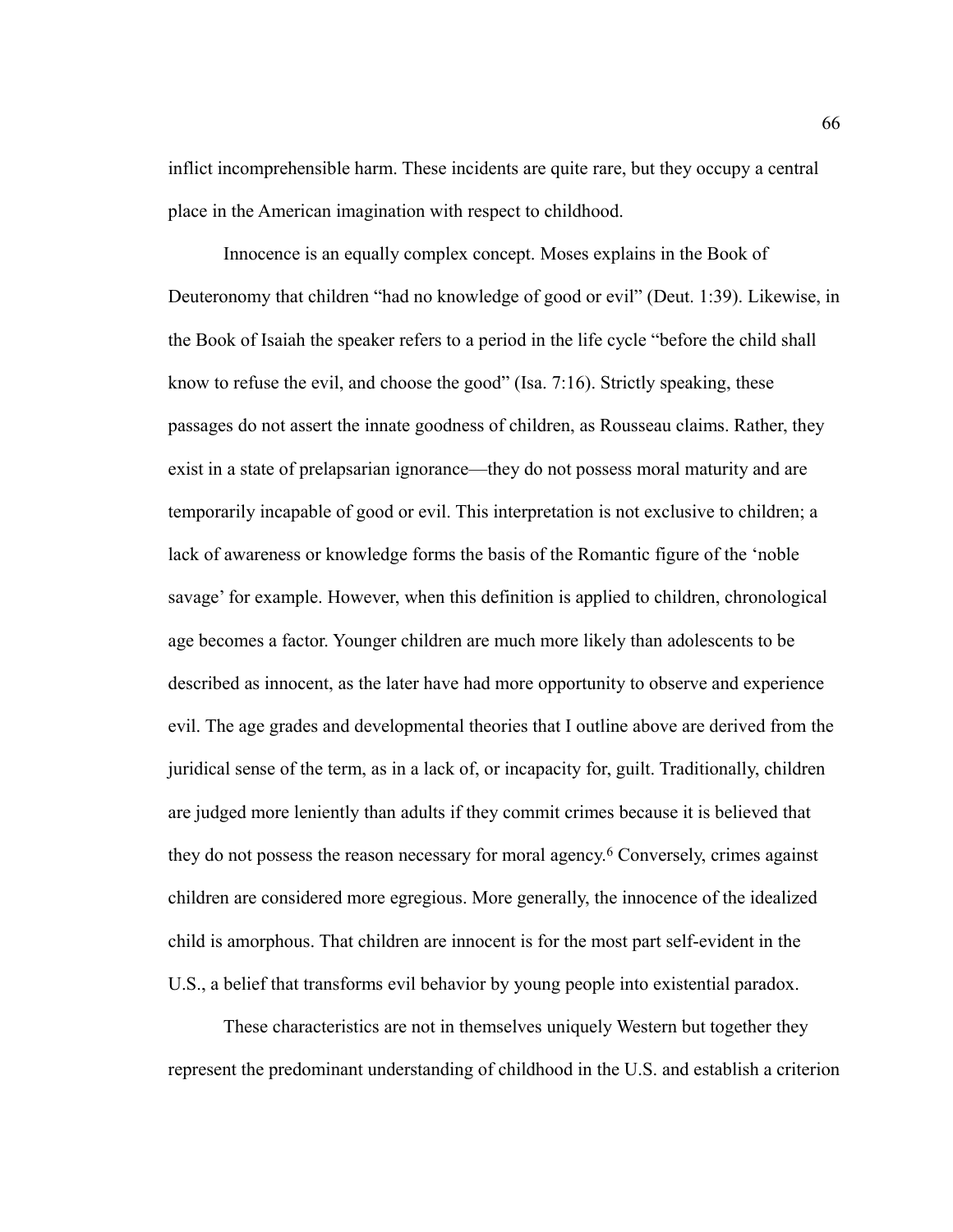inflict incomprehensible harm. These incidents are quite rare, but they occupy a central place in the American imagination with respect to childhood.

Innocence is an equally complex concept. Moses explains in the Book of Deuteronomy that children "had no knowledge of good or evil" (Deut. 1:39). Likewise, in the Book of Isaiah the speaker refers to a period in the life cycle "before the child shall know to refuse the evil, and choose the good" (Isa. 7:16). Strictly speaking, these passages do not assert the innate goodness of children, as Rousseau claims. Rather, they exist in a state of prelapsarian ignorance—they do not possess moral maturity and are temporarily incapable of good or evil. This interpretation is not exclusive to children; a lack of awareness or knowledge forms the basis of the Romantic figure of the 'noble savage' for example. However, when this definition is applied to children, chronological age becomes a factor. Younger children are much more likely than adolescents to be described as innocent, as the later have had more opportunity to observe and experience evil. The age grades and developmental theories that I outline above are derived from the juridical sense of the term, as in a lack of, or incapacity for, guilt. Traditionally, children are judged more leniently than adults if they commit crimes because it is believed that they do not possess the reason necessary for moral agency.[6] Conversely, crimes against children are considered more egregious. More generally, the innocence of the idealized child is amorphous. That children are innocent is for the most part self-evident in the U.S., a belief that transforms evil behavior by young people into existential paradox.

These characteristics are not in themselves uniquely Western but together they represent the predominant understanding of childhood in the U.S. and establish a criterion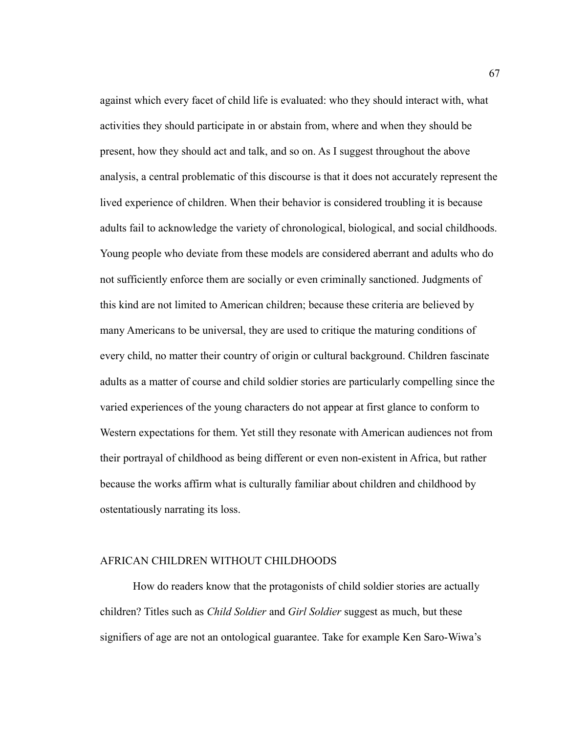against which every facet of child life is evaluated: who they should interact with, what activities they should participate in or abstain from, where and when they should be present, how they should act and talk, and so on. As I suggest throughout the above analysis, a central problematic of this discourse is that it does not accurately represent the lived experience of children. When their behavior is considered troubling it is because adults fail to acknowledge the variety of chronological, biological, and social childhoods. Young people who deviate from these models are considered aberrant and adults who do not sufficiently enforce them are socially or even criminally sanctioned. Judgments of this kind are not limited to American children; because these criteria are believed by many Americans to be universal, they are used to critique the maturing conditions of every child, no matter their country of origin or cultural background. Children fascinate adults as a matter of course and child soldier stories are particularly compelling since the varied experiences of the young characters do not appear at first glance to conform to Western expectations for them. Yet still they resonate with American audiences not from their portrayal of childhood as being different or even non-existent in Africa, but rather because the works affirm what is culturally familiar about children and childhood by ostentatiously narrating its loss.

## AFRICAN CHILDREN WITHOUT CHILDHOODS

How do readers know that the protagonists of child soldier stories are actually children? Titles such as *Child Soldier* and *Girl Soldier* suggest as much, but these signifiers of age are not an ontological guarantee. Take for example Ken Saro-Wiwa's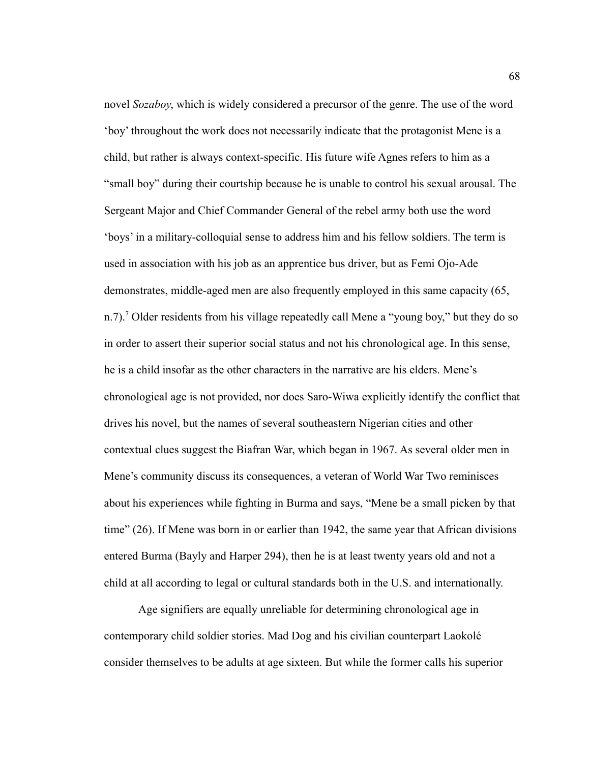novel *Sozaboy*, which is widely considered a precursor of the genre. The use of the word 'boy' throughout the work does not necessarily indicate that the protagonist Mene is a child, but rather is always context-specific. His future wife Agnes refers to him as a "small boy" during their courtship because he is unable to control his sexual arousal. The Sergeant Major and Chief Commander General of the rebel army both use the word 'boys' in a military-colloquial sense to address him and his fellow soldiers. The term is used in association with his job as an apprentice bus driver, but as Femi Ojo-Ade demonstrates, middle-aged men are also frequently employed in this same capacity (65, n.7).[7] Older residents from his village repeatedly call Mene a "young boy," but they do so in order to assert their superior social status and not his chronological age. In this sense, he is a child insofar as the other characters in the narrative are his elders. Mene's chronological age is not provided, nor does Saro-Wiwa explicitly identify the conflict that drives his novel, but the names of several southeastern Nigerian cities and other contextual clues suggest the Biafran War, which began in 1967. As several older men in Mene's community discuss its consequences, a veteran of World War Two reminisces about his experiences while fighting in Burma and says, "Mene be a small picken by that time" (26). If Mene was born in or earlier than 1942, the same year that African divisions entered Burma (Bayly and Harper 294), then he is at least twenty years old and not a child at all according to legal or cultural standards both in the U.S. and internationally.

Age signifiers are equally unreliable for determining chronological age in contemporary child soldier stories. Mad Dog and his civilian counterpart Laokolé consider themselves to be adults at age sixteen. But while the former calls his superior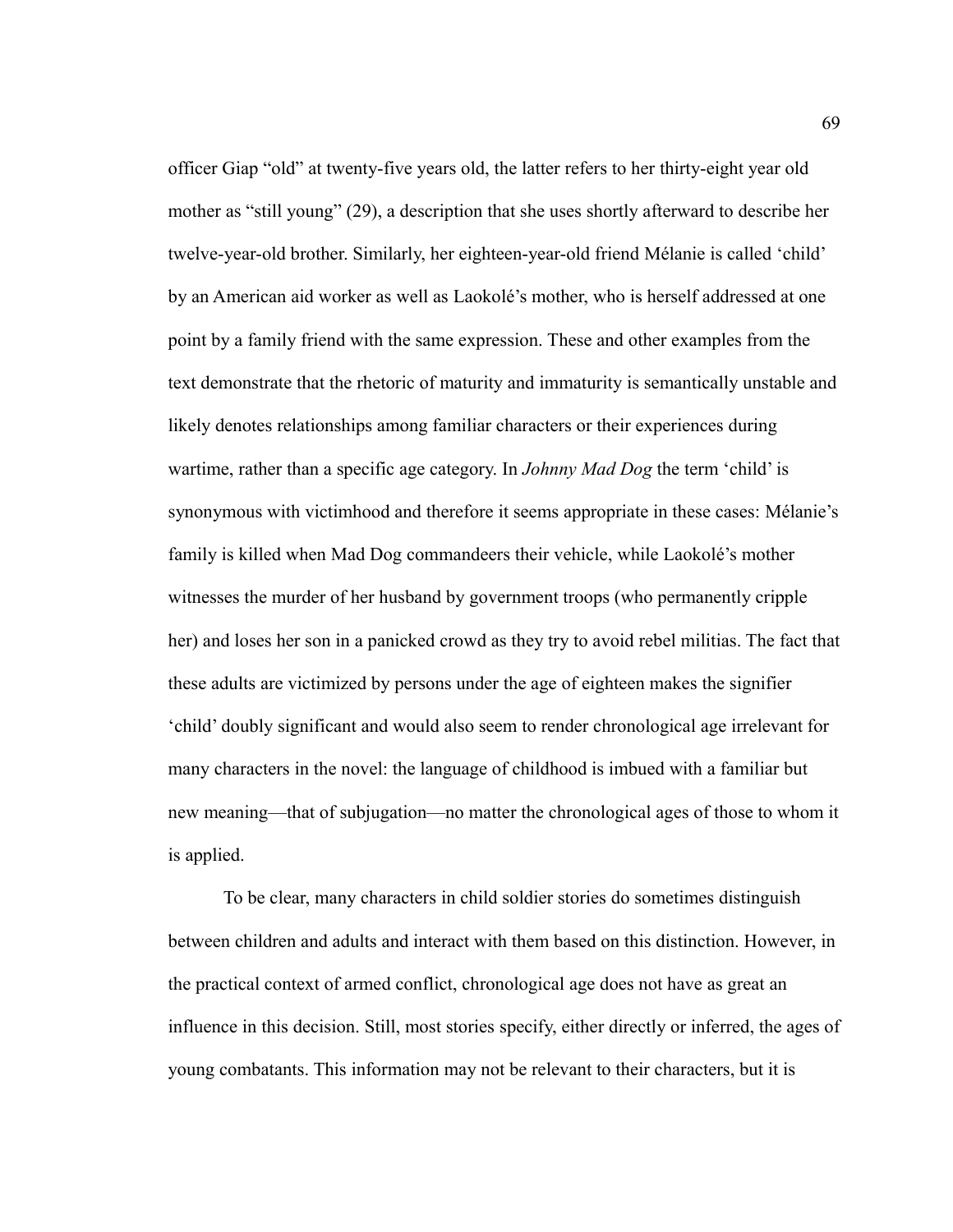officer Giap "old" at twenty-five years old, the latter refers to her thirty-eight year old mother as "still young" (29), a description that she uses shortly afterward to describe her twelve-year-old brother. Similarly, her eighteen-year-old friend Mélanie is called 'child' by an American aid worker as well as Laokolé's mother, who is herself addressed at one point by a family friend with the same expression. These and other examples from the text demonstrate that the rhetoric of maturity and immaturity is semantically unstable and likely denotes relationships among familiar characters or their experiences during wartime, rather than a specific age category. In *Johnny Mad Dog* the term 'child' is synonymous with victimhood and therefore it seems appropriate in these cases: Mélanie's family is killed when Mad Dog commandeers their vehicle, while Laokolé's mother witnesses the murder of her husband by government troops (who permanently cripple her) and loses her son in a panicked crowd as they try to avoid rebel militias. The fact that these adults are victimized by persons under the age of eighteen makes the signifier 'child' doubly significant and would also seem to render chronological age irrelevant for many characters in the novel: the language of childhood is imbued with a familiar but new meaning—that of subjugation—no matter the chronological ages of those to whom it is applied.

To be clear, many characters in child soldier stories do sometimes distinguish between children and adults and interact with them based on this distinction. However, in the practical context of armed conflict, chronological age does not have as great an influence in this decision. Still, most stories specify, either directly or inferred, the ages of young combatants. This information may not be relevant to their characters, but it is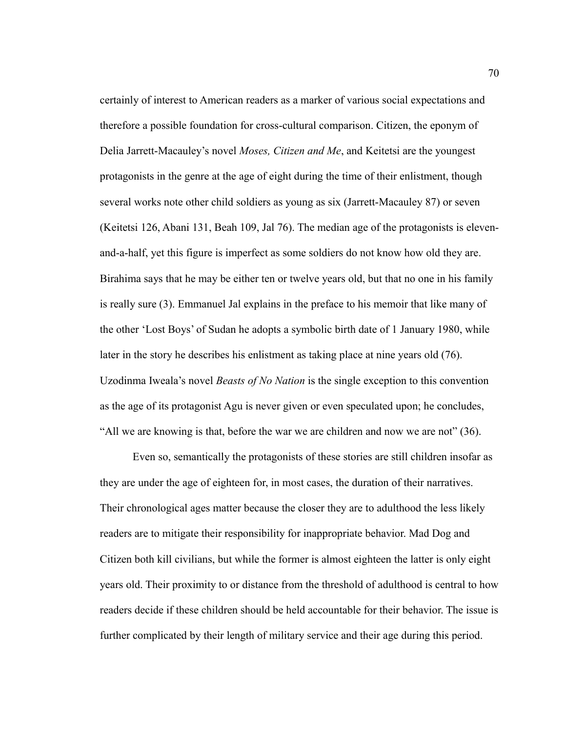certainly of interest to American readers as a marker of various social expectations and therefore a possible foundation for cross-cultural comparison. Citizen, the eponym of Delia Jarrett-Macauley's novel *Moses, Citizen and Me*, and Keitetsi are the youngest protagonists in the genre at the age of eight during the time of their enlistment, though several works note other child soldiers as young as six (Jarrett-Macauley 87) or seven (Keitetsi 126, Abani 131, Beah 109, Jal 76). The median age of the protagonists is eleven-and-a-half, yet this figure is imperfect as some soldiers do not know how old they are. Birahima says that he may be either ten or twelve years old, but that no one in his family is really sure (3). Emmanuel Jal explains in the preface to his memoir that like many of the other 'Lost Boys' of Sudan he adopts a symbolic birth date of 1 January 1980, while later in the story he describes his enlistment as taking place at nine years old (76). Uzodinma Iweala's novel *Beasts of No Nation* is the single exception to this convention as the age of its protagonist Agu is never given or even speculated upon; he concludes, "All we are knowing is that, before the war we are children and now we are not" (36).

Even so, semantically the protagonists of these stories are still children insofar as they are under the age of eighteen for, in most cases, the duration of their narratives. Their chronological ages matter because the closer they are to adulthood the less likely readers are to mitigate their responsibility for inappropriate behavior. Mad Dog and Citizen both kill civilians, but while the former is almost eighteen the latter is only eight years old. Their proximity to or distance from the threshold of adulthood is central to how readers decide if these children should be held accountable for their behavior. The issue is further complicated by their length of military service and their age during this period.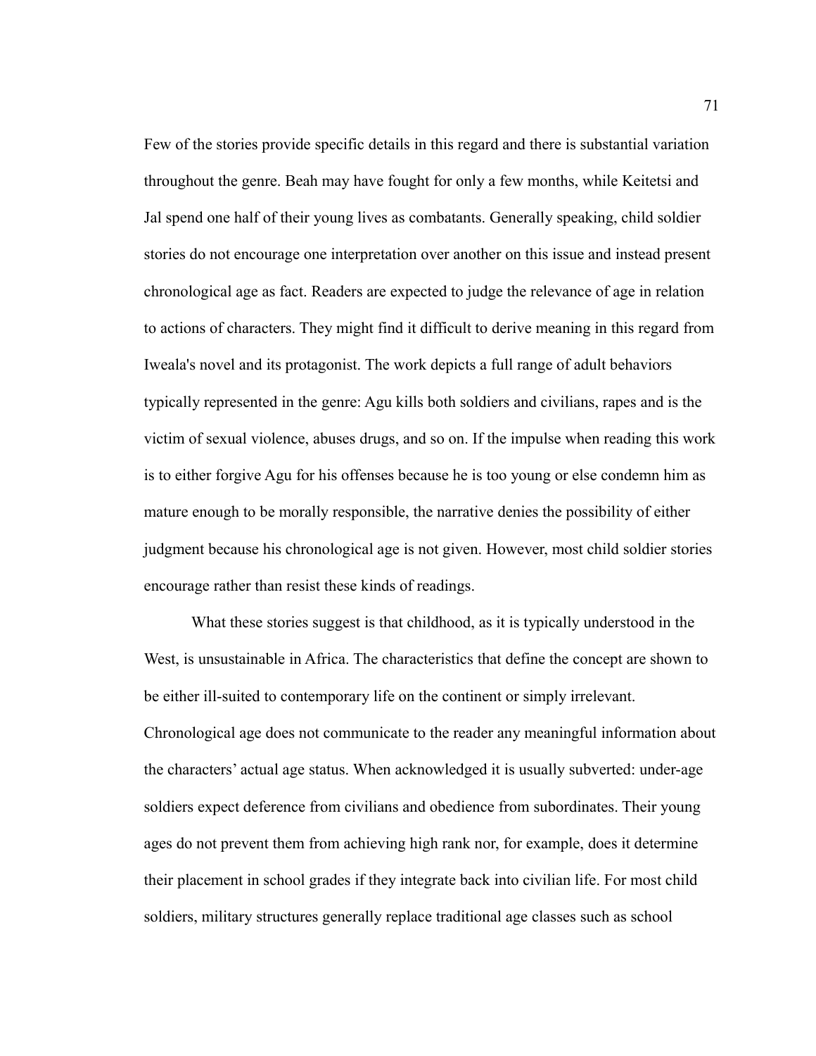Few of the stories provide specific details in this regard and there is substantial variation throughout the genre. Beah may have fought for only a few months, while Keitetsi and Jal spend one half of their young lives as combatants. Generally speaking, child soldier stories do not encourage one interpretation over another on this issue and instead present chronological age as fact. Readers are expected to judge the relevance of age in relation to actions of characters. They might find it difficult to derive meaning in this regard from Iweala's novel and its protagonist. The work depicts a full range of adult behaviors typically represented in the genre: Agu kills both soldiers and civilians, rapes and is the victim of sexual violence, abuses drugs, and so on. If the impulse when reading this work is to either forgive Agu for his offenses because he is too young or else condemn him as mature enough to be morally responsible, the narrative denies the possibility of either judgment because his chronological age is not given. However, most child soldier stories encourage rather than resist these kinds of readings.

What these stories suggest is that childhood, as it is typically understood in the West, is unsustainable in Africa. The characteristics that define the concept are shown to be either ill-suited to contemporary life on the continent or simply irrelevant. Chronological age does not communicate to the reader any meaningful information about the characters' actual age status. When acknowledged it is usually subverted: under-age soldiers expect deference from civilians and obedience from subordinates. Their young ages do not prevent them from achieving high rank nor, for example, does it determine their placement in school grades if they integrate back into civilian life. For most child soldiers, military structures generally replace traditional age classes such as school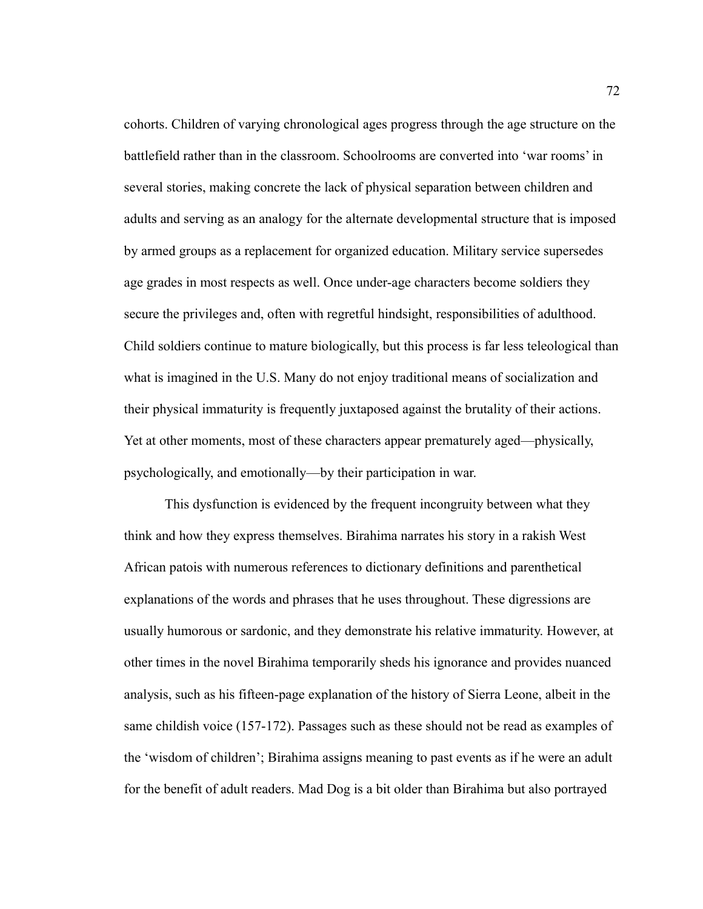cohorts. Children of varying chronological ages progress through the age structure on the battlefield rather than in the classroom. Schoolrooms are converted into 'war rooms' in several stories, making concrete the lack of physical separation between children and adults and serving as an analogy for the alternate developmental structure that is imposed by armed groups as a replacement for organized education. Military service supersedes age grades in most respects as well. Once under-age characters become soldiers they secure the privileges and, often with regretful hindsight, responsibilities of adulthood. Child soldiers continue to mature biologically, but this process is far less teleological than what is imagined in the U.S. Many do not enjoy traditional means of socialization and their physical immaturity is frequently juxtaposed against the brutality of their actions. Yet at other moments, most of these characters appear prematurely aged—physically, psychologically, and emotionally—by their participation in war.

This dysfunction is evidenced by the frequent incongruity between what they think and how they express themselves. Birahima narrates his story in a rakish West African patois with numerous references to dictionary definitions and parenthetical explanations of the words and phrases that he uses throughout. These digressions are usually humorous or sardonic, and they demonstrate his relative immaturity. However, at other times in the novel Birahima temporarily sheds his ignorance and provides nuanced analysis, such as his fifteen-page explanation of the history of Sierra Leone, albeit in the same childish voice (157-172). Passages such as these should not be read as examples of the 'wisdom of children'; Birahima assigns meaning to past events as if he were an adult for the benefit of adult readers. Mad Dog is a bit older than Birahima but also portrayed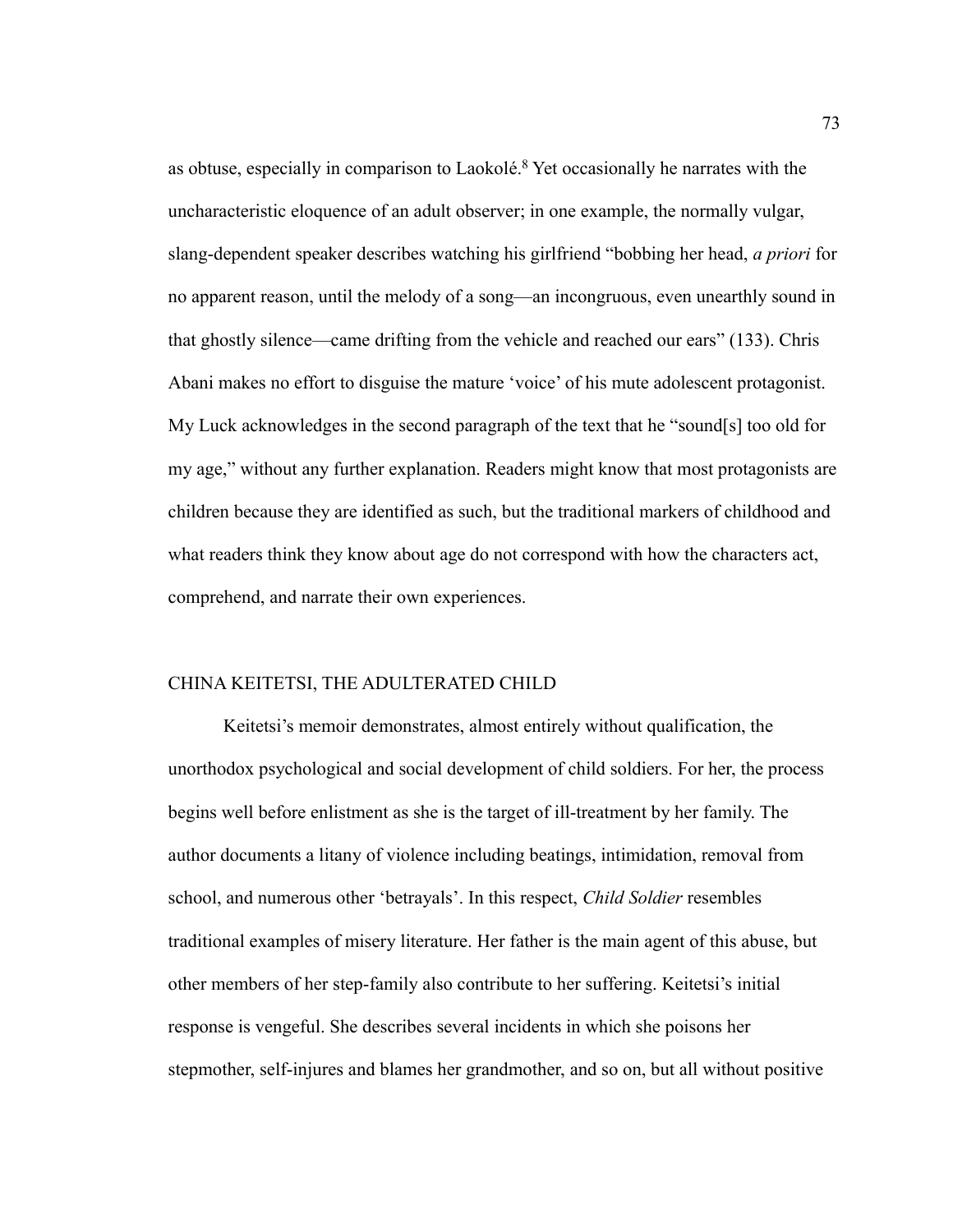as obtuse, especially in comparison to Laokolé.[8] Yet occasionally he narrates with the uncharacteristic eloquence of an adult observer; in one example, the normally vulgar, slang-dependent speaker describes watching his girlfriend "bobbing her head, *a priori* for no apparent reason, until the melody of a song—an incongruous, even unearthly sound in that ghostly silence—came drifting from the vehicle and reached our ears" (133). Chris Abani makes no effort to disguise the mature 'voice' of his mute adolescent protagonist. My Luck acknowledges in the second paragraph of the text that he "sound[s] too old for my age," without any further explanation. Readers might know that most protagonists are children because they are identified as such, but the traditional markers of childhood and what readers think they know about age do not correspond with how the characters act, comprehend, and narrate their own experiences.

## CHINA KEITETSI, THE ADULTERATED CHILD

Keitetsi's memoir demonstrates, almost entirely without qualification, the unorthodox psychological and social development of child soldiers. For her, the process begins well before enlistment as she is the target of ill-treatment by her family. The author documents a litany of violence including beatings, intimidation, removal from school, and numerous other 'betrayals'. In this respect, *Child Soldier* resembles traditional examples of misery literature. Her father is the main agent of this abuse, but other members of her step-family also contribute to her suffering. Keitetsi's initial response is vengeful. She describes several incidents in which she poisons her stepmother, self-injures and blames her grandmother, and so on, but all without positive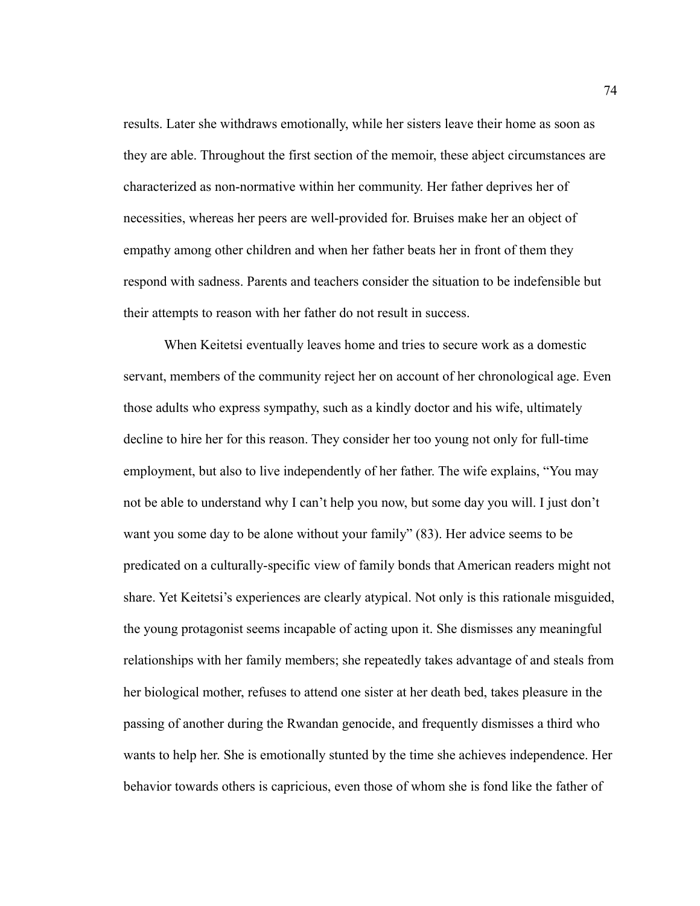results. Later she withdraws emotionally, while her sisters leave their home as soon as they are able. Throughout the first section of the memoir, these abject circumstances are characterized as non-normative within her community. Her father deprives her of necessities, whereas her peers are well-provided for. Bruises make her an object of empathy among other children and when her father beats her in front of them they respond with sadness. Parents and teachers consider the situation to be indefensible but their attempts to reason with her father do not result in success.

When Keitetsi eventually leaves home and tries to secure work as a domestic servant, members of the community reject her on account of her chronological age. Even those adults who express sympathy, such as a kindly doctor and his wife, ultimately decline to hire her for this reason. They consider her too young not only for full-time employment, but also to live independently of her father. The wife explains, "You may not be able to understand why I can't help you now, but some day you will. I just don't want you some day to be alone without your family" (83). Her advice seems to be predicated on a culturally-specific view of family bonds that American readers might not share. Yet Keitetsi's experiences are clearly atypical. Not only is this rationale misguided, the young protagonist seems incapable of acting upon it. She dismisses any meaningful relationships with her family members; she repeatedly takes advantage of and steals from her biological mother, refuses to attend one sister at her death bed, takes pleasure in the passing of another during the Rwandan genocide, and frequently dismisses a third who wants to help her. She is emotionally stunted by the time she achieves independence. Her behavior towards others is capricious, even those of whom she is fond like the father of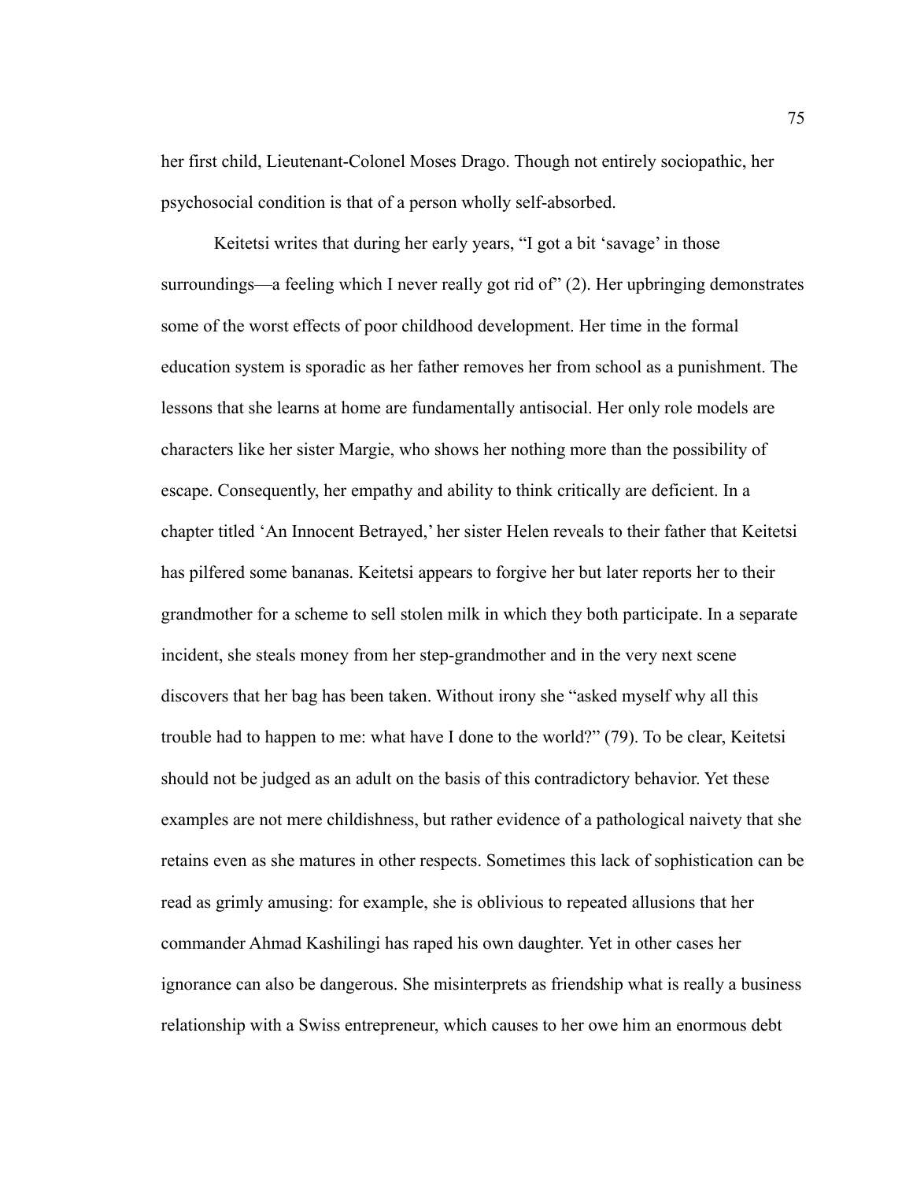her first child, Lieutenant-Colonel Moses Drago. Though not entirely sociopathic, her psychosocial condition is that of a person wholly self-absorbed.

Keitetsi writes that during her early years, "I got a bit 'savage' in those surroundings—a feeling which I never really got rid of" (2). Her upbringing demonstrates some of the worst effects of poor childhood development. Her time in the formal education system is sporadic as her father removes her from school as a punishment. The lessons that she learns at home are fundamentally antisocial. Her only role models are characters like her sister Margie, who shows her nothing more than the possibility of escape. Consequently, her empathy and ability to think critically are deficient. In a chapter titled 'An Innocent Betrayed,' her sister Helen reveals to their father that Keitetsi has pilfered some bananas. Keitetsi appears to forgive her but later reports her to their grandmother for a scheme to sell stolen milk in which they both participate. In a separate incident, she steals money from her step-grandmother and in the very next scene discovers that her bag has been taken. Without irony she "asked myself why all this trouble had to happen to me: what have I done to the world?" (79). To be clear, Keitetsi should not be judged as an adult on the basis of this contradictory behavior. Yet these examples are not mere childishness, but rather evidence of a pathological naivety that she retains even as she matures in other respects. Sometimes this lack of sophistication can be read as grimly amusing: for example, she is oblivious to repeated allusions that her commander Ahmad Kashilingi has raped his own daughter. Yet in other cases her ignorance can also be dangerous. She misinterprets as friendship what is really a business relationship with a Swiss entrepreneur, which causes to her owe him an enormous debt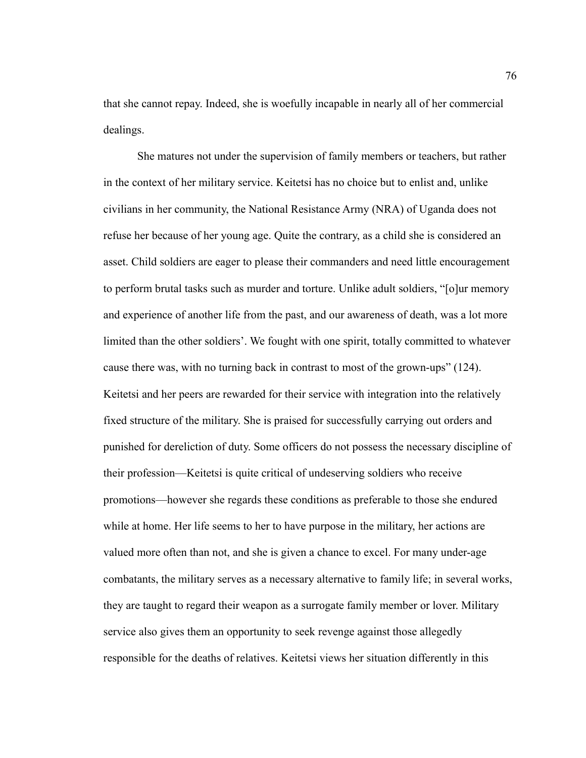that she cannot repay. Indeed, she is woefully incapable in nearly all of her commercial dealings.

She matures not under the supervision of family members or teachers, but rather in the context of her military service. Keitetsi has no choice but to enlist and, unlike civilians in her community, the National Resistance Army (NRA) of Uganda does not refuse her because of her young age. Quite the contrary, as a child she is considered an asset. Child soldiers are eager to please their commanders and need little encouragement to perform brutal tasks such as murder and torture. Unlike adult soldiers, "[o]ur memory and experience of another life from the past, and our awareness of death, was a lot more limited than the other soldiers'. We fought with one spirit, totally committed to whatever cause there was, with no turning back in contrast to most of the grown-ups" (124). Keitetsi and her peers are rewarded for their service with integration into the relatively fixed structure of the military. She is praised for successfully carrying out orders and punished for dereliction of duty. Some officers do not possess the necessary discipline of their profession—Keitetsi is quite critical of undeserving soldiers who receive promotions—however she regards these conditions as preferable to those she endured while at home. Her life seems to her to have purpose in the military, her actions are valued more often than not, and she is given a chance to excel. For many under-age combatants, the military serves as a necessary alternative to family life; in several works, they are taught to regard their weapon as a surrogate family member or lover. Military service also gives them an opportunity to seek revenge against those allegedly responsible for the deaths of relatives. Keitetsi views her situation differently in this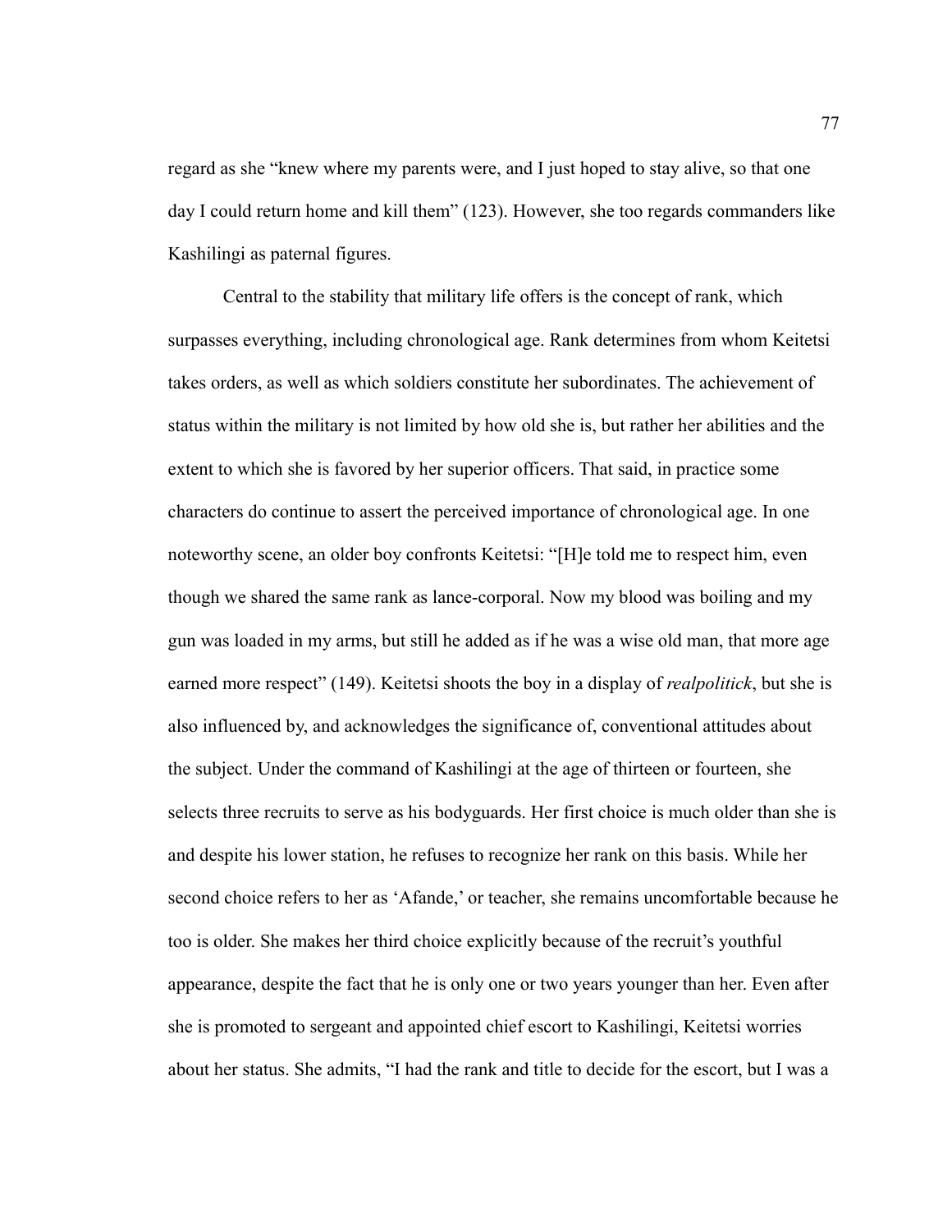regard as she "knew where my parents were, and I just hoped to stay alive, so that one day I could return home and kill them" (123). However, she too regards commanders like Kashilingi as paternal figures.

Central to the stability that military life offers is the concept of rank, which surpasses everything, including chronological age. Rank determines from whom Keitetsi takes orders, as well as which soldiers constitute her subordinates. The achievement of status within the military is not limited by how old she is, but rather her abilities and the extent to which she is favored by her superior officers. That said, in practice some characters do continue to assert the perceived importance of chronological age. In one noteworthy scene, an older boy confronts Keitetsi: "[H]e told me to respect him, even though we shared the same rank as lance-corporal. Now my blood was boiling and my gun was loaded in my arms, but still he added as if he was a wise old man, that more age earned more respect" (149). Keitetsi shoots the boy in a display of *realpolitick*, but she is also influenced by, and acknowledges the significance of, conventional attitudes about the subject. Under the command of Kashilingi at the age of thirteen or fourteen, she selects three recruits to serve as his bodyguards. Her first choice is much older than she is and despite his lower station, he refuses to recognize her rank on this basis. While her second choice refers to her as 'Afande,' or teacher, she remains uncomfortable because he too is older. She makes her third choice explicitly because of the recruit's youthful appearance, despite the fact that he is only one or two years younger than her. Even after she is promoted to sergeant and appointed chief escort to Kashilingi, Keitetsi worries about her status. She admits, "I had the rank and title to decide for the escort, but I was a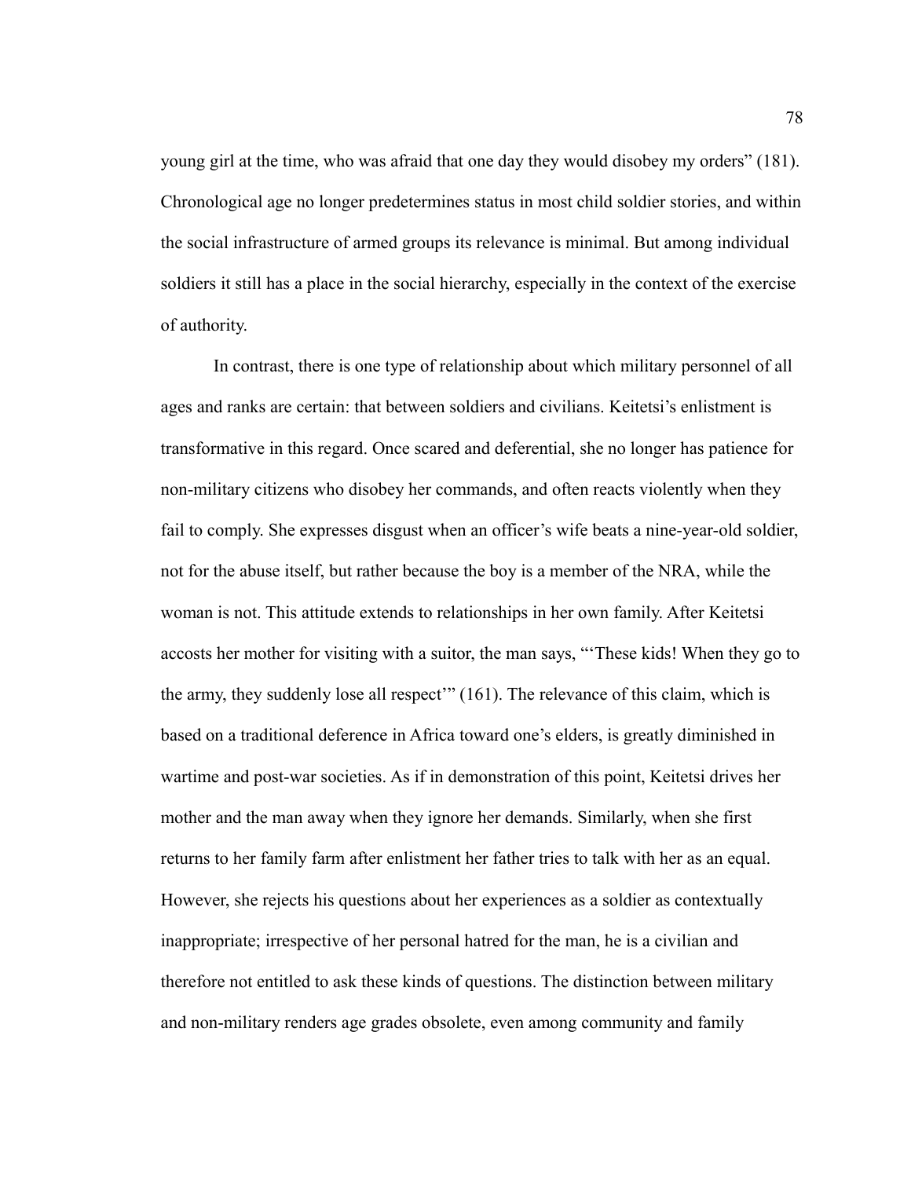young girl at the time, who was afraid that one day they would disobey my orders" (181). Chronological age no longer predetermines status in most child soldier stories, and within the social infrastructure of armed groups its relevance is minimal. But among individual soldiers it still has a place in the social hierarchy, especially in the context of the exercise of authority.

In contrast, there is one type of relationship about which military personnel of all ages and ranks are certain: that between soldiers and civilians. Keitetsi's enlistment is transformative in this regard. Once scared and deferential, she no longer has patience for non-military citizens who disobey her commands, and often reacts violently when they fail to comply. She expresses disgust when an officer's wife beats a nine-year-old soldier, not for the abuse itself, but rather because the boy is a member of the NRA, while the woman is not. This attitude extends to relationships in her own family. After Keitetsi accosts her mother for visiting with a suitor, the man says, "'These kids! When they go to the army, they suddenly lose all respect'" (161). The relevance of this claim, which is based on a traditional deference in Africa toward one's elders, is greatly diminished in wartime and post-war societies. As if in demonstration of this point, Keitetsi drives her mother and the man away when they ignore her demands. Similarly, when she first returns to her family farm after enlistment her father tries to talk with her as an equal. However, she rejects his questions about her experiences as a soldier as contextually inappropriate; irrespective of her personal hatred for the man, he is a civilian and therefore not entitled to ask these kinds of questions. The distinction between military and non-military renders age grades obsolete, even among community and family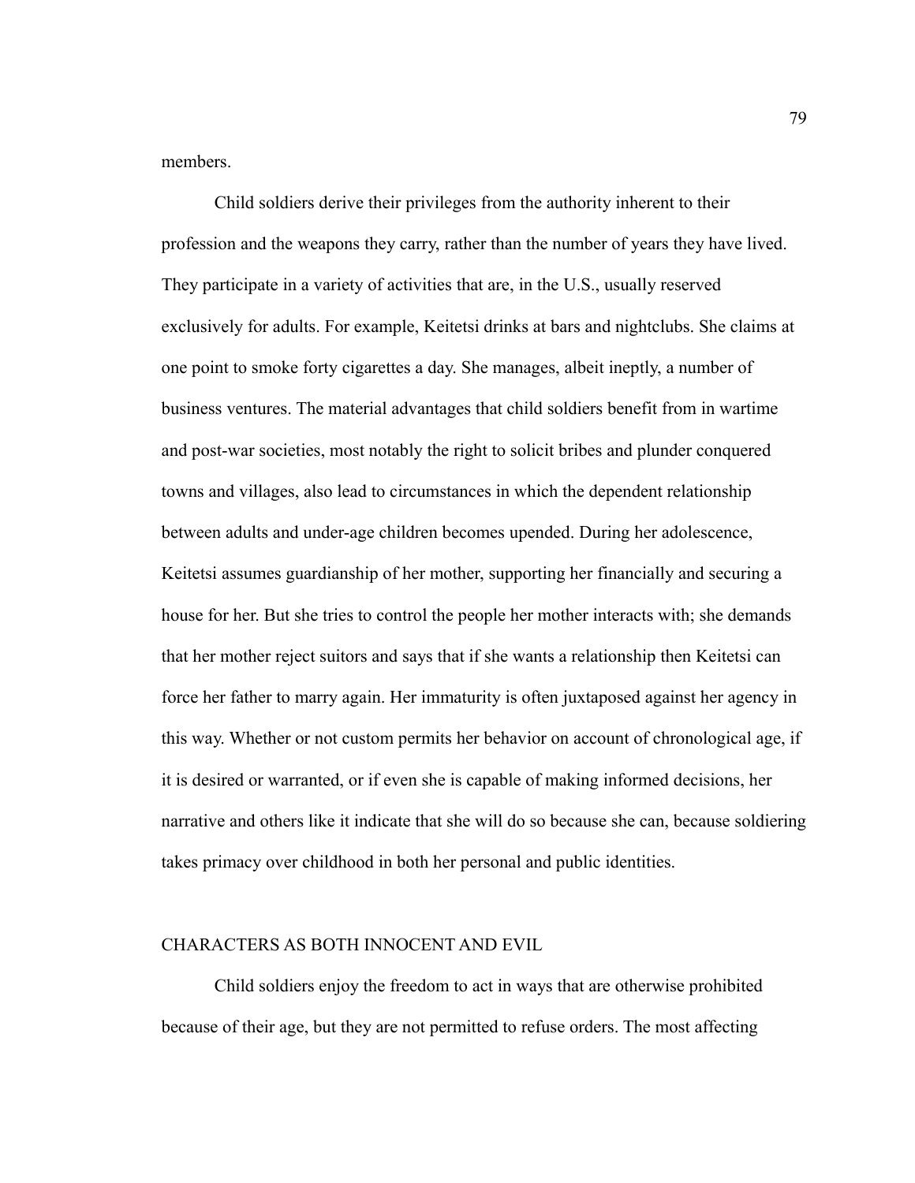members.

Child soldiers derive their privileges from the authority inherent to their profession and the weapons they carry, rather than the number of years they have lived. They participate in a variety of activities that are, in the U.S., usually reserved exclusively for adults. For example, Keitetsi drinks at bars and nightclubs. She claims at one point to smoke forty cigarettes a day. She manages, albeit ineptly, a number of business ventures. The material advantages that child soldiers benefit from in wartime and post-war societies, most notably the right to solicit bribes and plunder conquered towns and villages, also lead to circumstances in which the dependent relationship between adults and under-age children becomes upended. During her adolescence, Keitetsi assumes guardianship of her mother, supporting her financially and securing a house for her. But she tries to control the people her mother interacts with; she demands that her mother reject suitors and says that if she wants a relationship then Keitetsi can force her father to marry again. Her immaturity is often juxtaposed against her agency in this way. Whether or not custom permits her behavior on account of chronological age, if it is desired or warranted, or if even she is capable of making informed decisions, her narrative and others like it indicate that she will do so because she can, because soldiering takes primacy over childhood in both her personal and public identities.

## CHARACTERS AS BOTH INNOCENT AND EVIL

Child soldiers enjoy the freedom to act in ways that are otherwise prohibited because of their age, but they are not permitted to refuse orders. The most affecting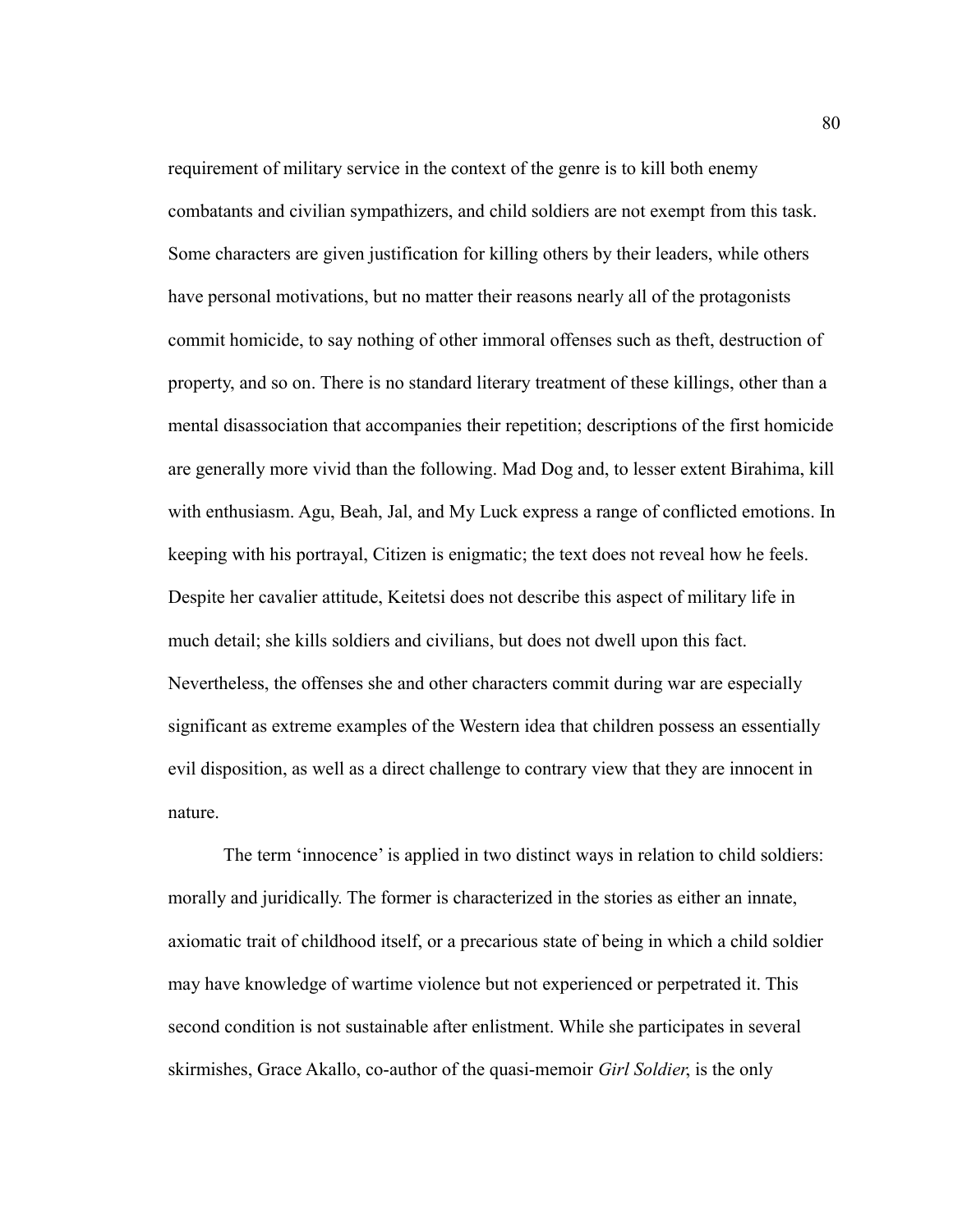requirement of military service in the context of the genre is to kill both enemy combatants and civilian sympathizers, and child soldiers are not exempt from this task. Some characters are given justification for killing others by their leaders, while others have personal motivations, but no matter their reasons nearly all of the protagonists commit homicide, to say nothing of other immoral offenses such as theft, destruction of property, and so on. There is no standard literary treatment of these killings, other than a mental disassociation that accompanies their repetition; descriptions of the first homicide are generally more vivid than the following. Mad Dog and, to lesser extent Birahima, kill with enthusiasm. Agu, Beah, Jal, and My Luck express a range of conflicted emotions. In keeping with his portrayal, Citizen is enigmatic; the text does not reveal how he feels. Despite her cavalier attitude, Keitetsi does not describe this aspect of military life in much detail; she kills soldiers and civilians, but does not dwell upon this fact. Nevertheless, the offenses she and other characters commit during war are especially significant as extreme examples of the Western idea that children possess an essentially evil disposition, as well as a direct challenge to contrary view that they are innocent in nature.

The term 'innocence' is applied in two distinct ways in relation to child soldiers: morally and juridically. The former is characterized in the stories as either an innate, axiomatic trait of childhood itself, or a precarious state of being in which a child soldier may have knowledge of wartime violence but not experienced or perpetrated it. This second condition is not sustainable after enlistment. While she participates in several skirmishes, Grace Akallo, co-author of the quasi-memoir *Girl Soldier*, is the only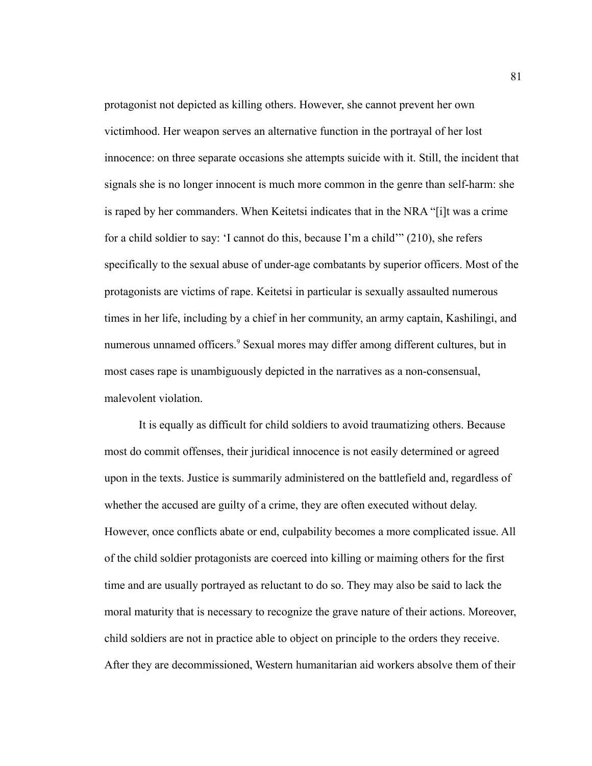protagonist not depicted as killing others. However, she cannot prevent her own victimhood. Her weapon serves an alternative function in the portrayal of her lost innocence: on three separate occasions she attempts suicide with it. Still, the incident that signals she is no longer innocent is much more common in the genre than self-harm: she is raped by her commanders. When Keitetsi indicates that in the NRA "[i]t was a crime for a child soldier to say: 'I cannot do this, because I'm a child'" (210), she refers specifically to the sexual abuse of under-age combatants by superior officers. Most of the protagonists are victims of rape. Keitetsi in particular is sexually assaulted numerous times in her life, including by a chief in her community, an army captain, Kashilingi, and numerous unnamed officers.[9] Sexual mores may differ among different cultures, but in most cases rape is unambiguously depicted in the narratives as a non-consensual, malevolent violation.

It is equally as difficult for child soldiers to avoid traumatizing others. Because most do commit offenses, their juridical innocence is not easily determined or agreed upon in the texts. Justice is summarily administered on the battlefield and, regardless of whether the accused are guilty of a crime, they are often executed without delay. However, once conflicts abate or end, culpability becomes a more complicated issue. All of the child soldier protagonists are coerced into killing or maiming others for the first time and are usually portrayed as reluctant to do so. They may also be said to lack the moral maturity that is necessary to recognize the grave nature of their actions. Moreover, child soldiers are not in practice able to object on principle to the orders they receive. After they are decommissioned, Western humanitarian aid workers absolve them of their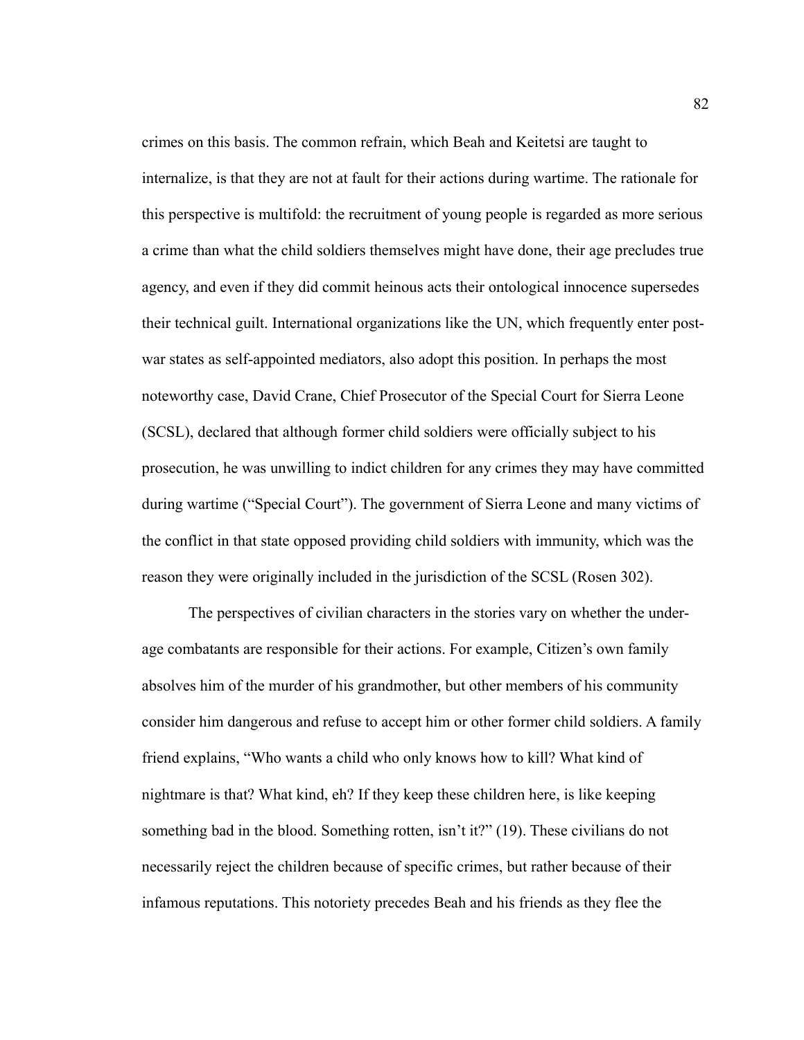crimes on this basis. The common refrain, which Beah and Keitetsi are taught to internalize, is that they are not at fault for their actions during wartime. The rationale for this perspective is multifold: the recruitment of young people is regarded as more serious a crime than what the child soldiers themselves might have done, their age precludes true agency, and even if they did commit heinous acts their ontological innocence supersedes their technical guilt. International organizations like the UN, which frequently enter post-war states as self-appointed mediators, also adopt this position. In perhaps the most noteworthy case, David Crane, Chief Prosecutor of the Special Court for Sierra Leone (SCSL), declared that although former child soldiers were officially subject to his prosecution, he was unwilling to indict children for any crimes they may have committed during wartime ("Special Court"). The government of Sierra Leone and many victims of the conflict in that state opposed providing child soldiers with immunity, which was the reason they were originally included in the jurisdiction of the SCSL (Rosen 302).

The perspectives of civilian characters in the stories vary on whether the under-age combatants are responsible for their actions. For example, Citizen's own family absolves him of the murder of his grandmother, but other members of his community consider him dangerous and refuse to accept him or other former child soldiers. A family friend explains, "Who wants a child who only knows how to kill? What kind of nightmare is that? What kind, eh? If they keep these children here, is like keeping something bad in the blood. Something rotten, isn't it?" (19). These civilians do not necessarily reject the children because of specific crimes, but rather because of their infamous reputations. This notoriety precedes Beah and his friends as they flee the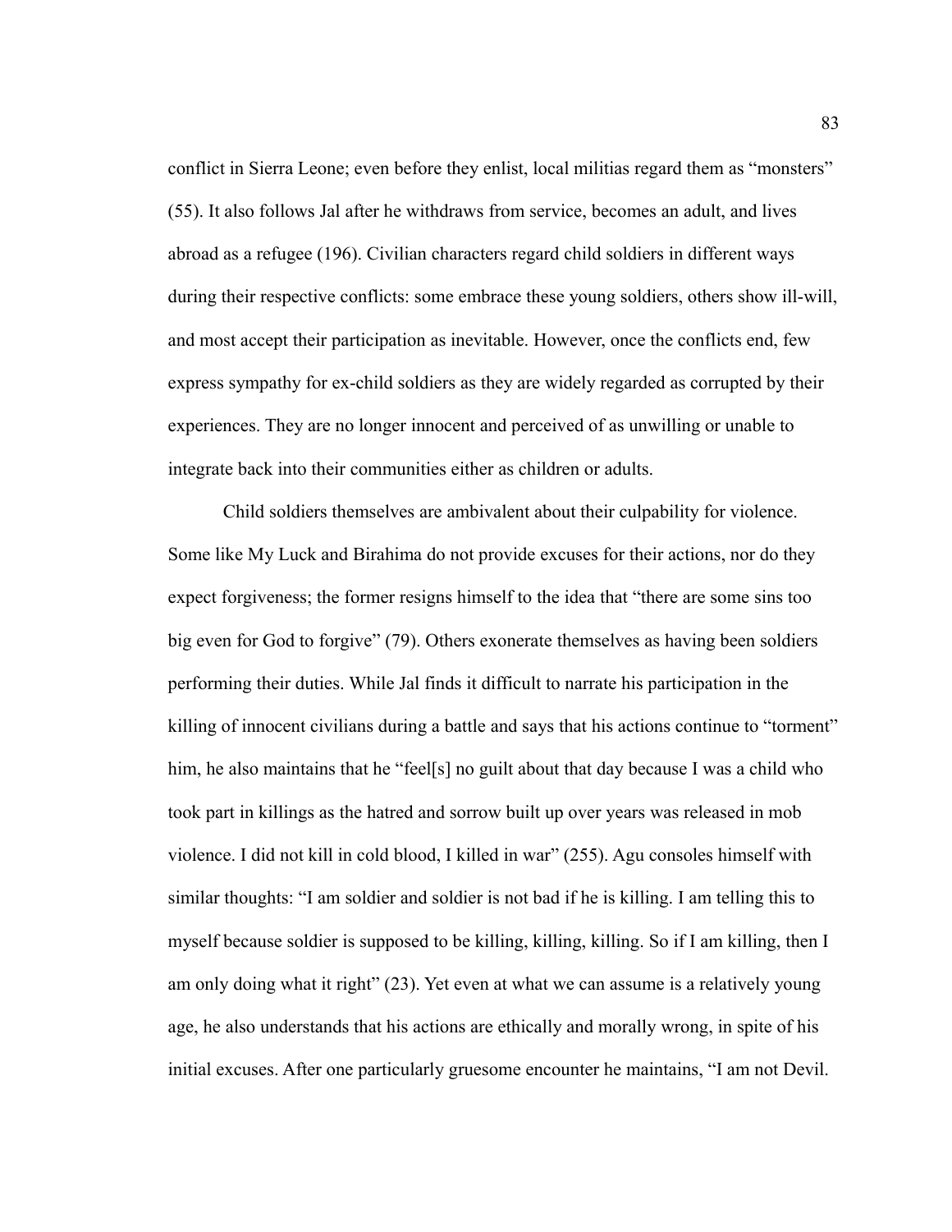conflict in Sierra Leone; even before they enlist, local militias regard them as "monsters" (55). It also follows Jal after he withdraws from service, becomes an adult, and lives abroad as a refugee (196). Civilian characters regard child soldiers in different ways during their respective conflicts: some embrace these young soldiers, others show ill-will, and most accept their participation as inevitable. However, once the conflicts end, few express sympathy for ex-child soldiers as they are widely regarded as corrupted by their experiences. They are no longer innocent and perceived of as unwilling or unable to integrate back into their communities either as children or adults.

Child soldiers themselves are ambivalent about their culpability for violence. Some like My Luck and Birahima do not provide excuses for their actions, nor do they expect forgiveness; the former resigns himself to the idea that "there are some sins too big even for God to forgive" (79). Others exonerate themselves as having been soldiers performing their duties. While Jal finds it difficult to narrate his participation in the killing of innocent civilians during a battle and says that his actions continue to "torment" him, he also maintains that he "feel[s] no guilt about that day because I was a child who took part in killings as the hatred and sorrow built up over years was released in mob violence. I did not kill in cold blood, I killed in war" (255). Agu consoles himself with similar thoughts: "I am soldier and soldier is not bad if he is killing. I am telling this to myself because soldier is supposed to be killing, killing, killing. So if I am killing, then I am only doing what it right" (23). Yet even at what we can assume is a relatively young age, he also understands that his actions are ethically and morally wrong, in spite of his initial excuses. After one particularly gruesome encounter he maintains, "I am not Devil.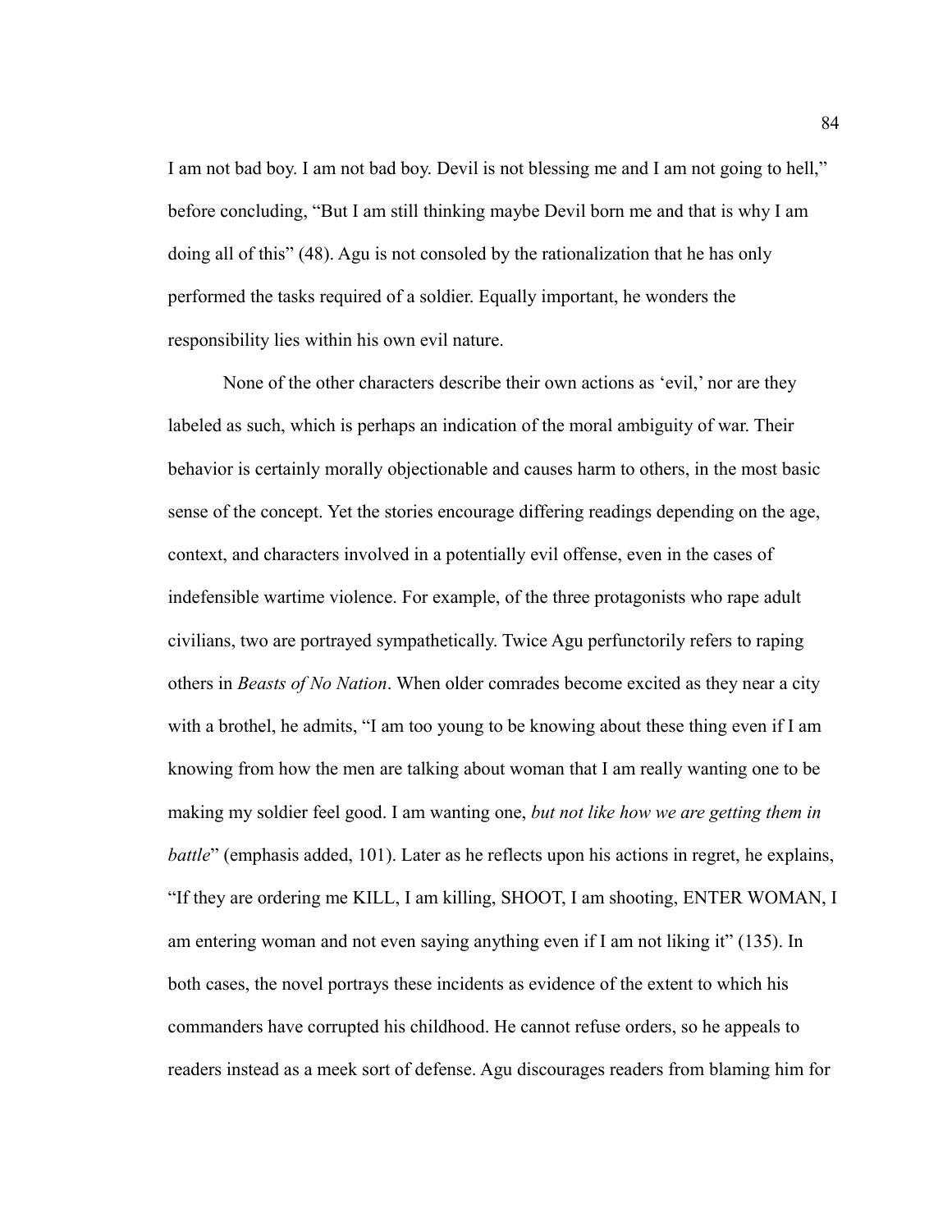I am not bad boy. I am not bad boy. Devil is not blessing me and I am not going to hell," before concluding, "But I am still thinking maybe Devil born me and that is why I am doing all of this" (48). Agu is not consoled by the rationalization that he has only performed the tasks required of a soldier. Equally important, he wonders the responsibility lies within his own evil nature.

None of the other characters describe their own actions as 'evil,' nor are they labeled as such, which is perhaps an indication of the moral ambiguity of war. Their behavior is certainly morally objectionable and causes harm to others, in the most basic sense of the concept. Yet the stories encourage differing readings depending on the age, context, and characters involved in a potentially evil offense, even in the cases of indefensible wartime violence. For example, of the three protagonists who rape adult civilians, two are portrayed sympathetically. Twice Agu perfunctorily refers to raping others in *Beasts of No Nation*. When older comrades become excited as they near a city with a brothel, he admits, "I am too young to be knowing about these thing even if I am knowing from how the men are talking about woman that I am really wanting one to be making my soldier feel good. I am wanting one, *but not like how we are getting them in battle*" (emphasis added, 101). Later as he reflects upon his actions in regret, he explains, "If they are ordering me KILL, I am killing, SHOOT, I am shooting, ENTER WOMAN, I am entering woman and not even saying anything even if I am not liking it" (135). In both cases, the novel portrays these incidents as evidence of the extent to which his commanders have corrupted his childhood. He cannot refuse orders, so he appeals to readers instead as a meek sort of defense. Agu discourages readers from blaming him for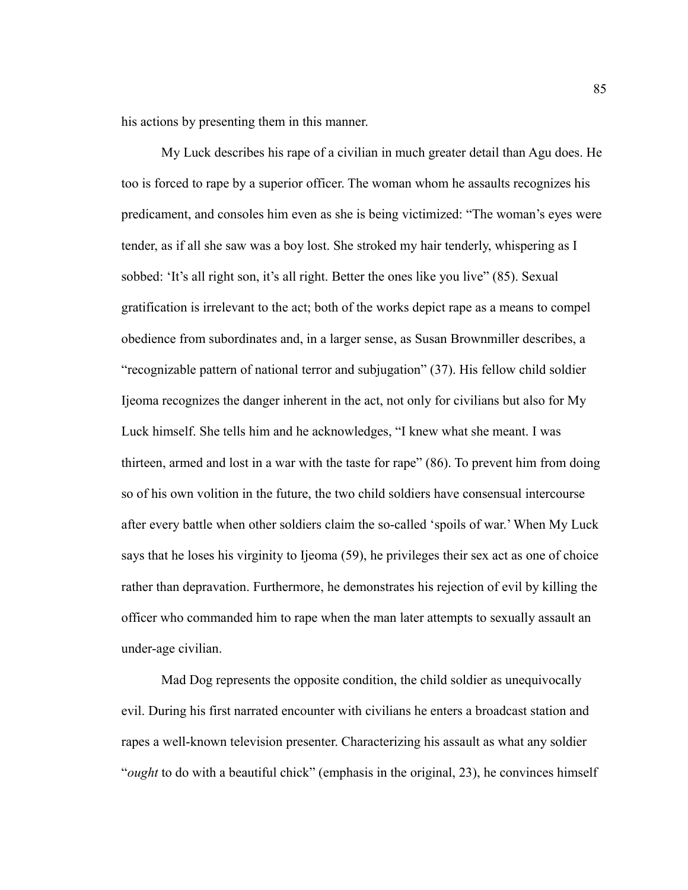his actions by presenting them in this manner.

My Luck describes his rape of a civilian in much greater detail than Agu does. He too is forced to rape by a superior officer. The woman whom he assaults recognizes his predicament, and consoles him even as she is being victimized: "The woman's eyes were tender, as if all she saw was a boy lost. She stroked my hair tenderly, whispering as I sobbed: 'It's all right son, it's all right. Better the ones like you live" (85). Sexual gratification is irrelevant to the act; both of the works depict rape as a means to compel obedience from subordinates and, in a larger sense, as Susan Brownmiller describes, a "recognizable pattern of national terror and subjugation" (37). His fellow child soldier Ijeoma recognizes the danger inherent in the act, not only for civilians but also for My Luck himself. She tells him and he acknowledges, "I knew what she meant. I was thirteen, armed and lost in a war with the taste for rape" (86). To prevent him from doing so of his own volition in the future, the two child soldiers have consensual intercourse after every battle when other soldiers claim the so-called 'spoils of war.' When My Luck says that he loses his virginity to Ijeoma (59), he privileges their sex act as one of choice rather than depravation. Furthermore, he demonstrates his rejection of evil by killing the officer who commanded him to rape when the man later attempts to sexually assault an under-age civilian.

Mad Dog represents the opposite condition, the child soldier as unequivocally evil. During his first narrated encounter with civilians he enters a broadcast station and rapes a well-known television presenter. Characterizing his assault as what any soldier "*ought* to do with a beautiful chick" (emphasis in the original, 23), he convinces himself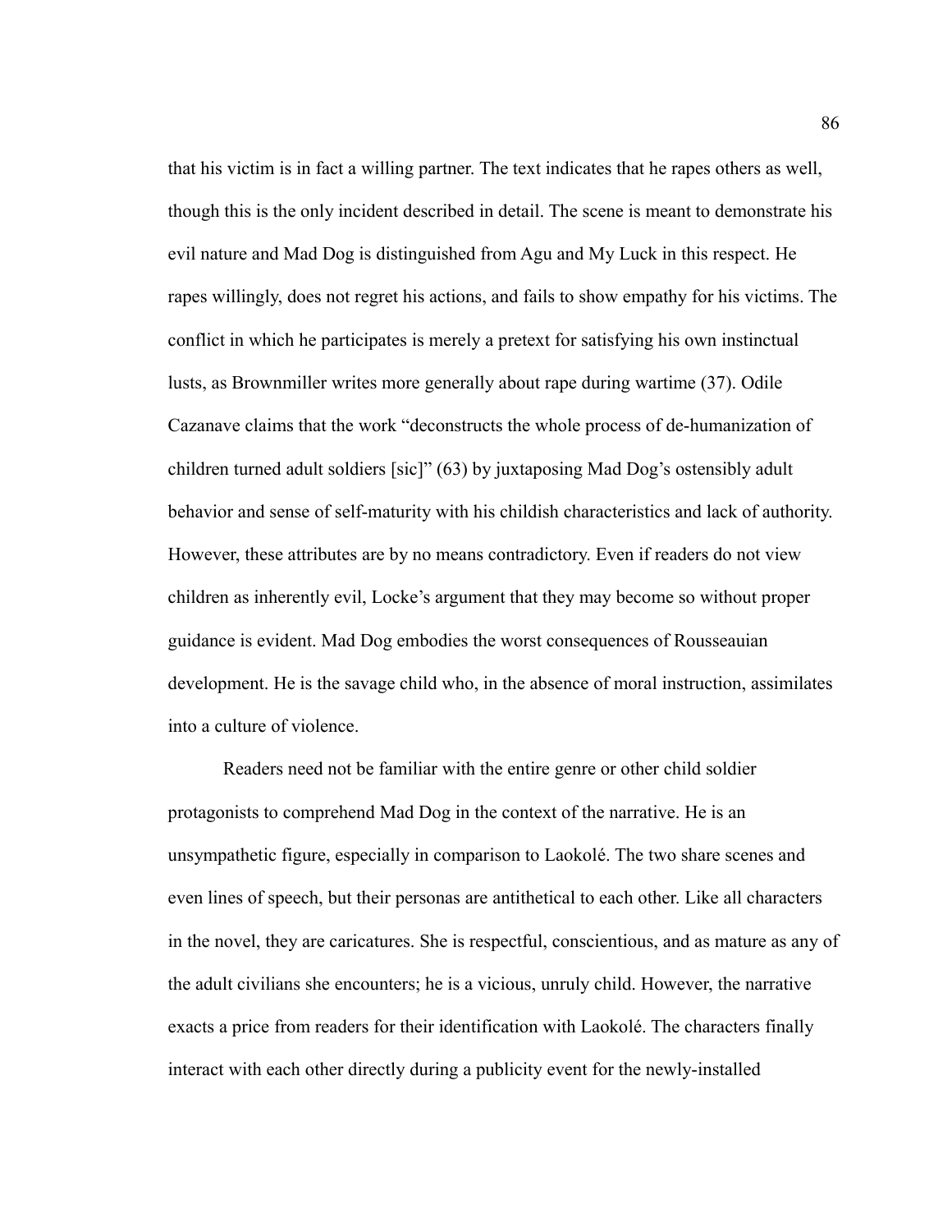that his victim is in fact a willing partner. The text indicates that he rapes others as well, though this is the only incident described in detail. The scene is meant to demonstrate his evil nature and Mad Dog is distinguished from Agu and My Luck in this respect. He rapes willingly, does not regret his actions, and fails to show empathy for his victims. The conflict in which he participates is merely a pretext for satisfying his own instinctual lusts, as Brownmiller writes more generally about rape during wartime (37). Odile Cazanave claims that the work "deconstructs the whole process of de-humanization of children turned adult soldiers [sic]" (63) by juxtaposing Mad Dog's ostensibly adult behavior and sense of self-maturity with his childish characteristics and lack of authority. However, these attributes are by no means contradictory. Even if readers do not view children as inherently evil, Locke's argument that they may become so without proper guidance is evident. Mad Dog embodies the worst consequences of Rousseauian development. He is the savage child who, in the absence of moral instruction, assimilates into a culture of violence.

Readers need not be familiar with the entire genre or other child soldier protagonists to comprehend Mad Dog in the context of the narrative. He is an unsympathetic figure, especially in comparison to Laokolé. The two share scenes and even lines of speech, but their personas are antithetical to each other. Like all characters in the novel, they are caricatures. She is respectful, conscientious, and as mature as any of the adult civilians she encounters; he is a vicious, unruly child. However, the narrative exacts a price from readers for their identification with Laokolé. The characters finally interact with each other directly during a publicity event for the newly-installed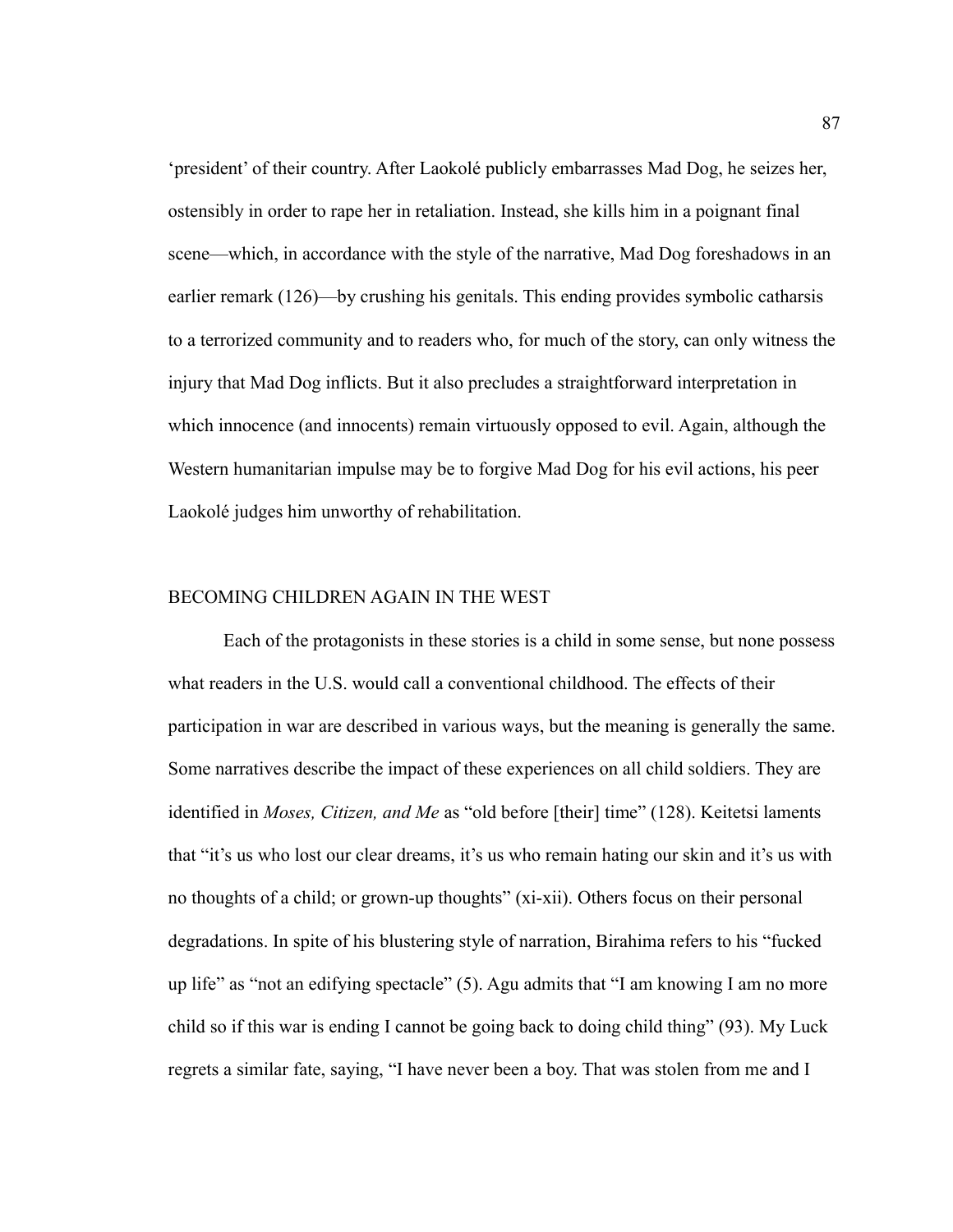'president' of their country. After Laokolé publicly embarrasses Mad Dog, he seizes her, ostensibly in order to rape her in retaliation. Instead, she kills him in a poignant final scene—which, in accordance with the style of the narrative, Mad Dog foreshadows in an earlier remark (126)—by crushing his genitals. This ending provides symbolic catharsis to a terrorized community and to readers who, for much of the story, can only witness the injury that Mad Dog inflicts. But it also precludes a straightforward interpretation in which innocence (and innocents) remain virtuously opposed to evil. Again, although the Western humanitarian impulse may be to forgive Mad Dog for his evil actions, his peer Laokolé judges him unworthy of rehabilitation.

## BECOMING CHILDREN AGAIN IN THE WEST

Each of the protagonists in these stories is a child in some sense, but none possess what readers in the U.S. would call a conventional childhood. The effects of their participation in war are described in various ways, but the meaning is generally the same. Some narratives describe the impact of these experiences on all child soldiers. They are identified in *Moses, Citizen, and Me* as "old before [their] time" (128). Keitetsi laments that "it's us who lost our clear dreams, it's us who remain hating our skin and it's us with no thoughts of a child; or grown-up thoughts" (xi-xii). Others focus on their personal degradations. In spite of his blustering style of narration, Birahima refers to his "fucked up life" as "not an edifying spectacle" (5). Agu admits that "I am knowing I am no more child so if this war is ending I cannot be going back to doing child thing" (93). My Luck regrets a similar fate, saying, "I have never been a boy. That was stolen from me and I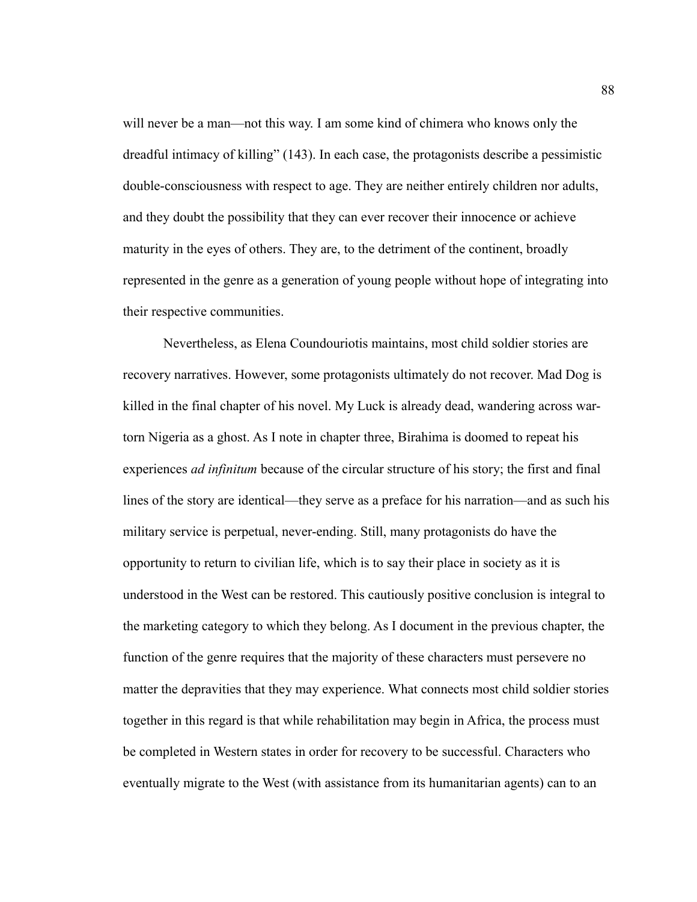will never be a man—not this way. I am some kind of chimera who knows only the dreadful intimacy of killing" (143). In each case, the protagonists describe a pessimistic double-consciousness with respect to age. They are neither entirely children nor adults, and they doubt the possibility that they can ever recover their innocence or achieve maturity in the eyes of others. They are, to the detriment of the continent, broadly represented in the genre as a generation of young people without hope of integrating into their respective communities.

Nevertheless, as Elena Coundouriotis maintains, most child soldier stories are recovery narratives. However, some protagonists ultimately do not recover. Mad Dog is killed in the final chapter of his novel. My Luck is already dead, wandering across war-torn Nigeria as a ghost. As I note in chapter three, Birahima is doomed to repeat his experiences *ad infinitum* because of the circular structure of his story; the first and final lines of the story are identical—they serve as a preface for his narration—and as such his military service is perpetual, never-ending. Still, many protagonists do have the opportunity to return to civilian life, which is to say their place in society as it is understood in the West can be restored. This cautiously positive conclusion is integral to the marketing category to which they belong. As I document in the previous chapter, the function of the genre requires that the majority of these characters must persevere no matter the depravities that they may experience. What connects most child soldier stories together in this regard is that while rehabilitation may begin in Africa, the process must be completed in Western states in order for recovery to be successful. Characters who eventually migrate to the West (with assistance from its humanitarian agents) can to an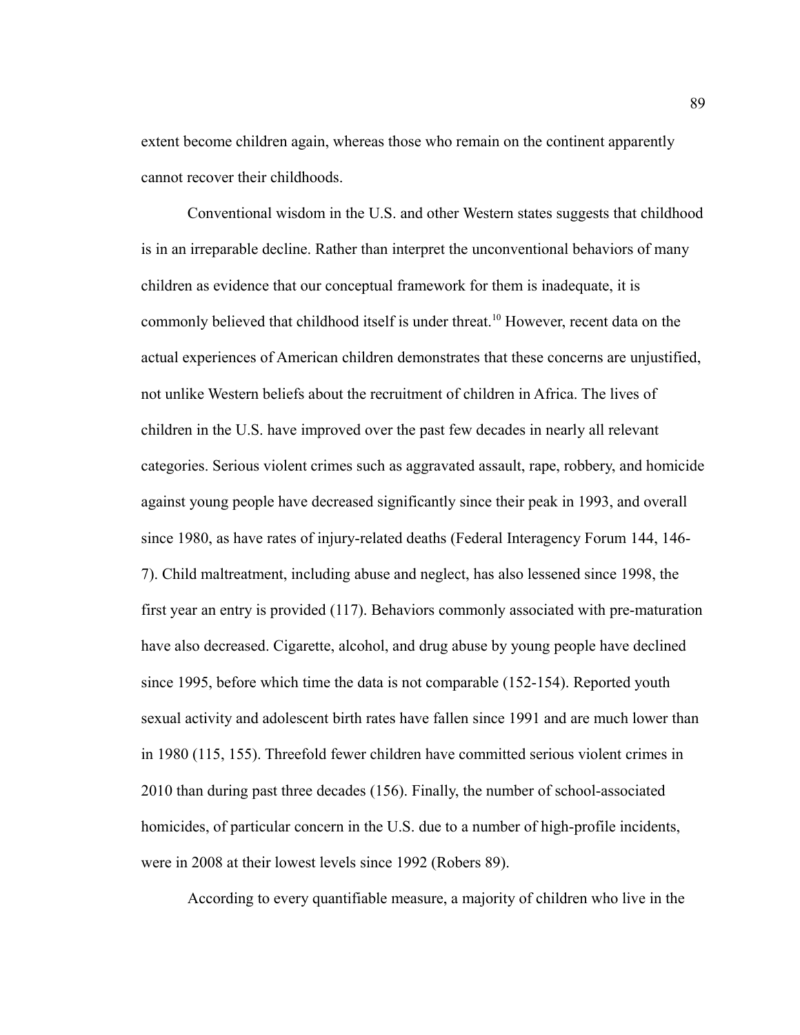extent become children again, whereas those who remain on the continent apparently cannot recover their childhoods.

Conventional wisdom in the U.S. and other Western states suggests that childhood is in an irreparable decline. Rather than interpret the unconventional behaviors of many children as evidence that our conceptual framework for them is inadequate, it is commonly believed that childhood itself is under threat.[10] However, recent data on the actual experiences of American children demonstrates that these concerns are unjustified, not unlike Western beliefs about the recruitment of children in Africa. The lives of children in the U.S. have improved over the past few decades in nearly all relevant categories. Serious violent crimes such as aggravated assault, rape, robbery, and homicide against young people have decreased significantly since their peak in 1993, and overall since 1980, as have rates of injury-related deaths (Federal Interagency Forum 144, 146-7). Child maltreatment, including abuse and neglect, has also lessened since 1998, the first year an entry is provided (117). Behaviors commonly associated with pre-maturation have also decreased. Cigarette, alcohol, and drug abuse by young people have declined since 1995, before which time the data is not comparable (152-154). Reported youth sexual activity and adolescent birth rates have fallen since 1991 and are much lower than in 1980 (115, 155). Threefold fewer children have committed serious violent crimes in 2010 than during past three decades (156). Finally, the number of school-associated homicides, of particular concern in the U.S. due to a number of high-profile incidents, were in 2008 at their lowest levels since 1992 (Robers 89).

According to every quantifiable measure, a majority of children who live in the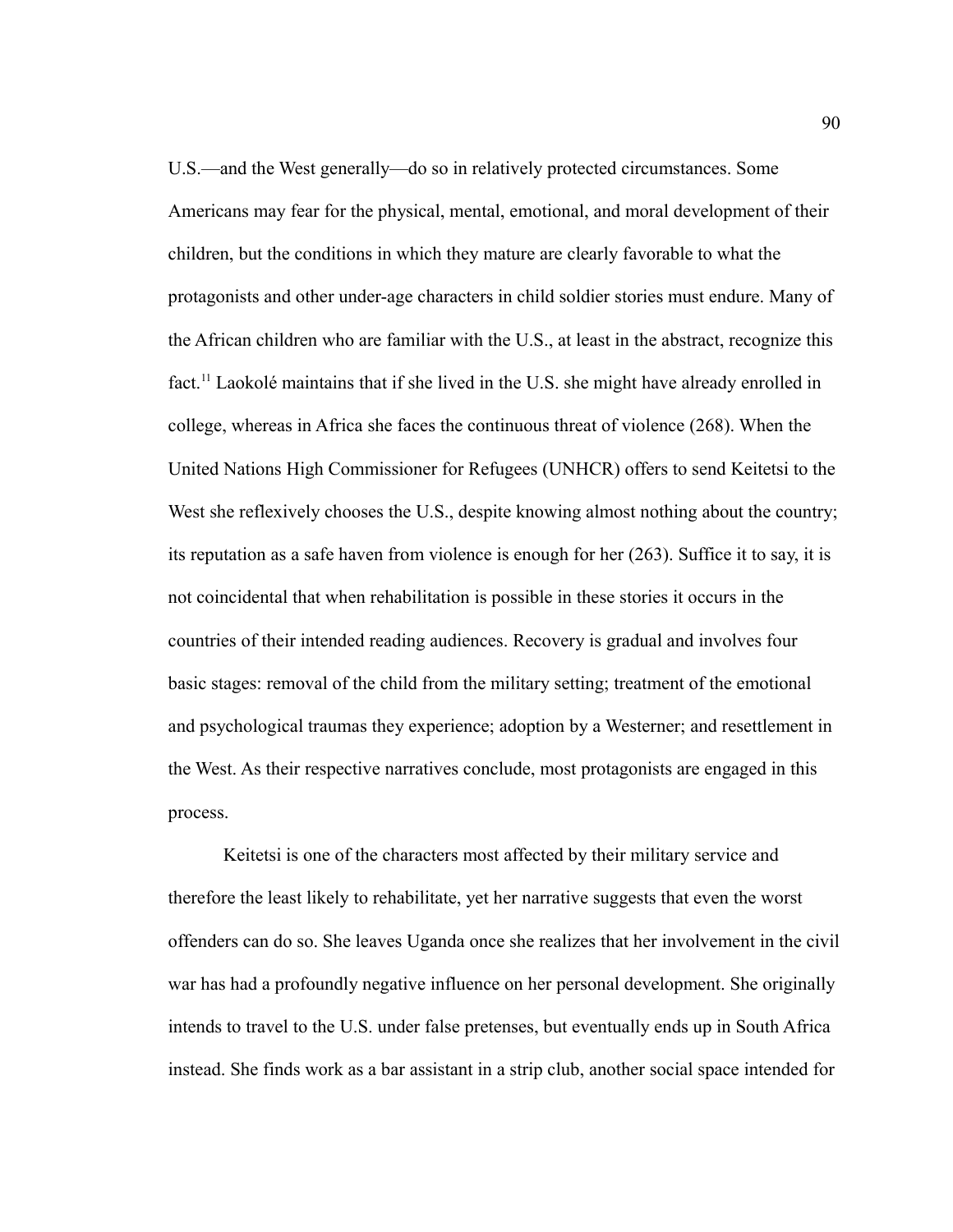U.S.—and the West generally—do so in relatively protected circumstances. Some Americans may fear for the physical, mental, emotional, and moral development of their children, but the conditions in which they mature are clearly favorable to what the protagonists and other under-age characters in child soldier stories must endure. Many of the African children who are familiar with the U.S., at least in the abstract, recognize this fact.[11] Laokolé maintains that if she lived in the U.S. she might have already enrolled in college, whereas in Africa she faces the continuous threat of violence (268). When the United Nations High Commissioner for Refugees (UNHCR) offers to send Keitetsi to the West she reflexively chooses the U.S., despite knowing almost nothing about the country; its reputation as a safe haven from violence is enough for her (263). Suffice it to say, it is not coincidental that when rehabilitation is possible in these stories it occurs in the countries of their intended reading audiences. Recovery is gradual and involves four basic stages: removal of the child from the military setting; treatment of the emotional and psychological traumas they experience; adoption by a Westerner; and resettlement in the West. As their respective narratives conclude, most protagonists are engaged in this process.

Keitetsi is one of the characters most affected by their military service and therefore the least likely to rehabilitate, yet her narrative suggests that even the worst offenders can do so. She leaves Uganda once she realizes that her involvement in the civil war has had a profoundly negative influence on her personal development. She originally intends to travel to the U.S. under false pretenses, but eventually ends up in South Africa instead. She finds work as a bar assistant in a strip club, another social space intended for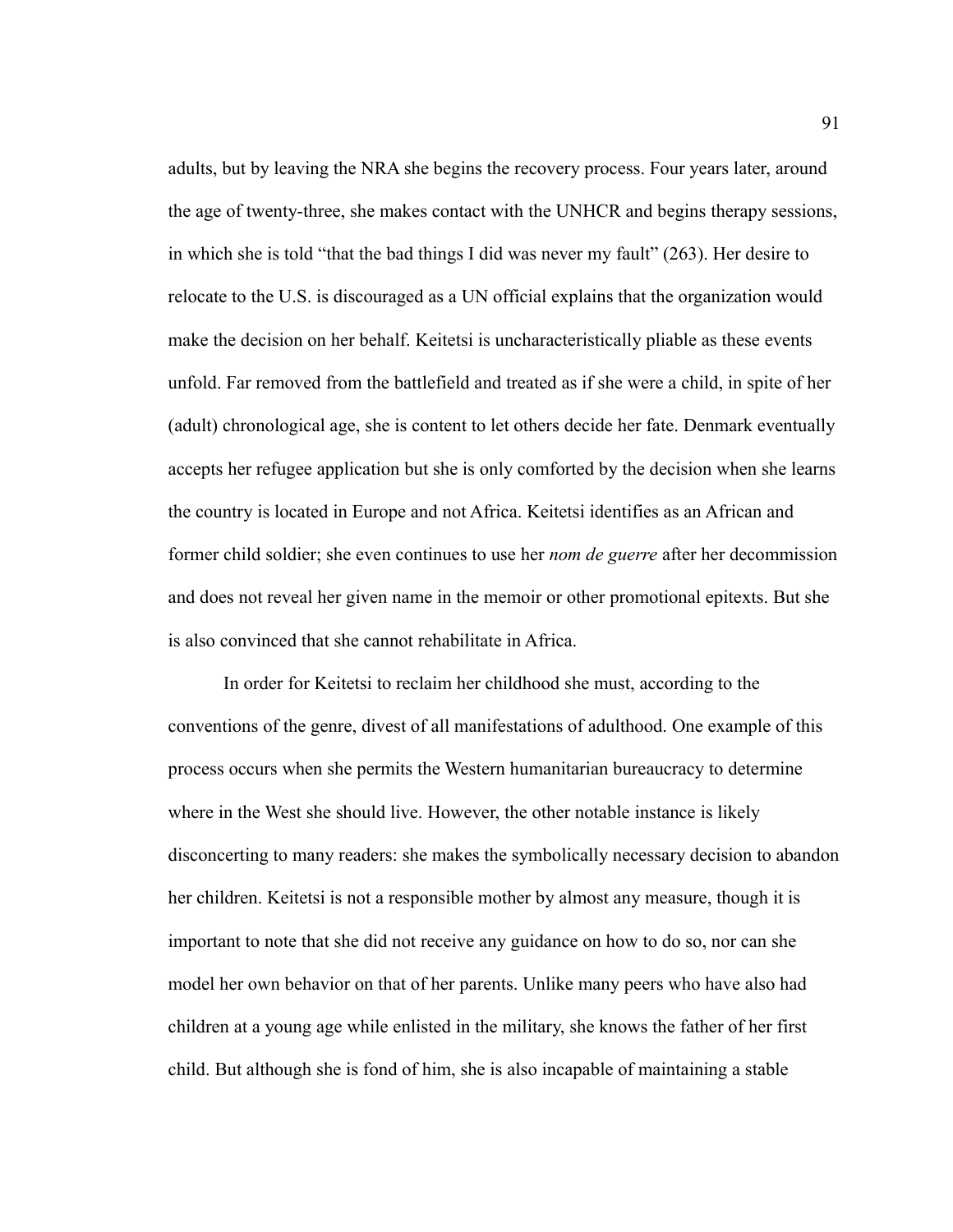adults, but by leaving the NRA she begins the recovery process. Four years later, around the age of twenty-three, she makes contact with the UNHCR and begins therapy sessions, in which she is told "that the bad things I did was never my fault" (263). Her desire to relocate to the U.S. is discouraged as a UN official explains that the organization would make the decision on her behalf. Keitetsi is uncharacteristically pliable as these events unfold. Far removed from the battlefield and treated as if she were a child, in spite of her (adult) chronological age, she is content to let others decide her fate. Denmark eventually accepts her refugee application but she is only comforted by the decision when she learns the country is located in Europe and not Africa. Keitetsi identifies as an African and former child soldier; she even continues to use her *nom de guerre* after her decommission and does not reveal her given name in the memoir or other promotional epitexts. But she is also convinced that she cannot rehabilitate in Africa.

In order for Keitetsi to reclaim her childhood she must, according to the conventions of the genre, divest of all manifestations of adulthood. One example of this process occurs when she permits the Western humanitarian bureaucracy to determine where in the West she should live. However, the other notable instance is likely disconcerting to many readers: she makes the symbolically necessary decision to abandon her children. Keitetsi is not a responsible mother by almost any measure, though it is important to note that she did not receive any guidance on how to do so, nor can she model her own behavior on that of her parents. Unlike many peers who have also had children at a young age while enlisted in the military, she knows the father of her first child. But although she is fond of him, she is also incapable of maintaining a stable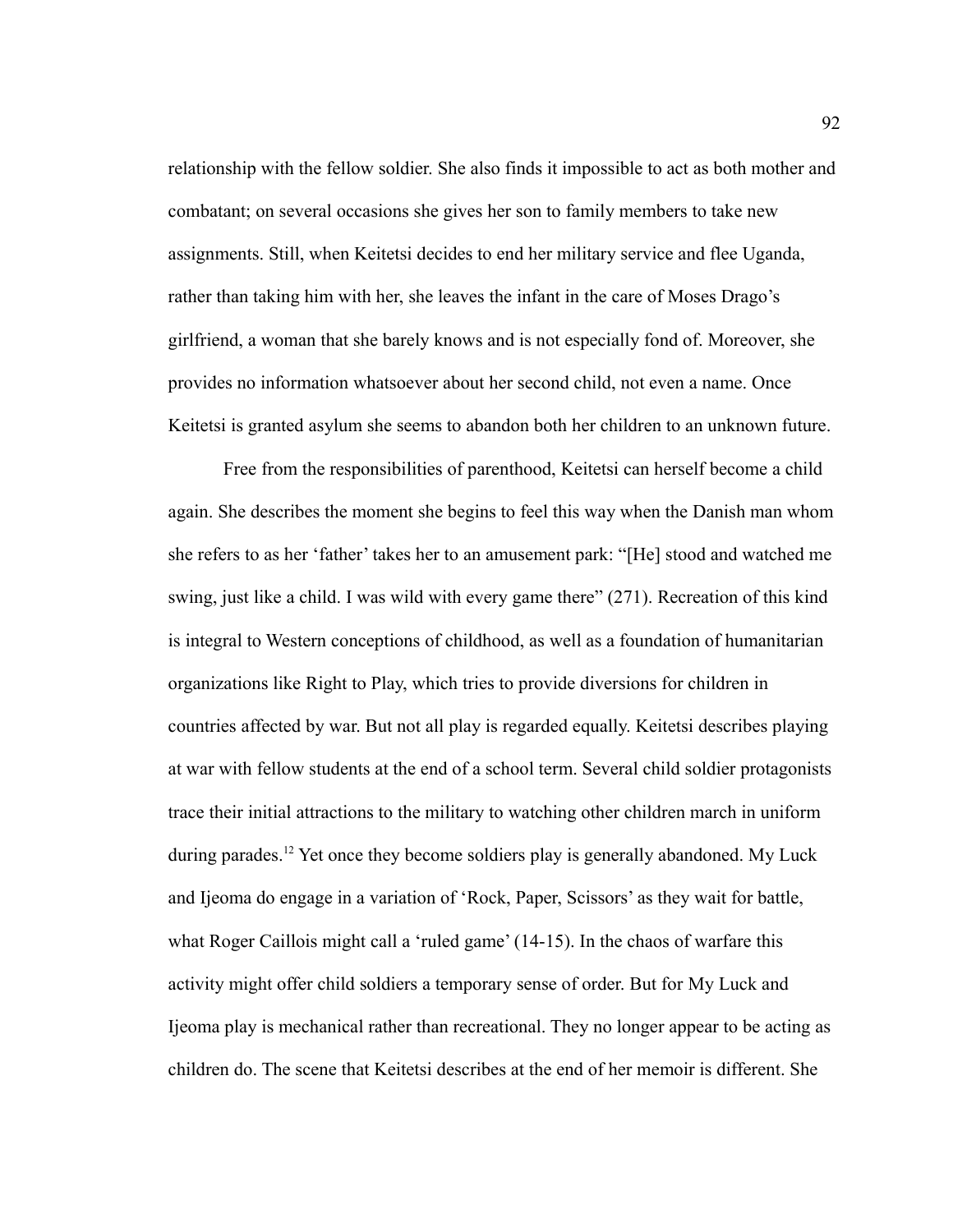relationship with the fellow soldier. She also finds it impossible to act as both mother and combatant; on several occasions she gives her son to family members to take new assignments. Still, when Keitetsi decides to end her military service and flee Uganda, rather than taking him with her, she leaves the infant in the care of Moses Drago's girlfriend, a woman that she barely knows and is not especially fond of. Moreover, she provides no information whatsoever about her second child, not even a name. Once Keitetsi is granted asylum she seems to abandon both her children to an unknown future.

Free from the responsibilities of parenthood, Keitetsi can herself become a child again. She describes the moment she begins to feel this way when the Danish man whom she refers to as her 'father' takes her to an amusement park: "[He] stood and watched me swing, just like a child. I was wild with every game there" (271). Recreation of this kind is integral to Western conceptions of childhood, as well as a foundation of humanitarian organizations like Right to Play, which tries to provide diversions for children in countries affected by war. But not all play is regarded equally. Keitetsi describes playing at war with fellow students at the end of a school term. Several child soldier protagonists trace their initial attractions to the military to watching other children march in uniform during parades.[12] Yet once they become soldiers play is generally abandoned. My Luck and Ijeoma do engage in a variation of 'Rock, Paper, Scissors' as they wait for battle, what Roger Caillois might call a 'ruled game' (14-15). In the chaos of warfare this activity might offer child soldiers a temporary sense of order. But for My Luck and Ijeoma play is mechanical rather than recreational. They no longer appear to be acting as children do. The scene that Keitetsi describes at the end of her memoir is different. She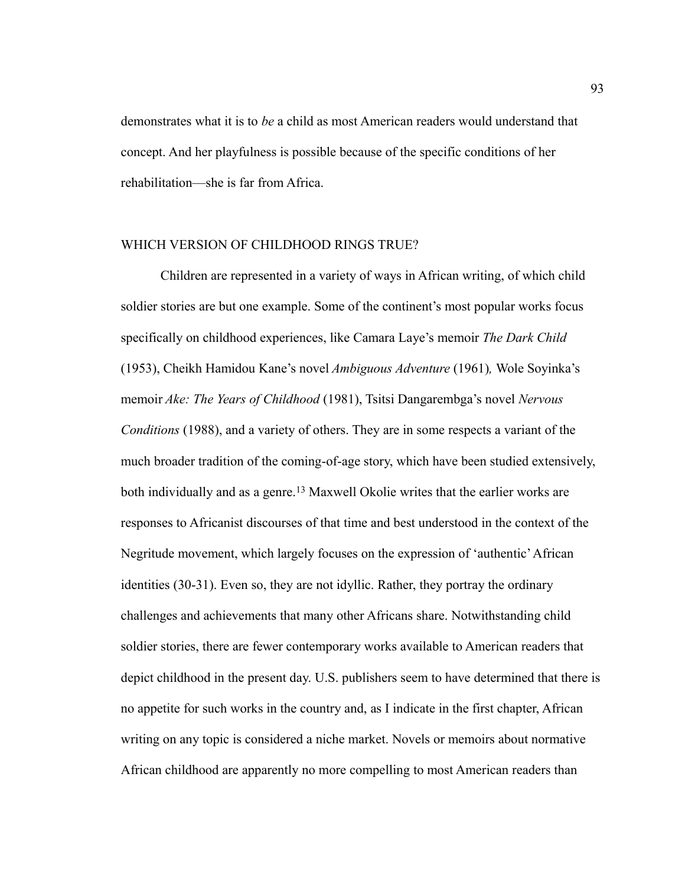demonstrates what it is to *be* a child as most American readers would understand that concept. And her playfulness is possible because of the specific conditions of her rehabilitation—she is far from Africa.

## WHICH VERSION OF CHILDHOOD RINGS TRUE?

Children are represented in a variety of ways in African writing, of which child soldier stories are but one example. Some of the continent's most popular works focus specifically on childhood experiences, like Camara Laye's memoir *The Dark Child* (1953), Cheikh Hamidou Kane's novel *Ambiguous Adventure* (1961)*,* Wole Soyinka's memoir *Ake: The Years of Childhood* (1981), Tsitsi Dangarembga's novel *Nervous Conditions* (1988), and a variety of others. They are in some respects a variant of the much broader tradition of the coming-of-age story, which have been studied extensively, both individually and as a genre.[13] Maxwell Okolie writes that the earlier works are responses to Africanist discourses of that time and best understood in the context of the Negritude movement, which largely focuses on the expression of 'authentic' African identities (30-31). Even so, they are not idyllic. Rather, they portray the ordinary challenges and achievements that many other Africans share. Notwithstanding child soldier stories, there are fewer contemporary works available to American readers that depict childhood in the present day. U.S. publishers seem to have determined that there is no appetite for such works in the country and, as I indicate in the first chapter, African writing on any topic is considered a niche market. Novels or memoirs about normative African childhood are apparently no more compelling to most American readers than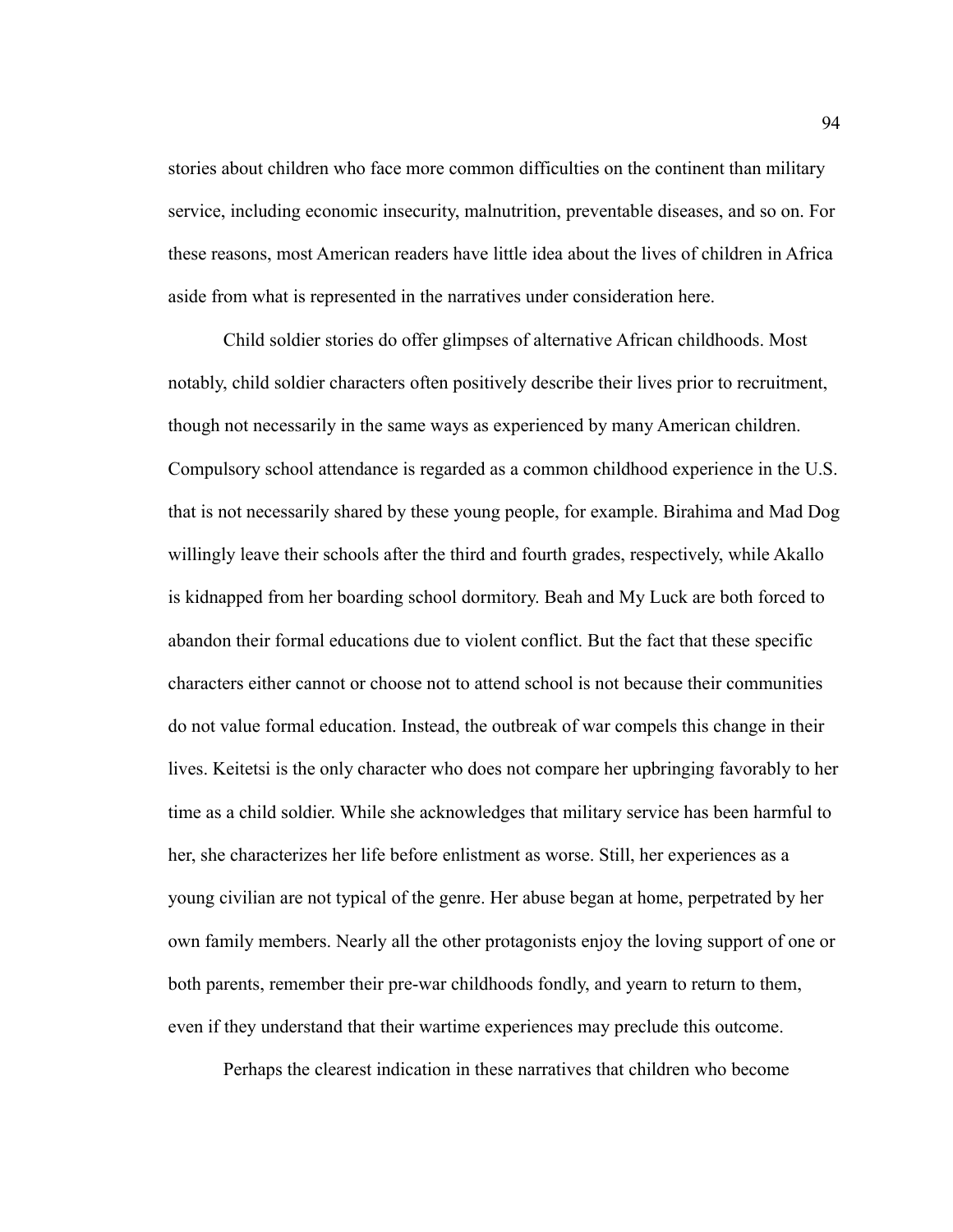stories about children who face more common difficulties on the continent than military service, including economic insecurity, malnutrition, preventable diseases, and so on. For these reasons, most American readers have little idea about the lives of children in Africa aside from what is represented in the narratives under consideration here.

Child soldier stories do offer glimpses of alternative African childhoods. Most notably, child soldier characters often positively describe their lives prior to recruitment, though not necessarily in the same ways as experienced by many American children. Compulsory school attendance is regarded as a common childhood experience in the U.S. that is not necessarily shared by these young people, for example. Birahima and Mad Dog willingly leave their schools after the third and fourth grades, respectively, while Akallo is kidnapped from her boarding school dormitory. Beah and My Luck are both forced to abandon their formal educations due to violent conflict. But the fact that these specific characters either cannot or choose not to attend school is not because their communities do not value formal education. Instead, the outbreak of war compels this change in their lives. Keitetsi is the only character who does not compare her upbringing favorably to her time as a child soldier. While she acknowledges that military service has been harmful to her, she characterizes her life before enlistment as worse. Still, her experiences as a young civilian are not typical of the genre. Her abuse began at home, perpetrated by her own family members. Nearly all the other protagonists enjoy the loving support of one or both parents, remember their pre-war childhoods fondly, and yearn to return to them, even if they understand that their wartime experiences may preclude this outcome.

Perhaps the clearest indication in these narratives that children who become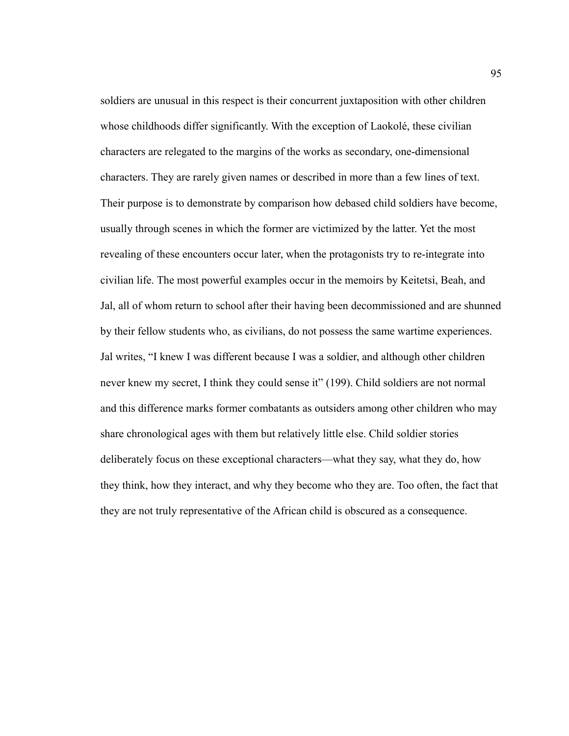soldiers are unusual in this respect is their concurrent juxtaposition with other children whose childhoods differ significantly. With the exception of Laokolé, these civilian characters are relegated to the margins of the works as secondary, one-dimensional characters. They are rarely given names or described in more than a few lines of text. Their purpose is to demonstrate by comparison how debased child soldiers have become, usually through scenes in which the former are victimized by the latter. Yet the most revealing of these encounters occur later, when the protagonists try to re-integrate into civilian life. The most powerful examples occur in the memoirs by Keitetsi, Beah, and Jal, all of whom return to school after their having been decommissioned and are shunned by their fellow students who, as civilians, do not possess the same wartime experiences. Jal writes, "I knew I was different because I was a soldier, and although other children never knew my secret, I think they could sense it" (199). Child soldiers are not normal and this difference marks former combatants as outsiders among other children who may share chronological ages with them but relatively little else. Child soldier stories deliberately focus on these exceptional characters—what they say, what they do, how they think, how they interact, and why they become who they are. Too often, the fact that they are not truly representative of the African child is obscured as a consequence.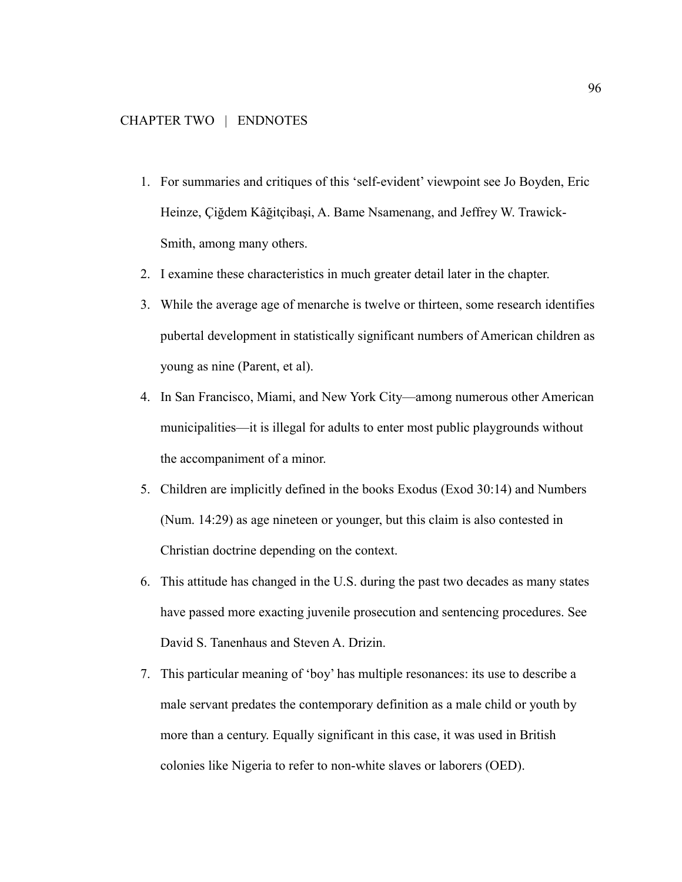## CHAPTER TWO | ENDNOTES

1. For summaries and critiques of this 'self-evident' viewpoint see Jo Boyden, Eric Heinze, Çiğdem Kâğitçibaşi, A. Bame Nsamenang, and Jeffrey W. Trawick-Smith, among many others.
2. I examine these characteristics in much greater detail later in the chapter.
3. While the average age of menarche is twelve or thirteen, some research identifies pubertal development in statistically significant numbers of American children as young as nine (Parent, et al).
4. In San Francisco, Miami, and New York City—among numerous other American municipalities—it is illegal for adults to enter most public playgrounds without the accompaniment of a minor.
5. Children are implicitly defined in the books Exodus (Exod 30:14) and Numbers (Num. 14:29) as age nineteen or younger, but this claim is also contested in Christian doctrine depending on the context.
6. This attitude has changed in the U.S. during the past two decades as many states have passed more exacting juvenile prosecution and sentencing procedures. See David S. Tanenhaus and Steven A. Drizin.
7. This particular meaning of 'boy' has multiple resonances: its use to describe a male servant predates the contemporary definition as a male child or youth by more than a century. Equally significant in this case, it was used in British colonies like Nigeria to refer to non-white slaves or laborers (OED).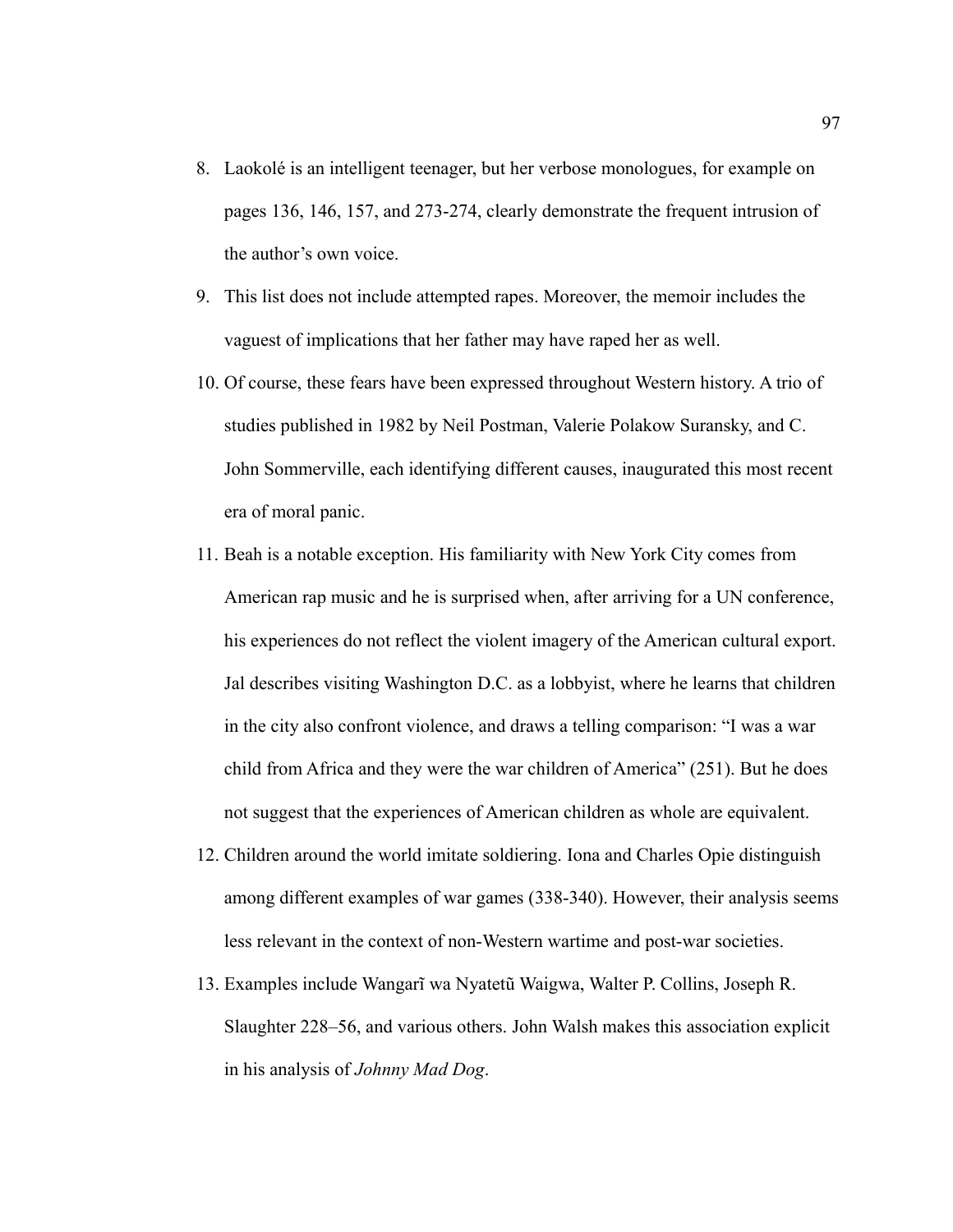8. Laokolé is an intelligent teenager, but her verbose monologues, for example on pages 136, 146, 157, and 273-274, clearly demonstrate the frequent intrusion of the author's own voice.
9. This list does not include attempted rapes. Moreover, the memoir includes the vaguest of implications that her father may have raped her as well.
10. Of course, these fears have been expressed throughout Western history. A trio of studies published in 1982 by Neil Postman, Valerie Polakow Suransky, and C. John Sommerville, each identifying different causes, inaugurated this most recent era of moral panic.
11. Beah is a notable exception. His familiarity with New York City comes from American rap music and he is surprised when, after arriving for a UN conference, his experiences do not reflect the violent imagery of the American cultural export. Jal describes visiting Washington D.C. as a lobbyist, where he learns that children in the city also confront violence, and draws a telling comparison: "I was a war child from Africa and they were the war children of America" (251). But he does not suggest that the experiences of American children as whole are equivalent.
12. Children around the world imitate soldiering. Iona and Charles Opie distinguish among different examples of war games (338-340). However, their analysis seems less relevant in the context of non-Western wartime and post-war societies.
13. Examples include Wangarĩ wa Nyatetũ Waigwa, Walter P. Collins, Joseph R. Slaughter 228–56, and various others. John Walsh makes this association explicit in his analysis of *Johnny Mad Dog*.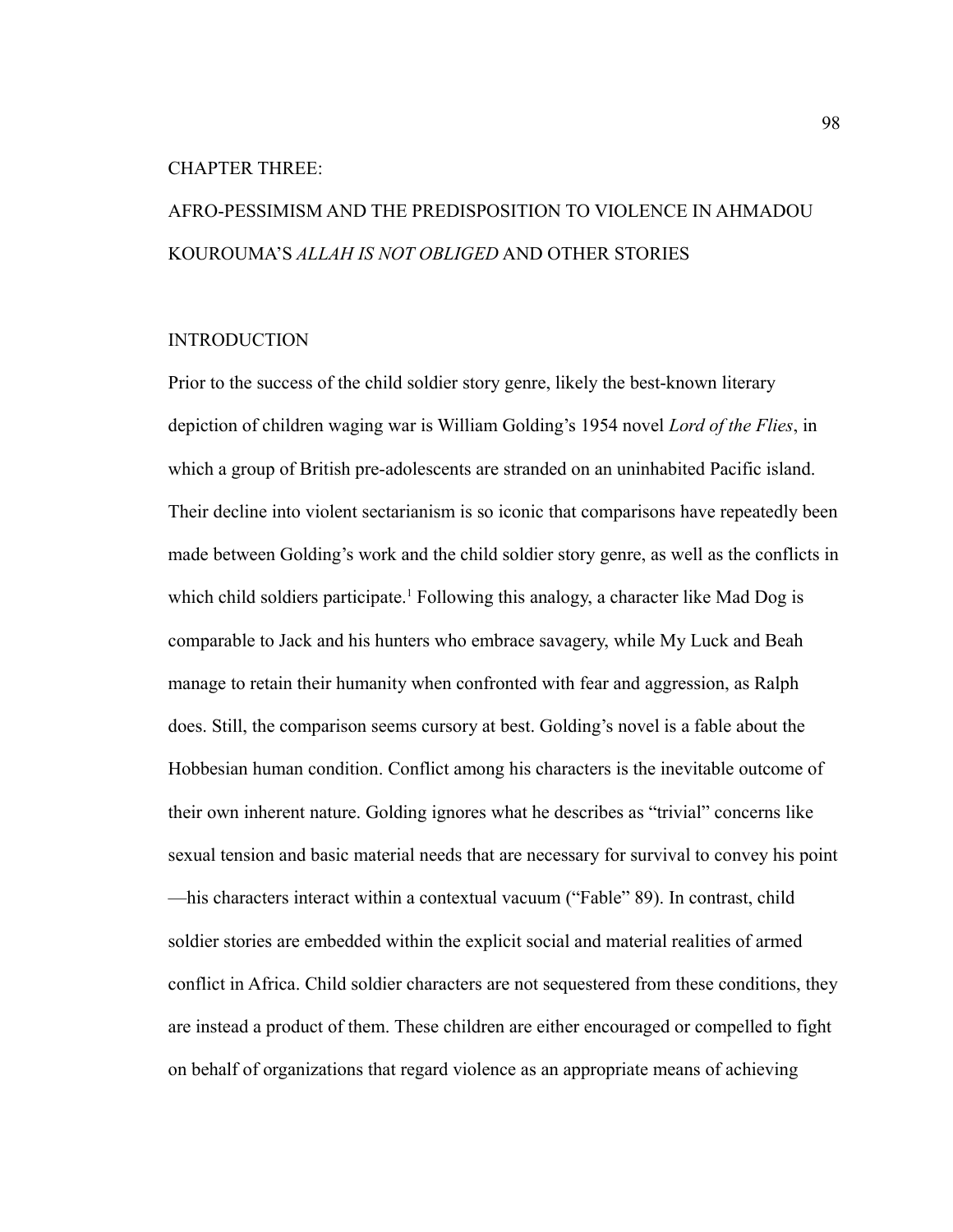# CHAPTER THREE:

# AFRO-PESSIMISM AND THE PREDISPOSITION TO VIOLENCE IN AHMADOU KOUROUMA'S *ALLAH IS NOT OBLIGED* AND OTHER STORIES

## INTRODUCTION

Prior to the success of the child soldier story genre, likely the best-known literary depiction of children waging war is William Golding's 1954 novel *Lord of the Flies*, in which a group of British pre-adolescents are stranded on an uninhabited Pacific island. Their decline into violent sectarianism is so iconic that comparisons have repeatedly been made between Golding's work and the child soldier story genre, as well as the conflicts in which child soldiers participate.[1] Following this analogy, a character like Mad Dog is comparable to Jack and his hunters who embrace savagery, while My Luck and Beah manage to retain their humanity when confronted with fear and aggression, as Ralph does. Still, the comparison seems cursory at best. Golding's novel is a fable about the Hobbesian human condition. Conflict among his characters is the inevitable outcome of their own inherent nature. Golding ignores what he describes as "trivial" concerns like sexual tension and basic material needs that are necessary for survival to convey his point —his characters interact within a contextual vacuum ("Fable" 89). In contrast, child soldier stories are embedded within the explicit social and material realities of armed conflict in Africa. Child soldier characters are not sequestered from these conditions, they are instead a product of them. These children are either encouraged or compelled to fight on behalf of organizations that regard violence as an appropriate means of achieving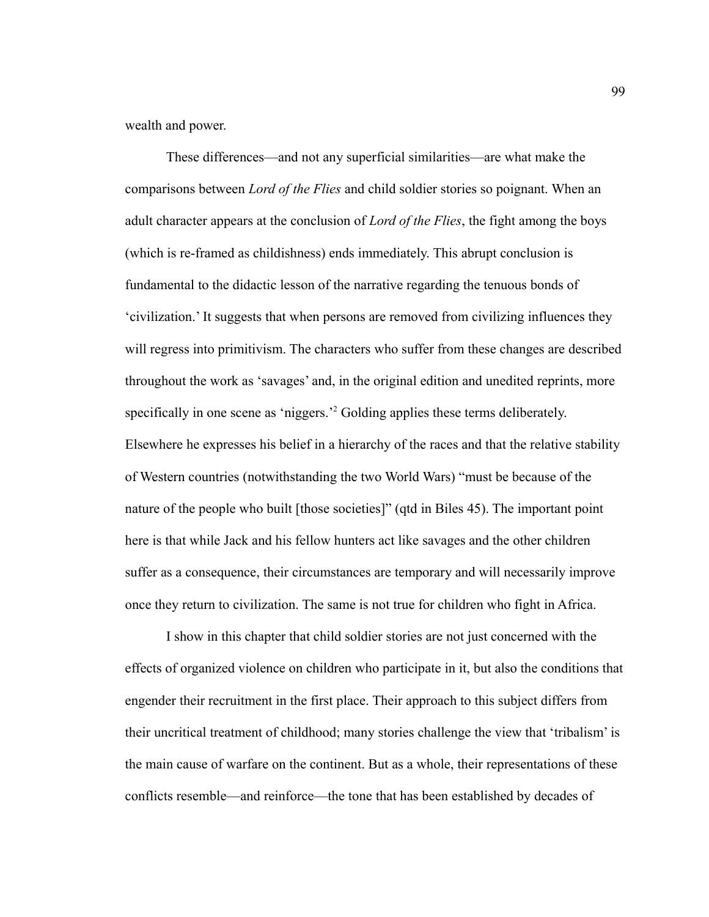wealth and power.

These differences—and not any superficial similarities—are what make the comparisons between *Lord of the Flies* and child soldier stories so poignant. When an adult character appears at the conclusion of *Lord of the Flies*, the fight among the boys (which is re-framed as childishness) ends immediately. This abrupt conclusion is fundamental to the didactic lesson of the narrative regarding the tenuous bonds of 'civilization.' It suggests that when persons are removed from civilizing influences they will regress into primitivism. The characters who suffer from these changes are described throughout the work as 'savages' and, in the original edition and unedited reprints, more specifically in one scene as 'niggers.'[2] Golding applies these terms deliberately. Elsewhere he expresses his belief in a hierarchy of the races and that the relative stability of Western countries (notwithstanding the two World Wars) "must be because of the nature of the people who built [those societies]" (qtd in Biles 45). The important point here is that while Jack and his fellow hunters act like savages and the other children suffer as a consequence, their circumstances are temporary and will necessarily improve once they return to civilization. The same is not true for children who fight in Africa.

I show in this chapter that child soldier stories are not just concerned with the effects of organized violence on children who participate in it, but also the conditions that engender their recruitment in the first place. Their approach to this subject differs from their uncritical treatment of childhood; many stories challenge the view that 'tribalism' is the main cause of warfare on the continent. But as a whole, their representations of these conflicts resemble—and reinforce—the tone that has been established by decades of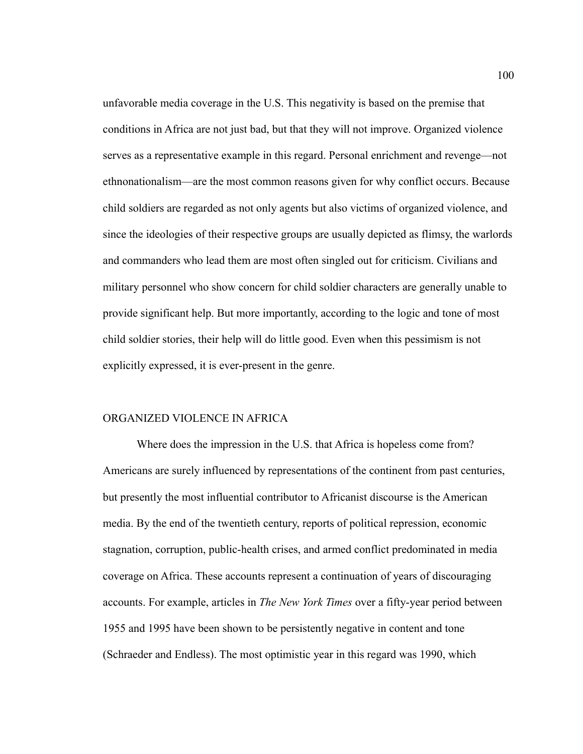unfavorable media coverage in the U.S. This negativity is based on the premise that conditions in Africa are not just bad, but that they will not improve. Organized violence serves as a representative example in this regard. Personal enrichment and revenge—not ethnonationalism—are the most common reasons given for why conflict occurs. Because child soldiers are regarded as not only agents but also victims of organized violence, and since the ideologies of their respective groups are usually depicted as flimsy, the warlords and commanders who lead them are most often singled out for criticism. Civilians and military personnel who show concern for child soldier characters are generally unable to provide significant help. But more importantly, according to the logic and tone of most child soldier stories, their help will do little good. Even when this pessimism is not explicitly expressed, it is ever-present in the genre.

## ORGANIZED VIOLENCE IN AFRICA

Where does the impression in the U.S. that Africa is hopeless come from? Americans are surely influenced by representations of the continent from past centuries, but presently the most influential contributor to Africanist discourse is the American media. By the end of the twentieth century, reports of political repression, economic stagnation, corruption, public-health crises, and armed conflict predominated in media coverage on Africa. These accounts represent a continuation of years of discouraging accounts. For example, articles in *The New York Times* over a fifty-year period between 1955 and 1995 have been shown to be persistently negative in content and tone (Schraeder and Endless). The most optimistic year in this regard was 1990, which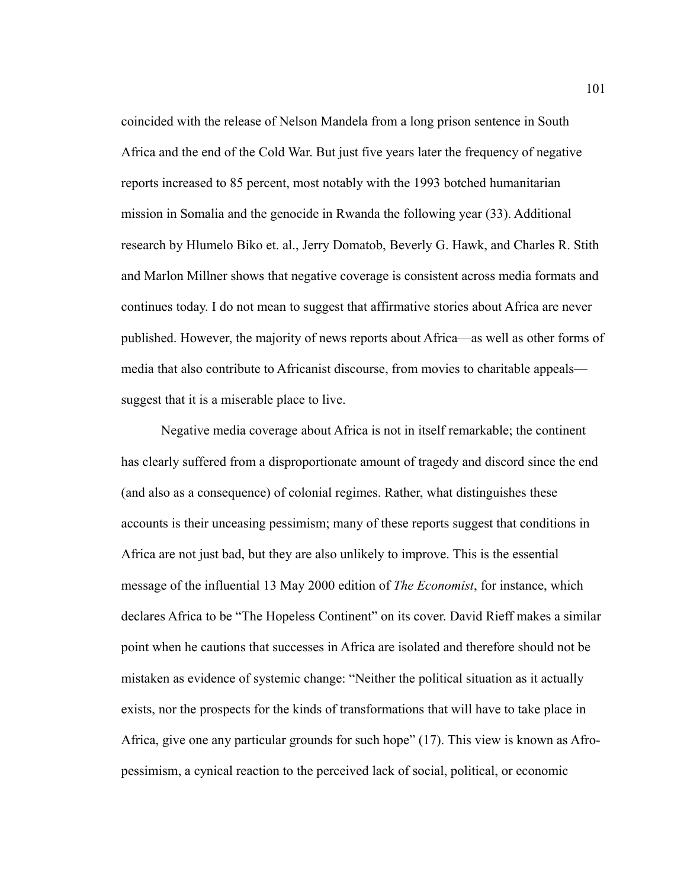coincided with the release of Nelson Mandela from a long prison sentence in South Africa and the end of the Cold War. But just five years later the frequency of negative reports increased to 85 percent, most notably with the 1993 botched humanitarian mission in Somalia and the genocide in Rwanda the following year (33). Additional research by Hlumelo Biko et. al., Jerry Domatob, Beverly G. Hawk, and Charles R. Stith and Marlon Millner shows that negative coverage is consistent across media formats and continues today. I do not mean to suggest that affirmative stories about Africa are never published. However, the majority of news reports about Africa—as well as other forms of media that also contribute to Africanist discourse, from movies to charitable appeals—suggest that it is a miserable place to live.

Negative media coverage about Africa is not in itself remarkable; the continent has clearly suffered from a disproportionate amount of tragedy and discord since the end (and also as a consequence) of colonial regimes. Rather, what distinguishes these accounts is their unceasing pessimism; many of these reports suggest that conditions in Africa are not just bad, but they are also unlikely to improve. This is the essential message of the influential 13 May 2000 edition of *The Economist*, for instance, which declares Africa to be "The Hopeless Continent" on its cover. David Rieff makes a similar point when he cautions that successes in Africa are isolated and therefore should not be mistaken as evidence of systemic change: "Neither the political situation as it actually exists, nor the prospects for the kinds of transformations that will have to take place in Africa, give one any particular grounds for such hope" (17). This view is known as Afro-pessimism, a cynical reaction to the perceived lack of social, political, or economic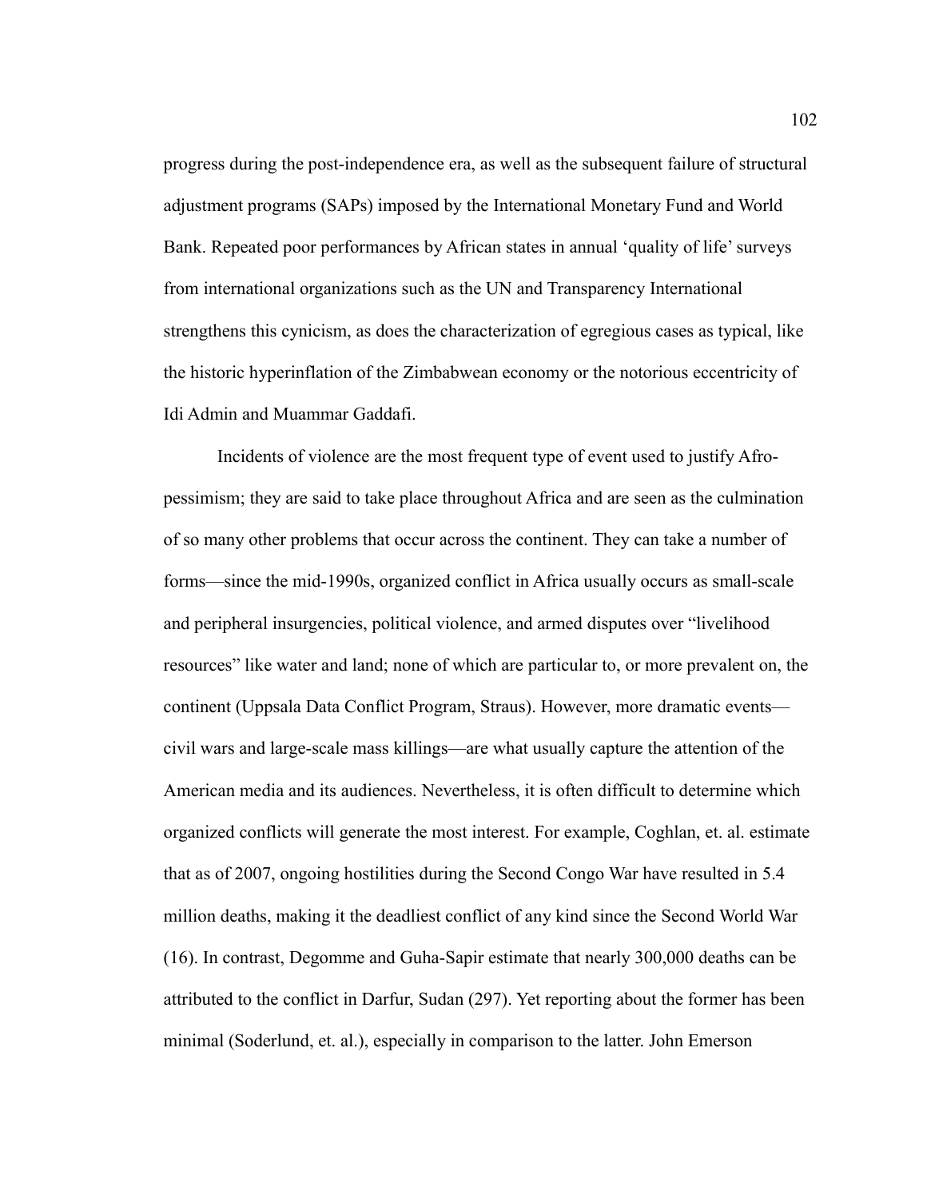progress during the post-independence era, as well as the subsequent failure of structural adjustment programs (SAPs) imposed by the International Monetary Fund and World Bank. Repeated poor performances by African states in annual 'quality of life' surveys from international organizations such as the UN and Transparency International strengthens this cynicism, as does the characterization of egregious cases as typical, like the historic hyperinflation of the Zimbabwean economy or the notorious eccentricity of Idi Admin and Muammar Gaddafi.

Incidents of violence are the most frequent type of event used to justify Afro-pessimism; they are said to take place throughout Africa and are seen as the culmination of so many other problems that occur across the continent. They can take a number of forms—since the mid-1990s, organized conflict in Africa usually occurs as small-scale and peripheral insurgencies, political violence, and armed disputes over "livelihood resources" like water and land; none of which are particular to, or more prevalent on, the continent (Uppsala Data Conflict Program, Straus). However, more dramatic events—civil wars and large-scale mass killings—are what usually capture the attention of the American media and its audiences. Nevertheless, it is often difficult to determine which organized conflicts will generate the most interest. For example, Coghlan, et. al. estimate that as of 2007, ongoing hostilities during the Second Congo War have resulted in 5.4 million deaths, making it the deadliest conflict of any kind since the Second World War (16). In contrast, Degomme and Guha-Sapir estimate that nearly 300,000 deaths can be attributed to the conflict in Darfur, Sudan (297). Yet reporting about the former has been minimal (Soderlund, et. al.), especially in comparison to the latter. John Emerson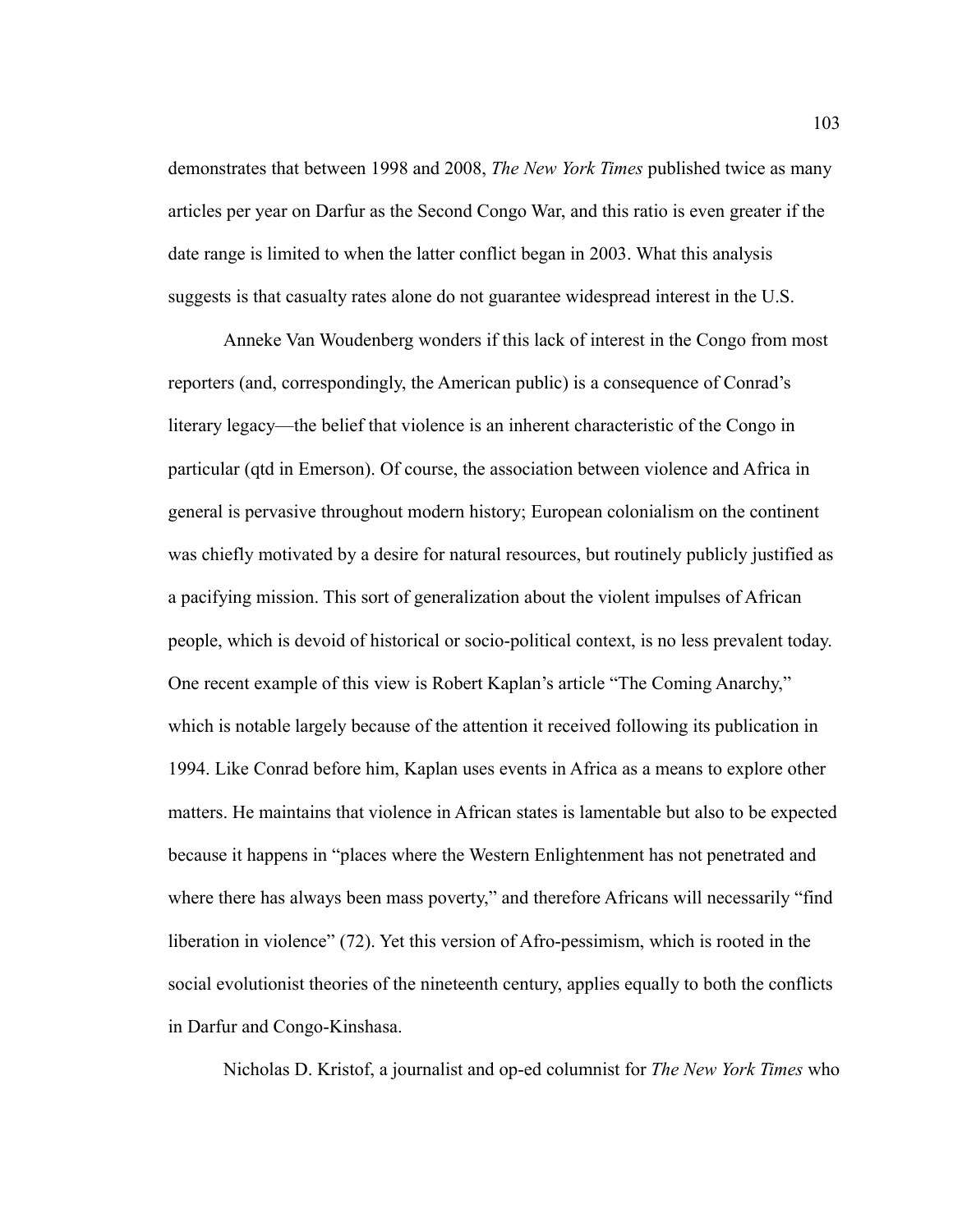demonstrates that between 1998 and 2008, *The New York Times* published twice as many articles per year on Darfur as the Second Congo War, and this ratio is even greater if the date range is limited to when the latter conflict began in 2003. What this analysis suggests is that casualty rates alone do not guarantee widespread interest in the U.S.

Anneke Van Woudenberg wonders if this lack of interest in the Congo from most reporters (and, correspondingly, the American public) is a consequence of Conrad's literary legacy—the belief that violence is an inherent characteristic of the Congo in particular (qtd in Emerson). Of course, the association between violence and Africa in general is pervasive throughout modern history; European colonialism on the continent was chiefly motivated by a desire for natural resources, but routinely publicly justified as a pacifying mission. This sort of generalization about the violent impulses of African people, which is devoid of historical or socio-political context, is no less prevalent today. One recent example of this view is Robert Kaplan's article "The Coming Anarchy," which is notable largely because of the attention it received following its publication in 1994. Like Conrad before him, Kaplan uses events in Africa as a means to explore other matters. He maintains that violence in African states is lamentable but also to be expected because it happens in "places where the Western Enlightenment has not penetrated and where there has always been mass poverty," and therefore Africans will necessarily "find liberation in violence" (72). Yet this version of Afro-pessimism, which is rooted in the social evolutionist theories of the nineteenth century, applies equally to both the conflicts in Darfur and Congo-Kinshasa.

Nicholas D. Kristof, a journalist and op-ed columnist for *The New York Times* who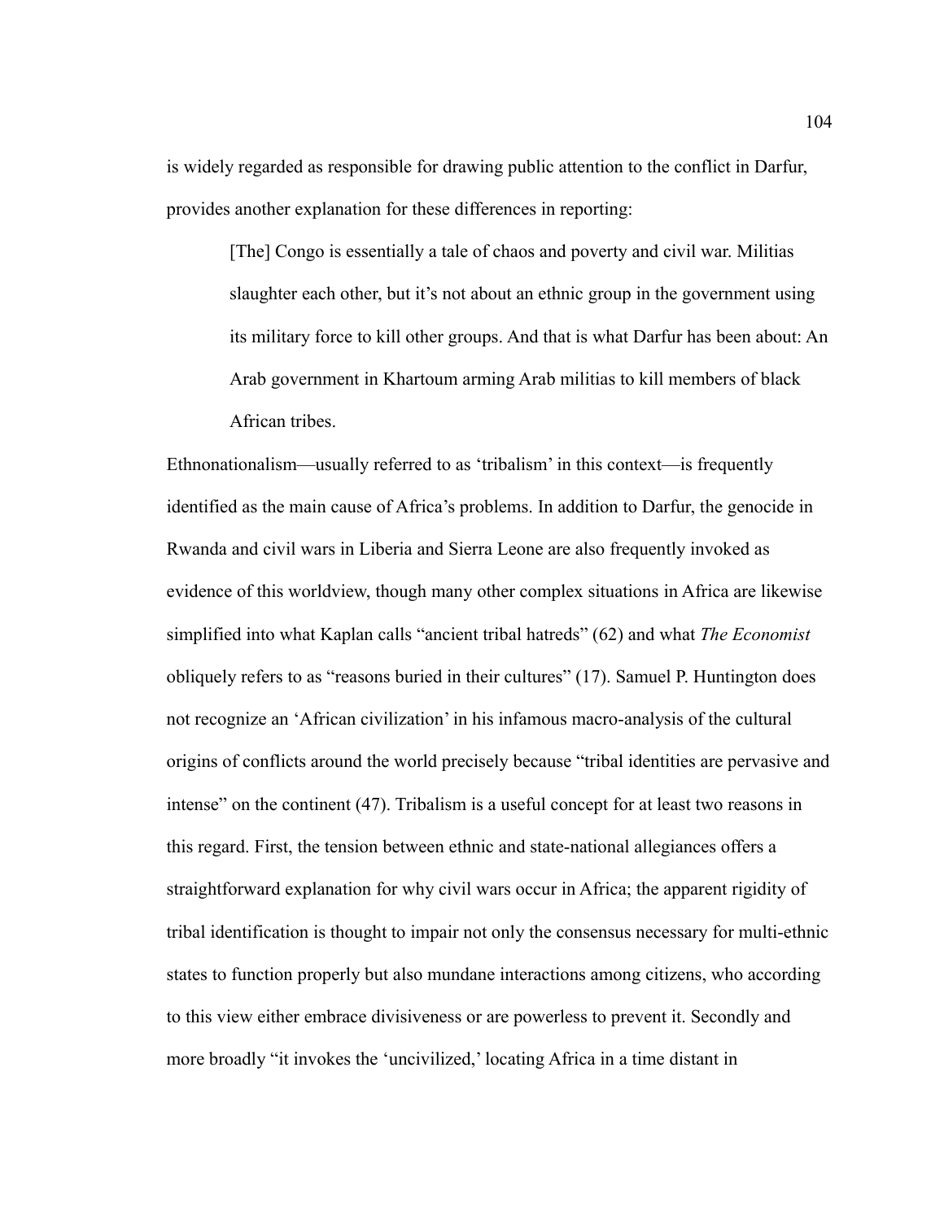is widely regarded as responsible for drawing public attention to the conflict in Darfur, provides another explanation for these differences in reporting:

> [The] Congo is essentially a tale of chaos and poverty and civil war. Militias slaughter each other, but it's not about an ethnic group in the government using its military force to kill other groups. And that is what Darfur has been about: An Arab government in Khartoum arming Arab militias to kill members of black African tribes.

Ethnonationalism—usually referred to as 'tribalism' in this context—is frequently identified as the main cause of Africa's problems. In addition to Darfur, the genocide in Rwanda and civil wars in Liberia and Sierra Leone are also frequently invoked as evidence of this worldview, though many other complex situations in Africa are likewise simplified into what Kaplan calls "ancient tribal hatreds" (62) and what *The Economist* obliquely refers to as "reasons buried in their cultures" (17). Samuel P. Huntington does not recognize an 'African civilization' in his infamous macro-analysis of the cultural origins of conflicts around the world precisely because "tribal identities are pervasive and intense" on the continent (47). Tribalism is a useful concept for at least two reasons in this regard. First, the tension between ethnic and state-national allegiances offers a straightforward explanation for why civil wars occur in Africa; the apparent rigidity of tribal identification is thought to impair not only the consensus necessary for multi-ethnic states to function properly but also mundane interactions among citizens, who according to this view either embrace divisiveness or are powerless to prevent it. Secondly and more broadly "it invokes the 'uncivilized,' locating Africa in a time distant in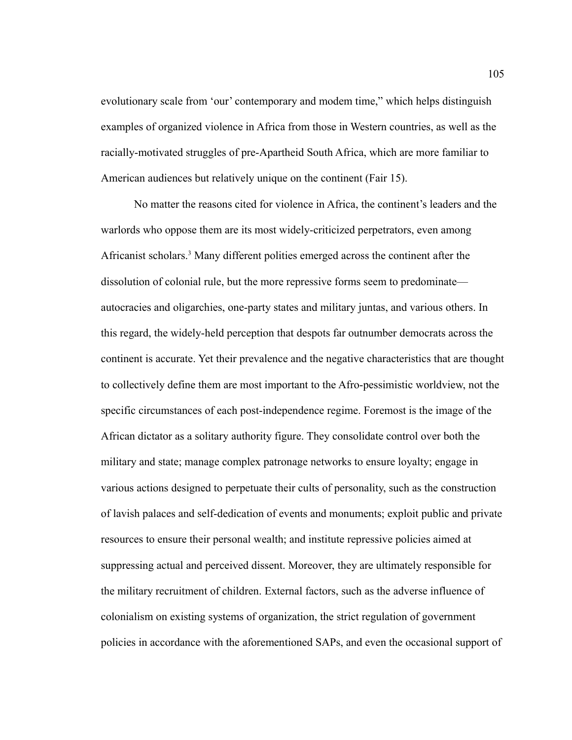evolutionary scale from 'our' contemporary and modem time," which helps distinguish examples of organized violence in Africa from those in Western countries, as well as the racially-motivated struggles of pre-Apartheid South Africa, which are more familiar to American audiences but relatively unique on the continent (Fair 15).

No matter the reasons cited for violence in Africa, the continent's leaders and the warlords who oppose them are its most widely-criticized perpetrators, even among Africanist scholars.[3] Many different polities emerged across the continent after the dissolution of colonial rule, but the more repressive forms seem to predominate—autocracies and oligarchies, one-party states and military juntas, and various others. In this regard, the widely-held perception that despots far outnumber democrats across the continent is accurate. Yet their prevalence and the negative characteristics that are thought to collectively define them are most important to the Afro-pessimistic worldview, not the specific circumstances of each post-independence regime. Foremost is the image of the African dictator as a solitary authority figure. They consolidate control over both the military and state; manage complex patronage networks to ensure loyalty; engage in various actions designed to perpetuate their cults of personality, such as the construction of lavish palaces and self-dedication of events and monuments; exploit public and private resources to ensure their personal wealth; and institute repressive policies aimed at suppressing actual and perceived dissent. Moreover, they are ultimately responsible for the military recruitment of children. External factors, such as the adverse influence of colonialism on existing systems of organization, the strict regulation of government policies in accordance with the aforementioned SAPs, and even the occasional support of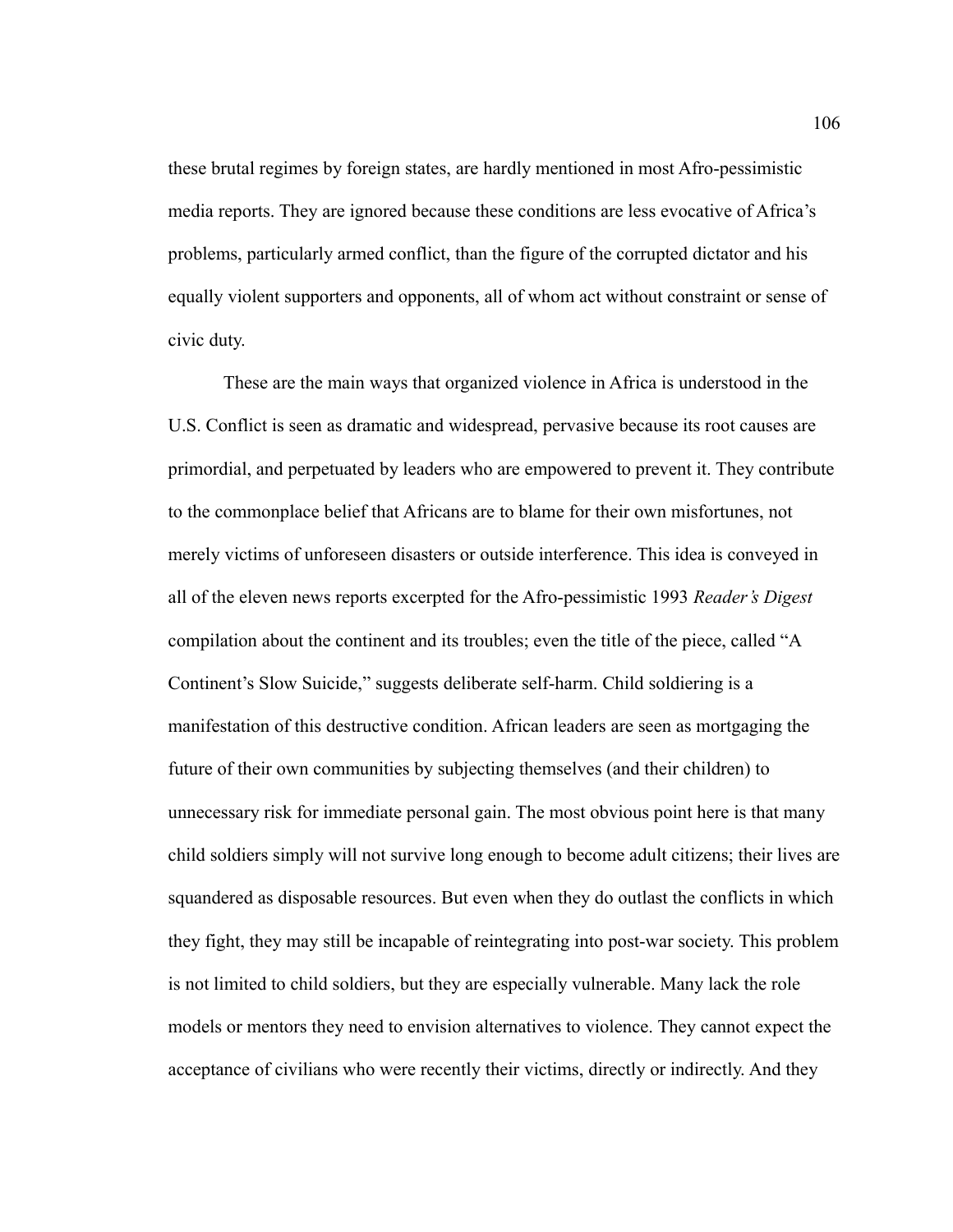these brutal regimes by foreign states, are hardly mentioned in most Afro-pessimistic media reports. They are ignored because these conditions are less evocative of Africa's problems, particularly armed conflict, than the figure of the corrupted dictator and his equally violent supporters and opponents, all of whom act without constraint or sense of civic duty.

These are the main ways that organized violence in Africa is understood in the U.S. Conflict is seen as dramatic and widespread, pervasive because its root causes are primordial, and perpetuated by leaders who are empowered to prevent it. They contribute to the commonplace belief that Africans are to blame for their own misfortunes, not merely victims of unforeseen disasters or outside interference. This idea is conveyed in all of the eleven news reports excerpted for the Afro-pessimistic 1993 *Reader's Digest* compilation about the continent and its troubles; even the title of the piece, called "A Continent's Slow Suicide," suggests deliberate self-harm. Child soldiering is a manifestation of this destructive condition. African leaders are seen as mortgaging the future of their own communities by subjecting themselves (and their children) to unnecessary risk for immediate personal gain. The most obvious point here is that many child soldiers simply will not survive long enough to become adult citizens; their lives are squandered as disposable resources. But even when they do outlast the conflicts in which they fight, they may still be incapable of reintegrating into post-war society. This problem is not limited to child soldiers, but they are especially vulnerable. Many lack the role models or mentors they need to envision alternatives to violence. They cannot expect the acceptance of civilians who were recently their victims, directly or indirectly. And they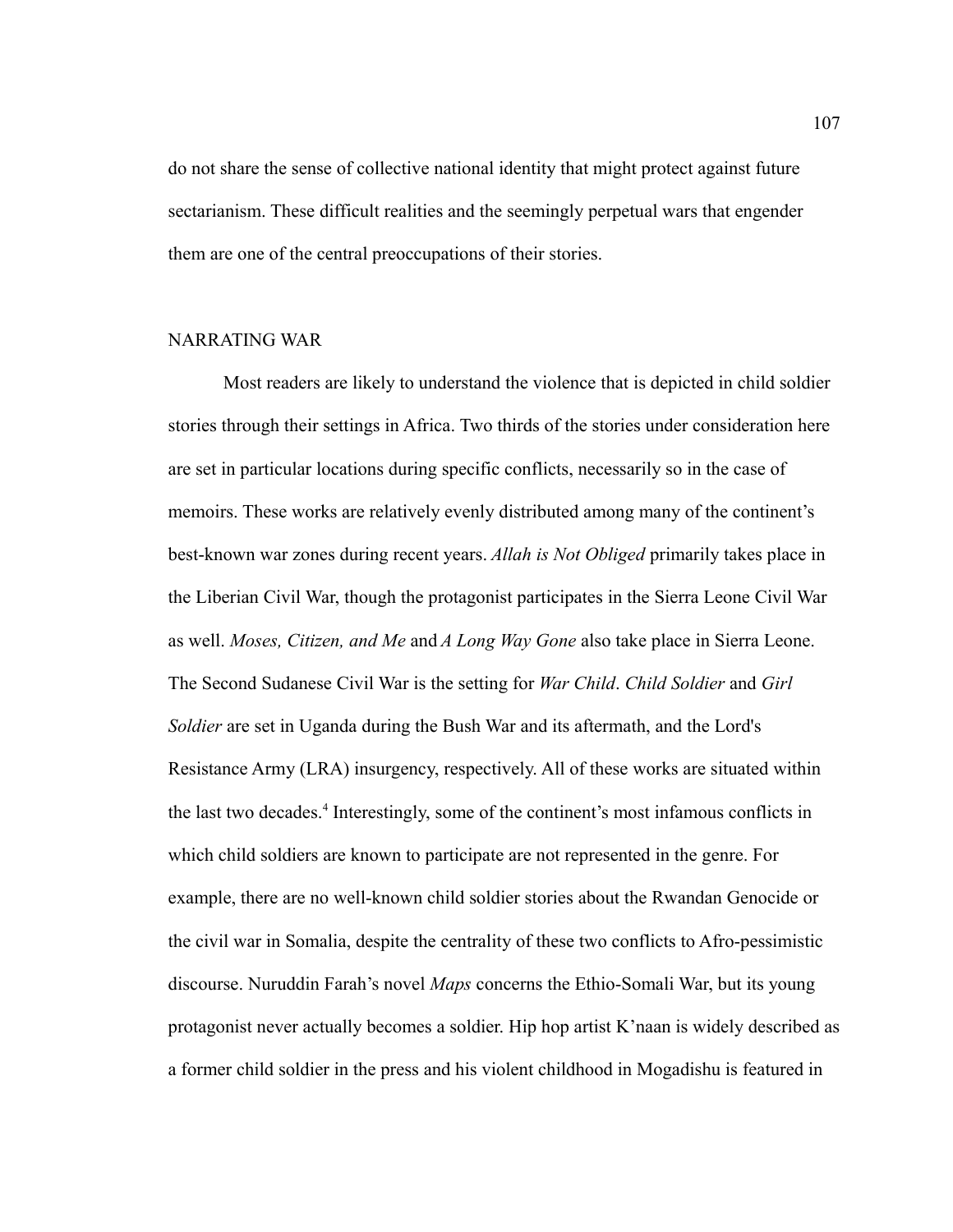do not share the sense of collective national identity that might protect against future sectarianism. These difficult realities and the seemingly perpetual wars that engender them are one of the central preoccupations of their stories.

## NARRATING WAR

Most readers are likely to understand the violence that is depicted in child soldier stories through their settings in Africa. Two thirds of the stories under consideration here are set in particular locations during specific conflicts, necessarily so in the case of memoirs. These works are relatively evenly distributed among many of the continent's best-known war zones during recent years. *Allah is Not Obliged* primarily takes place in the Liberian Civil War, though the protagonist participates in the Sierra Leone Civil War as well. *Moses, Citizen, and Me* and *A Long Way Gone* also take place in Sierra Leone. The Second Sudanese Civil War is the setting for *War Child*. *Child Soldier* and *Girl Soldier* are set in Uganda during the Bush War and its aftermath, and the Lord's Resistance Army (LRA) insurgency, respectively. All of these works are situated within the last two decades.[4] Interestingly, some of the continent's most infamous conflicts in which child soldiers are known to participate are not represented in the genre. For example, there are no well-known child soldier stories about the Rwandan Genocide or the civil war in Somalia, despite the centrality of these two conflicts to Afro-pessimistic discourse. Nuruddin Farah's novel *Maps* concerns the Ethio-Somali War, but its young protagonist never actually becomes a soldier. Hip hop artist K'naan is widely described as a former child soldier in the press and his violent childhood in Mogadishu is featured in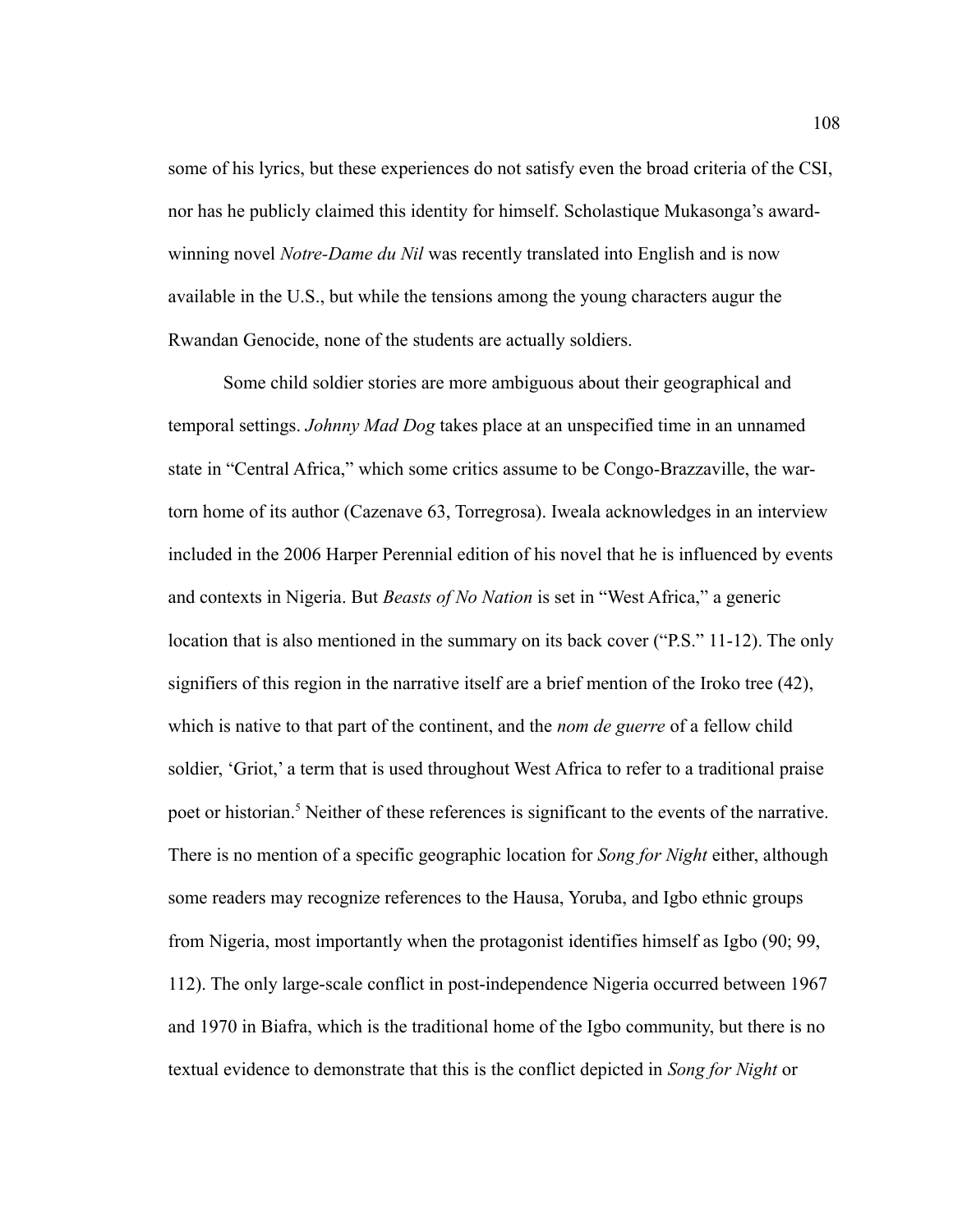some of his lyrics, but these experiences do not satisfy even the broad criteria of the CSI, nor has he publicly claimed this identity for himself. Scholastique Mukasonga's award-winning novel *Notre-Dame du Nil* was recently translated into English and is now available in the U.S., but while the tensions among the young characters augur the Rwandan Genocide, none of the students are actually soldiers.

Some child soldier stories are more ambiguous about their geographical and temporal settings. *Johnny Mad Dog* takes place at an unspecified time in an unnamed state in "Central Africa," which some critics assume to be Congo-Brazzaville, the war-torn home of its author (Cazenave 63, Torregrosa). Iweala acknowledges in an interview included in the 2006 Harper Perennial edition of his novel that he is influenced by events and contexts in Nigeria. But *Beasts of No Nation* is set in "West Africa," a generic location that is also mentioned in the summary on its back cover ("P.S." 11-12). The only signifiers of this region in the narrative itself are a brief mention of the Iroko tree (42), which is native to that part of the continent, and the *nom de guerre* of a fellow child soldier, 'Griot,' a term that is used throughout West Africa to refer to a traditional praise poet or historian.[5] Neither of these references is significant to the events of the narrative. There is no mention of a specific geographic location for *Song for Night* either, although some readers may recognize references to the Hausa, Yoruba, and Igbo ethnic groups from Nigeria, most importantly when the protagonist identifies himself as Igbo (90; 99, 112). The only large-scale conflict in post-independence Nigeria occurred between 1967 and 1970 in Biafra, which is the traditional home of the Igbo community, but there is no textual evidence to demonstrate that this is the conflict depicted in *Song for Night* or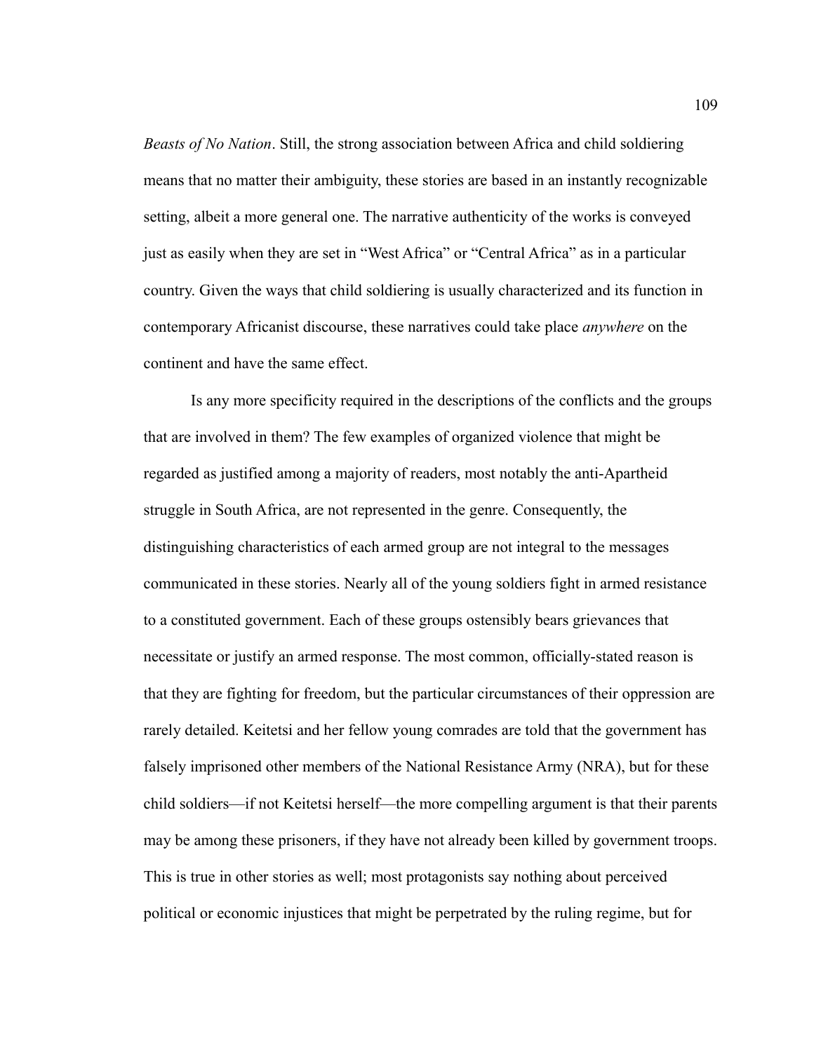*Beasts of No Nation*. Still, the strong association between Africa and child soldiering means that no matter their ambiguity, these stories are based in an instantly recognizable setting, albeit a more general one. The narrative authenticity of the works is conveyed just as easily when they are set in "West Africa" or "Central Africa" as in a particular country. Given the ways that child soldiering is usually characterized and its function in contemporary Africanist discourse, these narratives could take place *anywhere* on the continent and have the same effect.

Is any more specificity required in the descriptions of the conflicts and the groups that are involved in them? The few examples of organized violence that might be regarded as justified among a majority of readers, most notably the anti-Apartheid struggle in South Africa, are not represented in the genre. Consequently, the distinguishing characteristics of each armed group are not integral to the messages communicated in these stories. Nearly all of the young soldiers fight in armed resistance to a constituted government. Each of these groups ostensibly bears grievances that necessitate or justify an armed response. The most common, officially-stated reason is that they are fighting for freedom, but the particular circumstances of their oppression are rarely detailed. Keitetsi and her fellow young comrades are told that the government has falsely imprisoned other members of the National Resistance Army (NRA), but for these child soldiers—if not Keitetsi herself—the more compelling argument is that their parents may be among these prisoners, if they have not already been killed by government troops. This is true in other stories as well; most protagonists say nothing about perceived political or economic injustices that might be perpetrated by the ruling regime, but for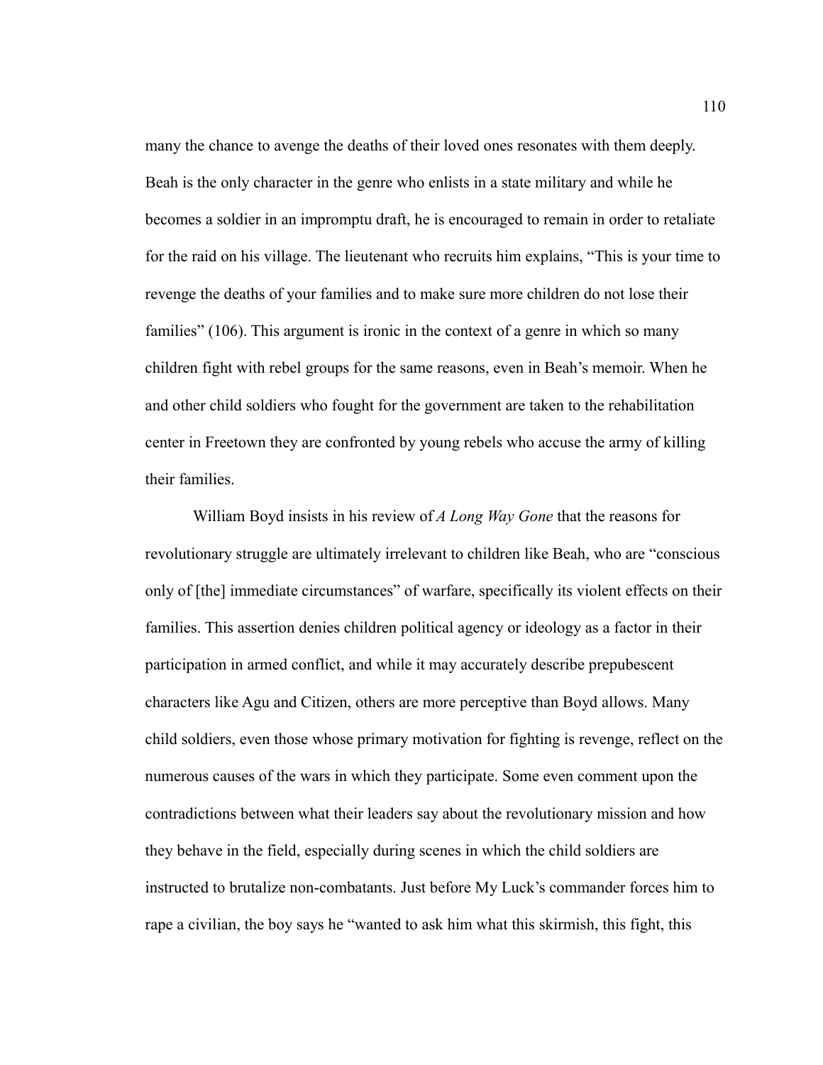many the chance to avenge the deaths of their loved ones resonates with them deeply. Beah is the only character in the genre who enlists in a state military and while he becomes a soldier in an impromptu draft, he is encouraged to remain in order to retaliate for the raid on his village. The lieutenant who recruits him explains, "This is your time to revenge the deaths of your families and to make sure more children do not lose their families" (106). This argument is ironic in the context of a genre in which so many children fight with rebel groups for the same reasons, even in Beah's memoir. When he and other child soldiers who fought for the government are taken to the rehabilitation center in Freetown they are confronted by young rebels who accuse the army of killing their families.

William Boyd insists in his review of *A Long Way Gone* that the reasons for revolutionary struggle are ultimately irrelevant to children like Beah, who are "conscious only of [the] immediate circumstances" of warfare, specifically its violent effects on their families. This assertion denies children political agency or ideology as a factor in their participation in armed conflict, and while it may accurately describe prepubescent characters like Agu and Citizen, others are more perceptive than Boyd allows. Many child soldiers, even those whose primary motivation for fighting is revenge, reflect on the numerous causes of the wars in which they participate. Some even comment upon the contradictions between what their leaders say about the revolutionary mission and how they behave in the field, especially during scenes in which the child soldiers are instructed to brutalize non-combatants. Just before My Luck's commander forces him to rape a civilian, the boy says he "wanted to ask him what this skirmish, this fight, this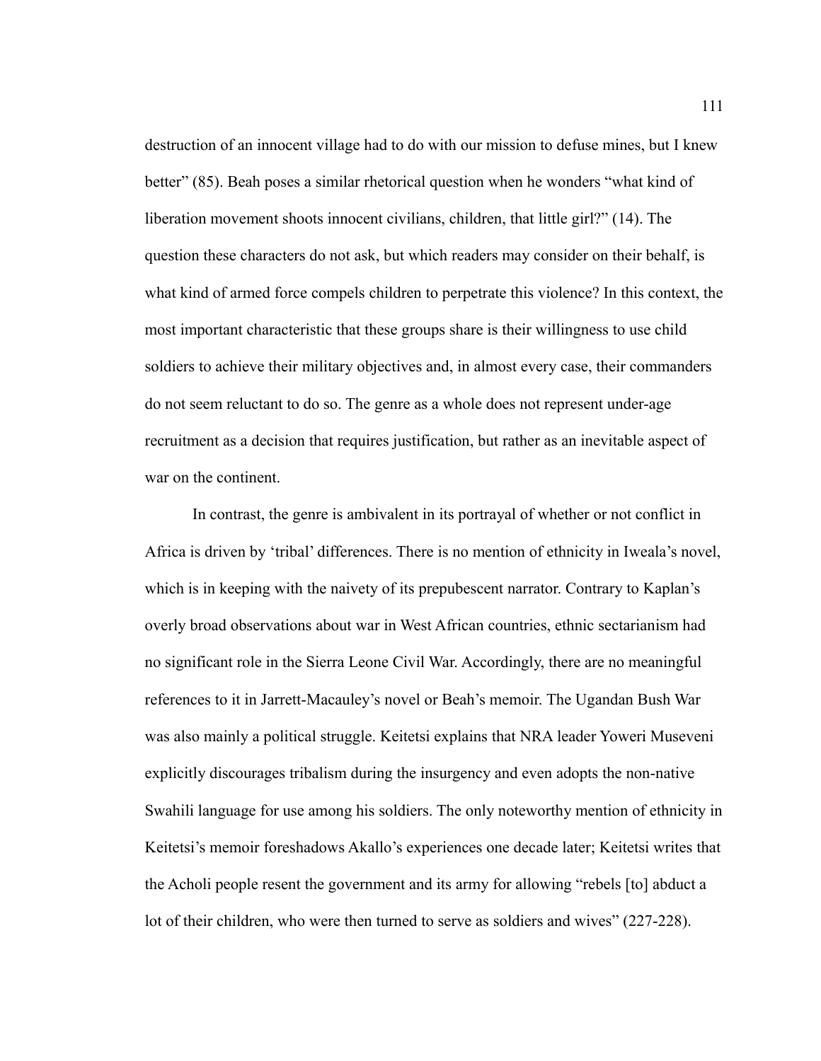destruction of an innocent village had to do with our mission to defuse mines, but I knew better" (85). Beah poses a similar rhetorical question when he wonders "what kind of liberation movement shoots innocent civilians, children, that little girl?" (14). The question these characters do not ask, but which readers may consider on their behalf, is what kind of armed force compels children to perpetrate this violence? In this context, the most important characteristic that these groups share is their willingness to use child soldiers to achieve their military objectives and, in almost every case, their commanders do not seem reluctant to do so. The genre as a whole does not represent under-age recruitment as a decision that requires justification, but rather as an inevitable aspect of war on the continent.

In contrast, the genre is ambivalent in its portrayal of whether or not conflict in Africa is driven by 'tribal' differences. There is no mention of ethnicity in Iweala's novel, which is in keeping with the naivety of its prepubescent narrator. Contrary to Kaplan's overly broad observations about war in West African countries, ethnic sectarianism had no significant role in the Sierra Leone Civil War. Accordingly, there are no meaningful references to it in Jarrett-Macauley's novel or Beah's memoir. The Ugandan Bush War was also mainly a political struggle. Keitetsi explains that NRA leader Yoweri Museveni explicitly discourages tribalism during the insurgency and even adopts the non-native Swahili language for use among his soldiers. The only noteworthy mention of ethnicity in Keitetsi's memoir foreshadows Akallo's experiences one decade later; Keitetsi writes that the Acholi people resent the government and its army for allowing "rebels [to] abduct a lot of their children, who were then turned to serve as soldiers and wives" (227-228).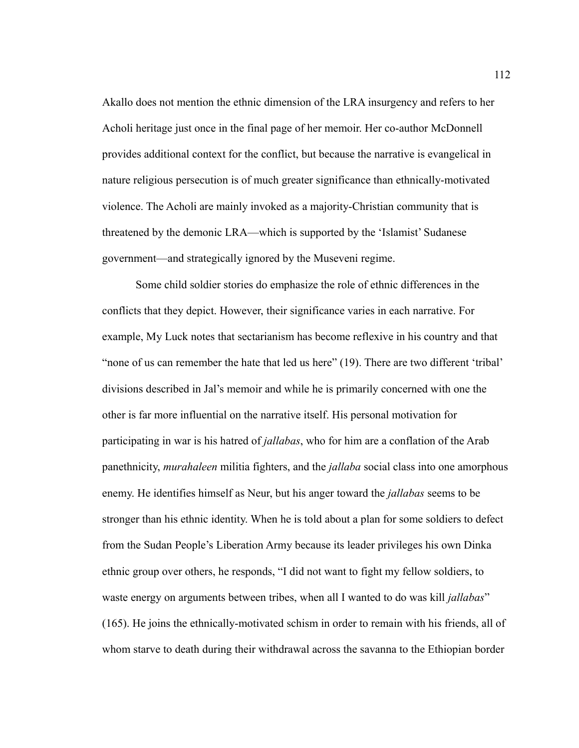Akallo does not mention the ethnic dimension of the LRA insurgency and refers to her Acholi heritage just once in the final page of her memoir. Her co-author McDonnell provides additional context for the conflict, but because the narrative is evangelical in nature religious persecution is of much greater significance than ethnically-motivated violence. The Acholi are mainly invoked as a majority-Christian community that is threatened by the demonic LRA—which is supported by the 'Islamist' Sudanese government—and strategically ignored by the Museveni regime.

Some child soldier stories do emphasize the role of ethnic differences in the conflicts that they depict. However, their significance varies in each narrative. For example, My Luck notes that sectarianism has become reflexive in his country and that "none of us can remember the hate that led us here" (19). There are two different 'tribal' divisions described in Jal's memoir and while he is primarily concerned with one the other is far more influential on the narrative itself. His personal motivation for participating in war is his hatred of *jallabas*, who for him are a conflation of the Arab panethnicity, *murahaleen* militia fighters, and the *jallaba* social class into one amorphous enemy. He identifies himself as Neur, but his anger toward the *jallabas* seems to be stronger than his ethnic identity. When he is told about a plan for some soldiers to defect from the Sudan People's Liberation Army because its leader privileges his own Dinka ethnic group over others, he responds, "I did not want to fight my fellow soldiers, to waste energy on arguments between tribes, when all I wanted to do was kill *jallabas*" (165). He joins the ethnically-motivated schism in order to remain with his friends, all of whom starve to death during their withdrawal across the savanna to the Ethiopian border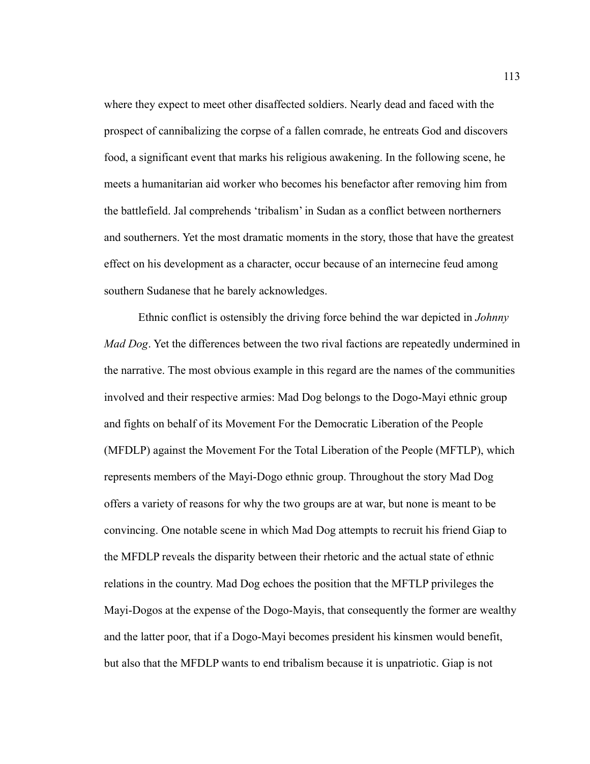where they expect to meet other disaffected soldiers. Nearly dead and faced with the prospect of cannibalizing the corpse of a fallen comrade, he entreats God and discovers food, a significant event that marks his religious awakening. In the following scene, he meets a humanitarian aid worker who becomes his benefactor after removing him from the battlefield. Jal comprehends 'tribalism' in Sudan as a conflict between northerners and southerners. Yet the most dramatic moments in the story, those that have the greatest effect on his development as a character, occur because of an internecine feud among southern Sudanese that he barely acknowledges.

Ethnic conflict is ostensibly the driving force behind the war depicted in *Johnny Mad Dog*. Yet the differences between the two rival factions are repeatedly undermined in the narrative. The most obvious example in this regard are the names of the communities involved and their respective armies: Mad Dog belongs to the Dogo-Mayi ethnic group and fights on behalf of its Movement For the Democratic Liberation of the People (MFDLP) against the Movement For the Total Liberation of the People (MFTLP), which represents members of the Mayi-Dogo ethnic group. Throughout the story Mad Dog offers a variety of reasons for why the two groups are at war, but none is meant to be convincing. One notable scene in which Mad Dog attempts to recruit his friend Giap to the MFDLP reveals the disparity between their rhetoric and the actual state of ethnic relations in the country. Mad Dog echoes the position that the MFTLP privileges the Mayi-Dogos at the expense of the Dogo-Mayis, that consequently the former are wealthy and the latter poor, that if a Dogo-Mayi becomes president his kinsmen would benefit, but also that the MFDLP wants to end tribalism because it is unpatriotic. Giap is not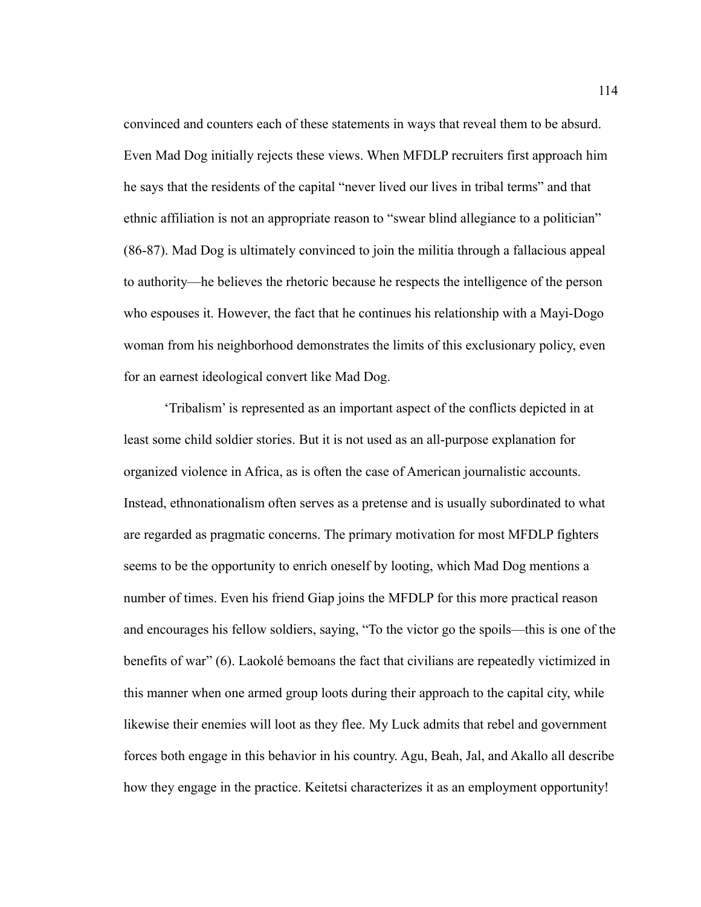convinced and counters each of these statements in ways that reveal them to be absurd. Even Mad Dog initially rejects these views. When MFDLP recruiters first approach him he says that the residents of the capital "never lived our lives in tribal terms" and that ethnic affiliation is not an appropriate reason to "swear blind allegiance to a politician" (86-87). Mad Dog is ultimately convinced to join the militia through a fallacious appeal to authority—he believes the rhetoric because he respects the intelligence of the person who espouses it. However, the fact that he continues his relationship with a Mayi-Dogo woman from his neighborhood demonstrates the limits of this exclusionary policy, even for an earnest ideological convert like Mad Dog.

'Tribalism' is represented as an important aspect of the conflicts depicted in at least some child soldier stories. But it is not used as an all-purpose explanation for organized violence in Africa, as is often the case of American journalistic accounts. Instead, ethnonationalism often serves as a pretense and is usually subordinated to what are regarded as pragmatic concerns. The primary motivation for most MFDLP fighters seems to be the opportunity to enrich oneself by looting, which Mad Dog mentions a number of times. Even his friend Giap joins the MFDLP for this more practical reason and encourages his fellow soldiers, saying, "To the victor go the spoils—this is one of the benefits of war" (6). Laokolé bemoans the fact that civilians are repeatedly victimized in this manner when one armed group loots during their approach to the capital city, while likewise their enemies will loot as they flee. My Luck admits that rebel and government forces both engage in this behavior in his country. Agu, Beah, Jal, and Akallo all describe how they engage in the practice. Keitetsi characterizes it as an employment opportunity!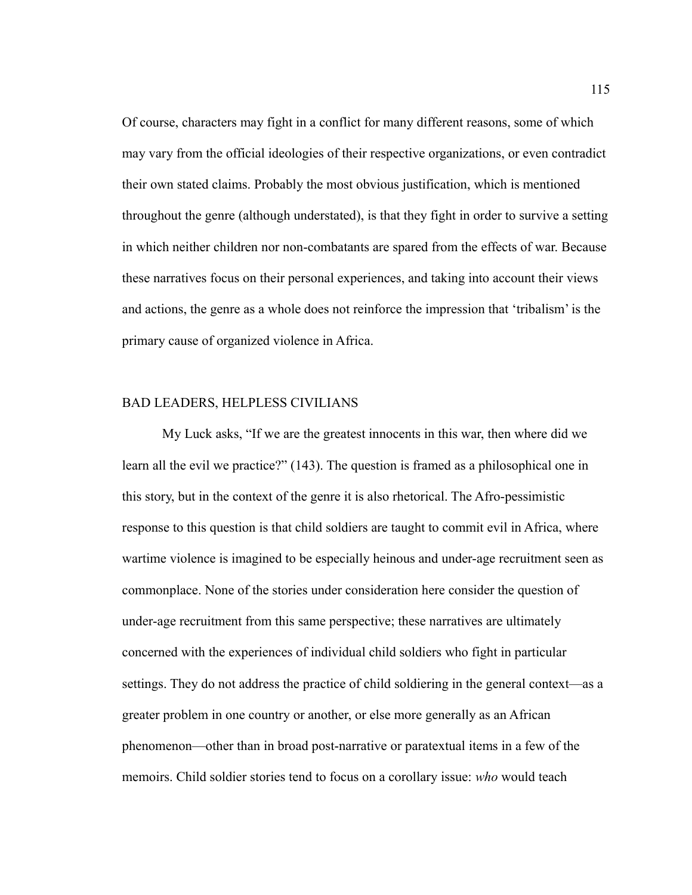Of course, characters may fight in a conflict for many different reasons, some of which may vary from the official ideologies of their respective organizations, or even contradict their own stated claims. Probably the most obvious justification, which is mentioned throughout the genre (although understated), is that they fight in order to survive a setting in which neither children nor non-combatants are spared from the effects of war. Because these narratives focus on their personal experiences, and taking into account their views and actions, the genre as a whole does not reinforce the impression that 'tribalism' is the primary cause of organized violence in Africa.

## BAD LEADERS, HELPLESS CIVILIANS

My Luck asks, "If we are the greatest innocents in this war, then where did we learn all the evil we practice?" (143). The question is framed as a philosophical one in this story, but in the context of the genre it is also rhetorical. The Afro-pessimistic response to this question is that child soldiers are taught to commit evil in Africa, where wartime violence is imagined to be especially heinous and under-age recruitment seen as commonplace. None of the stories under consideration here consider the question of under-age recruitment from this same perspective; these narratives are ultimately concerned with the experiences of individual child soldiers who fight in particular settings. They do not address the practice of child soldiering in the general context—as a greater problem in one country or another, or else more generally as an African phenomenon—other than in broad post-narrative or paratextual items in a few of the memoirs. Child soldier stories tend to focus on a corollary issue: *who* would teach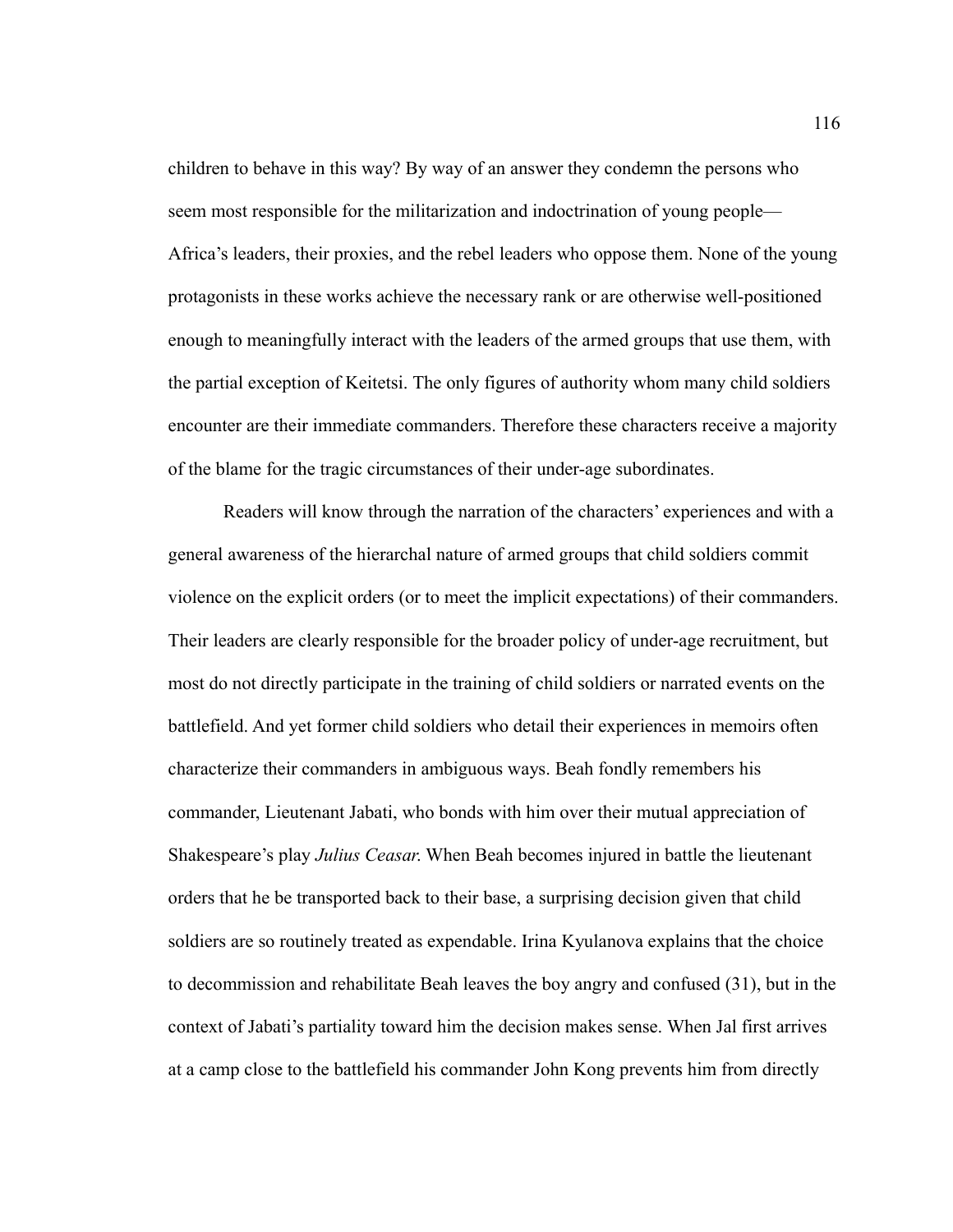children to behave in this way? By way of an answer they condemn the persons who seem most responsible for the militarization and indoctrination of young people—Africa's leaders, their proxies, and the rebel leaders who oppose them. None of the young protagonists in these works achieve the necessary rank or are otherwise well-positioned enough to meaningfully interact with the leaders of the armed groups that use them, with the partial exception of Keitetsi. The only figures of authority whom many child soldiers encounter are their immediate commanders. Therefore these characters receive a majority of the blame for the tragic circumstances of their under-age subordinates.

Readers will know through the narration of the characters' experiences and with a general awareness of the hierarchal nature of armed groups that child soldiers commit violence on the explicit orders (or to meet the implicit expectations) of their commanders. Their leaders are clearly responsible for the broader policy of under-age recruitment, but most do not directly participate in the training of child soldiers or narrated events on the battlefield. And yet former child soldiers who detail their experiences in memoirs often characterize their commanders in ambiguous ways. Beah fondly remembers his commander, Lieutenant Jabati, who bonds with him over their mutual appreciation of Shakespeare's play *Julius Ceasar*. When Beah becomes injured in battle the lieutenant orders that he be transported back to their base, a surprising decision given that child soldiers are so routinely treated as expendable. Irina Kyulanova explains that the choice to decommission and rehabilitate Beah leaves the boy angry and confused (31), but in the context of Jabati's partiality toward him the decision makes sense. When Jal first arrives at a camp close to the battlefield his commander John Kong prevents him from directly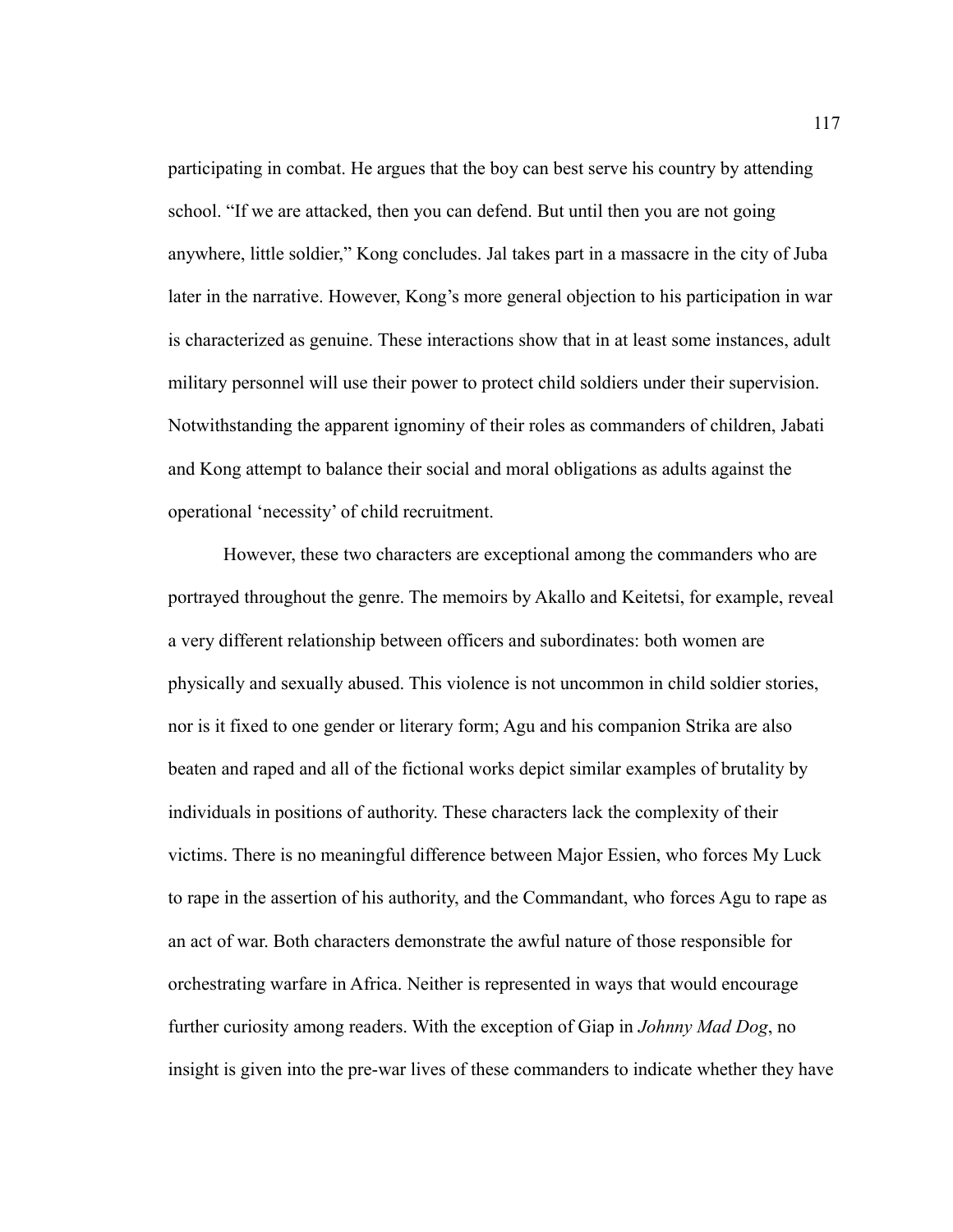participating in combat. He argues that the boy can best serve his country by attending school. "If we are attacked, then you can defend. But until then you are not going anywhere, little soldier," Kong concludes. Jal takes part in a massacre in the city of Juba later in the narrative. However, Kong's more general objection to his participation in war is characterized as genuine. These interactions show that in at least some instances, adult military personnel will use their power to protect child soldiers under their supervision. Notwithstanding the apparent ignominy of their roles as commanders of children, Jabati and Kong attempt to balance their social and moral obligations as adults against the operational 'necessity' of child recruitment.

However, these two characters are exceptional among the commanders who are portrayed throughout the genre. The memoirs by Akallo and Keitetsi, for example, reveal a very different relationship between officers and subordinates: both women are physically and sexually abused. This violence is not uncommon in child soldier stories, nor is it fixed to one gender or literary form; Agu and his companion Strika are also beaten and raped and all of the fictional works depict similar examples of brutality by individuals in positions of authority. These characters lack the complexity of their victims. There is no meaningful difference between Major Essien, who forces My Luck to rape in the assertion of his authority, and the Commandant, who forces Agu to rape as an act of war. Both characters demonstrate the awful nature of those responsible for orchestrating warfare in Africa. Neither is represented in ways that would encourage further curiosity among readers. With the exception of Giap in *Johnny Mad Dog*, no insight is given into the pre-war lives of these commanders to indicate whether they have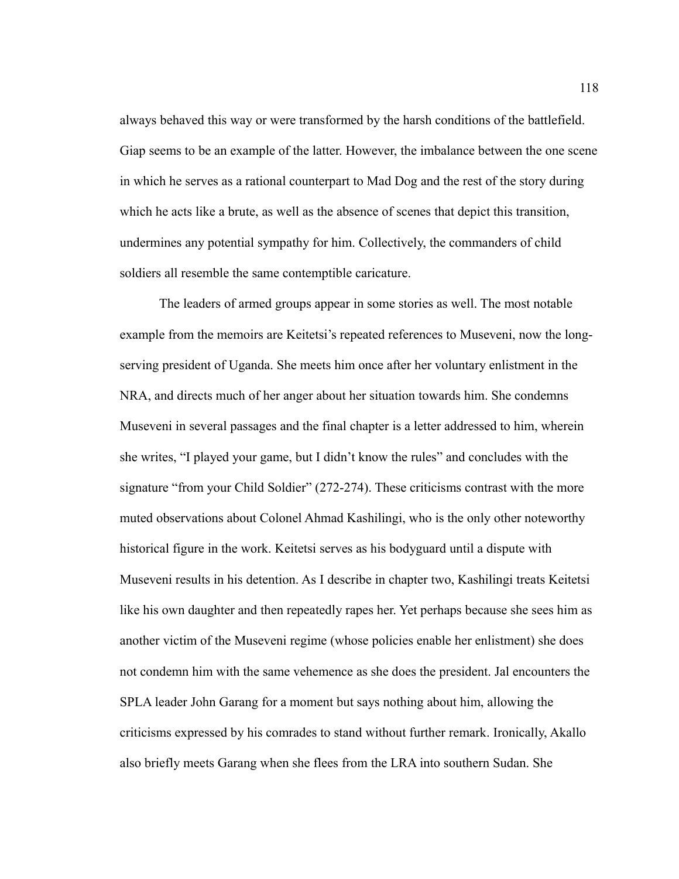always behaved this way or were transformed by the harsh conditions of the battlefield. Giap seems to be an example of the latter. However, the imbalance between the one scene in which he serves as a rational counterpart to Mad Dog and the rest of the story during which he acts like a brute, as well as the absence of scenes that depict this transition, undermines any potential sympathy for him. Collectively, the commanders of child soldiers all resemble the same contemptible caricature.

The leaders of armed groups appear in some stories as well. The most notable example from the memoirs are Keitetsi's repeated references to Museveni, now the long-serving president of Uganda. She meets him once after her voluntary enlistment in the NRA, and directs much of her anger about her situation towards him. She condemns Museveni in several passages and the final chapter is a letter addressed to him, wherein she writes, "I played your game, but I didn't know the rules" and concludes with the signature "from your Child Soldier" (272-274). These criticisms contrast with the more muted observations about Colonel Ahmad Kashilingi, who is the only other noteworthy historical figure in the work. Keitetsi serves as his bodyguard until a dispute with Museveni results in his detention. As I describe in chapter two, Kashilingi treats Keitetsi like his own daughter and then repeatedly rapes her. Yet perhaps because she sees him as another victim of the Museveni regime (whose policies enable her enlistment) she does not condemn him with the same vehemence as she does the president. Jal encounters the SPLA leader John Garang for a moment but says nothing about him, allowing the criticisms expressed by his comrades to stand without further remark. Ironically, Akallo also briefly meets Garang when she flees from the LRA into southern Sudan. She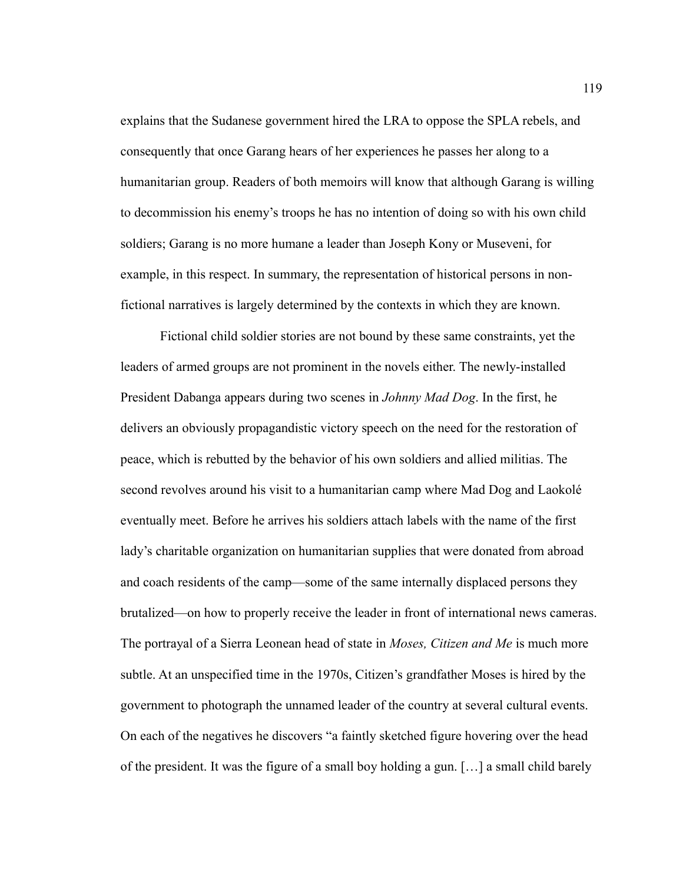explains that the Sudanese government hired the LRA to oppose the SPLA rebels, and consequently that once Garang hears of her experiences he passes her along to a humanitarian group. Readers of both memoirs will know that although Garang is willing to decommission his enemy's troops he has no intention of doing so with his own child soldiers; Garang is no more humane a leader than Joseph Kony or Museveni, for example, in this respect. In summary, the representation of historical persons in non-fictional narratives is largely determined by the contexts in which they are known.

Fictional child soldier stories are not bound by these same constraints, yet the leaders of armed groups are not prominent in the novels either. The newly-installed President Dabanga appears during two scenes in *Johnny Mad Dog*. In the first, he delivers an obviously propagandistic victory speech on the need for the restoration of peace, which is rebutted by the behavior of his own soldiers and allied militias. The second revolves around his visit to a humanitarian camp where Mad Dog and Laokolé eventually meet. Before he arrives his soldiers attach labels with the name of the first lady's charitable organization on humanitarian supplies that were donated from abroad and coach residents of the camp—some of the same internally displaced persons they brutalized—on how to properly receive the leader in front of international news cameras. The portrayal of a Sierra Leonean head of state in *Moses, Citizen and Me* is much more subtle. At an unspecified time in the 1970s, Citizen's grandfather Moses is hired by the government to photograph the unnamed leader of the country at several cultural events. On each of the negatives he discovers "a faintly sketched figure hovering over the head of the president. It was the figure of a small boy holding a gun. […] a small child barely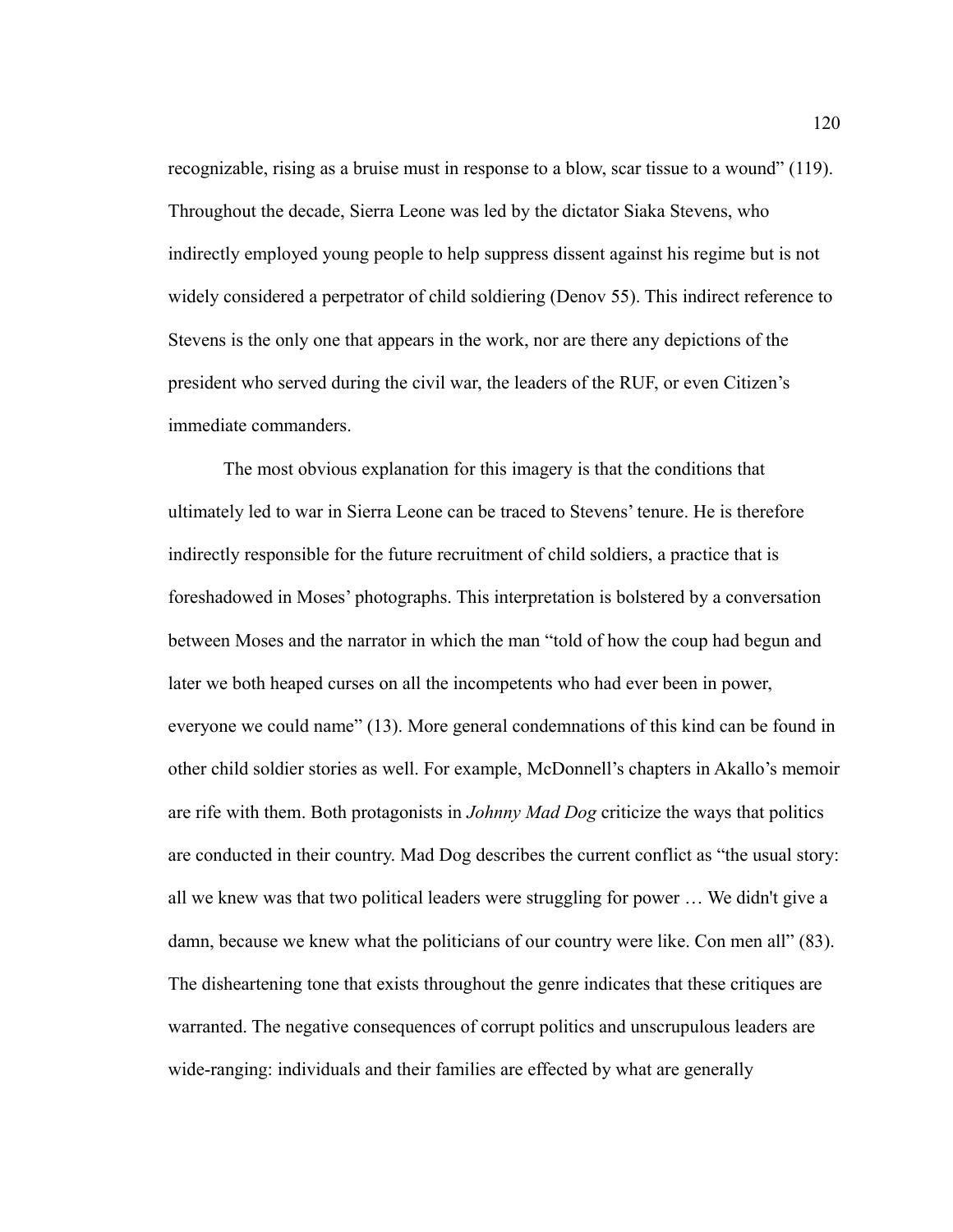recognizable, rising as a bruise must in response to a blow, scar tissue to a wound" (119). Throughout the decade, Sierra Leone was led by the dictator Siaka Stevens, who indirectly employed young people to help suppress dissent against his regime but is not widely considered a perpetrator of child soldiering (Denov 55). This indirect reference to Stevens is the only one that appears in the work, nor are there any depictions of the president who served during the civil war, the leaders of the RUF, or even Citizen's immediate commanders.

The most obvious explanation for this imagery is that the conditions that ultimately led to war in Sierra Leone can be traced to Stevens' tenure. He is therefore indirectly responsible for the future recruitment of child soldiers, a practice that is foreshadowed in Moses' photographs. This interpretation is bolstered by a conversation between Moses and the narrator in which the man "told of how the coup had begun and later we both heaped curses on all the incompetents who had ever been in power, everyone we could name" (13). More general condemnations of this kind can be found in other child soldier stories as well. For example, McDonnell's chapters in Akallo's memoir are rife with them. Both protagonists in *Johnny Mad Dog* criticize the ways that politics are conducted in their country. Mad Dog describes the current conflict as "the usual story: all we knew was that two political leaders were struggling for power … We didn't give a damn, because we knew what the politicians of our country were like. Con men all" (83). The disheartening tone that exists throughout the genre indicates that these critiques are warranted. The negative consequences of corrupt politics and unscrupulous leaders are wide-ranging: individuals and their families are effected by what are generally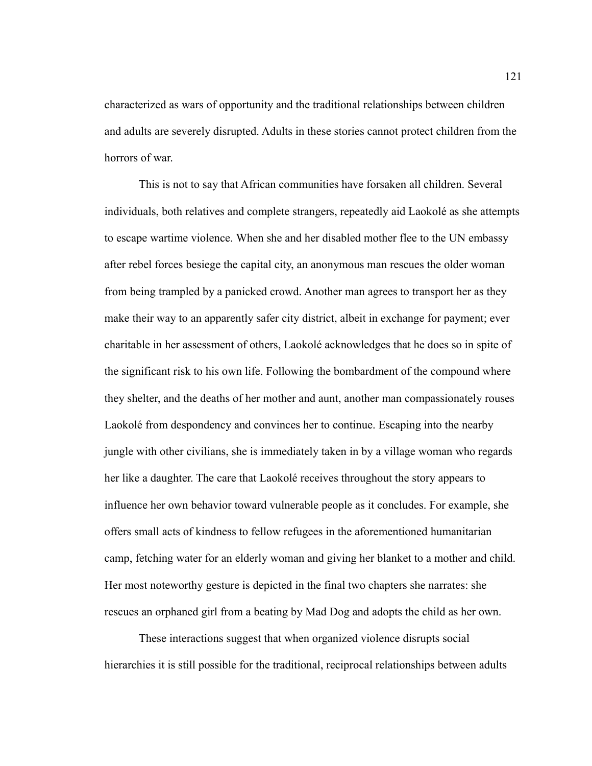characterized as wars of opportunity and the traditional relationships between children and adults are severely disrupted. Adults in these stories cannot protect children from the horrors of war.

This is not to say that African communities have forsaken all children. Several individuals, both relatives and complete strangers, repeatedly aid Laokolé as she attempts to escape wartime violence. When she and her disabled mother flee to the UN embassy after rebel forces besiege the capital city, an anonymous man rescues the older woman from being trampled by a panicked crowd. Another man agrees to transport her as they make their way to an apparently safer city district, albeit in exchange for payment; ever charitable in her assessment of others, Laokolé acknowledges that he does so in spite of the significant risk to his own life. Following the bombardment of the compound where they shelter, and the deaths of her mother and aunt, another man compassionately rouses Laokolé from despondency and convinces her to continue. Escaping into the nearby jungle with other civilians, she is immediately taken in by a village woman who regards her like a daughter. The care that Laokolé receives throughout the story appears to influence her own behavior toward vulnerable people as it concludes. For example, she offers small acts of kindness to fellow refugees in the aforementioned humanitarian camp, fetching water for an elderly woman and giving her blanket to a mother and child. Her most noteworthy gesture is depicted in the final two chapters she narrates: she rescues an orphaned girl from a beating by Mad Dog and adopts the child as her own.

These interactions suggest that when organized violence disrupts social hierarchies it is still possible for the traditional, reciprocal relationships between adults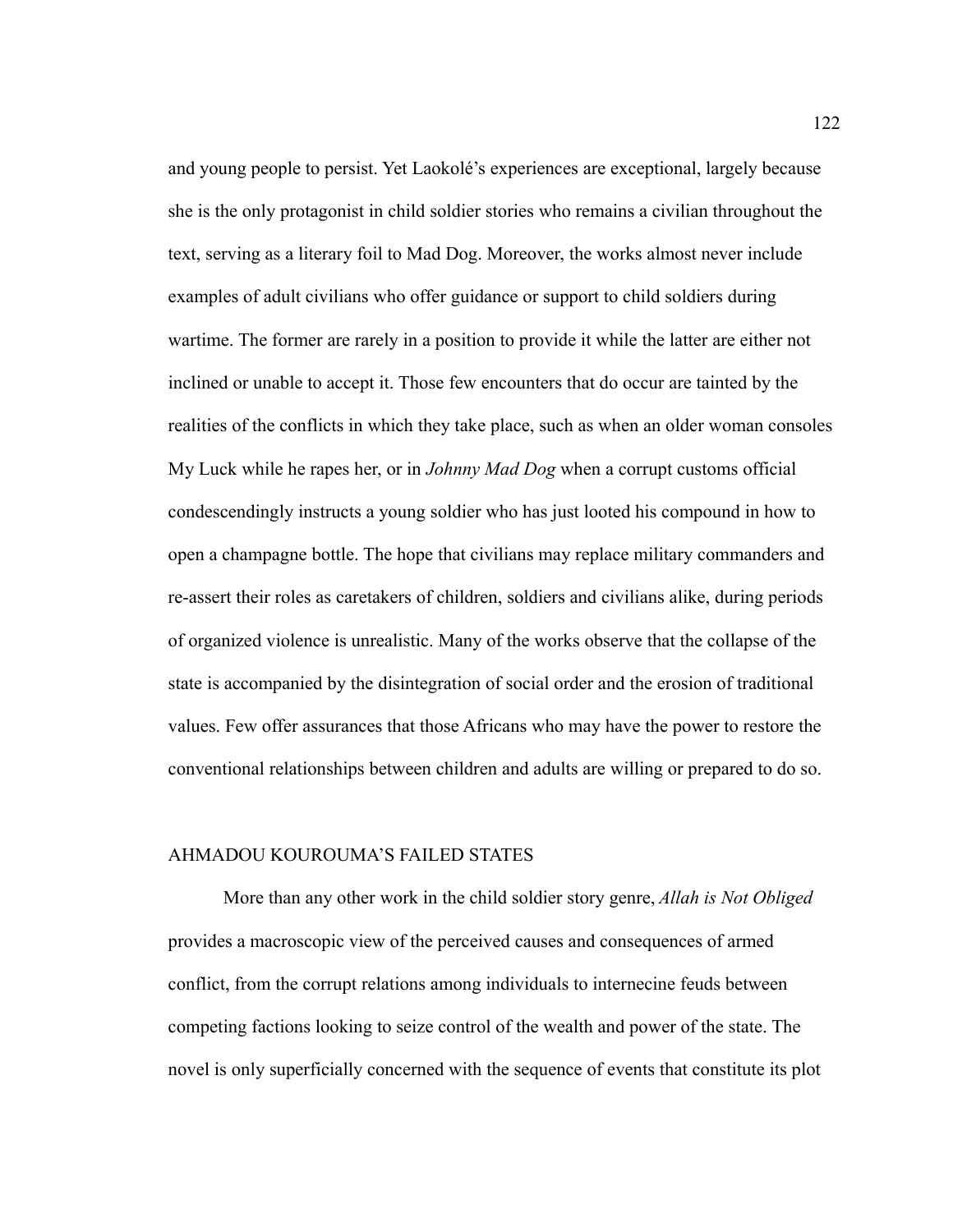and young people to persist. Yet Laokolé's experiences are exceptional, largely because she is the only protagonist in child soldier stories who remains a civilian throughout the text, serving as a literary foil to Mad Dog. Moreover, the works almost never include examples of adult civilians who offer guidance or support to child soldiers during wartime. The former are rarely in a position to provide it while the latter are either not inclined or unable to accept it. Those few encounters that do occur are tainted by the realities of the conflicts in which they take place, such as when an older woman consoles My Luck while he rapes her, or in *Johnny Mad Dog* when a corrupt customs official condescendingly instructs a young soldier who has just looted his compound in how to open a champagne bottle. The hope that civilians may replace military commanders and re-assert their roles as caretakers of children, soldiers and civilians alike, during periods of organized violence is unrealistic. Many of the works observe that the collapse of the state is accompanied by the disintegration of social order and the erosion of traditional values. Few offer assurances that those Africans who may have the power to restore the conventional relationships between children and adults are willing or prepared to do so.

## AHMADOU KOUROUMA'S FAILED STATES

More than any other work in the child soldier story genre, *Allah is Not Obliged* provides a macroscopic view of the perceived causes and consequences of armed conflict, from the corrupt relations among individuals to internecine feuds between competing factions looking to seize control of the wealth and power of the state. The novel is only superficially concerned with the sequence of events that constitute its plot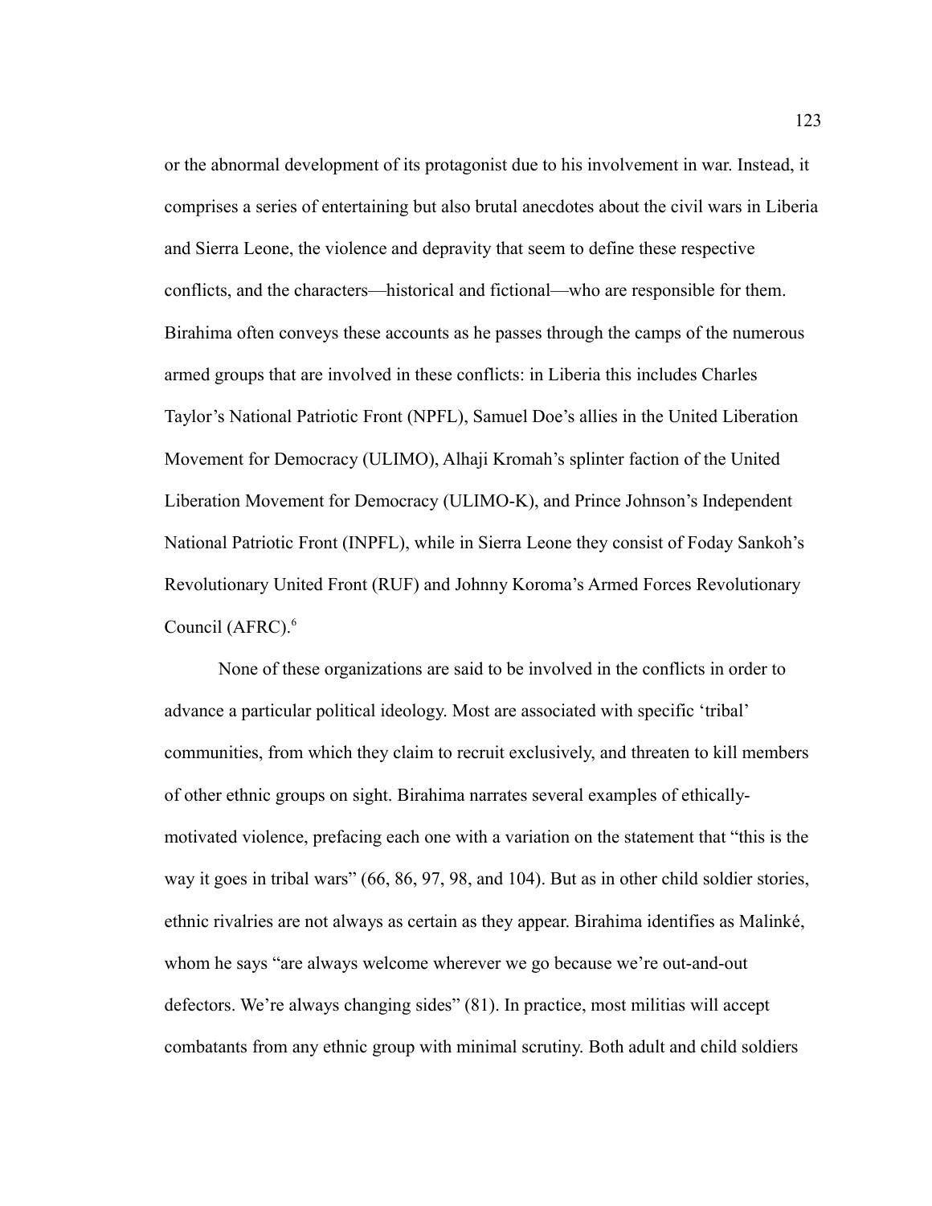or the abnormal development of its protagonist due to his involvement in war. Instead, it comprises a series of entertaining but also brutal anecdotes about the civil wars in Liberia and Sierra Leone, the violence and depravity that seem to define these respective conflicts, and the characters—historical and fictional—who are responsible for them. Birahima often conveys these accounts as he passes through the camps of the numerous armed groups that are involved in these conflicts: in Liberia this includes Charles Taylor's National Patriotic Front (NPFL), Samuel Doe's allies in the United Liberation Movement for Democracy (ULIMO), Alhaji Kromah's splinter faction of the United Liberation Movement for Democracy (ULIMO-K), and Prince Johnson's Independent National Patriotic Front (INPFL), while in Sierra Leone they consist of Foday Sankoh's Revolutionary United Front (RUF) and Johnny Koroma's Armed Forces Revolutionary Council (AFRC).[6]

None of these organizations are said to be involved in the conflicts in order to advance a particular political ideology. Most are associated with specific 'tribal' communities, from which they claim to recruit exclusively, and threaten to kill members of other ethnic groups on sight. Birahima narrates several examples of ethically-motivated violence, prefacing each one with a variation on the statement that "this is the way it goes in tribal wars" (66, 86, 97, 98, and 104). But as in other child soldier stories, ethnic rivalries are not always as certain as they appear. Birahima identifies as Malinké, whom he says "are always welcome wherever we go because we're out-and-out defectors. We're always changing sides" (81). In practice, most militias will accept combatants from any ethnic group with minimal scrutiny. Both adult and child soldiers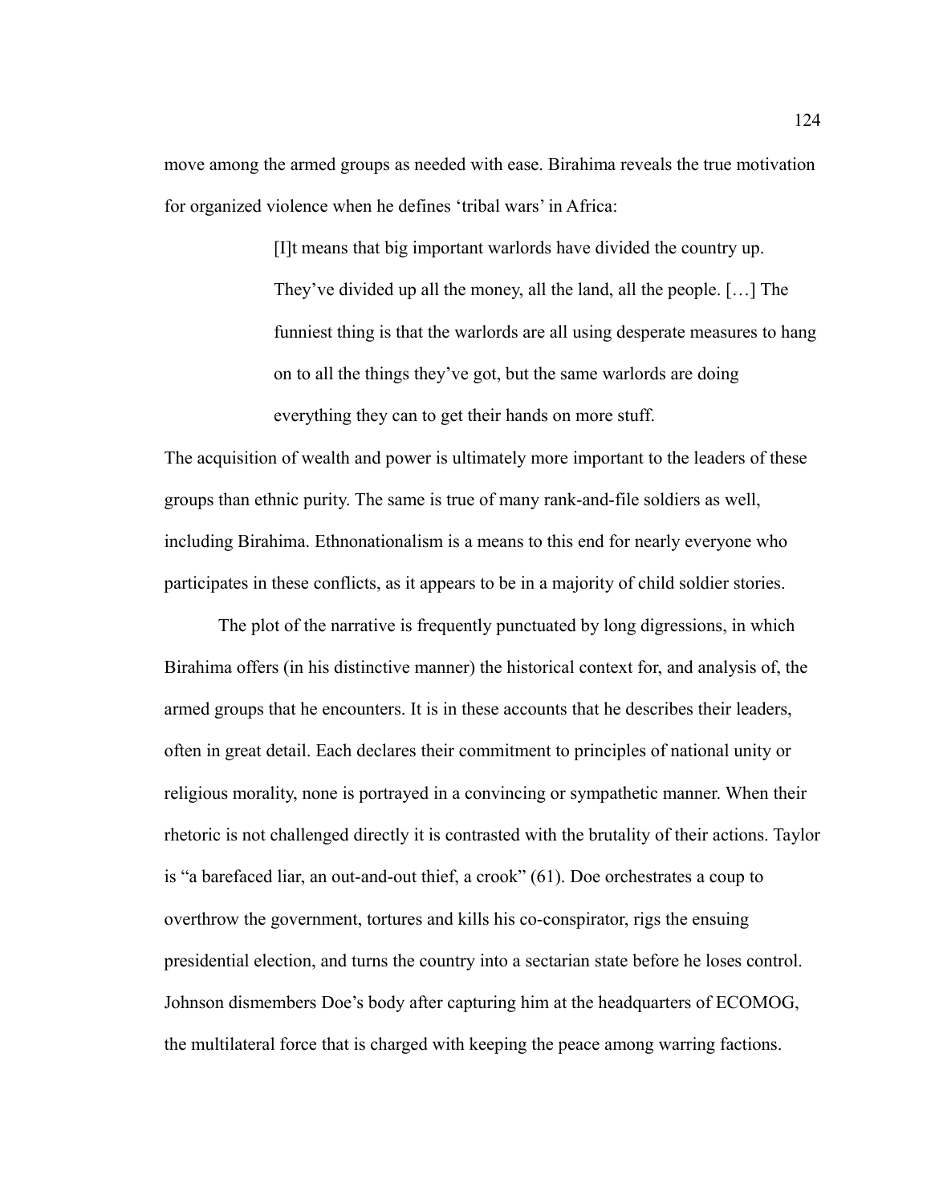move among the armed groups as needed with ease. Birahima reveals the true motivation for organized violence when he defines 'tribal wars' in Africa:

> [I]t means that big important warlords have divided the country up. They've divided up all the money, all the land, all the people. […] The funniest thing is that the warlords are all using desperate measures to hang on to all the things they've got, but the same warlords are doing everything they can to get their hands on more stuff.

The acquisition of wealth and power is ultimately more important to the leaders of these groups than ethnic purity. The same is true of many rank-and-file soldiers as well, including Birahima. Ethnonationalism is a means to this end for nearly everyone who participates in these conflicts, as it appears to be in a majority of child soldier stories.

The plot of the narrative is frequently punctuated by long digressions, in which Birahima offers (in his distinctive manner) the historical context for, and analysis of, the armed groups that he encounters. It is in these accounts that he describes their leaders, often in great detail. Each declares their commitment to principles of national unity or religious morality, none is portrayed in a convincing or sympathetic manner. When their rhetoric is not challenged directly it is contrasted with the brutality of their actions. Taylor is "a barefaced liar, an out-and-out thief, a crook" (61). Doe orchestrates a coup to overthrow the government, tortures and kills his co-conspirator, rigs the ensuing presidential election, and turns the country into a sectarian state before he loses control. Johnson dismembers Doe's body after capturing him at the headquarters of ECOMOG, the multilateral force that is charged with keeping the peace among warring factions.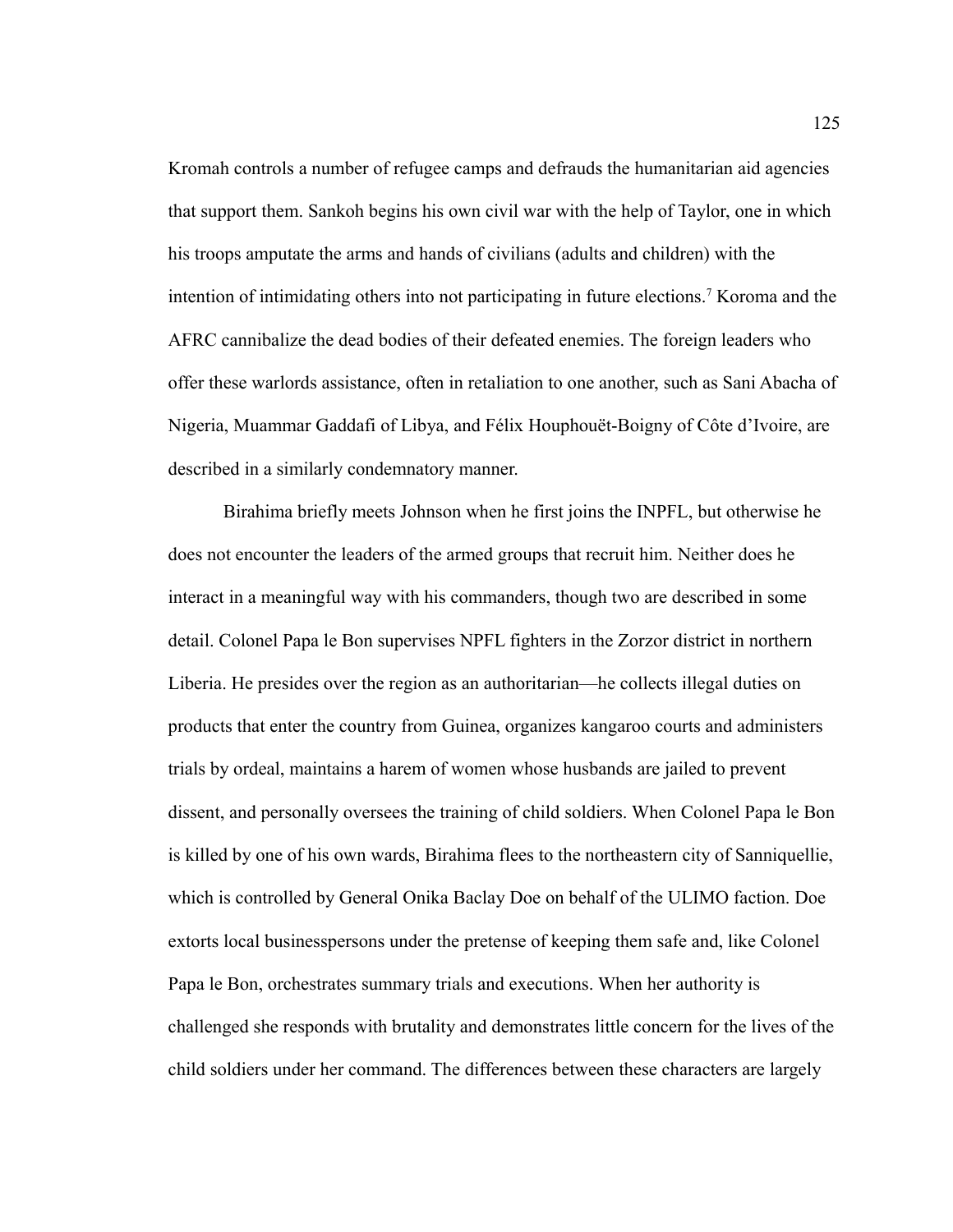Kromah controls a number of refugee camps and defrauds the humanitarian aid agencies that support them. Sankoh begins his own civil war with the help of Taylor, one in which his troops amputate the arms and hands of civilians (adults and children) with the intention of intimidating others into not participating in future elections.[7] Koroma and the AFRC cannibalize the dead bodies of their defeated enemies. The foreign leaders who offer these warlords assistance, often in retaliation to one another, such as Sani Abacha of Nigeria, Muammar Gaddafi of Libya, and Félix Houphouët-Boigny of Côte d'Ivoire, are described in a similarly condemnatory manner.

Birahima briefly meets Johnson when he first joins the INPFL, but otherwise he does not encounter the leaders of the armed groups that recruit him. Neither does he interact in a meaningful way with his commanders, though two are described in some detail. Colonel Papa le Bon supervises NPFL fighters in the Zorzor district in northern Liberia. He presides over the region as an authoritarian—he collects illegal duties on products that enter the country from Guinea, organizes kangaroo courts and administers trials by ordeal, maintains a harem of women whose husbands are jailed to prevent dissent, and personally oversees the training of child soldiers. When Colonel Papa le Bon is killed by one of his own wards, Birahima flees to the northeastern city of Sanniquellie, which is controlled by General Onika Baclay Doe on behalf of the ULIMO faction. Doe extorts local businesspersons under the pretense of keeping them safe and, like Colonel Papa le Bon, orchestrates summary trials and executions. When her authority is challenged she responds with brutality and demonstrates little concern for the lives of the child soldiers under her command. The differences between these characters are largely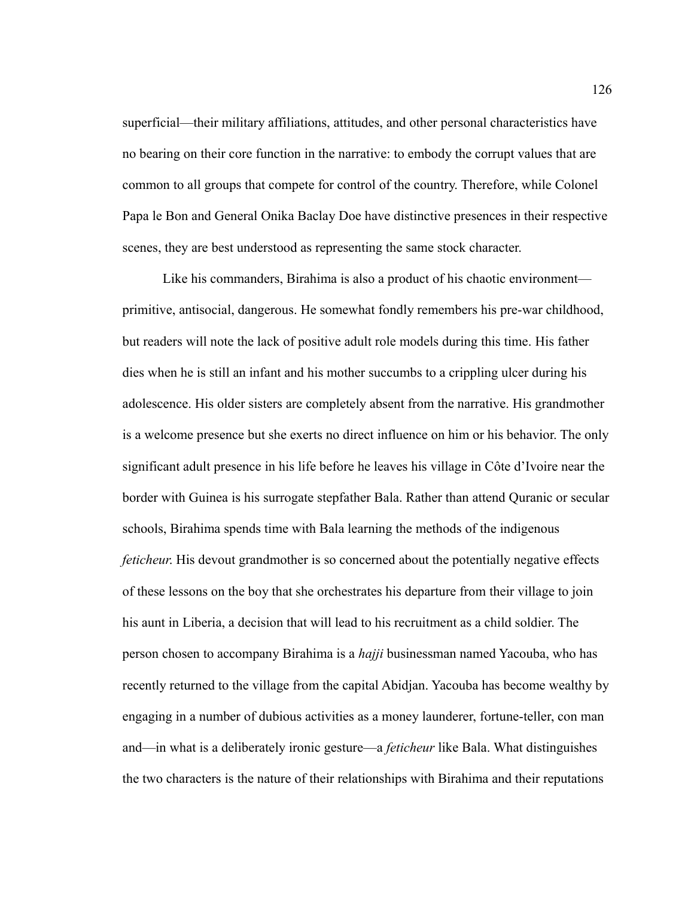superficial—their military affiliations, attitudes, and other personal characteristics have no bearing on their core function in the narrative: to embody the corrupt values that are common to all groups that compete for control of the country. Therefore, while Colonel Papa le Bon and General Onika Baclay Doe have distinctive presences in their respective scenes, they are best understood as representing the same stock character.

Like his commanders, Birahima is also a product of his chaotic environment—primitive, antisocial, dangerous. He somewhat fondly remembers his pre-war childhood, but readers will note the lack of positive adult role models during this time. His father dies when he is still an infant and his mother succumbs to a crippling ulcer during his adolescence. His older sisters are completely absent from the narrative. His grandmother is a welcome presence but she exerts no direct influence on him or his behavior. The only significant adult presence in his life before he leaves his village in Côte d'Ivoire near the border with Guinea is his surrogate stepfather Bala. Rather than attend Quranic or secular schools, Birahima spends time with Bala learning the methods of the indigenous *feticheur*. His devout grandmother is so concerned about the potentially negative effects of these lessons on the boy that she orchestrates his departure from their village to join his aunt in Liberia, a decision that will lead to his recruitment as a child soldier. The person chosen to accompany Birahima is a *hajji* businessman named Yacouba, who has recently returned to the village from the capital Abidjan. Yacouba has become wealthy by engaging in a number of dubious activities as a money launderer, fortune-teller, con man and—in what is a deliberately ironic gesture—a *feticheur* like Bala. What distinguishes the two characters is the nature of their relationships with Birahima and their reputations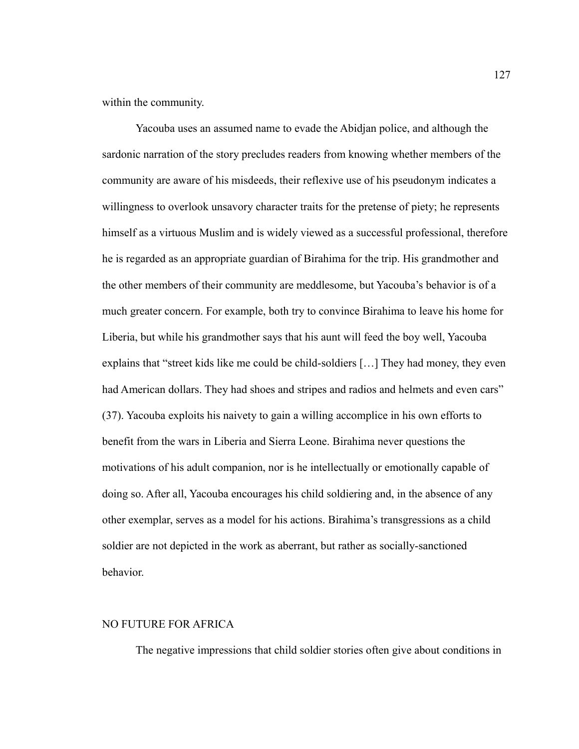within the community.

Yacouba uses an assumed name to evade the Abidjan police, and although the sardonic narration of the story precludes readers from knowing whether members of the community are aware of his misdeeds, their reflexive use of his pseudonym indicates a willingness to overlook unsavory character traits for the pretense of piety; he represents himself as a virtuous Muslim and is widely viewed as a successful professional, therefore he is regarded as an appropriate guardian of Birahima for the trip. His grandmother and the other members of their community are meddlesome, but Yacouba's behavior is of a much greater concern. For example, both try to convince Birahima to leave his home for Liberia, but while his grandmother says that his aunt will feed the boy well, Yacouba explains that "street kids like me could be child-soldiers […] They had money, they even had American dollars. They had shoes and stripes and radios and helmets and even cars" (37). Yacouba exploits his naivety to gain a willing accomplice in his own efforts to benefit from the wars in Liberia and Sierra Leone. Birahima never questions the motivations of his adult companion, nor is he intellectually or emotionally capable of doing so. After all, Yacouba encourages his child soldiering and, in the absence of any other exemplar, serves as a model for his actions. Birahima's transgressions as a child soldier are not depicted in the work as aberrant, but rather as socially-sanctioned behavior.

## NO FUTURE FOR AFRICA

The negative impressions that child soldier stories often give about conditions in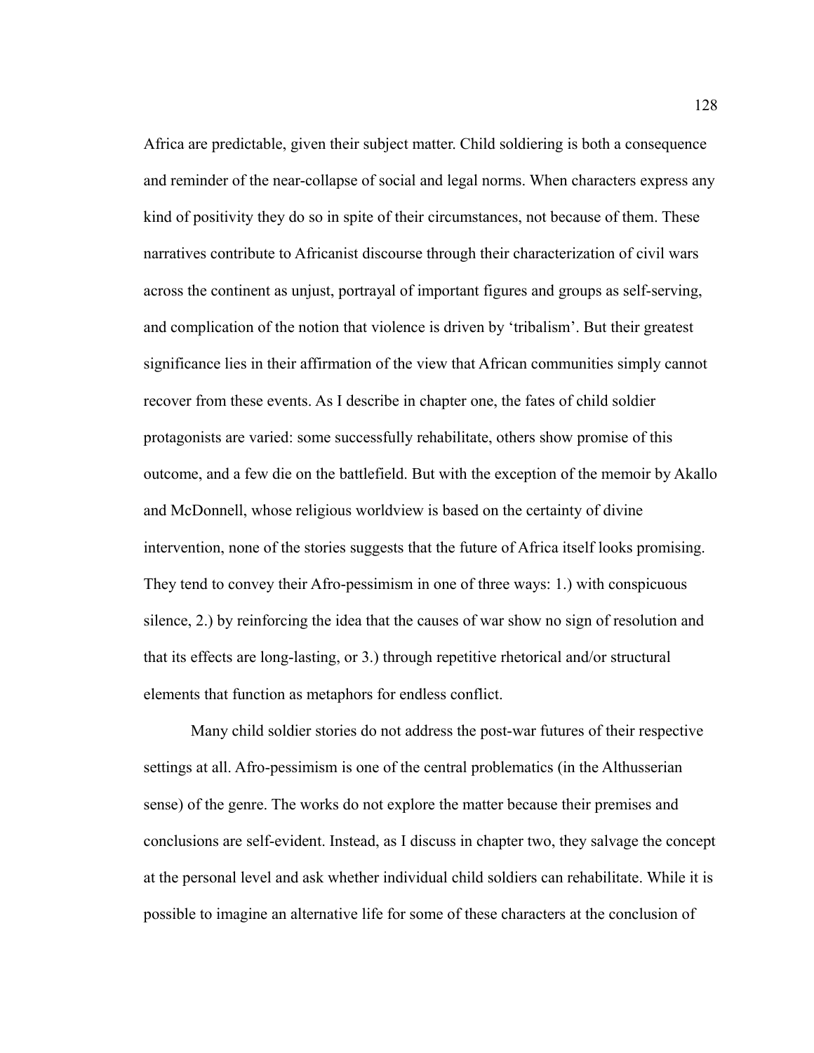Africa are predictable, given their subject matter. Child soldiering is both a consequence and reminder of the near-collapse of social and legal norms. When characters express any kind of positivity they do so in spite of their circumstances, not because of them. These narratives contribute to Africanist discourse through their characterization of civil wars across the continent as unjust, portrayal of important figures and groups as self-serving, and complication of the notion that violence is driven by 'tribalism'. But their greatest significance lies in their affirmation of the view that African communities simply cannot recover from these events. As I describe in chapter one, the fates of child soldier protagonists are varied: some successfully rehabilitate, others show promise of this outcome, and a few die on the battlefield. But with the exception of the memoir by Akallo and McDonnell, whose religious worldview is based on the certainty of divine intervention, none of the stories suggests that the future of Africa itself looks promising. They tend to convey their Afro-pessimism in one of three ways: 1.) with conspicuous silence, 2.) by reinforcing the idea that the causes of war show no sign of resolution and that its effects are long-lasting, or 3.) through repetitive rhetorical and/or structural elements that function as metaphors for endless conflict.

Many child soldier stories do not address the post-war futures of their respective settings at all. Afro-pessimism is one of the central problematics (in the Althusserian sense) of the genre. The works do not explore the matter because their premises and conclusions are self-evident. Instead, as I discuss in chapter two, they salvage the concept at the personal level and ask whether individual child soldiers can rehabilitate. While it is possible to imagine an alternative life for some of these characters at the conclusion of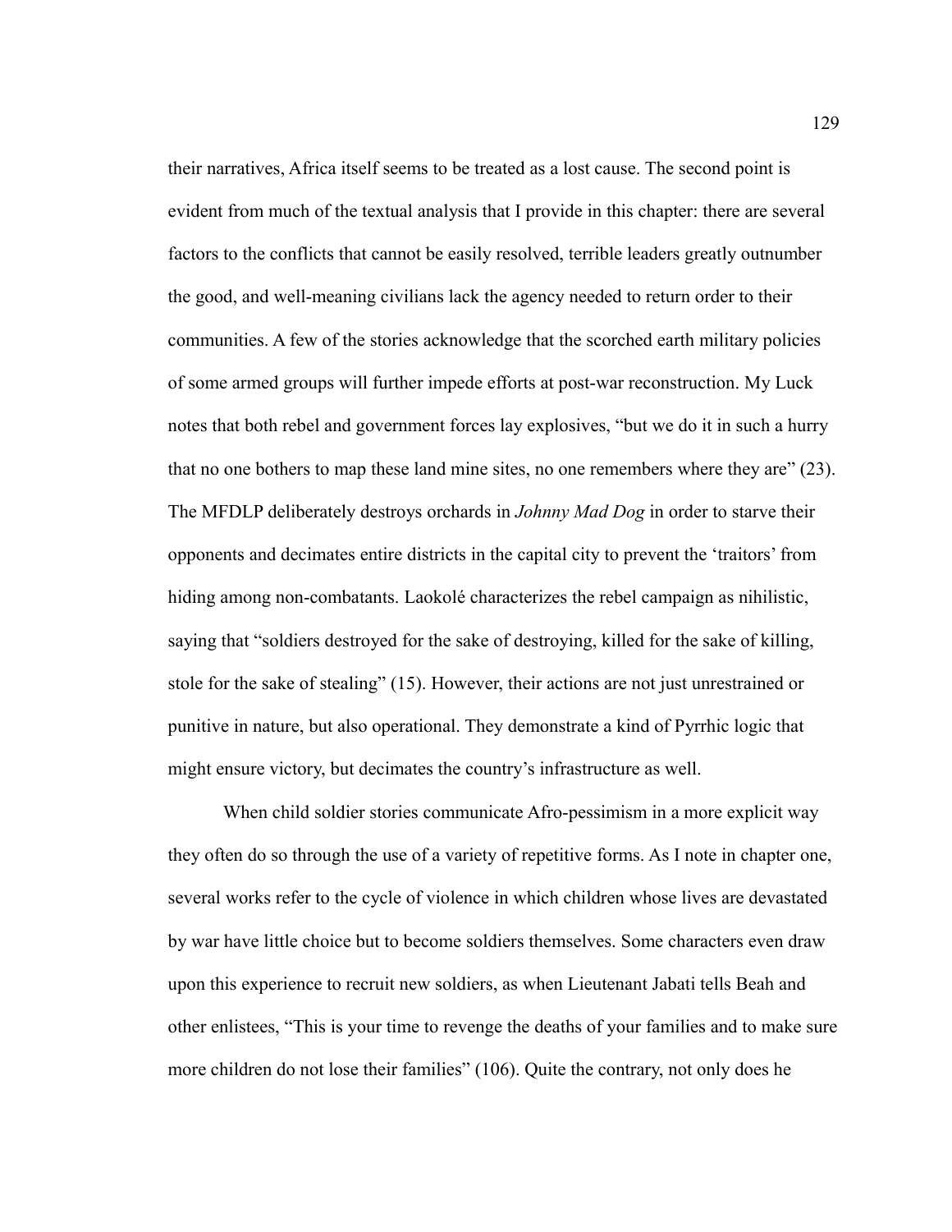their narratives, Africa itself seems to be treated as a lost cause. The second point is evident from much of the textual analysis that I provide in this chapter: there are several factors to the conflicts that cannot be easily resolved, terrible leaders greatly outnumber the good, and well-meaning civilians lack the agency needed to return order to their communities. A few of the stories acknowledge that the scorched earth military policies of some armed groups will further impede efforts at post-war reconstruction. My Luck notes that both rebel and government forces lay explosives, "but we do it in such a hurry that no one bothers to map these land mine sites, no one remembers where they are" (23). The MFDLP deliberately destroys orchards in *Johnny Mad Dog* in order to starve their opponents and decimates entire districts in the capital city to prevent the 'traitors' from hiding among non-combatants. Laokolé characterizes the rebel campaign as nihilistic, saying that "soldiers destroyed for the sake of destroying, killed for the sake of killing, stole for the sake of stealing" (15). However, their actions are not just unrestrained or punitive in nature, but also operational. They demonstrate a kind of Pyrrhic logic that might ensure victory, but decimates the country's infrastructure as well.

When child soldier stories communicate Afro-pessimism in a more explicit way they often do so through the use of a variety of repetitive forms. As I note in chapter one, several works refer to the cycle of violence in which children whose lives are devastated by war have little choice but to become soldiers themselves. Some characters even draw upon this experience to recruit new soldiers, as when Lieutenant Jabati tells Beah and other enlistees, "This is your time to revenge the deaths of your families and to make sure more children do not lose their families" (106). Quite the contrary, not only does he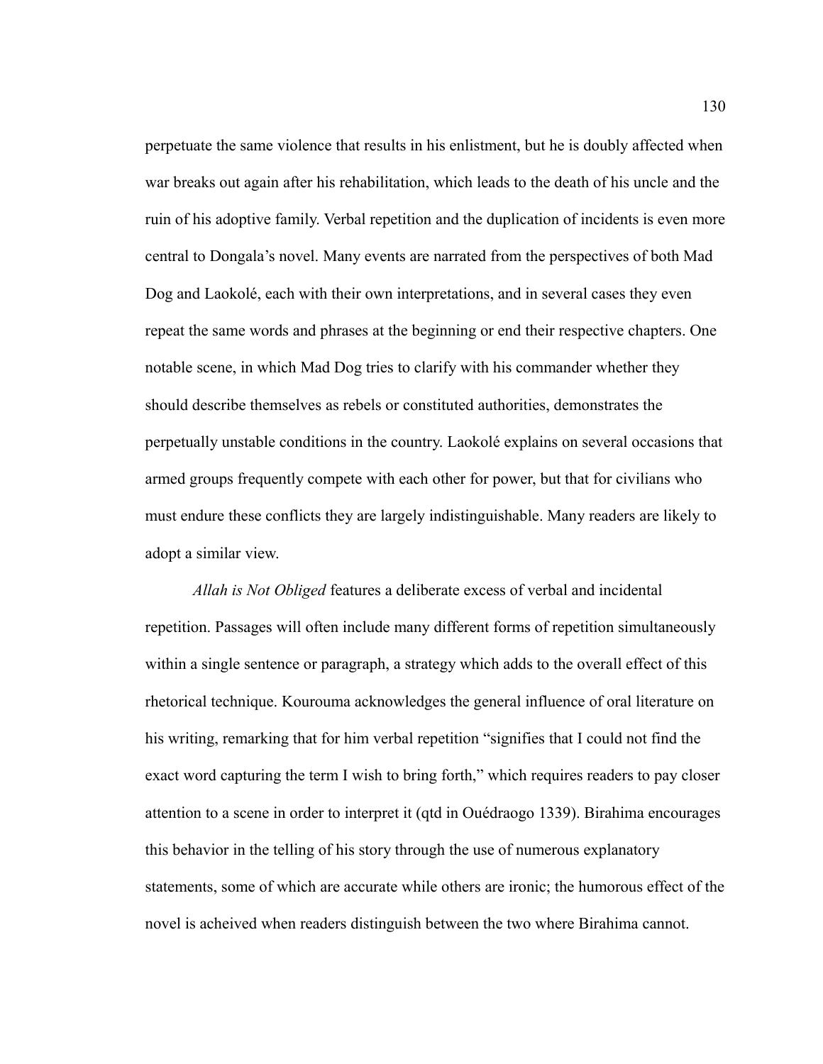perpetuate the same violence that results in his enlistment, but he is doubly affected when war breaks out again after his rehabilitation, which leads to the death of his uncle and the ruin of his adoptive family. Verbal repetition and the duplication of incidents is even more central to Dongala's novel. Many events are narrated from the perspectives of both Mad Dog and Laokolé, each with their own interpretations, and in several cases they even repeat the same words and phrases at the beginning or end their respective chapters. One notable scene, in which Mad Dog tries to clarify with his commander whether they should describe themselves as rebels or constituted authorities, demonstrates the perpetually unstable conditions in the country. Laokolé explains on several occasions that armed groups frequently compete with each other for power, but that for civilians who must endure these conflicts they are largely indistinguishable. Many readers are likely to adopt a similar view.

*Allah is Not Obliged* features a deliberate excess of verbal and incidental repetition. Passages will often include many different forms of repetition simultaneously within a single sentence or paragraph, a strategy which adds to the overall effect of this rhetorical technique. Kourouma acknowledges the general influence of oral literature on his writing, remarking that for him verbal repetition "signifies that I could not find the exact word capturing the term I wish to bring forth," which requires readers to pay closer attention to a scene in order to interpret it (qtd in Ouédraogo 1339). Birahima encourages this behavior in the telling of his story through the use of numerous explanatory statements, some of which are accurate while others are ironic; the humorous effect of the novel is acheived when readers distinguish between the two where Birahima cannot.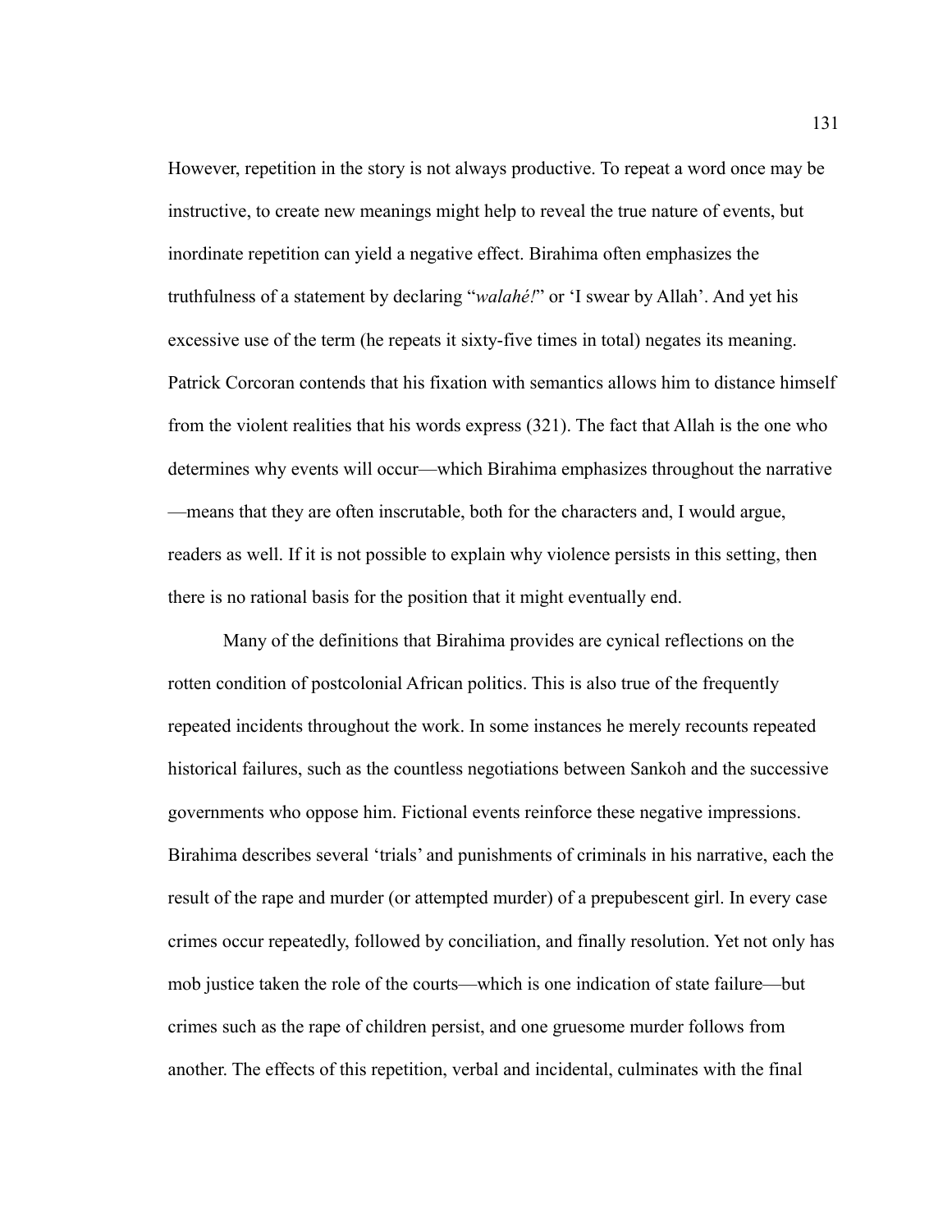However, repetition in the story is not always productive. To repeat a word once may be instructive, to create new meanings might help to reveal the true nature of events, but inordinate repetition can yield a negative effect. Birahima often emphasizes the truthfulness of a statement by declaring "*walahé!*" or 'I swear by Allah'. And yet his excessive use of the term (he repeats it sixty-five times in total) negates its meaning. Patrick Corcoran contends that his fixation with semantics allows him to distance himself from the violent realities that his words express (321). The fact that Allah is the one who determines why events will occur—which Birahima emphasizes throughout the narrative—means that they are often inscrutable, both for the characters and, I would argue, readers as well. If it is not possible to explain why violence persists in this setting, then there is no rational basis for the position that it might eventually end.

Many of the definitions that Birahima provides are cynical reflections on the rotten condition of postcolonial African politics. This is also true of the frequently repeated incidents throughout the work. In some instances he merely recounts repeated historical failures, such as the countless negotiations between Sankoh and the successive governments who oppose him. Fictional events reinforce these negative impressions. Birahima describes several 'trials' and punishments of criminals in his narrative, each the result of the rape and murder (or attempted murder) of a prepubescent girl. In every case crimes occur repeatedly, followed by conciliation, and finally resolution. Yet not only has mob justice taken the role of the courts—which is one indication of state failure—but crimes such as the rape of children persist, and one gruesome murder follows from another. The effects of this repetition, verbal and incidental, culminates with the final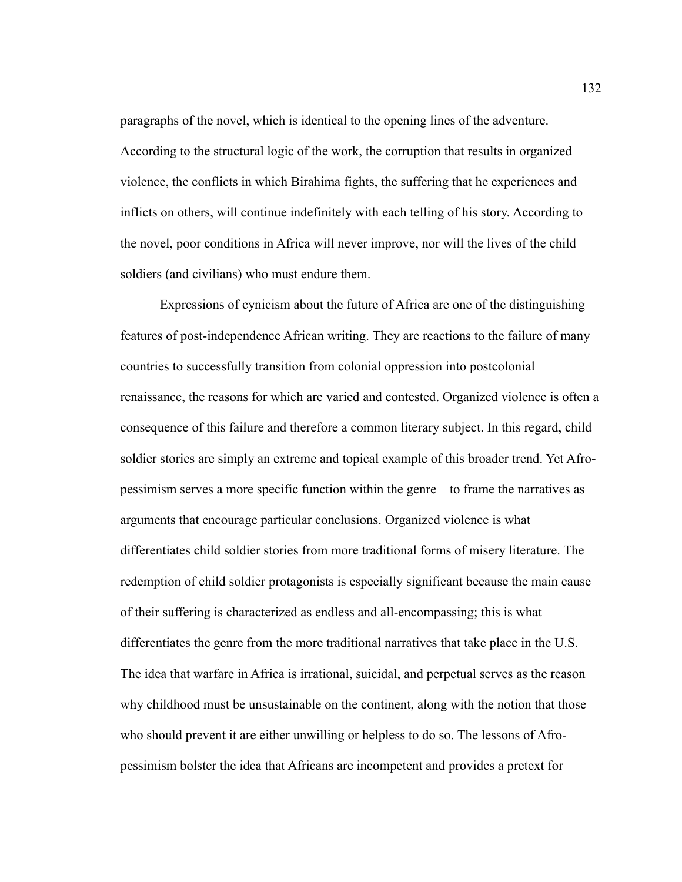paragraphs of the novel, which is identical to the opening lines of the adventure. According to the structural logic of the work, the corruption that results in organized violence, the conflicts in which Birahima fights, the suffering that he experiences and inflicts on others, will continue indefinitely with each telling of his story. According to the novel, poor conditions in Africa will never improve, nor will the lives of the child soldiers (and civilians) who must endure them.

Expressions of cynicism about the future of Africa are one of the distinguishing features of post-independence African writing. They are reactions to the failure of many countries to successfully transition from colonial oppression into postcolonial renaissance, the reasons for which are varied and contested. Organized violence is often a consequence of this failure and therefore a common literary subject. In this regard, child soldier stories are simply an extreme and topical example of this broader trend. Yet Afro-pessimism serves a more specific function within the genre—to frame the narratives as arguments that encourage particular conclusions. Organized violence is what differentiates child soldier stories from more traditional forms of misery literature. The redemption of child soldier protagonists is especially significant because the main cause of their suffering is characterized as endless and all-encompassing; this is what differentiates the genre from the more traditional narratives that take place in the U.S. The idea that warfare in Africa is irrational, suicidal, and perpetual serves as the reason why childhood must be unsustainable on the continent, along with the notion that those who should prevent it are either unwilling or helpless to do so. The lessons of Afro-pessimism bolster the idea that Africans are incompetent and provides a pretext for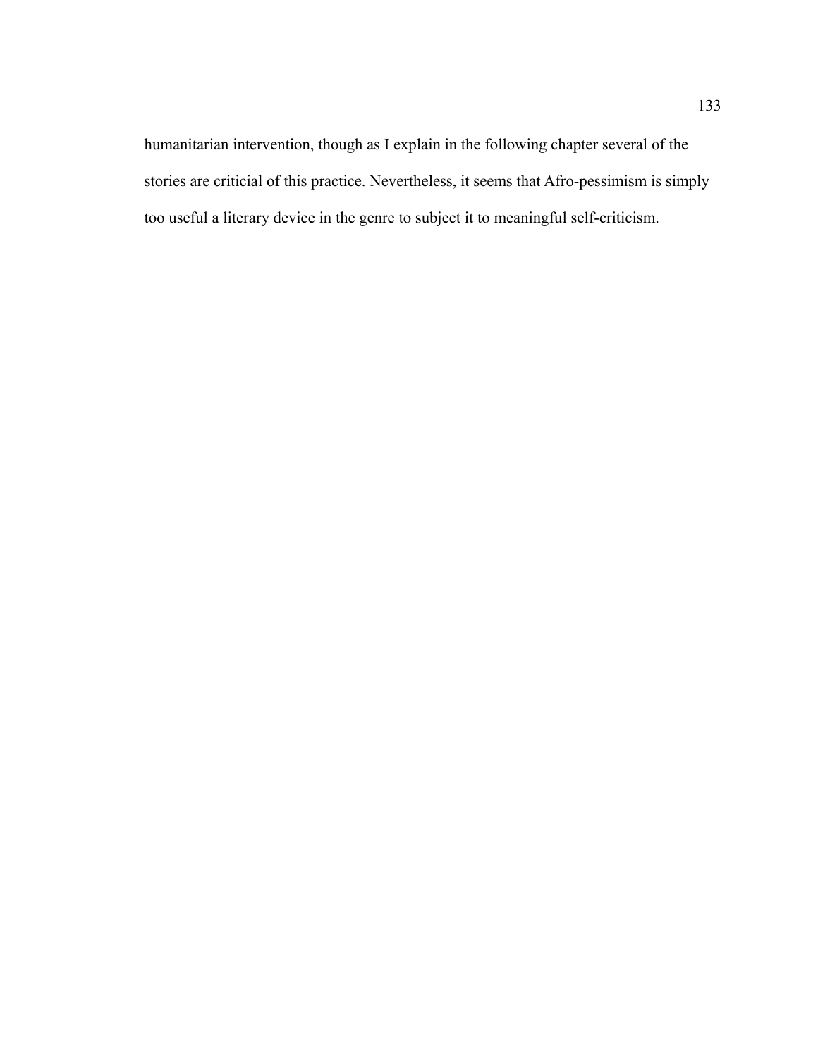humanitarian intervention, though as I explain in the following chapter several of the stories are criticial of this practice. Nevertheless, it seems that Afro-pessimism is simply too useful a literary device in the genre to subject it to meaningful self-criticism.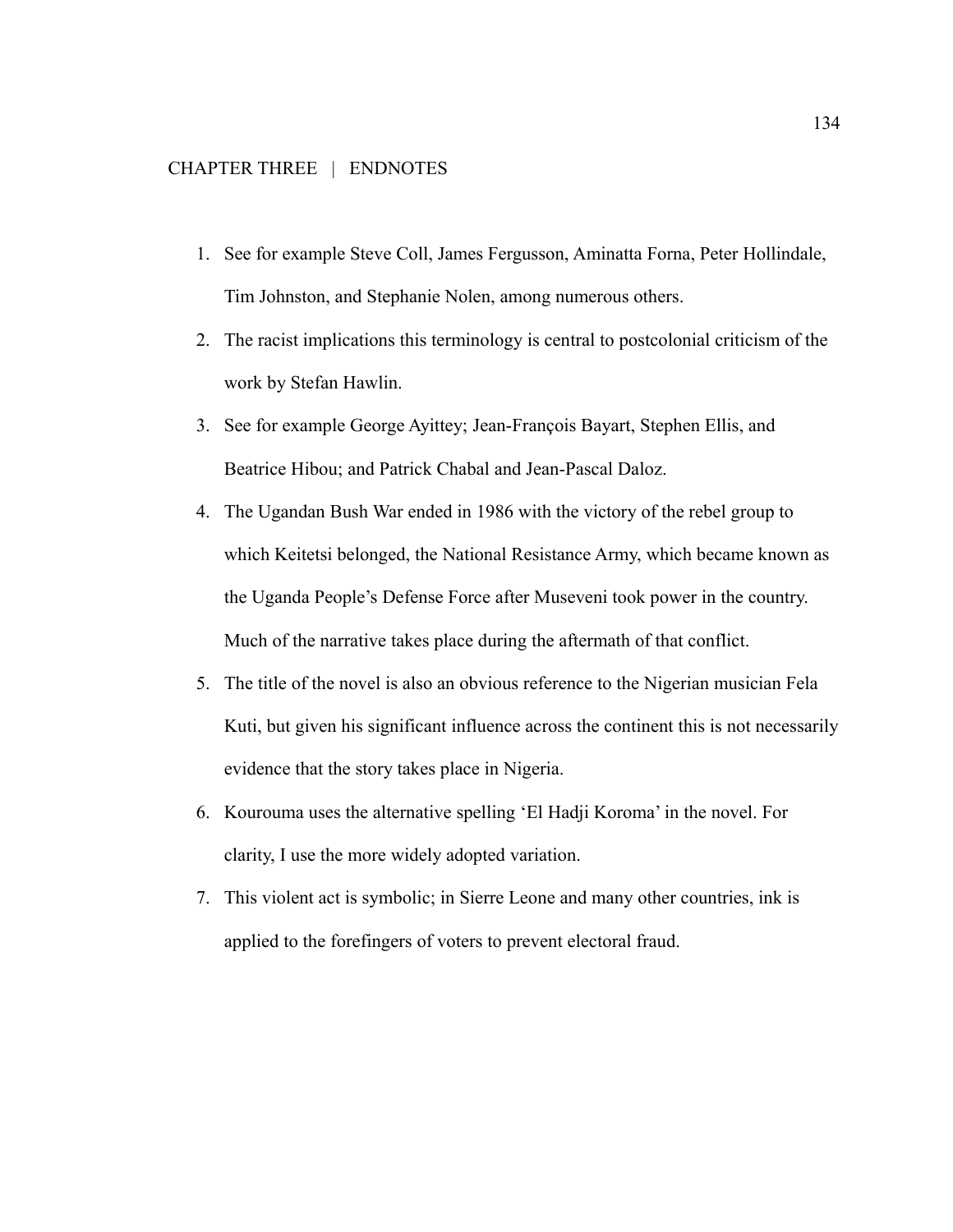## CHAPTER THREE | ENDNOTES

1. See for example Steve Coll, James Fergusson, Aminatta Forna, Peter Hollindale, Tim Johnston, and Stephanie Nolen, among numerous others.
2. The racist implications this terminology is central to postcolonial criticism of the work by Stefan Hawlin.
3. See for example George Ayittey; Jean-François Bayart, Stephen Ellis, and Beatrice Hibou; and Patrick Chabal and Jean-Pascal Daloz.
4. The Ugandan Bush War ended in 1986 with the victory of the rebel group to which Keitetsi belonged, the National Resistance Army, which became known as the Uganda People's Defense Force after Museveni took power in the country. Much of the narrative takes place during the aftermath of that conflict.
5. The title of the novel is also an obvious reference to the Nigerian musician Fela Kuti, but given his significant influence across the continent this is not necessarily evidence that the story takes place in Nigeria.
6. Kourouma uses the alternative spelling 'El Hadji Koroma' in the novel. For clarity, I use the more widely adopted variation.
7. This violent act is symbolic; in Sierre Leone and many other countries, ink is applied to the forefingers of voters to prevent electoral fraud.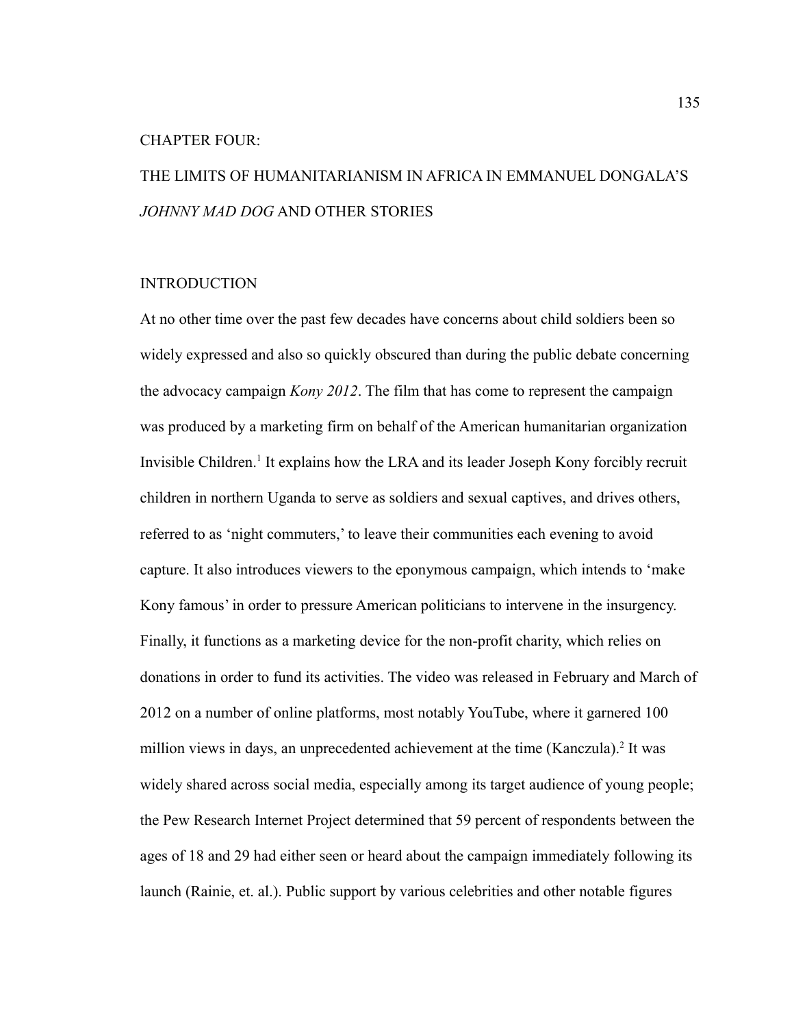# CHAPTER FOUR:

# THE LIMITS OF HUMANITARIANISM IN AFRICA IN EMMANUEL DONGALA'S *JOHNNY MAD DOG* AND OTHER STORIES

## INTRODUCTION

At no other time over the past few decades have concerns about child soldiers been so widely expressed and also so quickly obscured than during the public debate concerning the advocacy campaign *Kony 2012*. The film that has come to represent the campaign was produced by a marketing firm on behalf of the American humanitarian organization Invisible Children.[1] It explains how the LRA and its leader Joseph Kony forcibly recruit children in northern Uganda to serve as soldiers and sexual captives, and drives others, referred to as 'night commuters,' to leave their communities each evening to avoid capture. It also introduces viewers to the eponymous campaign, which intends to 'make Kony famous' in order to pressure American politicians to intervene in the insurgency. Finally, it functions as a marketing device for the non-profit charity, which relies on donations in order to fund its activities. The video was released in February and March of 2012 on a number of online platforms, most notably YouTube, where it garnered 100 million views in days, an unprecedented achievement at the time (Kanczula).[2] It was widely shared across social media, especially among its target audience of young people; the Pew Research Internet Project determined that 59 percent of respondents between the ages of 18 and 29 had either seen or heard about the campaign immediately following its launch (Rainie, et. al.). Public support by various celebrities and other notable figures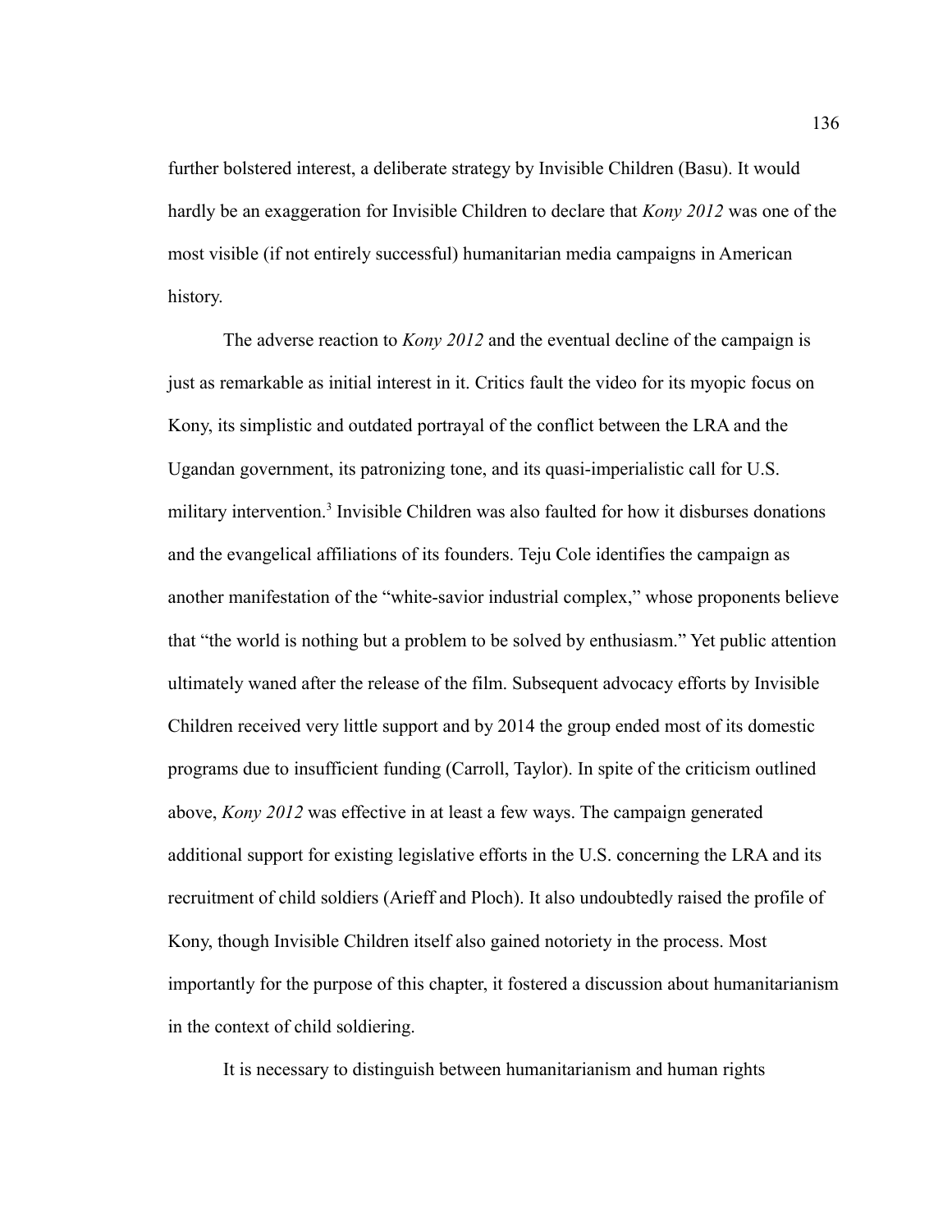further bolstered interest, a deliberate strategy by Invisible Children (Basu). It would hardly be an exaggeration for Invisible Children to declare that *Kony 2012* was one of the most visible (if not entirely successful) humanitarian media campaigns in American history.

The adverse reaction to *Kony 2012* and the eventual decline of the campaign is just as remarkable as initial interest in it. Critics fault the video for its myopic focus on Kony, its simplistic and outdated portrayal of the conflict between the LRA and the Ugandan government, its patronizing tone, and its quasi-imperialistic call for U.S. military intervention.[3] Invisible Children was also faulted for how it disburses donations and the evangelical affiliations of its founders. Teju Cole identifies the campaign as another manifestation of the "white-savior industrial complex," whose proponents believe that "the world is nothing but a problem to be solved by enthusiasm." Yet public attention ultimately waned after the release of the film. Subsequent advocacy efforts by Invisible Children received very little support and by 2014 the group ended most of its domestic programs due to insufficient funding (Carroll, Taylor). In spite of the criticism outlined above, *Kony 2012* was effective in at least a few ways. The campaign generated additional support for existing legislative efforts in the U.S. concerning the LRA and its recruitment of child soldiers (Arieff and Ploch). It also undoubtedly raised the profile of Kony, though Invisible Children itself also gained notoriety in the process. Most importantly for the purpose of this chapter, it fostered a discussion about humanitarianism in the context of child soldiering.

It is necessary to distinguish between humanitarianism and human rights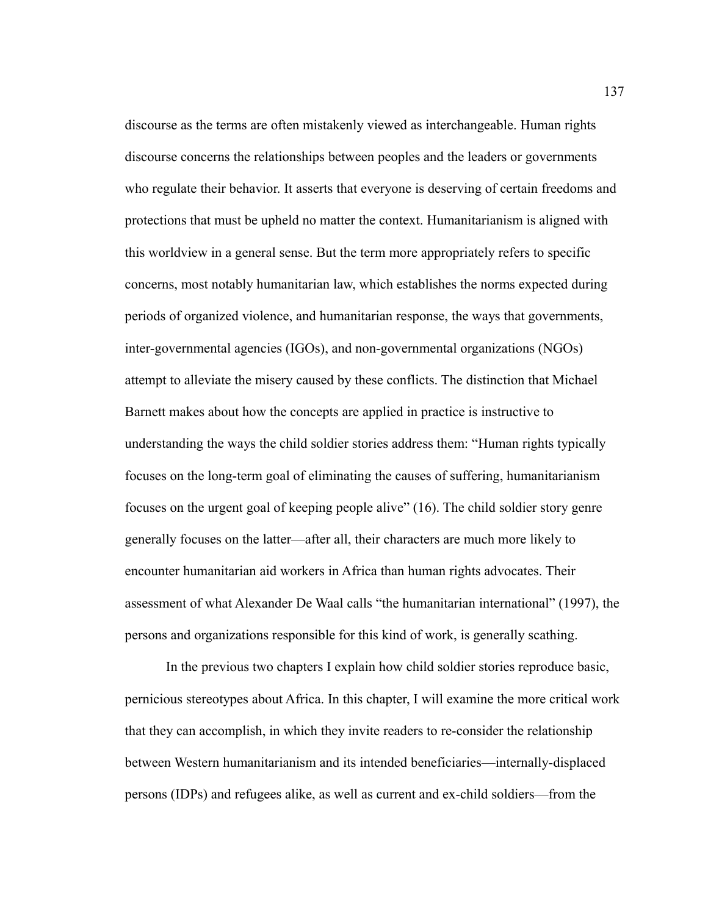discourse as the terms are often mistakenly viewed as interchangeable. Human rights discourse concerns the relationships between peoples and the leaders or governments who regulate their behavior. It asserts that everyone is deserving of certain freedoms and protections that must be upheld no matter the context. Humanitarianism is aligned with this worldview in a general sense. But the term more appropriately refers to specific concerns, most notably humanitarian law, which establishes the norms expected during periods of organized violence, and humanitarian response, the ways that governments, inter-governmental agencies (IGOs), and non-governmental organizations (NGOs) attempt to alleviate the misery caused by these conflicts. The distinction that Michael Barnett makes about how the concepts are applied in practice is instructive to understanding the ways the child soldier stories address them: "Human rights typically focuses on the long-term goal of eliminating the causes of suffering, humanitarianism focuses on the urgent goal of keeping people alive" (16). The child soldier story genre generally focuses on the latter—after all, their characters are much more likely to encounter humanitarian aid workers in Africa than human rights advocates. Their assessment of what Alexander De Waal calls "the humanitarian international" (1997), the persons and organizations responsible for this kind of work, is generally scathing.

In the previous two chapters I explain how child soldier stories reproduce basic, pernicious stereotypes about Africa. In this chapter, I will examine the more critical work that they can accomplish, in which they invite readers to re-consider the relationship between Western humanitarianism and its intended beneficiaries—internally-displaced persons (IDPs) and refugees alike, as well as current and ex-child soldiers—from the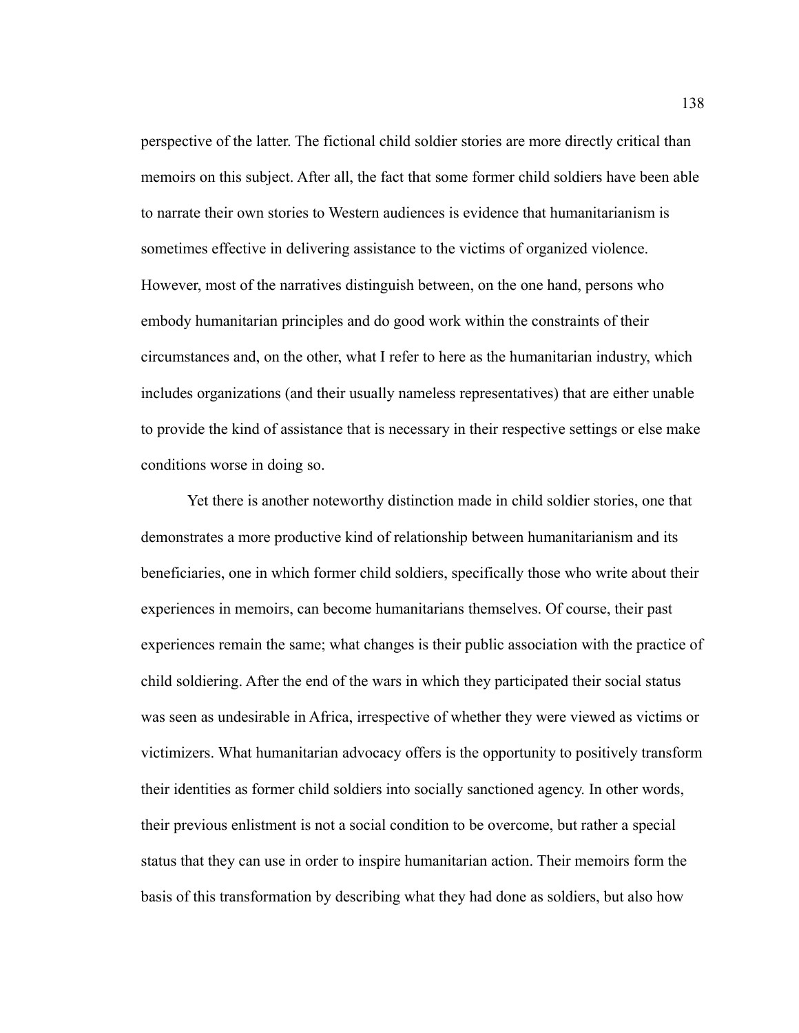perspective of the latter. The fictional child soldier stories are more directly critical than memoirs on this subject. After all, the fact that some former child soldiers have been able to narrate their own stories to Western audiences is evidence that humanitarianism is sometimes effective in delivering assistance to the victims of organized violence. However, most of the narratives distinguish between, on the one hand, persons who embody humanitarian principles and do good work within the constraints of their circumstances and, on the other, what I refer to here as the humanitarian industry, which includes organizations (and their usually nameless representatives) that are either unable to provide the kind of assistance that is necessary in their respective settings or else make conditions worse in doing so.

Yet there is another noteworthy distinction made in child soldier stories, one that demonstrates a more productive kind of relationship between humanitarianism and its beneficiaries, one in which former child soldiers, specifically those who write about their experiences in memoirs, can become humanitarians themselves. Of course, their past experiences remain the same; what changes is their public association with the practice of child soldiering. After the end of the wars in which they participated their social status was seen as undesirable in Africa, irrespective of whether they were viewed as victims or victimizers. What humanitarian advocacy offers is the opportunity to positively transform their identities as former child soldiers into socially sanctioned agency. In other words, their previous enlistment is not a social condition to be overcome, but rather a special status that they can use in order to inspire humanitarian action. Their memoirs form the basis of this transformation by describing what they had done as soldiers, but also how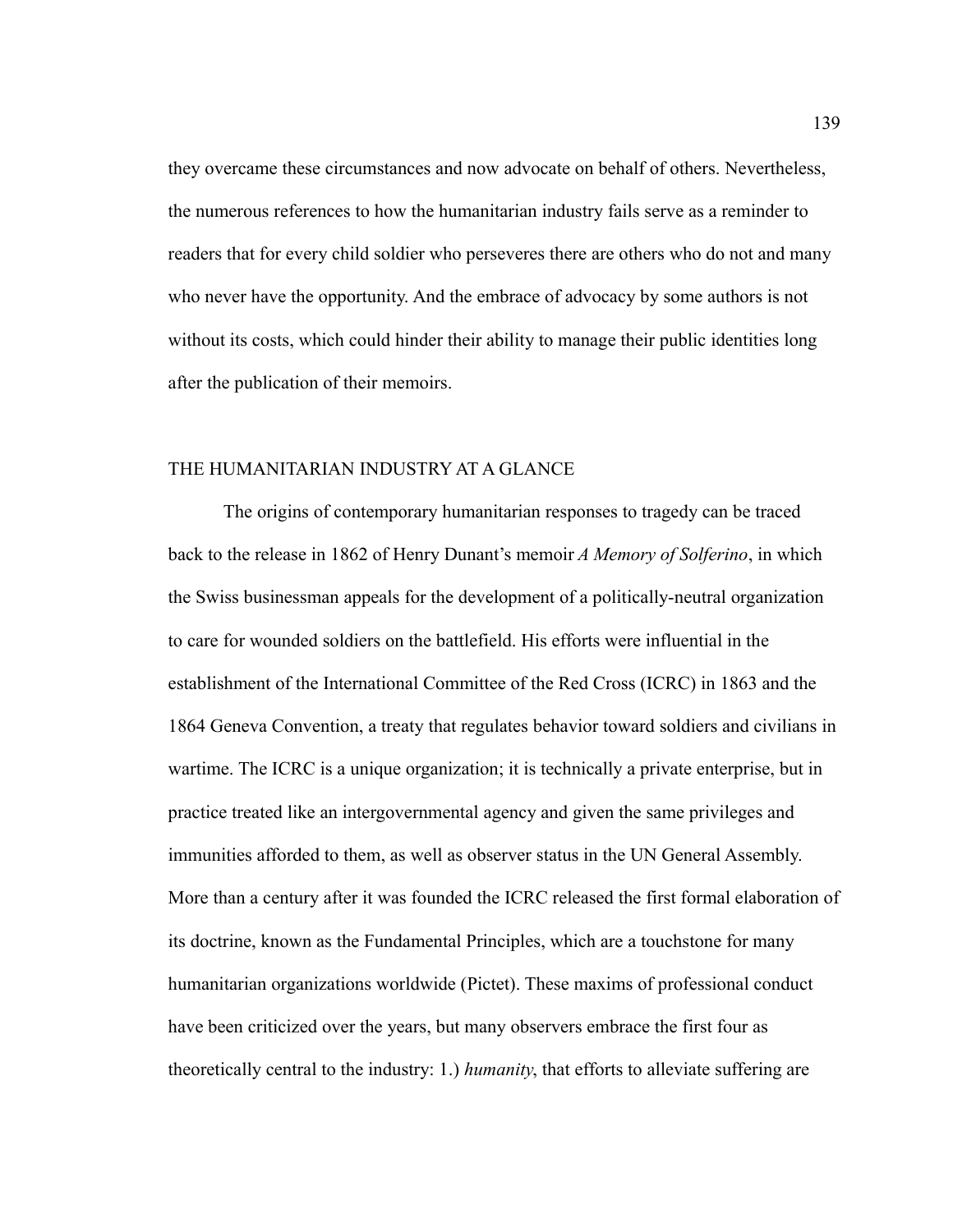they overcame these circumstances and now advocate on behalf of others. Nevertheless, the numerous references to how the humanitarian industry fails serve as a reminder to readers that for every child soldier who perseveres there are others who do not and many who never have the opportunity. And the embrace of advocacy by some authors is not without its costs, which could hinder their ability to manage their public identities long after the publication of their memoirs.

## THE HUMANITARIAN INDUSTRY AT A GLANCE

The origins of contemporary humanitarian responses to tragedy can be traced back to the release in 1862 of Henry Dunant's memoir *A Memory of Solferino*, in which the Swiss businessman appeals for the development of a politically-neutral organization to care for wounded soldiers on the battlefield. His efforts were influential in the establishment of the International Committee of the Red Cross (ICRC) in 1863 and the 1864 Geneva Convention, a treaty that regulates behavior toward soldiers and civilians in wartime. The ICRC is a unique organization; it is technically a private enterprise, but in practice treated like an intergovernmental agency and given the same privileges and immunities afforded to them, as well as observer status in the UN General Assembly. More than a century after it was founded the ICRC released the first formal elaboration of its doctrine, known as the Fundamental Principles, which are a touchstone for many humanitarian organizations worldwide (Pictet). These maxims of professional conduct have been criticized over the years, but many observers embrace the first four as theoretically central to the industry: 1.) *humanity*, that efforts to alleviate suffering are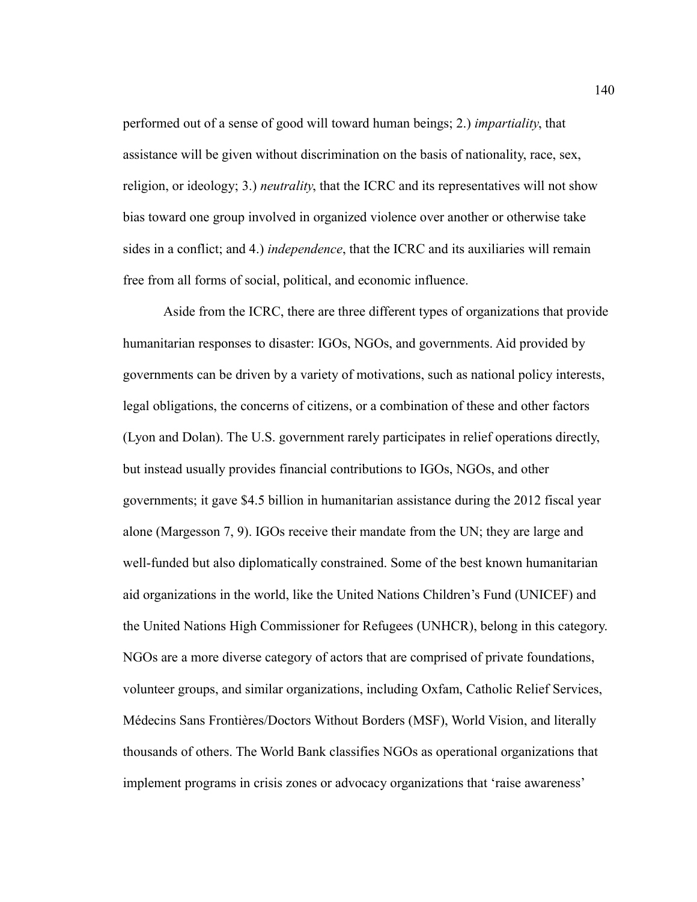performed out of a sense of good will toward human beings; 2.) *impartiality*, that assistance will be given without discrimination on the basis of nationality, race, sex, religion, or ideology; 3.) *neutrality*, that the ICRC and its representatives will not show bias toward one group involved in organized violence over another or otherwise take sides in a conflict; and 4.) *independence*, that the ICRC and its auxiliaries will remain free from all forms of social, political, and economic influence.

Aside from the ICRC, there are three different types of organizations that provide humanitarian responses to disaster: IGOs, NGOs, and governments. Aid provided by governments can be driven by a variety of motivations, such as national policy interests, legal obligations, the concerns of citizens, or a combination of these and other factors (Lyon and Dolan). The U.S. government rarely participates in relief operations directly, but instead usually provides financial contributions to IGOs, NGOs, and other governments; it gave $4.5 billion in humanitarian assistance during the 2012 fiscal year alone (Margesson 7, 9). IGOs receive their mandate from the UN; they are large and well-funded but also diplomatically constrained. Some of the best known humanitarian aid organizations in the world, like the United Nations Children's Fund (UNICEF) and the United Nations High Commissioner for Refugees (UNHCR), belong in this category. NGOs are a more diverse category of actors that are comprised of private foundations, volunteer groups, and similar organizations, including Oxfam, Catholic Relief Services, Médecins Sans Frontières/Doctors Without Borders (MSF), World Vision, and literally thousands of others. The World Bank classifies NGOs as operational organizations that implement programs in crisis zones or advocacy organizations that 'raise awareness'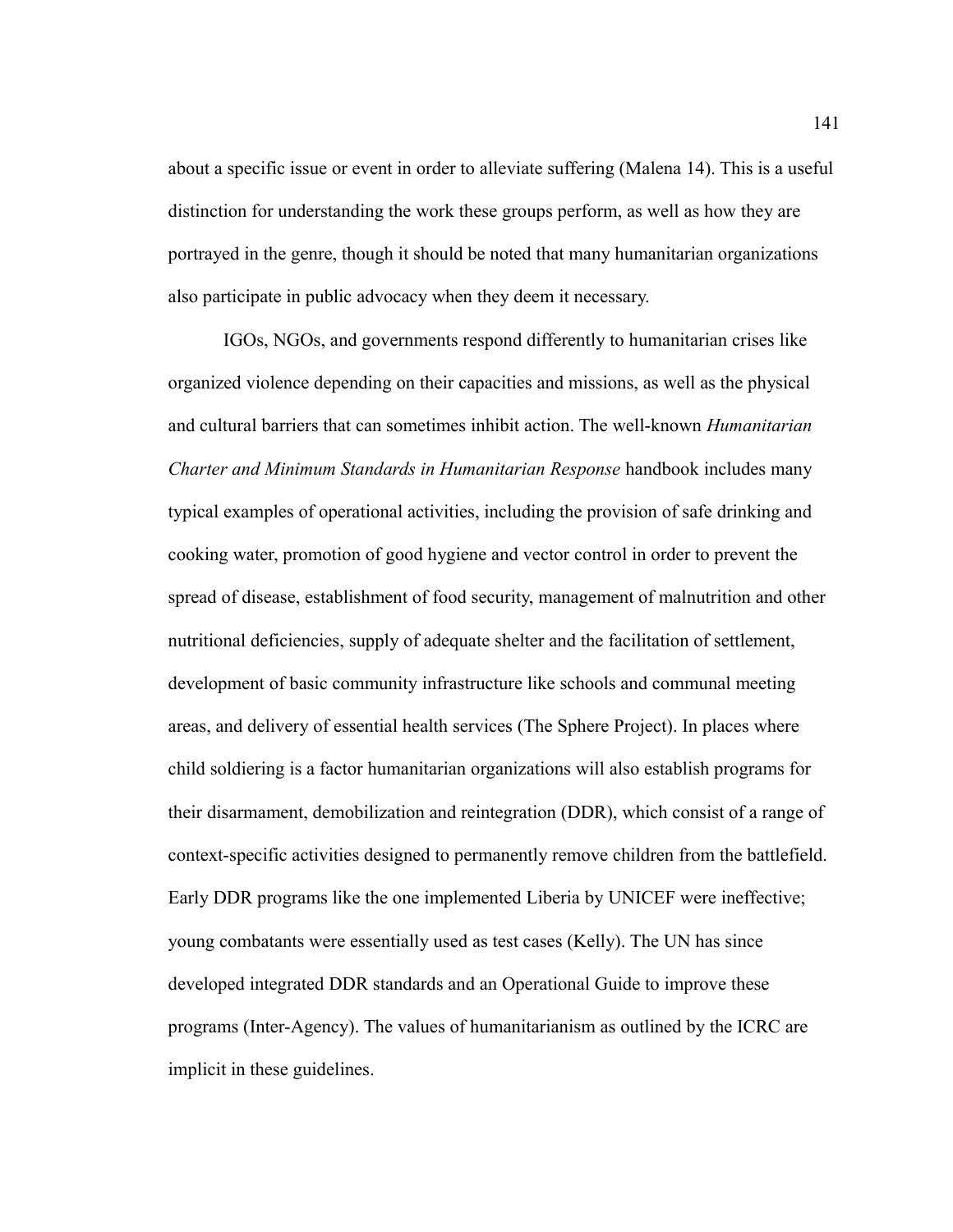about a specific issue or event in order to alleviate suffering (Malena 14). This is a useful distinction for understanding the work these groups perform, as well as how they are portrayed in the genre, though it should be noted that many humanitarian organizations also participate in public advocacy when they deem it necessary.

IGOs, NGOs, and governments respond differently to humanitarian crises like organized violence depending on their capacities and missions, as well as the physical and cultural barriers that can sometimes inhibit action. The well-known *Humanitarian Charter and Minimum Standards in Humanitarian Response* handbook includes many typical examples of operational activities, including the provision of safe drinking and cooking water, promotion of good hygiene and vector control in order to prevent the spread of disease, establishment of food security, management of malnutrition and other nutritional deficiencies, supply of adequate shelter and the facilitation of settlement, development of basic community infrastructure like schools and communal meeting areas, and delivery of essential health services (The Sphere Project). In places where child soldiering is a factor humanitarian organizations will also establish programs for their disarmament, demobilization and reintegration (DDR), which consist of a range of context-specific activities designed to permanently remove children from the battlefield. Early DDR programs like the one implemented Liberia by UNICEF were ineffective; young combatants were essentially used as test cases (Kelly). The UN has since developed integrated DDR standards and an Operational Guide to improve these programs (Inter-Agency). The values of humanitarianism as outlined by the ICRC are implicit in these guidelines.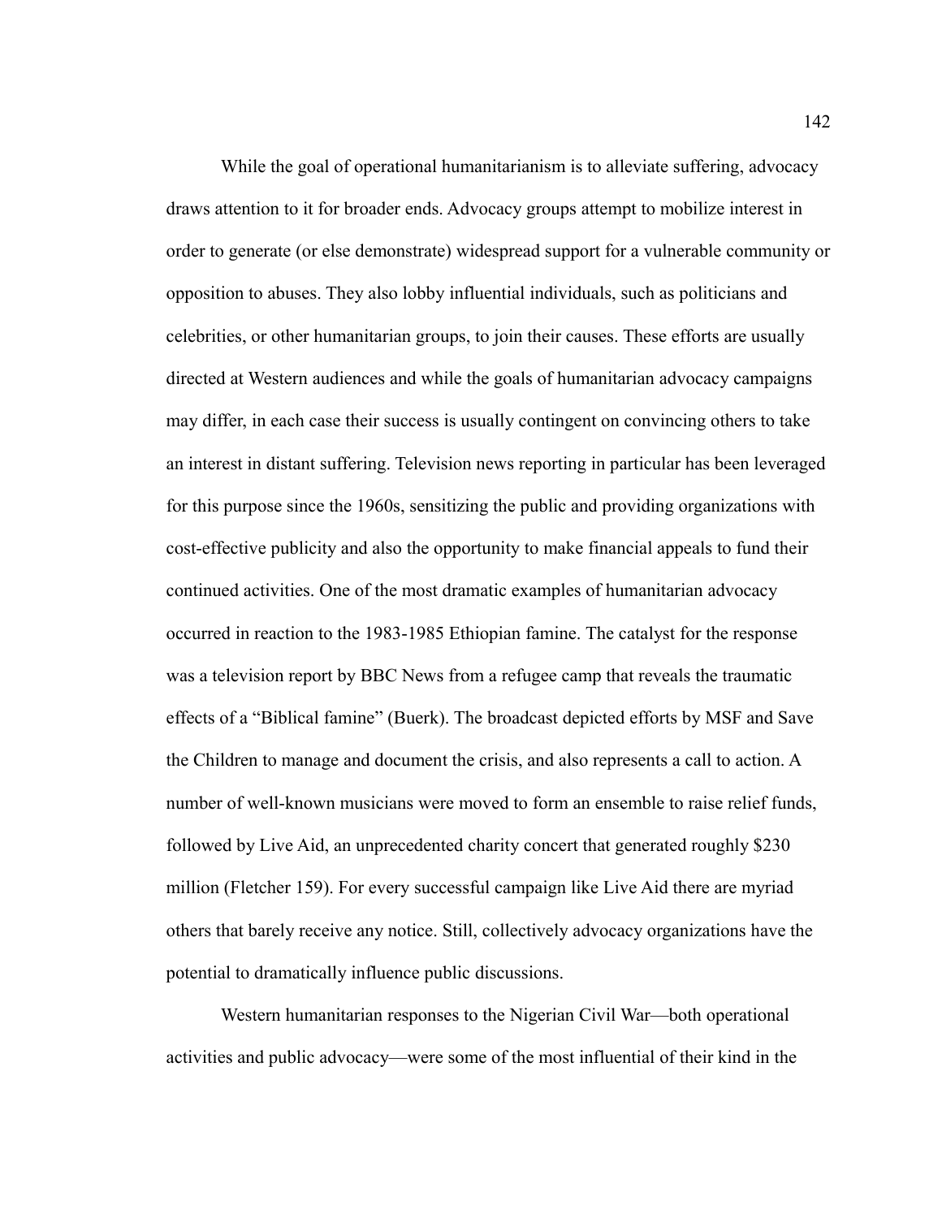While the goal of operational humanitarianism is to alleviate suffering, advocacy draws attention to it for broader ends. Advocacy groups attempt to mobilize interest in order to generate (or else demonstrate) widespread support for a vulnerable community or opposition to abuses. They also lobby influential individuals, such as politicians and celebrities, or other humanitarian groups, to join their causes. These efforts are usually directed at Western audiences and while the goals of humanitarian advocacy campaigns may differ, in each case their success is usually contingent on convincing others to take an interest in distant suffering. Television news reporting in particular has been leveraged for this purpose since the 1960s, sensitizing the public and providing organizations with cost-effective publicity and also the opportunity to make financial appeals to fund their continued activities. One of the most dramatic examples of humanitarian advocacy occurred in reaction to the 1983-1985 Ethiopian famine. The catalyst for the response was a television report by BBC News from a refugee camp that reveals the traumatic effects of a "Biblical famine" (Buerk). The broadcast depicted efforts by MSF and Save the Children to manage and document the crisis, and also represents a call to action. A number of well-known musicians were moved to form an ensemble to raise relief funds, followed by Live Aid, an unprecedented charity concert that generated roughly $230 million (Fletcher 159). For every successful campaign like Live Aid there are myriad others that barely receive any notice. Still, collectively advocacy organizations have the potential to dramatically influence public discussions.

Western humanitarian responses to the Nigerian Civil War—both operational activities and public advocacy—were some of the most influential of their kind in the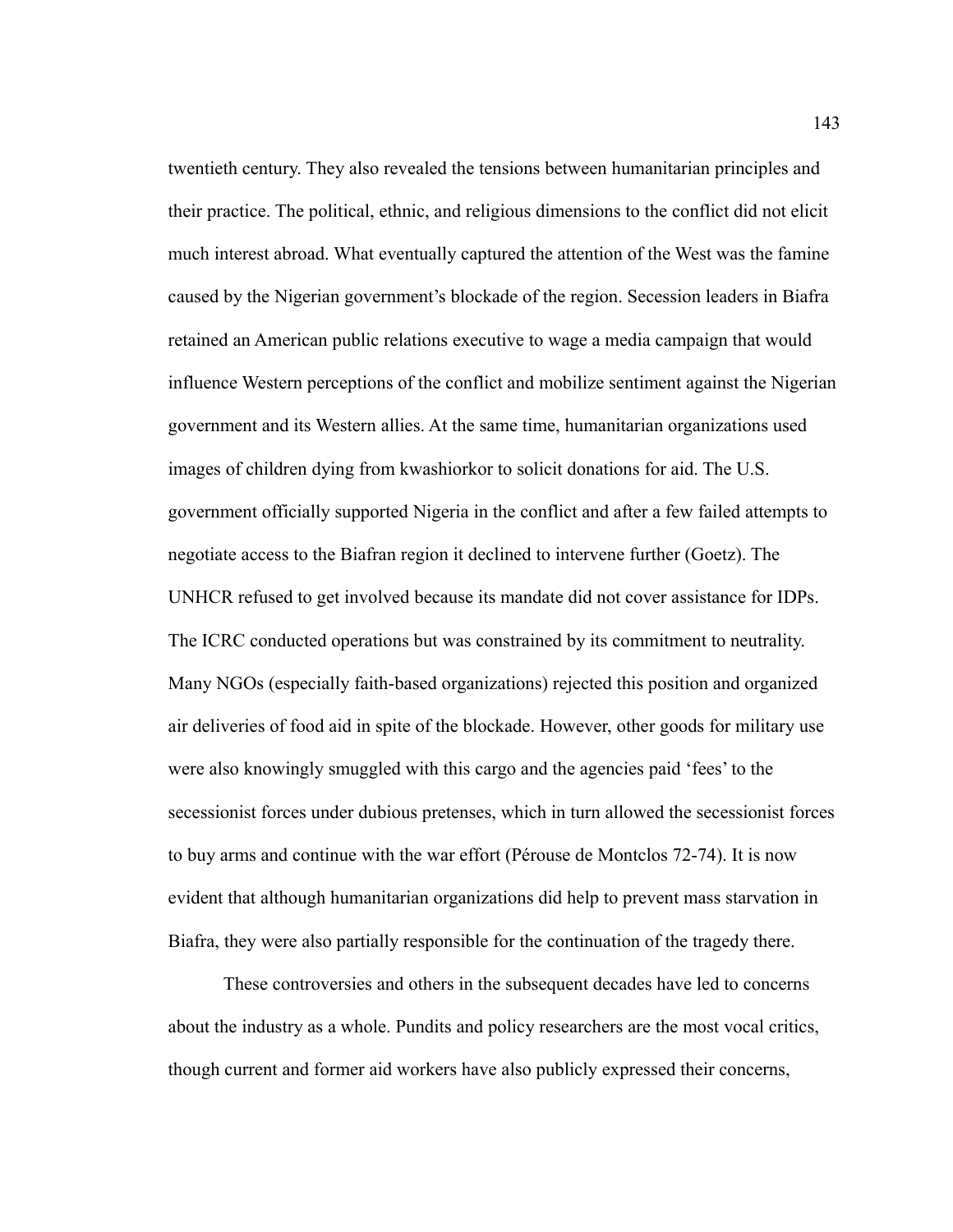twentieth century. They also revealed the tensions between humanitarian principles and their practice. The political, ethnic, and religious dimensions to the conflict did not elicit much interest abroad. What eventually captured the attention of the West was the famine caused by the Nigerian government's blockade of the region. Secession leaders in Biafra retained an American public relations executive to wage a media campaign that would influence Western perceptions of the conflict and mobilize sentiment against the Nigerian government and its Western allies. At the same time, humanitarian organizations used images of children dying from kwashiorkor to solicit donations for aid. The U.S. government officially supported Nigeria in the conflict and after a few failed attempts to negotiate access to the Biafran region it declined to intervene further (Goetz). The UNHCR refused to get involved because its mandate did not cover assistance for IDPs. The ICRC conducted operations but was constrained by its commitment to neutrality. Many NGOs (especially faith-based organizations) rejected this position and organized air deliveries of food aid in spite of the blockade. However, other goods for military use were also knowingly smuggled with this cargo and the agencies paid 'fees' to the secessionist forces under dubious pretenses, which in turn allowed the secessionist forces to buy arms and continue with the war effort (Pérouse de Montclos 72-74). It is now evident that although humanitarian organizations did help to prevent mass starvation in Biafra, they were also partially responsible for the continuation of the tragedy there.

These controversies and others in the subsequent decades have led to concerns about the industry as a whole. Pundits and policy researchers are the most vocal critics, though current and former aid workers have also publicly expressed their concerns,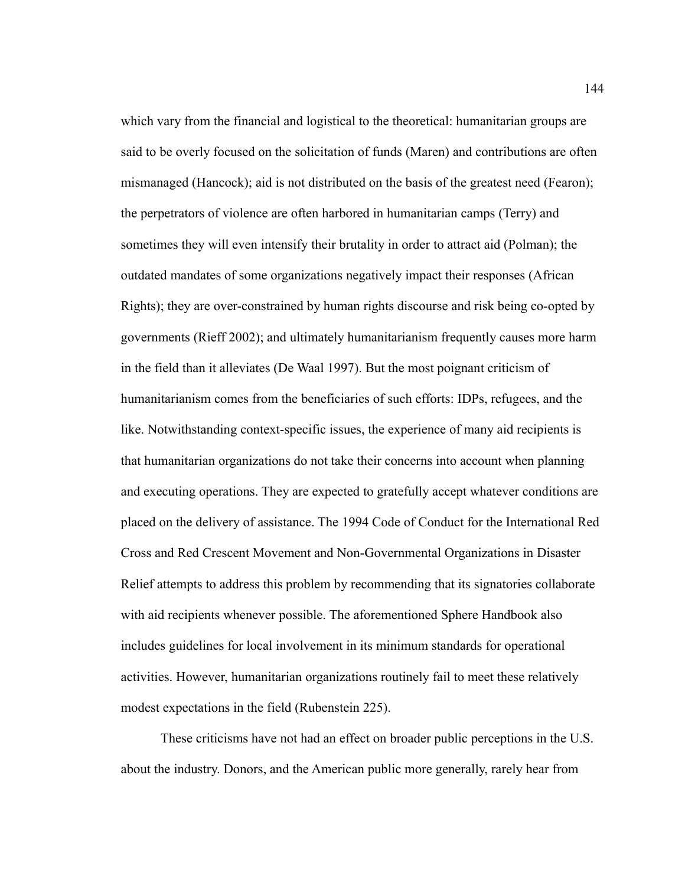which vary from the financial and logistical to the theoretical: humanitarian groups are said to be overly focused on the solicitation of funds (Maren) and contributions are often mismanaged (Hancock); aid is not distributed on the basis of the greatest need (Fearon); the perpetrators of violence are often harbored in humanitarian camps (Terry) and sometimes they will even intensify their brutality in order to attract aid (Polman); the outdated mandates of some organizations negatively impact their responses (African Rights); they are over-constrained by human rights discourse and risk being co-opted by governments (Rieff 2002); and ultimately humanitarianism frequently causes more harm in the field than it alleviates (De Waal 1997). But the most poignant criticism of humanitarianism comes from the beneficiaries of such efforts: IDPs, refugees, and the like. Notwithstanding context-specific issues, the experience of many aid recipients is that humanitarian organizations do not take their concerns into account when planning and executing operations. They are expected to gratefully accept whatever conditions are placed on the delivery of assistance. The 1994 Code of Conduct for the International Red Cross and Red Crescent Movement and Non-Governmental Organizations in Disaster Relief attempts to address this problem by recommending that its signatories collaborate with aid recipients whenever possible. The aforementioned Sphere Handbook also includes guidelines for local involvement in its minimum standards for operational activities. However, humanitarian organizations routinely fail to meet these relatively modest expectations in the field (Rubenstein 225).

These criticisms have not had an effect on broader public perceptions in the U.S. about the industry. Donors, and the American public more generally, rarely hear from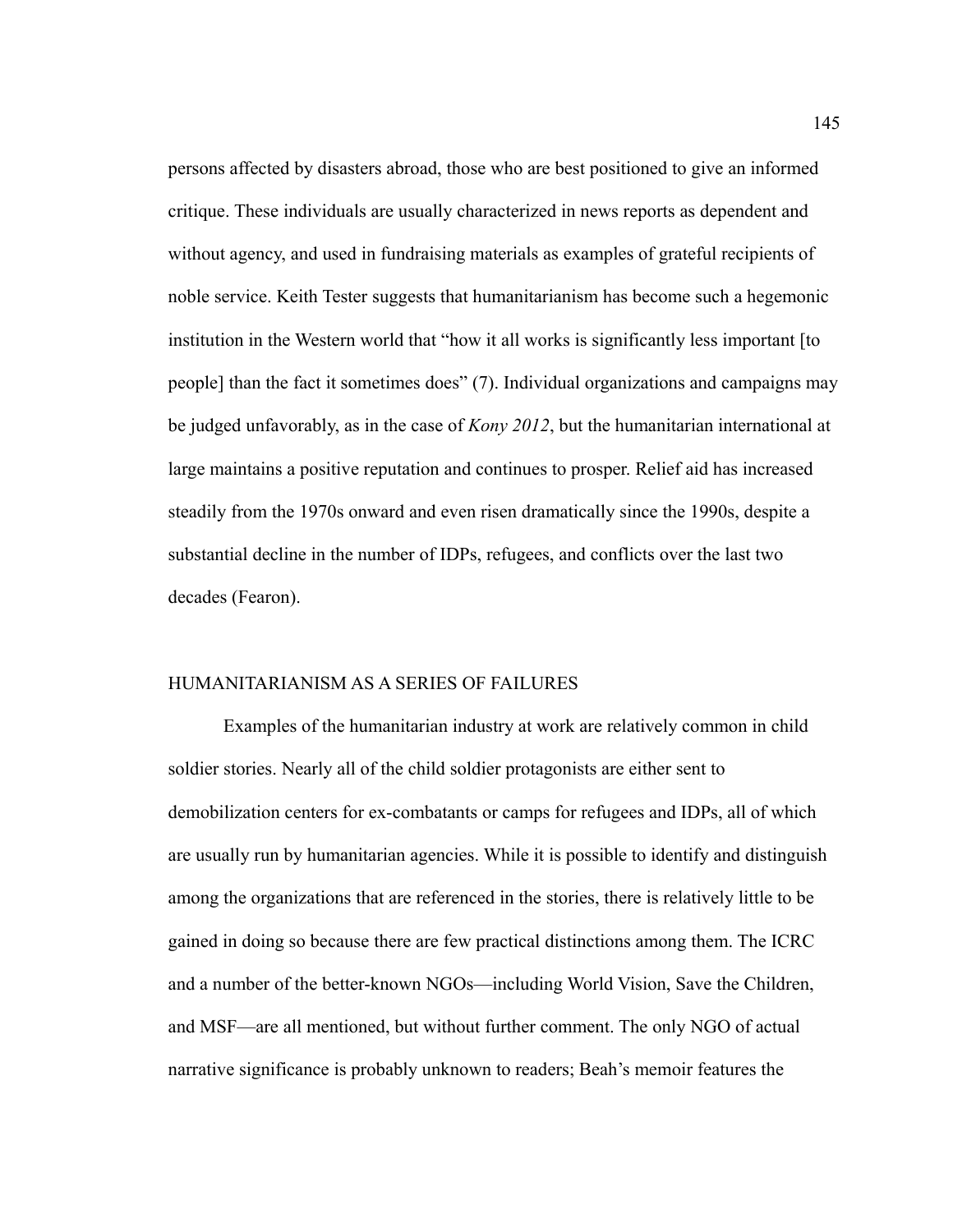persons affected by disasters abroad, those who are best positioned to give an informed critique. These individuals are usually characterized in news reports as dependent and without agency, and used in fundraising materials as examples of grateful recipients of noble service. Keith Tester suggests that humanitarianism has become such a hegemonic institution in the Western world that "how it all works is significantly less important [to people] than the fact it sometimes does" (7). Individual organizations and campaigns may be judged unfavorably, as in the case of *Kony 2012*, but the humanitarian international at large maintains a positive reputation and continues to prosper. Relief aid has increased steadily from the 1970s onward and even risen dramatically since the 1990s, despite a substantial decline in the number of IDPs, refugees, and conflicts over the last two decades (Fearon).

## HUMANITARIANISM AS A SERIES OF FAILURES

Examples of the humanitarian industry at work are relatively common in child soldier stories. Nearly all of the child soldier protagonists are either sent to demobilization centers for ex-combatants or camps for refugees and IDPs, all of which are usually run by humanitarian agencies. While it is possible to identify and distinguish among the organizations that are referenced in the stories, there is relatively little to be gained in doing so because there are few practical distinctions among them. The ICRC and a number of the better-known NGOs—including World Vision, Save the Children, and MSF—are all mentioned, but without further comment. The only NGO of actual narrative significance is probably unknown to readers; Beah's memoir features the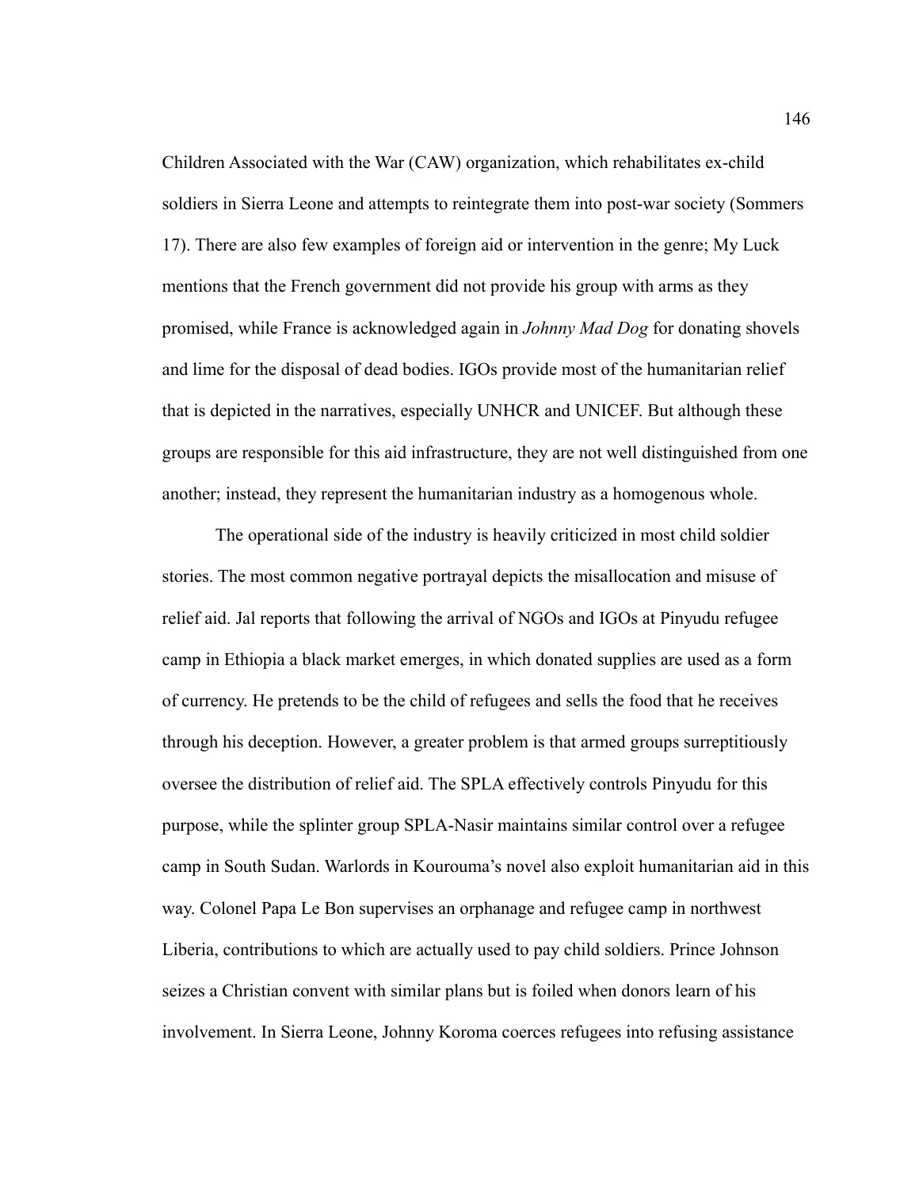Children Associated with the War (CAW) organization, which rehabilitates ex-child soldiers in Sierra Leone and attempts to reintegrate them into post-war society (Sommers 17). There are also few examples of foreign aid or intervention in the genre; My Luck mentions that the French government did not provide his group with arms as they promised, while France is acknowledged again in *Johnny Mad Dog* for donating shovels and lime for the disposal of dead bodies. IGOs provide most of the humanitarian relief that is depicted in the narratives, especially UNHCR and UNICEF. But although these groups are responsible for this aid infrastructure, they are not well distinguished from one another; instead, they represent the humanitarian industry as a homogenous whole.

The operational side of the industry is heavily criticized in most child soldier stories. The most common negative portrayal depicts the misallocation and misuse of relief aid. Jal reports that following the arrival of NGOs and IGOs at Pinyudu refugee camp in Ethiopia a black market emerges, in which donated supplies are used as a form of currency. He pretends to be the child of refugees and sells the food that he receives through his deception. However, a greater problem is that armed groups surreptitiously oversee the distribution of relief aid. The SPLA effectively controls Pinyudu for this purpose, while the splinter group SPLA-Nasir maintains similar control over a refugee camp in South Sudan. Warlords in Kourouma's novel also exploit humanitarian aid in this way. Colonel Papa Le Bon supervises an orphanage and refugee camp in northwest Liberia, contributions to which are actually used to pay child soldiers. Prince Johnson seizes a Christian convent with similar plans but is foiled when donors learn of his involvement. In Sierra Leone, Johnny Koroma coerces refugees into refusing assistance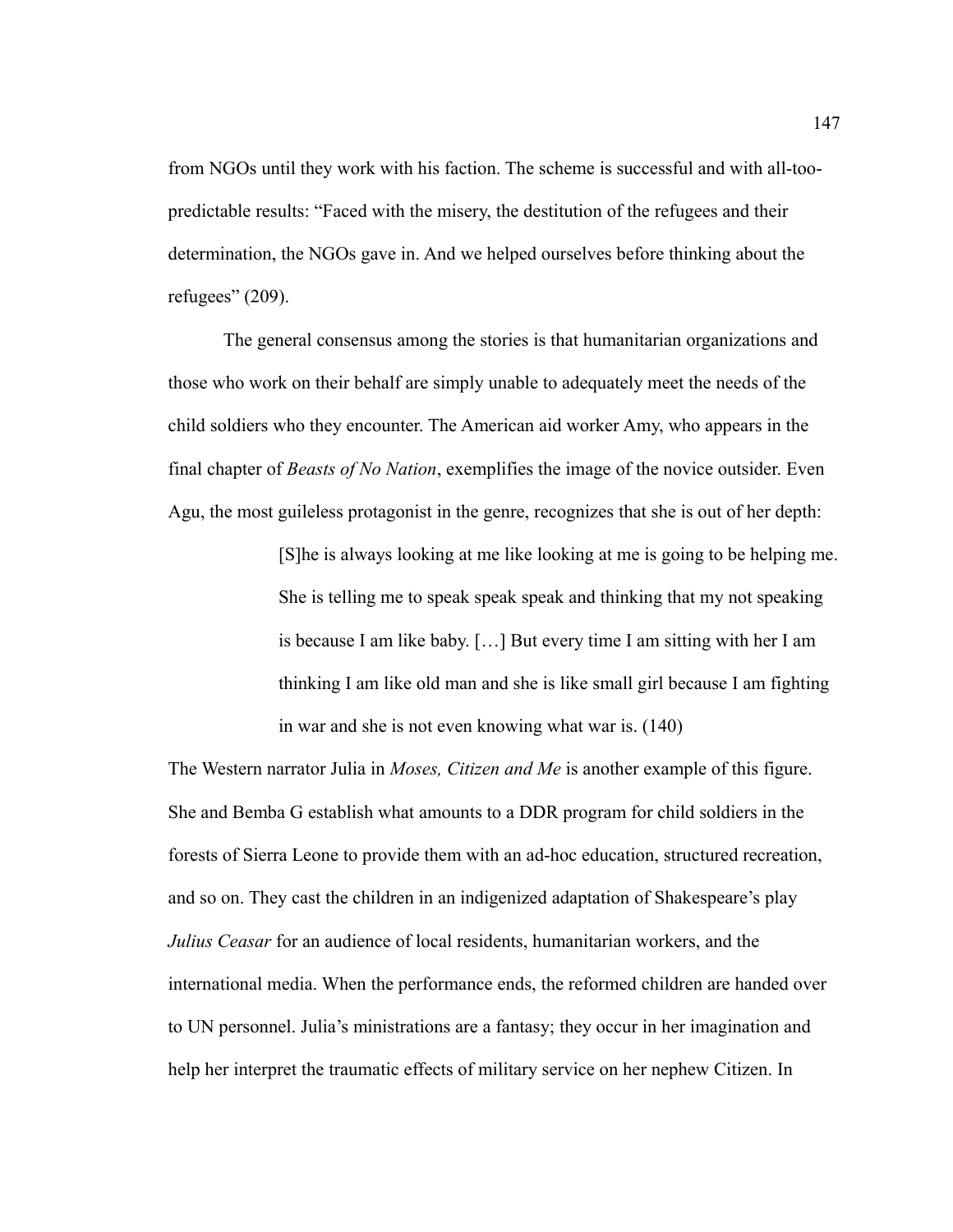from NGOs until they work with his faction. The scheme is successful and with all-too-predictable results: "Faced with the misery, the destitution of the refugees and their determination, the NGOs gave in. And we helped ourselves before thinking about the refugees" (209).

The general consensus among the stories is that humanitarian organizations and those who work on their behalf are simply unable to adequately meet the needs of the child soldiers who they encounter. The American aid worker Amy, who appears in the final chapter of *Beasts of No Nation*, exemplifies the image of the novice outsider. Even Agu, the most guileless protagonist in the genre, recognizes that she is out of her depth:

> [S]he is always looking at me like looking at me is going to be helping me. She is telling me to speak speak speak and thinking that my not speaking is because I am like baby. […] But every time I am sitting with her I am thinking I am like old man and she is like small girl because I am fighting in war and she is not even knowing what war is. (140)

The Western narrator Julia in *Moses, Citizen and Me* is another example of this figure. She and Bemba G establish what amounts to a DDR program for child soldiers in the forests of Sierra Leone to provide them with an ad-hoc education, structured recreation, and so on. They cast the children in an indigenized adaptation of Shakespeare's play *Julius Ceasar* for an audience of local residents, humanitarian workers, and the international media. When the performance ends, the reformed children are handed over to UN personnel. Julia's ministrations are a fantasy; they occur in her imagination and help her interpret the traumatic effects of military service on her nephew Citizen. In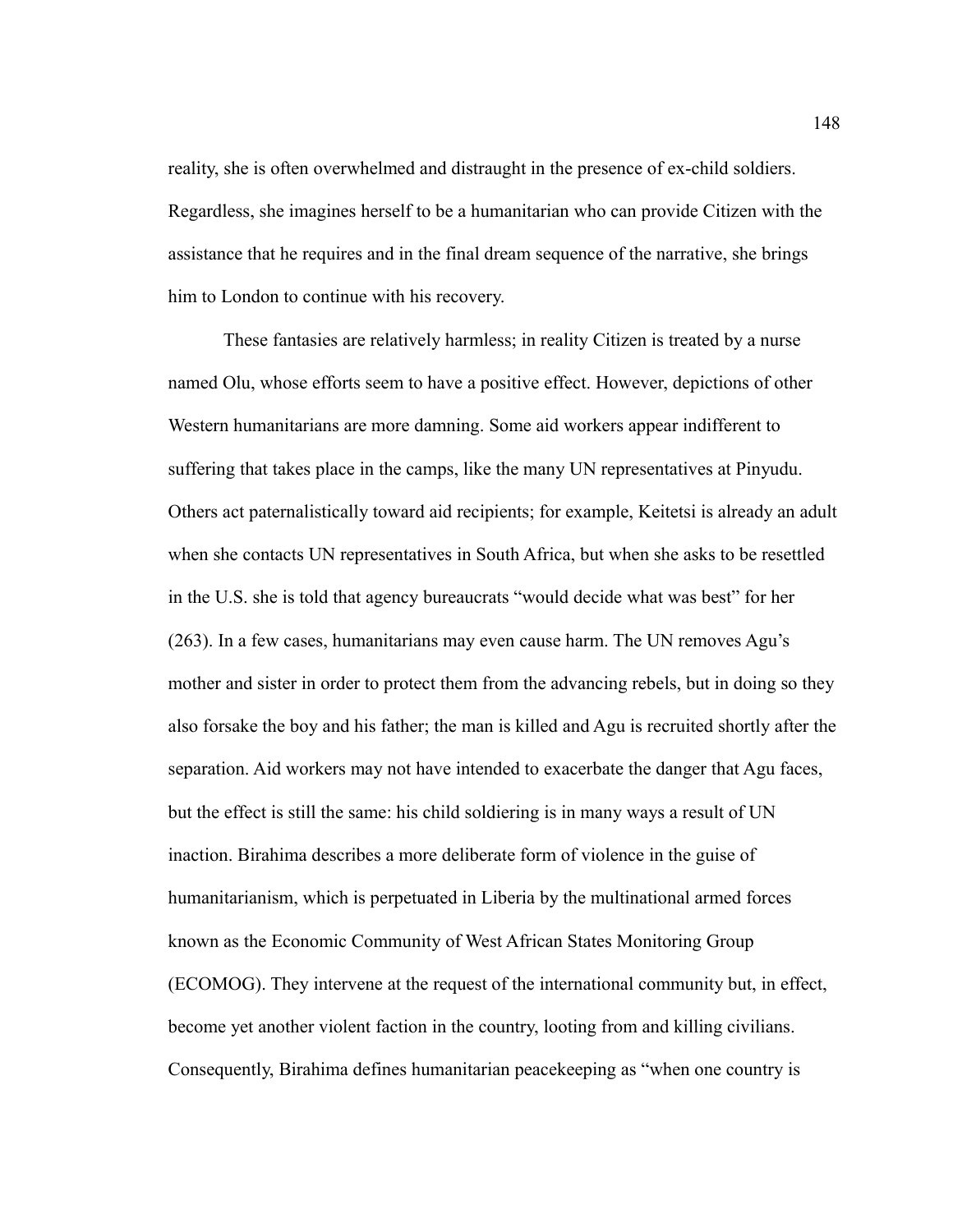reality, she is often overwhelmed and distraught in the presence of ex-child soldiers. Regardless, she imagines herself to be a humanitarian who can provide Citizen with the assistance that he requires and in the final dream sequence of the narrative, she brings him to London to continue with his recovery.

These fantasies are relatively harmless; in reality Citizen is treated by a nurse named Olu, whose efforts seem to have a positive effect. However, depictions of other Western humanitarians are more damning. Some aid workers appear indifferent to suffering that takes place in the camps, like the many UN representatives at Pinyudu. Others act paternalistically toward aid recipients; for example, Keitetsi is already an adult when she contacts UN representatives in South Africa, but when she asks to be resettled in the U.S. she is told that agency bureaucrats "would decide what was best" for her (263). In a few cases, humanitarians may even cause harm. The UN removes Agu's mother and sister in order to protect them from the advancing rebels, but in doing so they also forsake the boy and his father; the man is killed and Agu is recruited shortly after the separation. Aid workers may not have intended to exacerbate the danger that Agu faces, but the effect is still the same: his child soldiering is in many ways a result of UN inaction. Birahima describes a more deliberate form of violence in the guise of humanitarianism, which is perpetuated in Liberia by the multinational armed forces known as the Economic Community of West African States Monitoring Group (ECOMOG). They intervene at the request of the international community but, in effect, become yet another violent faction in the country, looting from and killing civilians. Consequently, Birahima defines humanitarian peacekeeping as "when one country is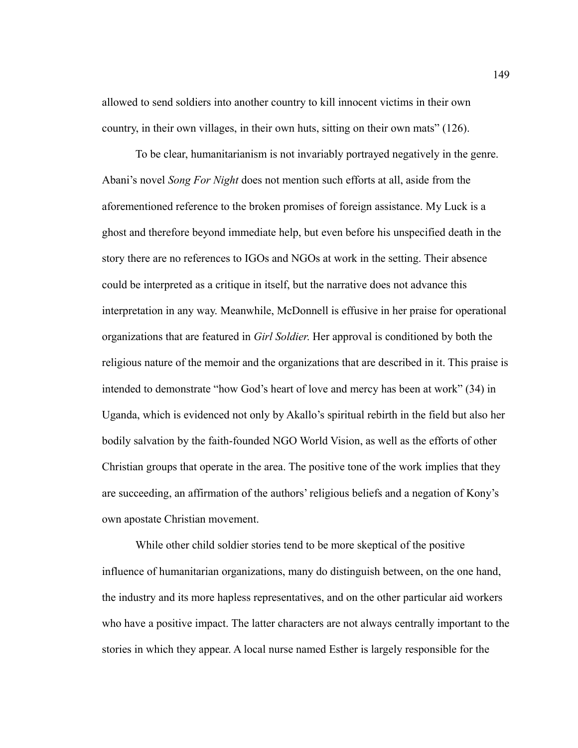allowed to send soldiers into another country to kill innocent victims in their own country, in their own villages, in their own huts, sitting on their own mats" (126).

To be clear, humanitarianism is not invariably portrayed negatively in the genre. Abani's novel *Song For Night* does not mention such efforts at all, aside from the aforementioned reference to the broken promises of foreign assistance. My Luck is a ghost and therefore beyond immediate help, but even before his unspecified death in the story there are no references to IGOs and NGOs at work in the setting. Their absence could be interpreted as a critique in itself, but the narrative does not advance this interpretation in any way. Meanwhile, McDonnell is effusive in her praise for operational organizations that are featured in *Girl Soldier*. Her approval is conditioned by both the religious nature of the memoir and the organizations that are described in it. This praise is intended to demonstrate "how God's heart of love and mercy has been at work" (34) in Uganda, which is evidenced not only by Akallo's spiritual rebirth in the field but also her bodily salvation by the faith-founded NGO World Vision, as well as the efforts of other Christian groups that operate in the area. The positive tone of the work implies that they are succeeding, an affirmation of the authors' religious beliefs and a negation of Kony's own apostate Christian movement.

While other child soldier stories tend to be more skeptical of the positive influence of humanitarian organizations, many do distinguish between, on the one hand, the industry and its more hapless representatives, and on the other particular aid workers who have a positive impact. The latter characters are not always centrally important to the stories in which they appear. A local nurse named Esther is largely responsible for the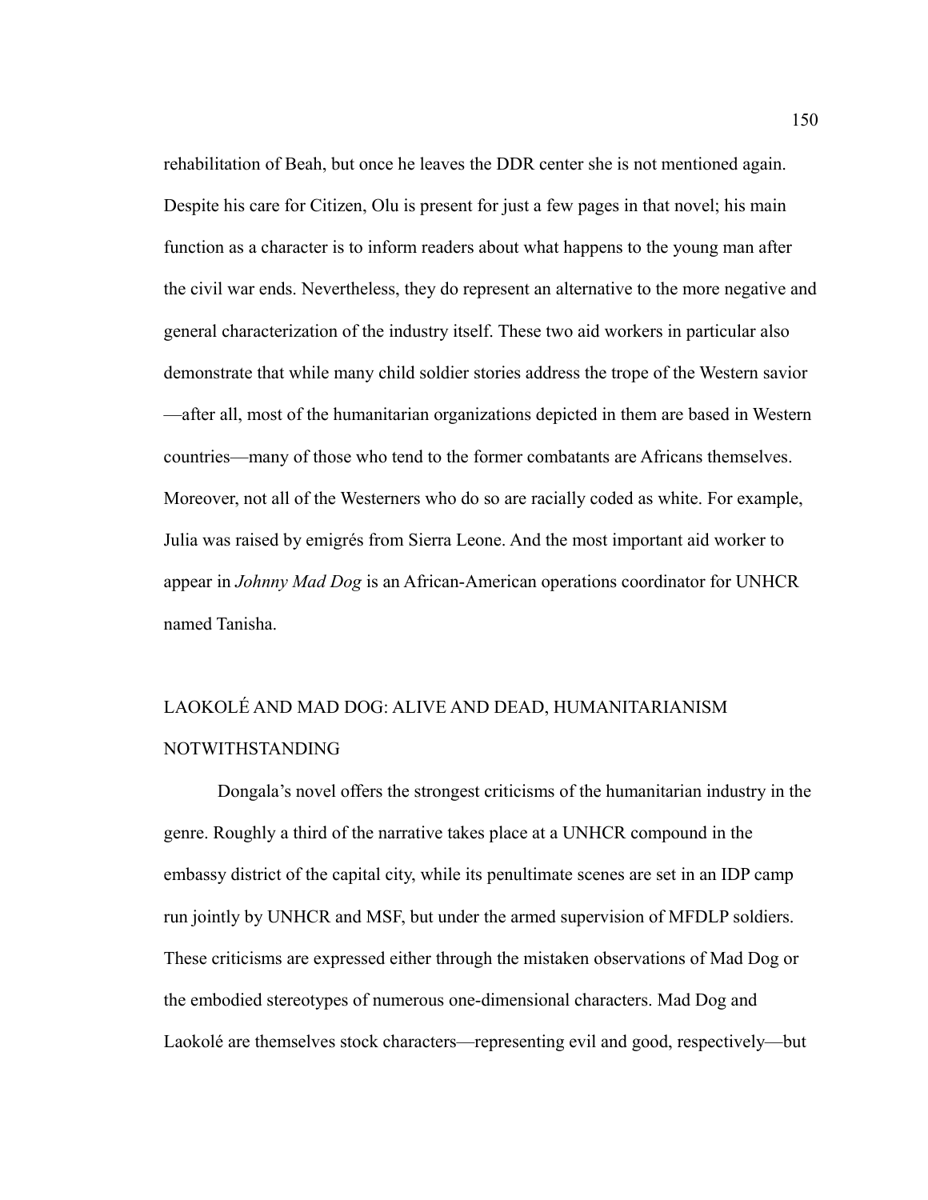rehabilitation of Beah, but once he leaves the DDR center she is not mentioned again. Despite his care for Citizen, Olu is present for just a few pages in that novel; his main function as a character is to inform readers about what happens to the young man after the civil war ends. Nevertheless, they do represent an alternative to the more negative and general characterization of the industry itself. These two aid workers in particular also demonstrate that while many child soldier stories address the trope of the Western savior—after all, most of the humanitarian organizations depicted in them are based in Western countries—many of those who tend to the former combatants are Africans themselves. Moreover, not all of the Westerners who do so are racially coded as white. For example, Julia was raised by emigrés from Sierra Leone. And the most important aid worker to appear in *Johnny Mad Dog* is an African-American operations coordinator for UNHCR named Tanisha.

## LAOKOLÉ AND MAD DOG: ALIVE AND DEAD, HUMANITARIANISM NOTWITHSTANDING

Dongala's novel offers the strongest criticisms of the humanitarian industry in the genre. Roughly a third of the narrative takes place at a UNHCR compound in the embassy district of the capital city, while its penultimate scenes are set in an IDP camp run jointly by UNHCR and MSF, but under the armed supervision of MFDLP soldiers. These criticisms are expressed either through the mistaken observations of Mad Dog or the embodied stereotypes of numerous one-dimensional characters. Mad Dog and Laokolé are themselves stock characters—representing evil and good, respectively—but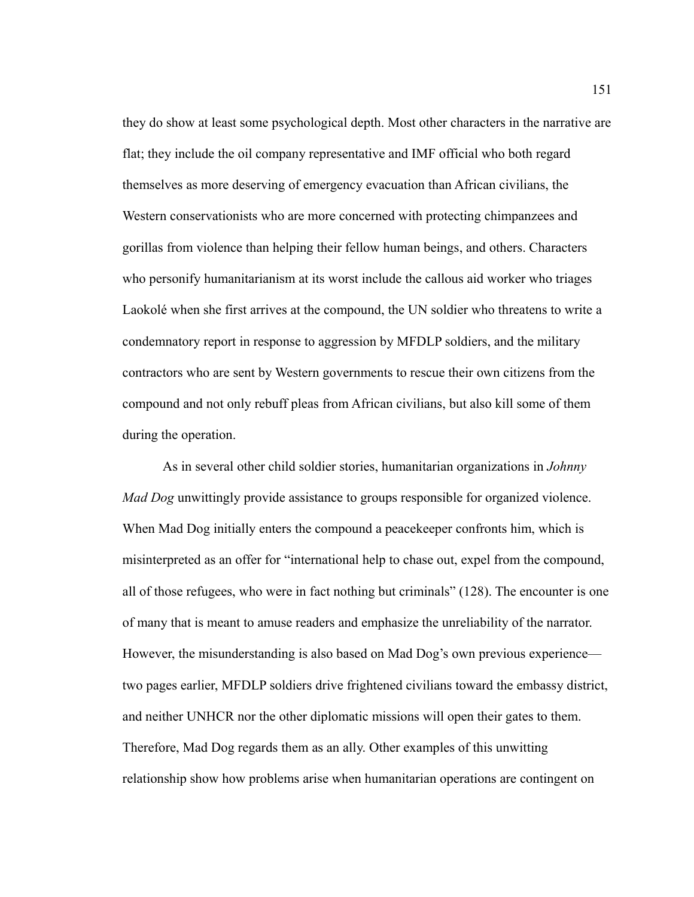they do show at least some psychological depth. Most other characters in the narrative are flat; they include the oil company representative and IMF official who both regard themselves as more deserving of emergency evacuation than African civilians, the Western conservationists who are more concerned with protecting chimpanzees and gorillas from violence than helping their fellow human beings, and others. Characters who personify humanitarianism at its worst include the callous aid worker who triages Laokolé when she first arrives at the compound, the UN soldier who threatens to write a condemnatory report in response to aggression by MFDLP soldiers, and the military contractors who are sent by Western governments to rescue their own citizens from the compound and not only rebuff pleas from African civilians, but also kill some of them during the operation.

As in several other child soldier stories, humanitarian organizations in *Johnny Mad Dog* unwittingly provide assistance to groups responsible for organized violence. When Mad Dog initially enters the compound a peacekeeper confronts him, which is misinterpreted as an offer for "international help to chase out, expel from the compound, all of those refugees, who were in fact nothing but criminals" (128). The encounter is one of many that is meant to amuse readers and emphasize the unreliability of the narrator. However, the misunderstanding is also based on Mad Dog's own previous experience—two pages earlier, MFDLP soldiers drive frightened civilians toward the embassy district, and neither UNHCR nor the other diplomatic missions will open their gates to them. Therefore, Mad Dog regards them as an ally. Other examples of this unwitting relationship show how problems arise when humanitarian operations are contingent on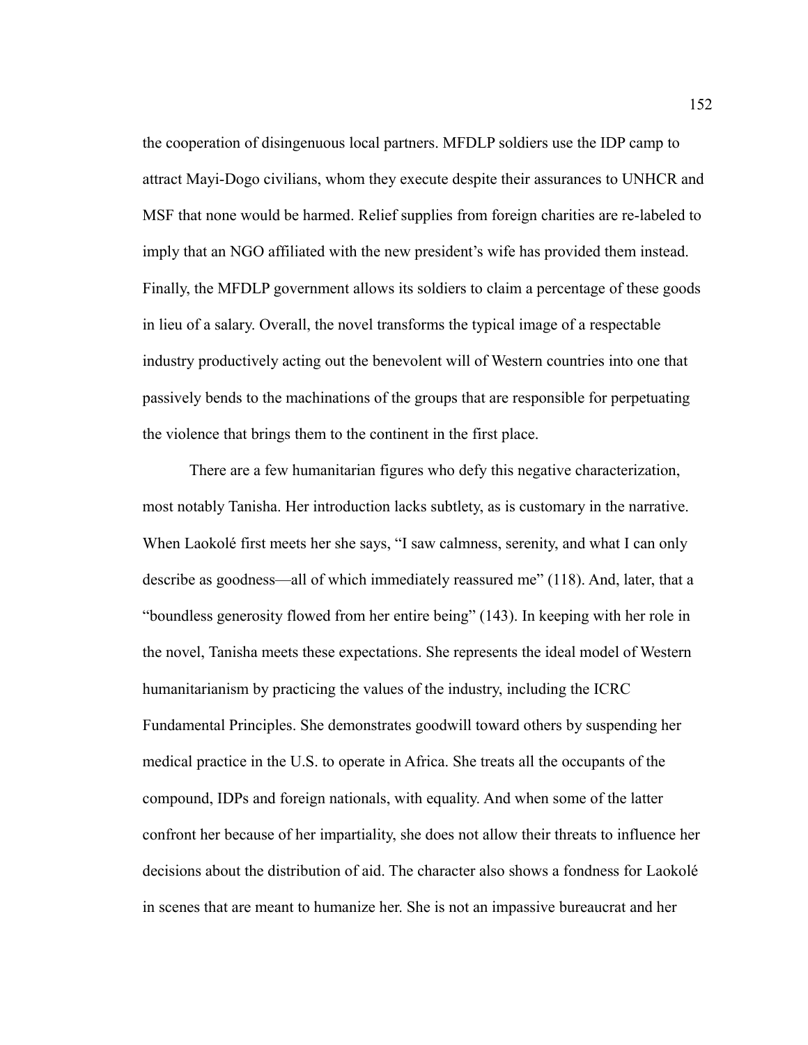the cooperation of disingenuous local partners. MFDLP soldiers use the IDP camp to attract Mayi-Dogo civilians, whom they execute despite their assurances to UNHCR and MSF that none would be harmed. Relief supplies from foreign charities are re-labeled to imply that an NGO affiliated with the new president's wife has provided them instead. Finally, the MFDLP government allows its soldiers to claim a percentage of these goods in lieu of a salary. Overall, the novel transforms the typical image of a respectable industry productively acting out the benevolent will of Western countries into one that passively bends to the machinations of the groups that are responsible for perpetuating the violence that brings them to the continent in the first place.

There are a few humanitarian figures who defy this negative characterization, most notably Tanisha. Her introduction lacks subtlety, as is customary in the narrative. When Laokolé first meets her she says, "I saw calmness, serenity, and what I can only describe as goodness—all of which immediately reassured me" (118). And, later, that a "boundless generosity flowed from her entire being" (143). In keeping with her role in the novel, Tanisha meets these expectations. She represents the ideal model of Western humanitarianism by practicing the values of the industry, including the ICRC Fundamental Principles. She demonstrates goodwill toward others by suspending her medical practice in the U.S. to operate in Africa. She treats all the occupants of the compound, IDPs and foreign nationals, with equality. And when some of the latter confront her because of her impartiality, she does not allow their threats to influence her decisions about the distribution of aid. The character also shows a fondness for Laokolé in scenes that are meant to humanize her. She is not an impassive bureaucrat and her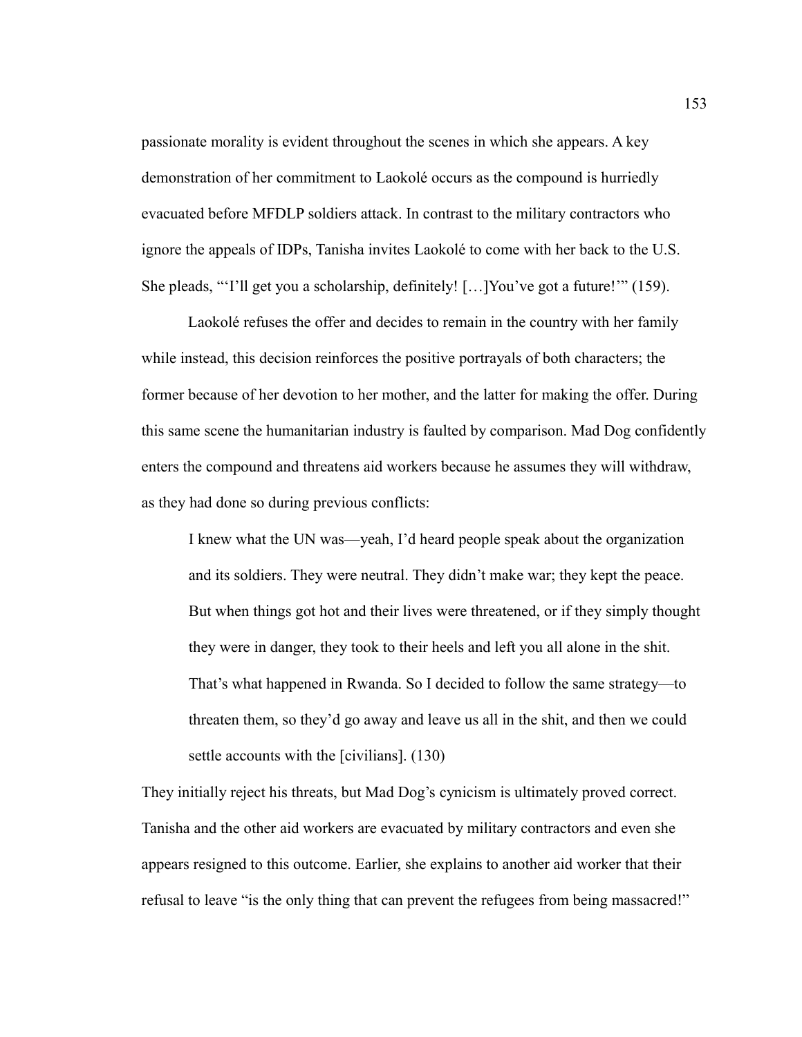passionate morality is evident throughout the scenes in which she appears. A key demonstration of her commitment to Laokolé occurs as the compound is hurriedly evacuated before MFDLP soldiers attack. In contrast to the military contractors who ignore the appeals of IDPs, Tanisha invites Laokolé to come with her back to the U.S. She pleads, "'I'll get you a scholarship, definitely! […]You've got a future!'" (159).

Laokolé refuses the offer and decides to remain in the country with her family while instead, this decision reinforces the positive portrayals of both characters; the former because of her devotion to her mother, and the latter for making the offer. During this same scene the humanitarian industry is faulted by comparison. Mad Dog confidently enters the compound and threatens aid workers because he assumes they will withdraw, as they had done so during previous conflicts:

> I knew what the UN was—yeah, I'd heard people speak about the organization and its soldiers. They were neutral. They didn't make war; they kept the peace. But when things got hot and their lives were threatened, or if they simply thought they were in danger, they took to their heels and left you all alone in the shit. That's what happened in Rwanda. So I decided to follow the same strategy—to threaten them, so they'd go away and leave us all in the shit, and then we could settle accounts with the [civilians]. (130)

They initially reject his threats, but Mad Dog's cynicism is ultimately proved correct. Tanisha and the other aid workers are evacuated by military contractors and even she appears resigned to this outcome. Earlier, she explains to another aid worker that their refusal to leave "is the only thing that can prevent the refugees from being massacred!"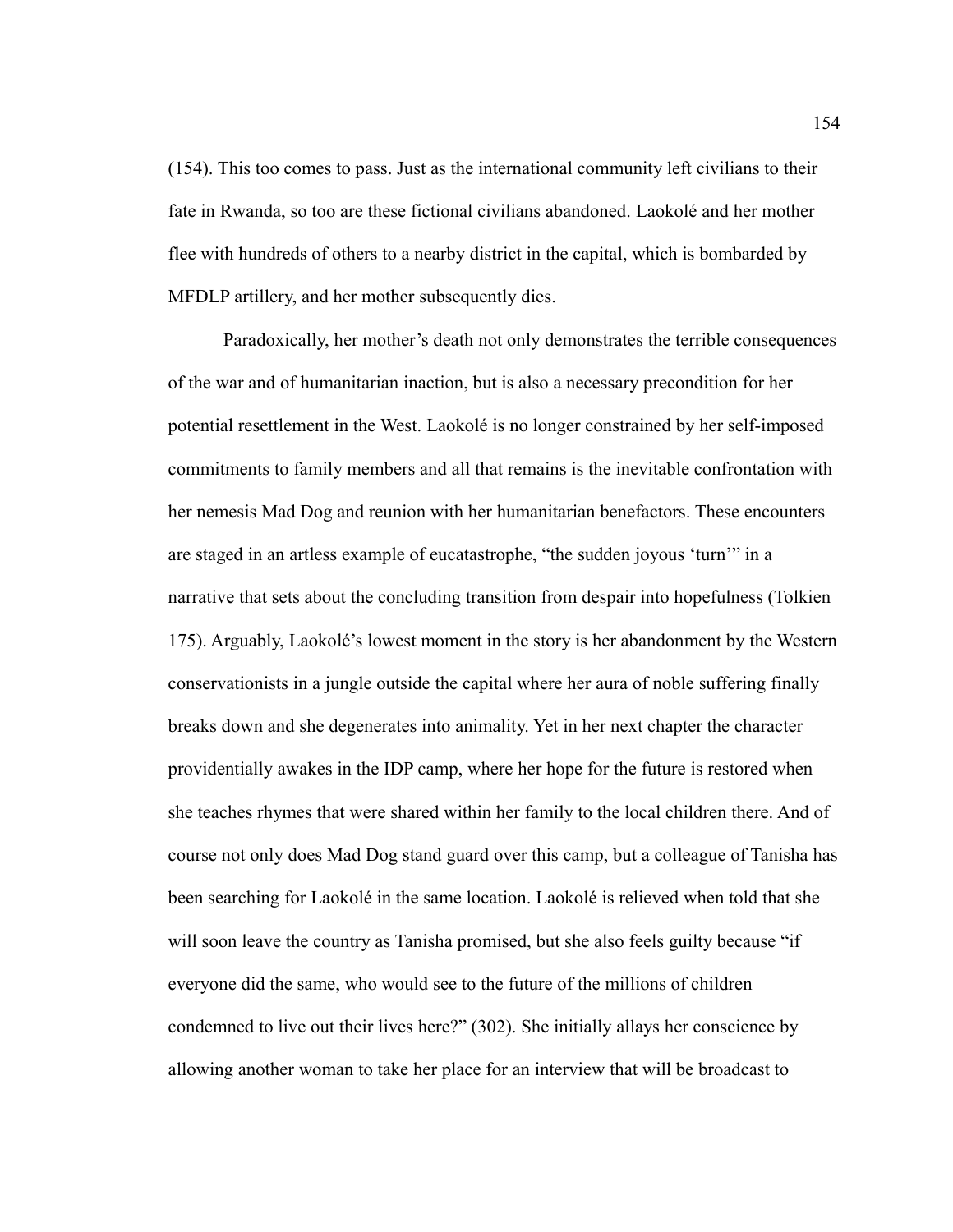(154). This too comes to pass. Just as the international community left civilians to their fate in Rwanda, so too are these fictional civilians abandoned. Laokolé and her mother flee with hundreds of others to a nearby district in the capital, which is bombarded by MFDLP artillery, and her mother subsequently dies.

Paradoxically, her mother's death not only demonstrates the terrible consequences of the war and of humanitarian inaction, but is also a necessary precondition for her potential resettlement in the West. Laokolé is no longer constrained by her self-imposed commitments to family members and all that remains is the inevitable confrontation with her nemesis Mad Dog and reunion with her humanitarian benefactors. These encounters are staged in an artless example of eucatastrophe, "the sudden joyous 'turn'" in a narrative that sets about the concluding transition from despair into hopefulness (Tolkien 175). Arguably, Laokolé's lowest moment in the story is her abandonment by the Western conservationists in a jungle outside the capital where her aura of noble suffering finally breaks down and she degenerates into animality. Yet in her next chapter the character providentially awakes in the IDP camp, where her hope for the future is restored when she teaches rhymes that were shared within her family to the local children there. And of course not only does Mad Dog stand guard over this camp, but a colleague of Tanisha has been searching for Laokolé in the same location. Laokolé is relieved when told that she will soon leave the country as Tanisha promised, but she also feels guilty because "if everyone did the same, who would see to the future of the millions of children condemned to live out their lives here?" (302). She initially allays her conscience by allowing another woman to take her place for an interview that will be broadcast to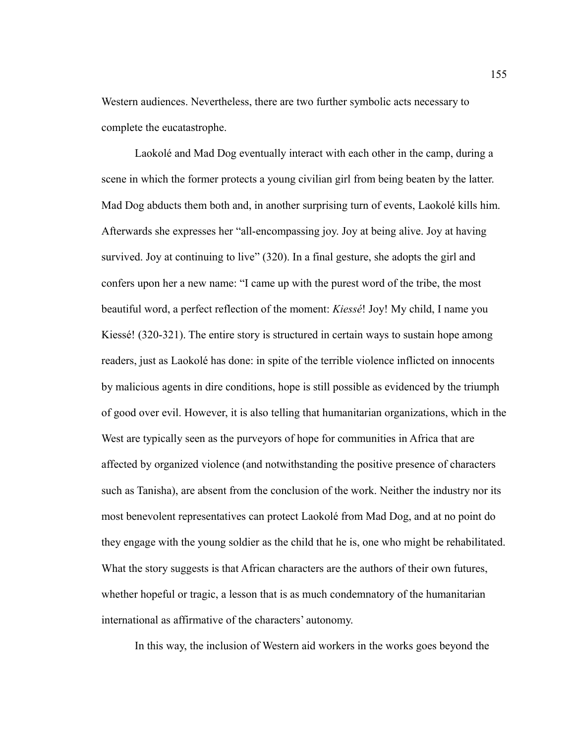Western audiences. Nevertheless, there are two further symbolic acts necessary to complete the eucatastrophe.

Laokolé and Mad Dog eventually interact with each other in the camp, during a scene in which the former protects a young civilian girl from being beaten by the latter. Mad Dog abducts them both and, in another surprising turn of events, Laokolé kills him. Afterwards she expresses her "all-encompassing joy. Joy at being alive. Joy at having survived. Joy at continuing to live" (320). In a final gesture, she adopts the girl and confers upon her a new name: "I came up with the purest word of the tribe, the most beautiful word, a perfect reflection of the moment: *Kiessé*! Joy! My child, I name you Kiessé! (320-321). The entire story is structured in certain ways to sustain hope among readers, just as Laokolé has done: in spite of the terrible violence inflicted on innocents by malicious agents in dire conditions, hope is still possible as evidenced by the triumph of good over evil. However, it is also telling that humanitarian organizations, which in the West are typically seen as the purveyors of hope for communities in Africa that are affected by organized violence (and notwithstanding the positive presence of characters such as Tanisha), are absent from the conclusion of the work. Neither the industry nor its most benevolent representatives can protect Laokolé from Mad Dog, and at no point do they engage with the young soldier as the child that he is, one who might be rehabilitated. What the story suggests is that African characters are the authors of their own futures, whether hopeful or tragic, a lesson that is as much condemnatory of the humanitarian international as affirmative of the characters' autonomy.

In this way, the inclusion of Western aid workers in the works goes beyond the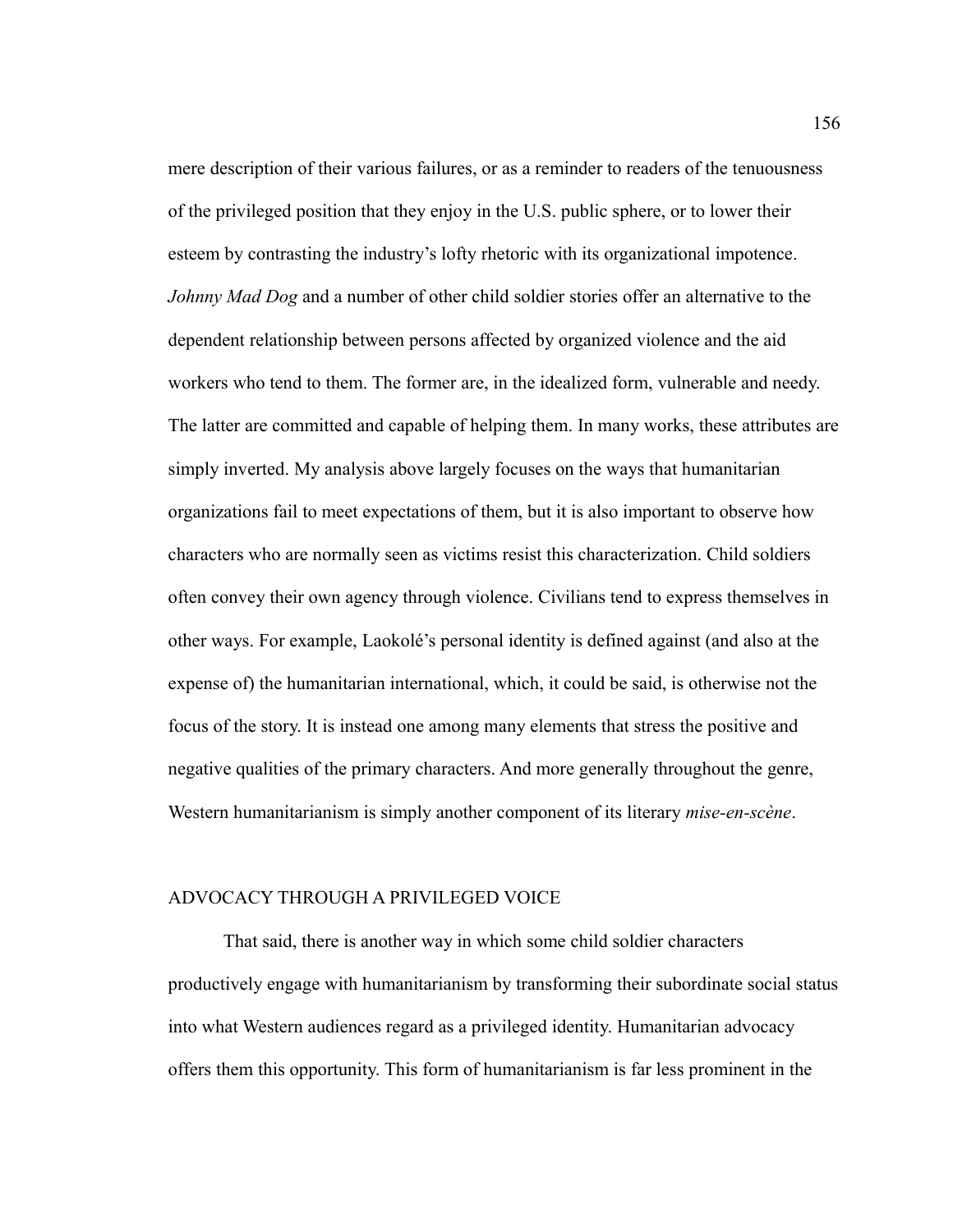mere description of their various failures, or as a reminder to readers of the tenuousness of the privileged position that they enjoy in the U.S. public sphere, or to lower their esteem by contrasting the industry's lofty rhetoric with its organizational impotence. *Johnny Mad Dog* and a number of other child soldier stories offer an alternative to the dependent relationship between persons affected by organized violence and the aid workers who tend to them. The former are, in the idealized form, vulnerable and needy. The latter are committed and capable of helping them. In many works, these attributes are simply inverted. My analysis above largely focuses on the ways that humanitarian organizations fail to meet expectations of them, but it is also important to observe how characters who are normally seen as victims resist this characterization. Child soldiers often convey their own agency through violence. Civilians tend to express themselves in other ways. For example, Laokolé's personal identity is defined against (and also at the expense of) the humanitarian international, which, it could be said, is otherwise not the focus of the story. It is instead one among many elements that stress the positive and negative qualities of the primary characters. And more generally throughout the genre, Western humanitarianism is simply another component of its literary *mise-en-scène*.

## ADVOCACY THROUGH A PRIVILEGED VOICE

That said, there is another way in which some child soldier characters productively engage with humanitarianism by transforming their subordinate social status into what Western audiences regard as a privileged identity. Humanitarian advocacy offers them this opportunity. This form of humanitarianism is far less prominent in the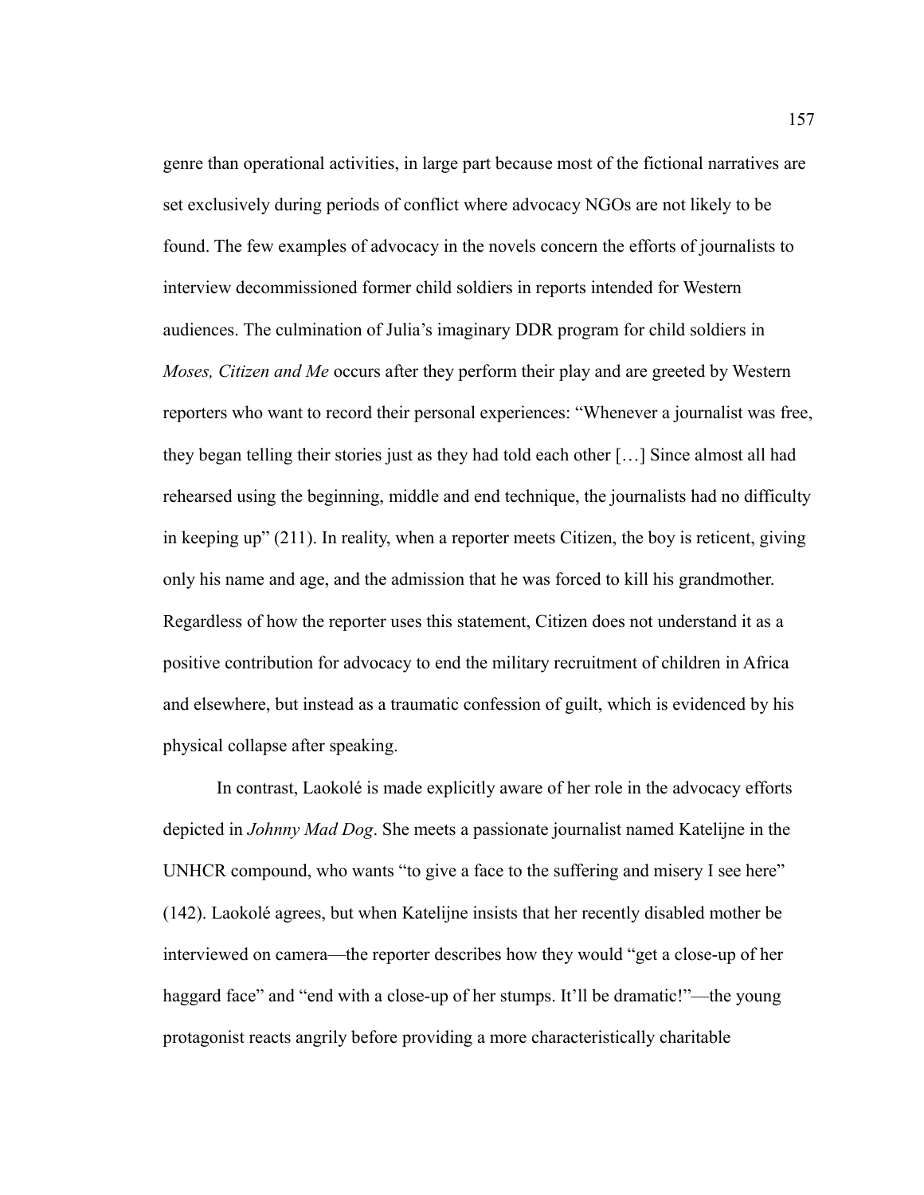genre than operational activities, in large part because most of the fictional narratives are set exclusively during periods of conflict where advocacy NGOs are not likely to be found. The few examples of advocacy in the novels concern the efforts of journalists to interview decommissioned former child soldiers in reports intended for Western audiences. The culmination of Julia's imaginary DDR program for child soldiers in *Moses, Citizen and Me* occurs after they perform their play and are greeted by Western reporters who want to record their personal experiences: "Whenever a journalist was free, they began telling their stories just as they had told each other […] Since almost all had rehearsed using the beginning, middle and end technique, the journalists had no difficulty in keeping up" (211). In reality, when a reporter meets Citizen, the boy is reticent, giving only his name and age, and the admission that he was forced to kill his grandmother. Regardless of how the reporter uses this statement, Citizen does not understand it as a positive contribution for advocacy to end the military recruitment of children in Africa and elsewhere, but instead as a traumatic confession of guilt, which is evidenced by his physical collapse after speaking.

In contrast, Laokolé is made explicitly aware of her role in the advocacy efforts depicted in *Johnny Mad Dog*. She meets a passionate journalist named Katelijne in the UNHCR compound, who wants "to give a face to the suffering and misery I see here" (142). Laokolé agrees, but when Katelijne insists that her recently disabled mother be interviewed on camera—the reporter describes how they would "get a close-up of her haggard face" and "end with a close-up of her stumps. It'll be dramatic!"—the young protagonist reacts angrily before providing a more characteristically charitable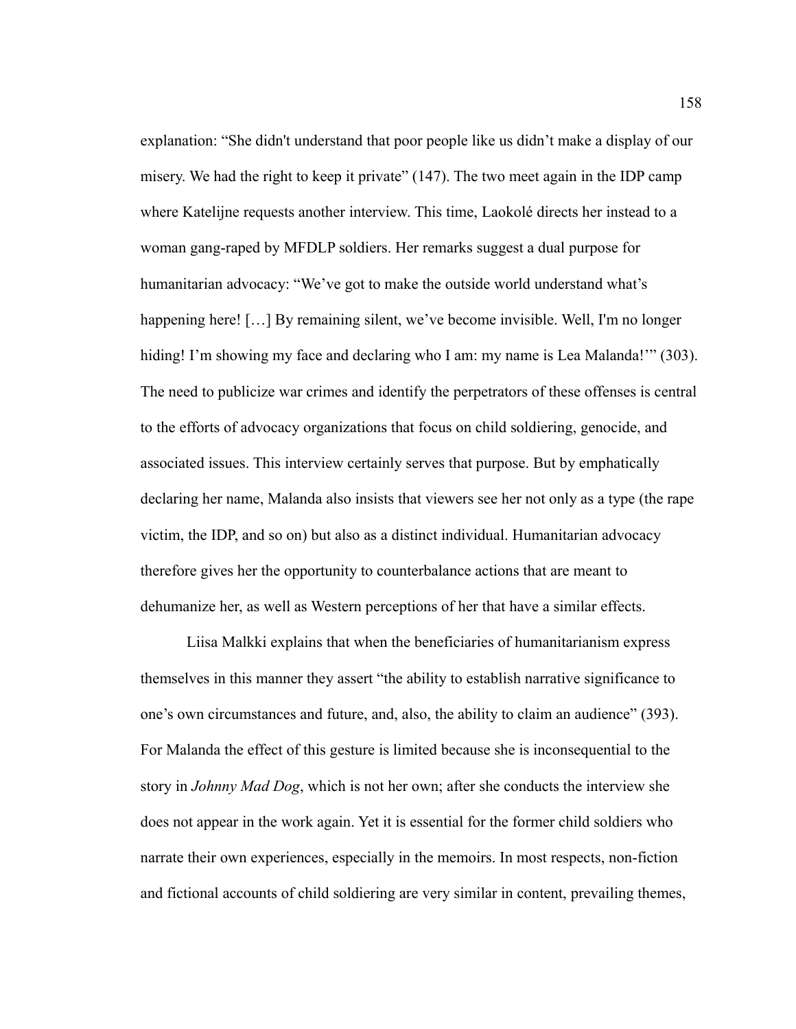explanation: "She didn't understand that poor people like us didn't make a display of our misery. We had the right to keep it private" (147). The two meet again in the IDP camp where Katelijne requests another interview. This time, Laokolé directs her instead to a woman gang-raped by MFDLP soldiers. Her remarks suggest a dual purpose for humanitarian advocacy: "We've got to make the outside world understand what's happening here! […] By remaining silent, we've become invisible. Well, I'm no longer hiding! I'm showing my face and declaring who I am: my name is Lea Malanda!'" (303). The need to publicize war crimes and identify the perpetrators of these offenses is central to the efforts of advocacy organizations that focus on child soldiering, genocide, and associated issues. This interview certainly serves that purpose. But by emphatically declaring her name, Malanda also insists that viewers see her not only as a type (the rape victim, the IDP, and so on) but also as a distinct individual. Humanitarian advocacy therefore gives her the opportunity to counterbalance actions that are meant to dehumanize her, as well as Western perceptions of her that have a similar effects.

Liisa Malkki explains that when the beneficiaries of humanitarianism express themselves in this manner they assert "the ability to establish narrative significance to one's own circumstances and future, and, also, the ability to claim an audience" (393). For Malanda the effect of this gesture is limited because she is inconsequential to the story in *Johnny Mad Dog*, which is not her own; after she conducts the interview she does not appear in the work again. Yet it is essential for the former child soldiers who narrate their own experiences, especially in the memoirs. In most respects, non-fiction and fictional accounts of child soldiering are very similar in content, prevailing themes,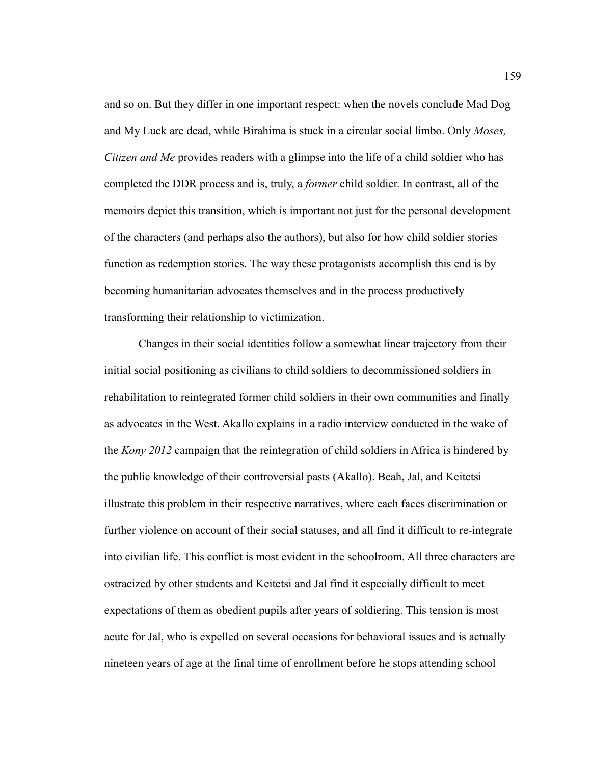and so on. But they differ in one important respect: when the novels conclude Mad Dog and My Luck are dead, while Birahima is stuck in a circular social limbo. Only *Moses, Citizen and Me* provides readers with a glimpse into the life of a child soldier who has completed the DDR process and is, truly, a *former* child soldier. In contrast, all of the memoirs depict this transition, which is important not just for the personal development of the characters (and perhaps also the authors), but also for how child soldier stories function as redemption stories. The way these protagonists accomplish this end is by becoming humanitarian advocates themselves and in the process productively transforming their relationship to victimization.

Changes in their social identities follow a somewhat linear trajectory from their initial social positioning as civilians to child soldiers to decommissioned soldiers in rehabilitation to reintegrated former child soldiers in their own communities and finally as advocates in the West. Akallo explains in a radio interview conducted in the wake of the *Kony 2012* campaign that the reintegration of child soldiers in Africa is hindered by the public knowledge of their controversial pasts (Akallo). Beah, Jal, and Keitetsi illustrate this problem in their respective narratives, where each faces discrimination or further violence on account of their social statuses, and all find it difficult to re-integrate into civilian life. This conflict is most evident in the schoolroom. All three characters are ostracized by other students and Keitetsi and Jal find it especially difficult to meet expectations of them as obedient pupils after years of soldiering. This tension is most acute for Jal, who is expelled on several occasions for behavioral issues and is actually nineteen years of age at the final time of enrollment before he stops attending school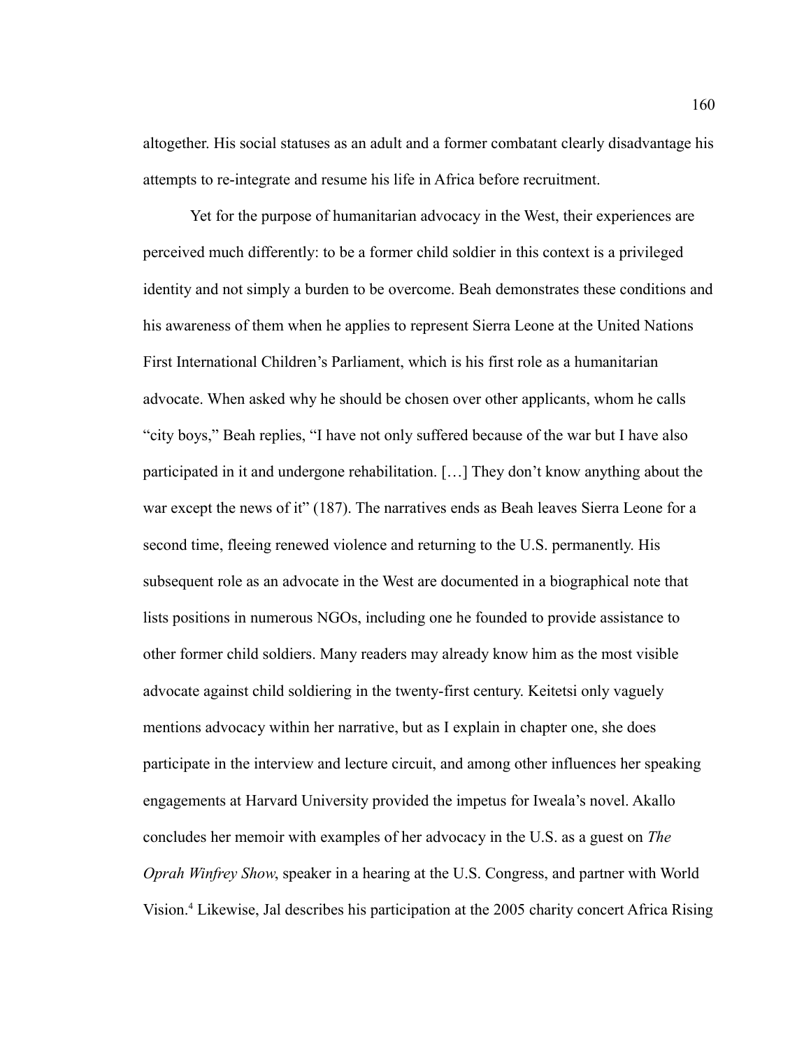altogether. His social statuses as an adult and a former combatant clearly disadvantage his attempts to re-integrate and resume his life in Africa before recruitment.

Yet for the purpose of humanitarian advocacy in the West, their experiences are perceived much differently: to be a former child soldier in this context is a privileged identity and not simply a burden to be overcome. Beah demonstrates these conditions and his awareness of them when he applies to represent Sierra Leone at the United Nations First International Children's Parliament, which is his first role as a humanitarian advocate. When asked why he should be chosen over other applicants, whom he calls "city boys," Beah replies, "I have not only suffered because of the war but I have also participated in it and undergone rehabilitation. […] They don't know anything about the war except the news of it" (187). The narratives ends as Beah leaves Sierra Leone for a second time, fleeing renewed violence and returning to the U.S. permanently. His subsequent role as an advocate in the West are documented in a biographical note that lists positions in numerous NGOs, including one he founded to provide assistance to other former child soldiers. Many readers may already know him as the most visible advocate against child soldiering in the twenty-first century. Keitetsi only vaguely mentions advocacy within her narrative, but as I explain in chapter one, she does participate in the interview and lecture circuit, and among other influences her speaking engagements at Harvard University provided the impetus for Iweala's novel. Akallo concludes her memoir with examples of her advocacy in the U.S. as a guest on *The Oprah Winfrey Show*, speaker in a hearing at the U.S. Congress, and partner with World Vision.[4] Likewise, Jal describes his participation at the 2005 charity concert Africa Rising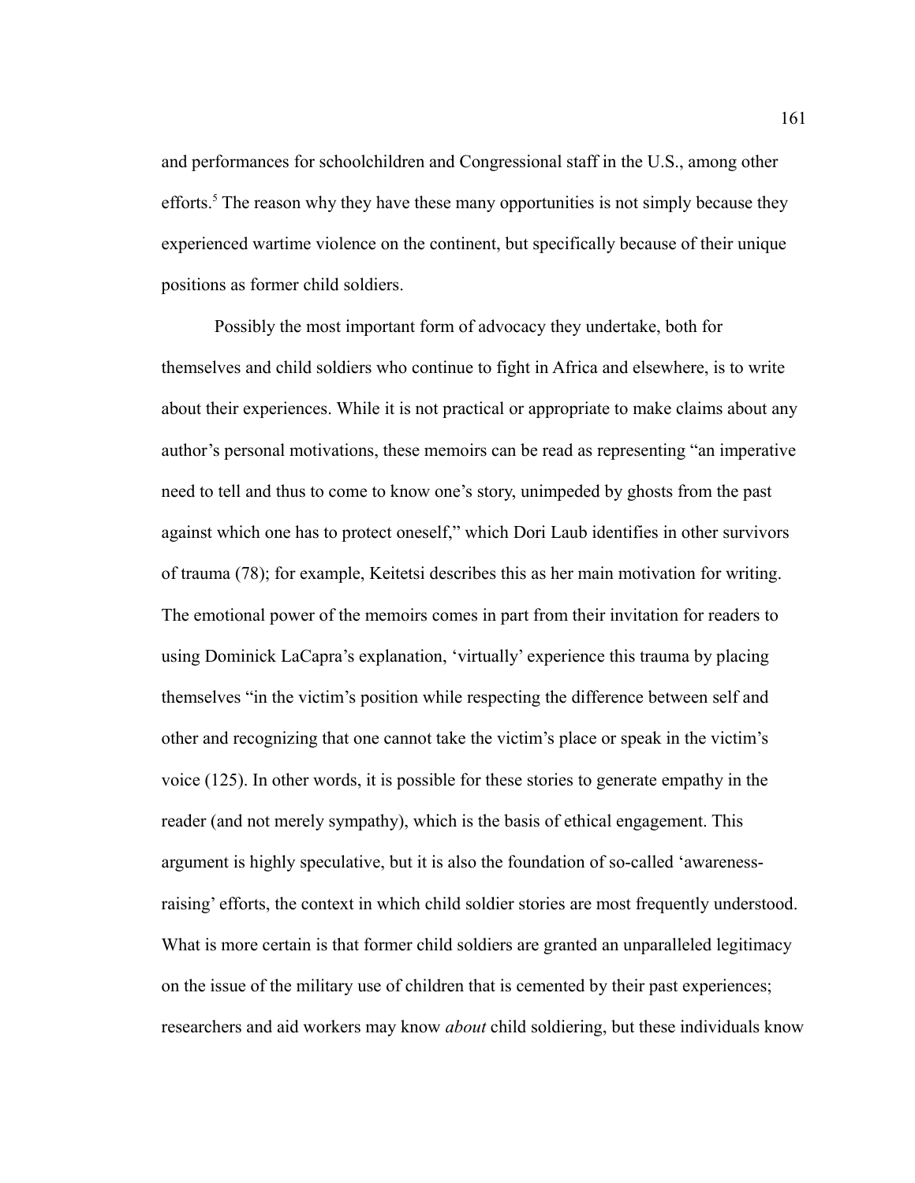and performances for schoolchildren and Congressional staff in the U.S., among other efforts.[5] The reason why they have these many opportunities is not simply because they experienced wartime violence on the continent, but specifically because of their unique positions as former child soldiers.

Possibly the most important form of advocacy they undertake, both for themselves and child soldiers who continue to fight in Africa and elsewhere, is to write about their experiences. While it is not practical or appropriate to make claims about any author's personal motivations, these memoirs can be read as representing "an imperative need to tell and thus to come to know one's story, unimpeded by ghosts from the past against which one has to protect oneself," which Dori Laub identifies in other survivors of trauma (78); for example, Keitetsi describes this as her main motivation for writing. The emotional power of the memoirs comes in part from their invitation for readers to using Dominick LaCapra's explanation, 'virtually' experience this trauma by placing themselves "in the victim's position while respecting the difference between self and other and recognizing that one cannot take the victim's place or speak in the victim's voice (125). In other words, it is possible for these stories to generate empathy in the reader (and not merely sympathy), which is the basis of ethical engagement. This argument is highly speculative, but it is also the foundation of so-called 'awareness-raising' efforts, the context in which child soldier stories are most frequently understood. What is more certain is that former child soldiers are granted an unparalleled legitimacy on the issue of the military use of children that is cemented by their past experiences; researchers and aid workers may know *about* child soldiering, but these individuals know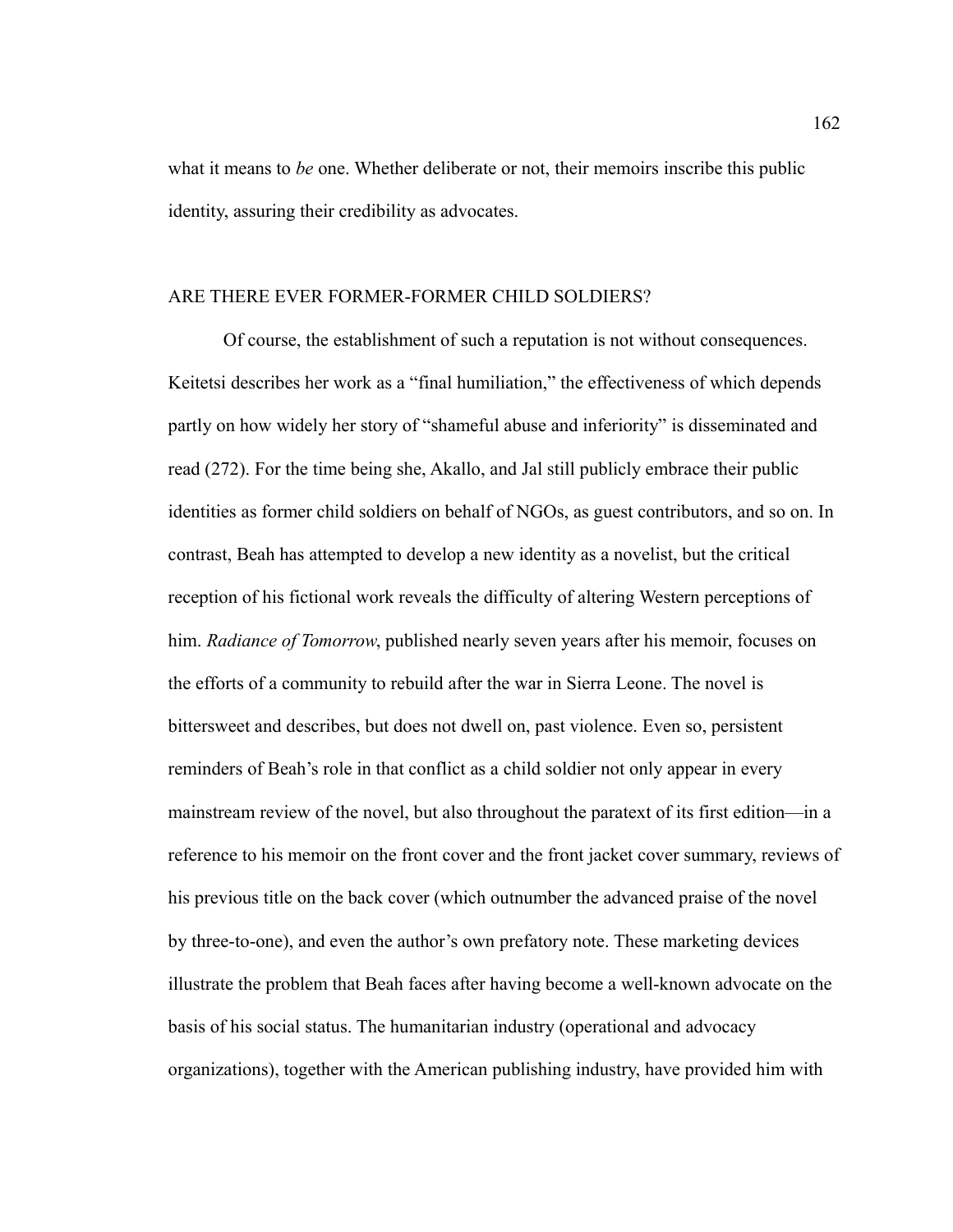what it means to *be* one. Whether deliberate or not, their memoirs inscribe this public identity, assuring their credibility as advocates.

## ARE THERE EVER FORMER-FORMER CHILD SOLDIERS?

Of course, the establishment of such a reputation is not without consequences. Keitetsi describes her work as a "final humiliation," the effectiveness of which depends partly on how widely her story of "shameful abuse and inferiority" is disseminated and read (272). For the time being she, Akallo, and Jal still publicly embrace their public identities as former child soldiers on behalf of NGOs, as guest contributors, and so on. In contrast, Beah has attempted to develop a new identity as a novelist, but the critical reception of his fictional work reveals the difficulty of altering Western perceptions of him. *Radiance of Tomorrow*, published nearly seven years after his memoir, focuses on the efforts of a community to rebuild after the war in Sierra Leone. The novel is bittersweet and describes, but does not dwell on, past violence. Even so, persistent reminders of Beah's role in that conflict as a child soldier not only appear in every mainstream review of the novel, but also throughout the paratext of its first edition—in a reference to his memoir on the front cover and the front jacket cover summary, reviews of his previous title on the back cover (which outnumber the advanced praise of the novel by three-to-one), and even the author's own prefatory note. These marketing devices illustrate the problem that Beah faces after having become a well-known advocate on the basis of his social status. The humanitarian industry (operational and advocacy organizations), together with the American publishing industry, have provided him with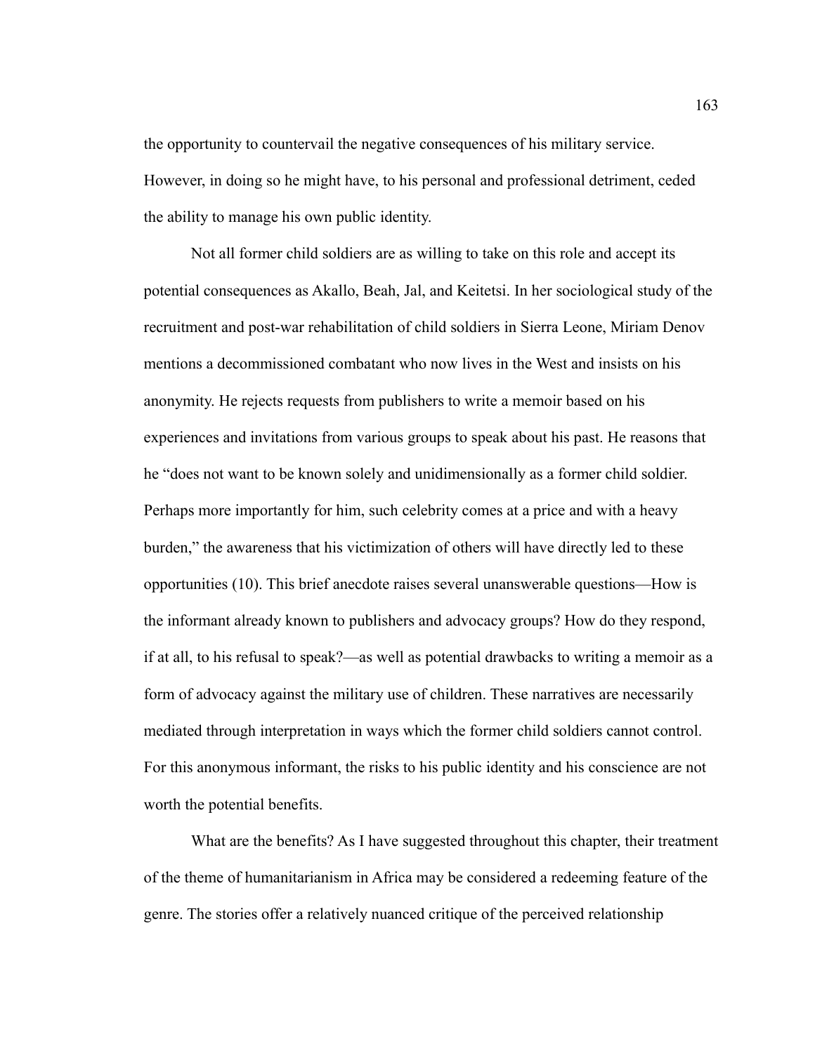the opportunity to countervail the negative consequences of his military service. However, in doing so he might have, to his personal and professional detriment, ceded the ability to manage his own public identity.

Not all former child soldiers are as willing to take on this role and accept its potential consequences as Akallo, Beah, Jal, and Keitetsi. In her sociological study of the recruitment and post-war rehabilitation of child soldiers in Sierra Leone, Miriam Denov mentions a decommissioned combatant who now lives in the West and insists on his anonymity. He rejects requests from publishers to write a memoir based on his experiences and invitations from various groups to speak about his past. He reasons that he "does not want to be known solely and unidimensionally as a former child soldier. Perhaps more importantly for him, such celebrity comes at a price and with a heavy burden," the awareness that his victimization of others will have directly led to these opportunities (10). This brief anecdote raises several unanswerable questions—How is the informant already known to publishers and advocacy groups? How do they respond, if at all, to his refusal to speak?—as well as potential drawbacks to writing a memoir as a form of advocacy against the military use of children. These narratives are necessarily mediated through interpretation in ways which the former child soldiers cannot control. For this anonymous informant, the risks to his public identity and his conscience are not worth the potential benefits.

What are the benefits? As I have suggested throughout this chapter, their treatment of the theme of humanitarianism in Africa may be considered a redeeming feature of the genre. The stories offer a relatively nuanced critique of the perceived relationship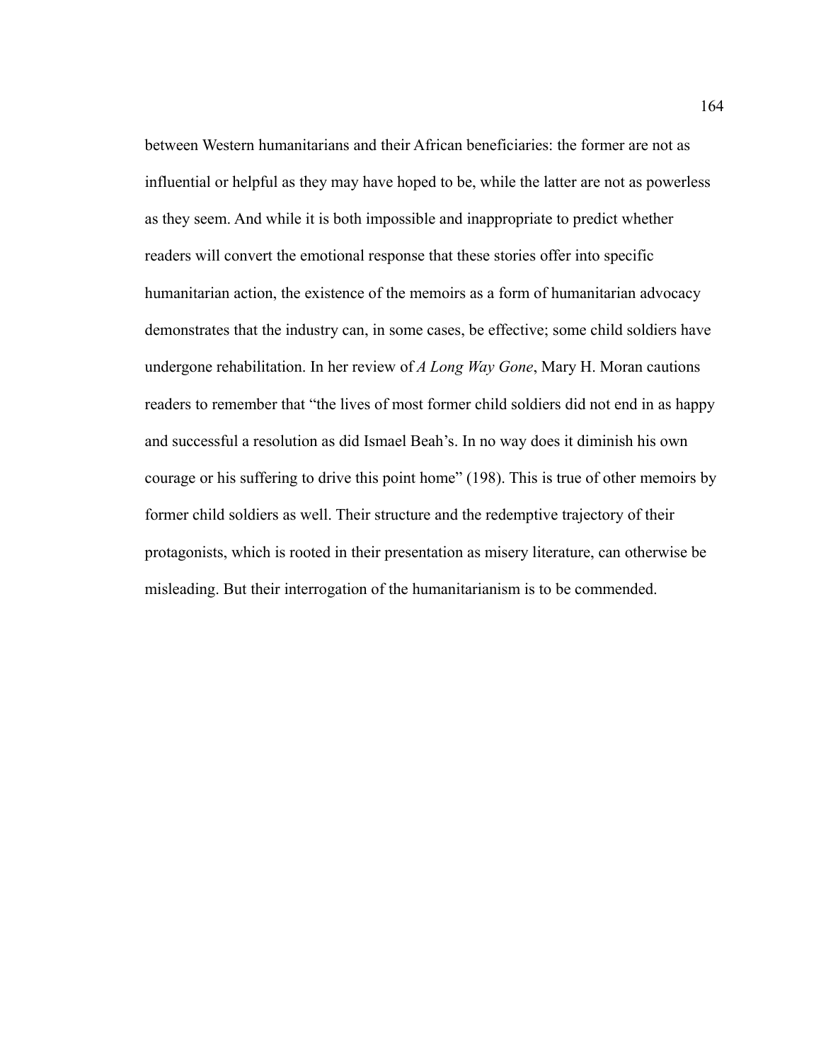between Western humanitarians and their African beneficiaries: the former are not as influential or helpful as they may have hoped to be, while the latter are not as powerless as they seem. And while it is both impossible and inappropriate to predict whether readers will convert the emotional response that these stories offer into specific humanitarian action, the existence of the memoirs as a form of humanitarian advocacy demonstrates that the industry can, in some cases, be effective; some child soldiers have undergone rehabilitation. In her review of *A Long Way Gone*, Mary H. Moran cautions readers to remember that "the lives of most former child soldiers did not end in as happy and successful a resolution as did Ismael Beah's. In no way does it diminish his own courage or his suffering to drive this point home" (198). This is true of other memoirs by former child soldiers as well. Their structure and the redemptive trajectory of their protagonists, which is rooted in their presentation as misery literature, can otherwise be misleading. But their interrogation of the humanitarianism is to be commended.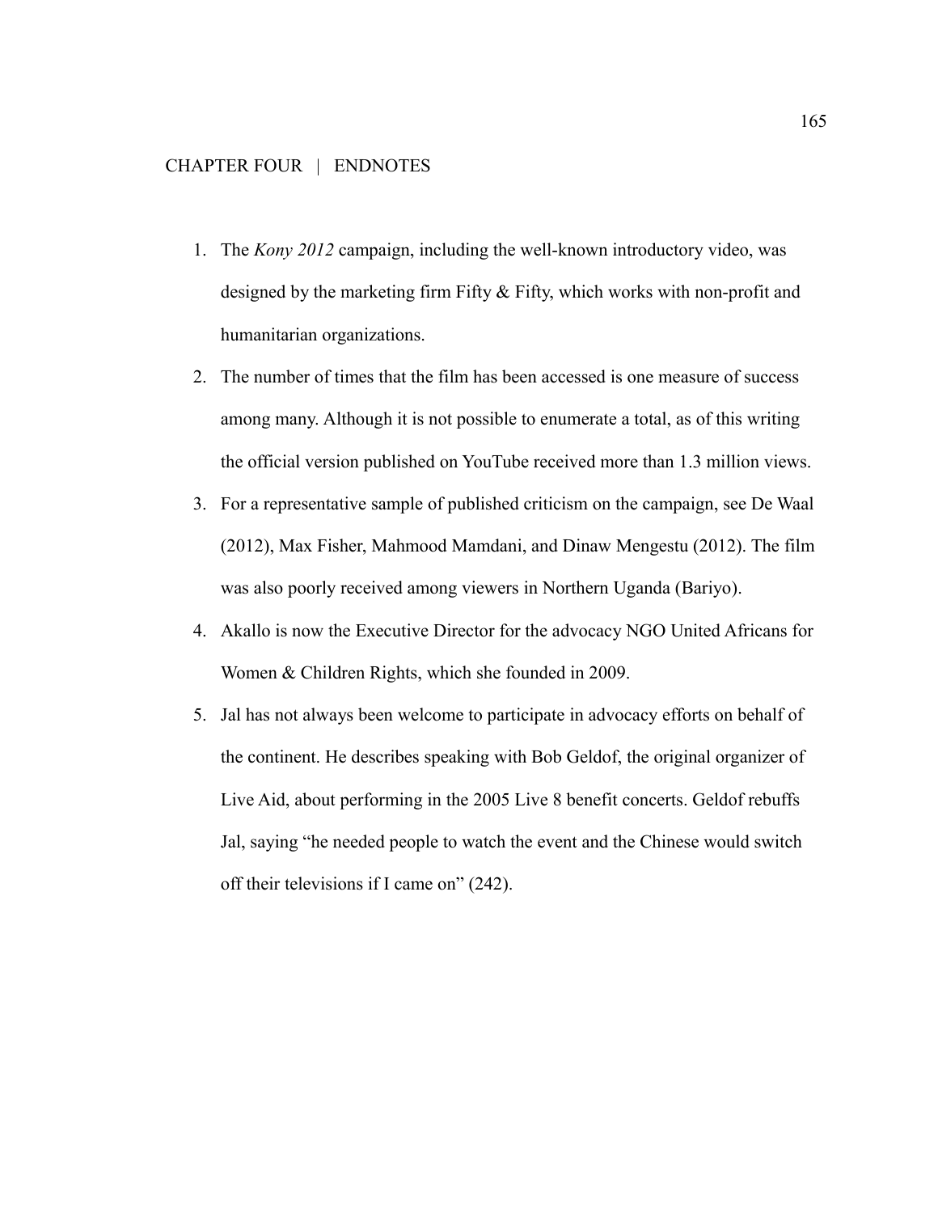CHAPTER FOUR | ENDNOTES

1. The *Kony 2012* campaign, including the well-known introductory video, was designed by the marketing firm Fifty & Fifty, which works with non-profit and humanitarian organizations.
2. The number of times that the film has been accessed is one measure of success among many. Although it is not possible to enumerate a total, as of this writing the official version published on YouTube received more than 1.3 million views.
3. For a representative sample of published criticism on the campaign, see De Waal (2012), Max Fisher, Mahmood Mamdani, and Dinaw Mengestu (2012). The film was also poorly received among viewers in Northern Uganda (Bariyo).
4. Akallo is now the Executive Director for the advocacy NGO United Africans for Women & Children Rights, which she founded in 2009.
5. Jal has not always been welcome to participate in advocacy efforts on behalf of the continent. He describes speaking with Bob Geldof, the original organizer of Live Aid, about performing in the 2005 Live 8 benefit concerts. Geldof rebuffs Jal, saying "he needed people to watch the event and the Chinese would switch off their televisions if I came on" (242).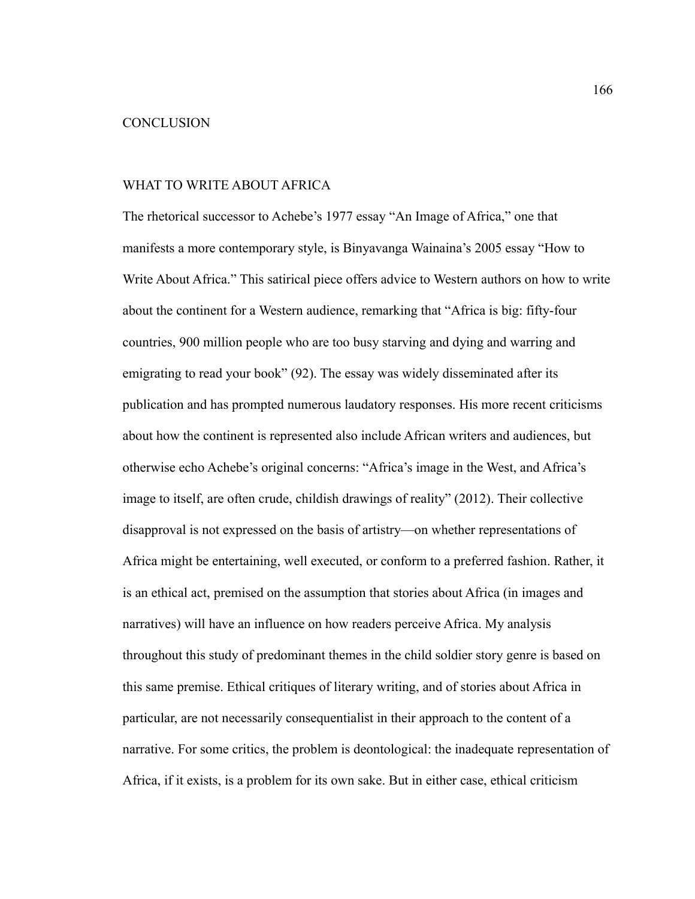# CONCLUSION

## WHAT TO WRITE ABOUT AFRICA

The rhetorical successor to Achebe's 1977 essay "An Image of Africa," one that manifests a more contemporary style, is Binyavanga Wainaina's 2005 essay "How to Write About Africa." This satirical piece offers advice to Western authors on how to write about the continent for a Western audience, remarking that "Africa is big: fifty-four countries, 900 million people who are too busy starving and dying and warring and emigrating to read your book" (92). The essay was widely disseminated after its publication and has prompted numerous laudatory responses. His more recent criticisms about how the continent is represented also include African writers and audiences, but otherwise echo Achebe's original concerns: "Africa's image in the West, and Africa's image to itself, are often crude, childish drawings of reality" (2012). Their collective disapproval is not expressed on the basis of artistry—on whether representations of Africa might be entertaining, well executed, or conform to a preferred fashion. Rather, it is an ethical act, premised on the assumption that stories about Africa (in images and narratives) will have an influence on how readers perceive Africa. My analysis throughout this study of predominant themes in the child soldier story genre is based on this same premise. Ethical critiques of literary writing, and of stories about Africa in particular, are not necessarily consequentialist in their approach to the content of a narrative. For some critics, the problem is deontological: the inadequate representation of Africa, if it exists, is a problem for its own sake. But in either case, ethical criticism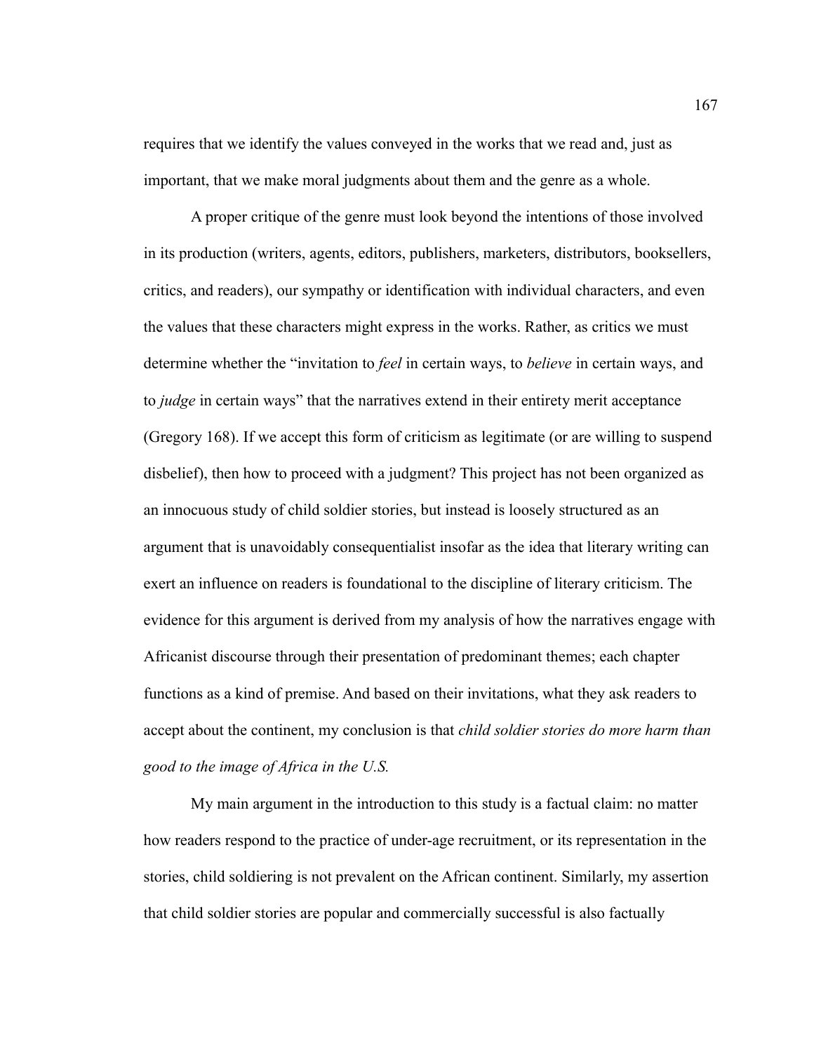requires that we identify the values conveyed in the works that we read and, just as important, that we make moral judgments about them and the genre as a whole.

A proper critique of the genre must look beyond the intentions of those involved in its production (writers, agents, editors, publishers, marketers, distributors, booksellers, critics, and readers), our sympathy or identification with individual characters, and even the values that these characters might express in the works. Rather, as critics we must determine whether the "invitation to *feel* in certain ways, to *believe* in certain ways, and to *judge* in certain ways" that the narratives extend in their entirety merit acceptance (Gregory 168). If we accept this form of criticism as legitimate (or are willing to suspend disbelief), then how to proceed with a judgment? This project has not been organized as an innocuous study of child soldier stories, but instead is loosely structured as an argument that is unavoidably consequentialist insofar as the idea that literary writing can exert an influence on readers is foundational to the discipline of literary criticism. The evidence for this argument is derived from my analysis of how the narratives engage with Africanist discourse through their presentation of predominant themes; each chapter functions as a kind of premise. And based on their invitations, what they ask readers to accept about the continent, my conclusion is that *child soldier stories do more harm than good to the image of Africa in the U.S.*

My main argument in the introduction to this study is a factual claim: no matter how readers respond to the practice of under-age recruitment, or its representation in the stories, child soldiering is not prevalent on the African continent. Similarly, my assertion that child soldier stories are popular and commercially successful is also factually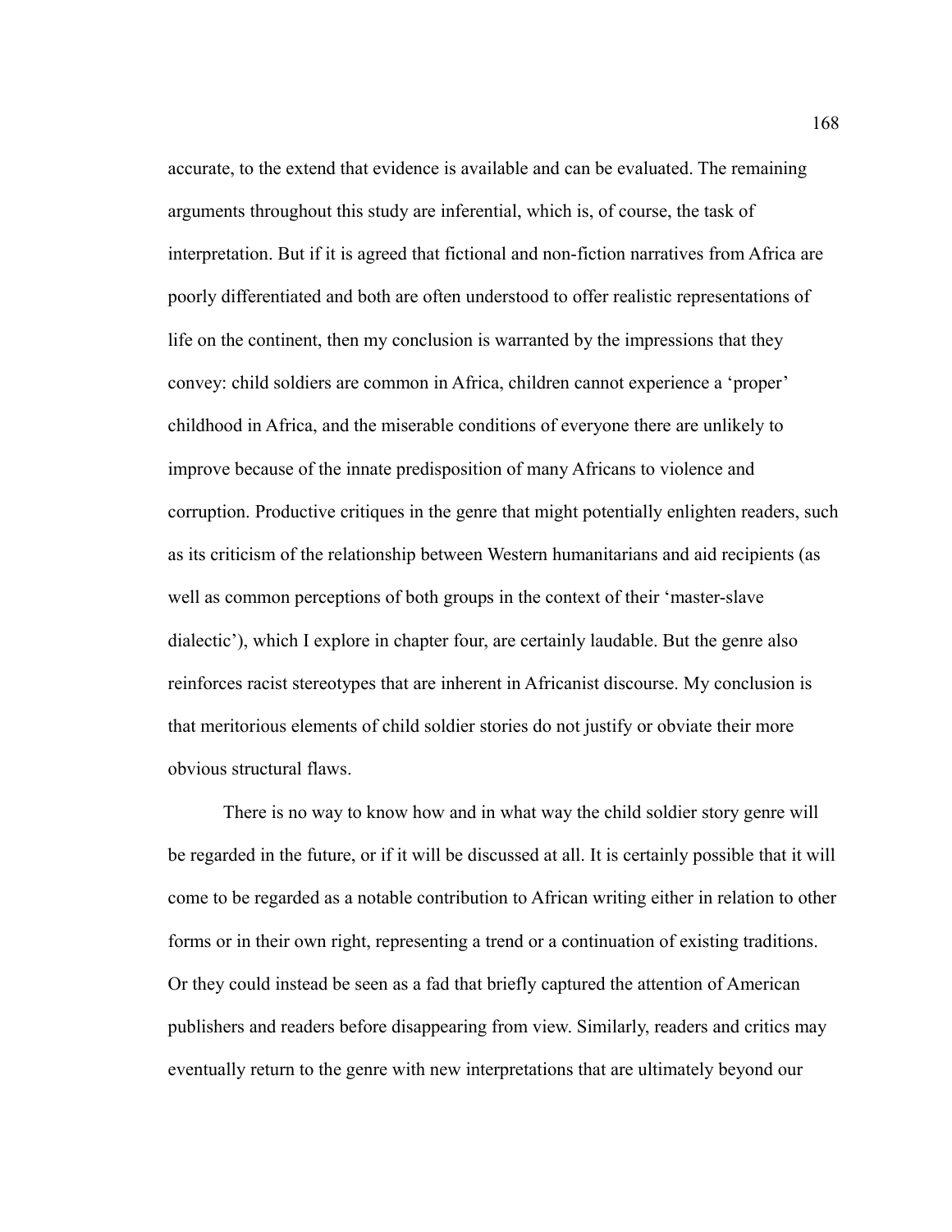accurate, to the extend that evidence is available and can be evaluated. The remaining arguments throughout this study are inferential, which is, of course, the task of interpretation. But if it is agreed that fictional and non-fiction narratives from Africa are poorly differentiated and both are often understood to offer realistic representations of life on the continent, then my conclusion is warranted by the impressions that they convey: child soldiers are common in Africa, children cannot experience a 'proper' childhood in Africa, and the miserable conditions of everyone there are unlikely to improve because of the innate predisposition of many Africans to violence and corruption. Productive critiques in the genre that might potentially enlighten readers, such as its criticism of the relationship between Western humanitarians and aid recipients (as well as common perceptions of both groups in the context of their 'master-slave dialectic'), which I explore in chapter four, are certainly laudable. But the genre also reinforces racist stereotypes that are inherent in Africanist discourse. My conclusion is that meritorious elements of child soldier stories do not justify or obviate their more obvious structural flaws.

There is no way to know how and in what way the child soldier story genre will be regarded in the future, or if it will be discussed at all. It is certainly possible that it will come to be regarded as a notable contribution to African writing either in relation to other forms or in their own right, representing a trend or a continuation of existing traditions. Or they could instead be seen as a fad that briefly captured the attention of American publishers and readers before disappearing from view. Similarly, readers and critics may eventually return to the genre with new interpretations that are ultimately beyond our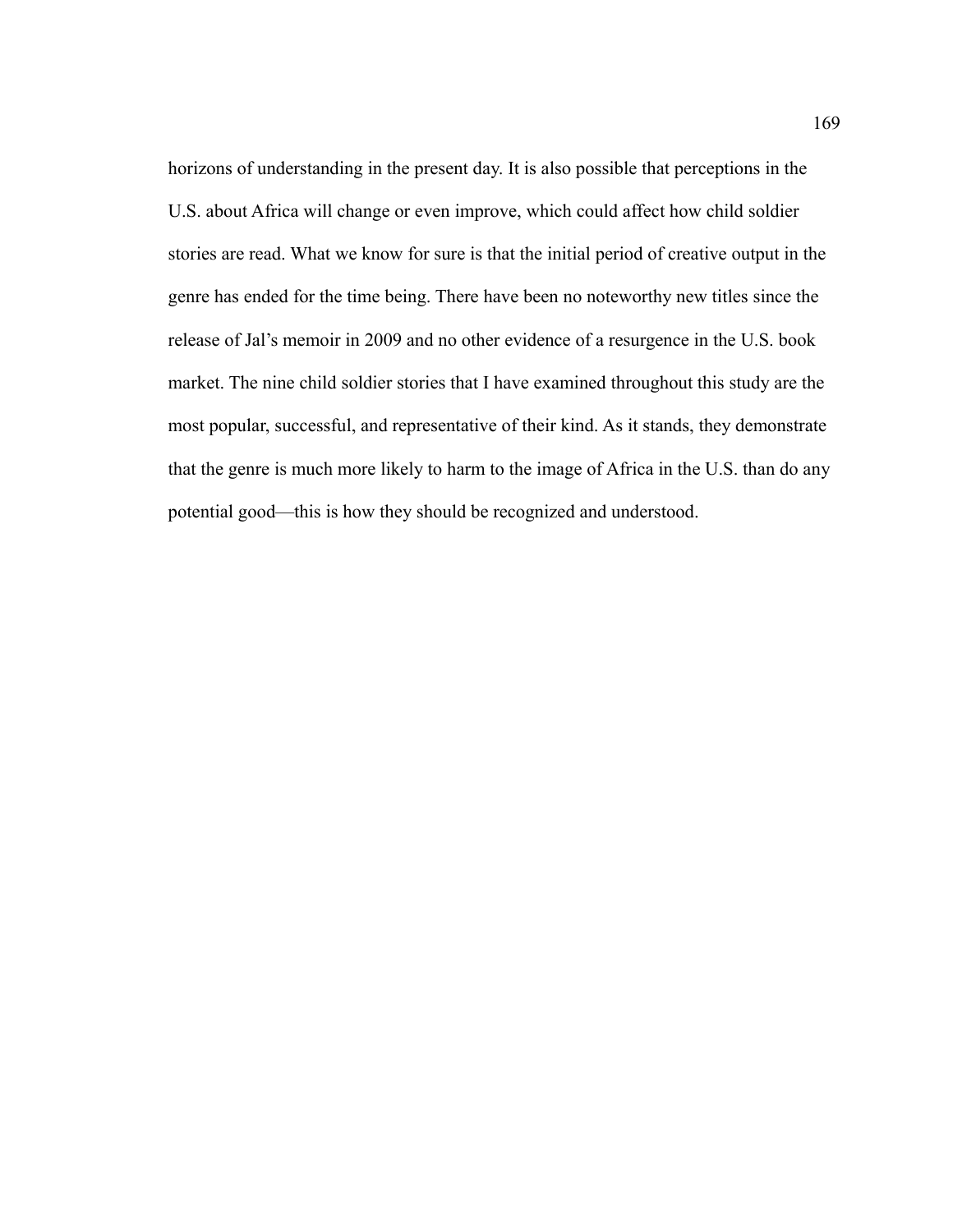horizons of understanding in the present day. It is also possible that perceptions in the U.S. about Africa will change or even improve, which could affect how child soldier stories are read. What we know for sure is that the initial period of creative output in the genre has ended for the time being. There have been no noteworthy new titles since the release of Jal's memoir in 2009 and no other evidence of a resurgence in the U.S. book market. The nine child soldier stories that I have examined throughout this study are the most popular, successful, and representative of their kind. As it stands, they demonstrate that the genre is much more likely to harm to the image of Africa in the U.S. than do any potential good—this is how they should be recognized and understood.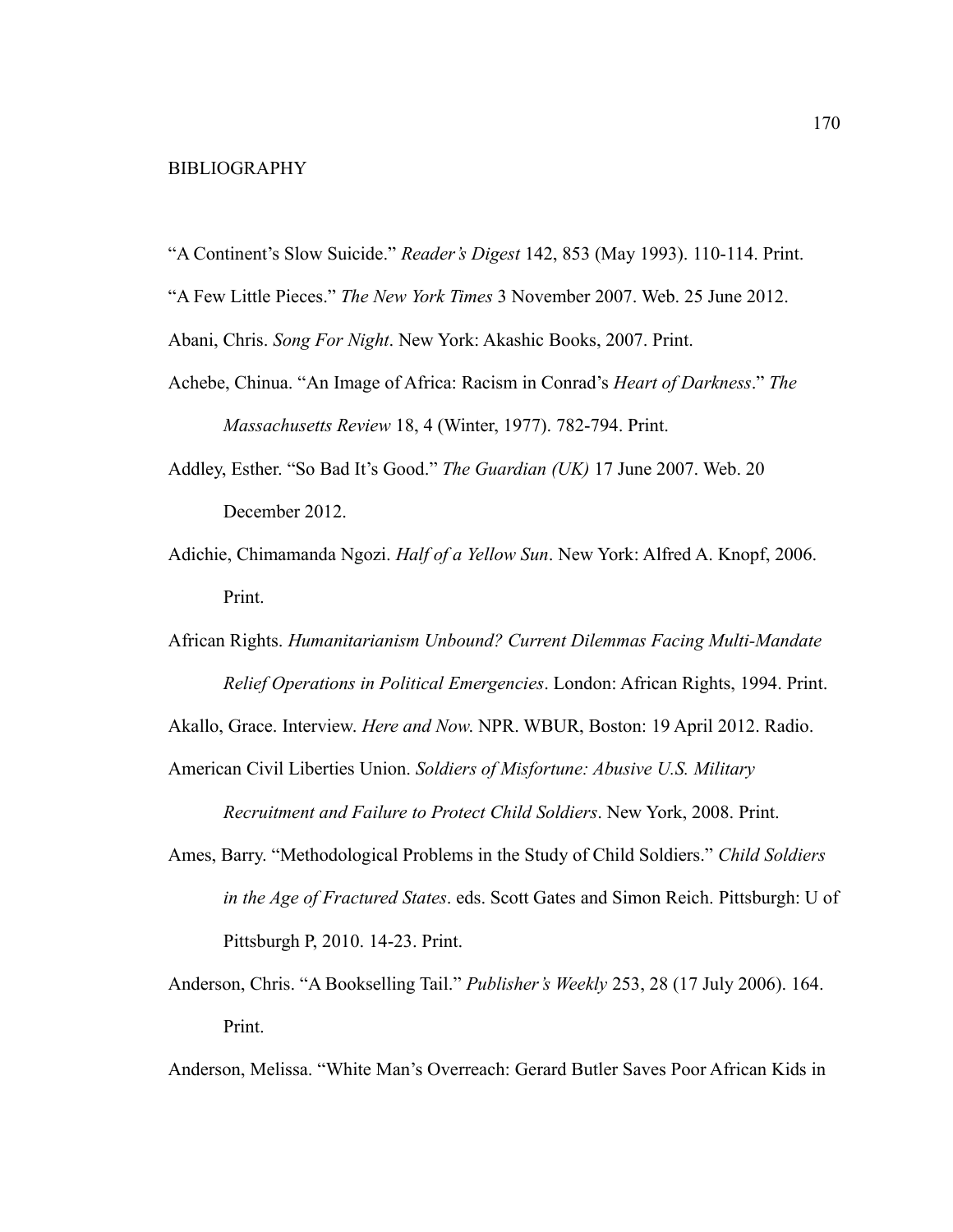# BIBLIOGRAPHY

"A Continent's Slow Suicide." *Reader's Digest* 142, 853 (May 1993). 110-114. Print.

"A Few Little Pieces." *The New York Times* 3 November 2007. Web. 25 June 2012.

Abani, Chris. *Song For Night*. New York: Akashic Books, 2007. Print.

Achebe, Chinua. "An Image of Africa: Racism in Conrad's *Heart of Darkness*." *The Massachusetts Review* 18, 4 (Winter, 1977). 782-794. Print.

Addley, Esther. "So Bad It's Good." *The Guardian (UK)* 17 June 2007. Web. 20 December 2012.

Adichie, Chimamanda Ngozi. *Half of a Yellow Sun*. New York: Alfred A. Knopf, 2006. Print.

African Rights. *Humanitarianism Unbound? Current Dilemmas Facing Multi-Mandate Relief Operations in Political Emergencies*. London: African Rights, 1994. Print.

Akallo, Grace. Interview. *Here and Now.* NPR. WBUR, Boston: 19 April 2012. Radio.

American Civil Liberties Union. *Soldiers of Misfortune: Abusive U.S. Military Recruitment and Failure to Protect Child Soldiers*. New York, 2008. Print.

Ames, Barry. "Methodological Problems in the Study of Child Soldiers." *Child Soldiers in the Age of Fractured States*. eds. Scott Gates and Simon Reich. Pittsburgh: U of Pittsburgh P, 2010. 14-23. Print.

Anderson, Chris. "A Bookselling Tail." *Publisher's Weekly* 253, 28 (17 July 2006). 164. Print.

Anderson, Melissa. "White Man's Overreach: Gerard Butler Saves Poor African Kids in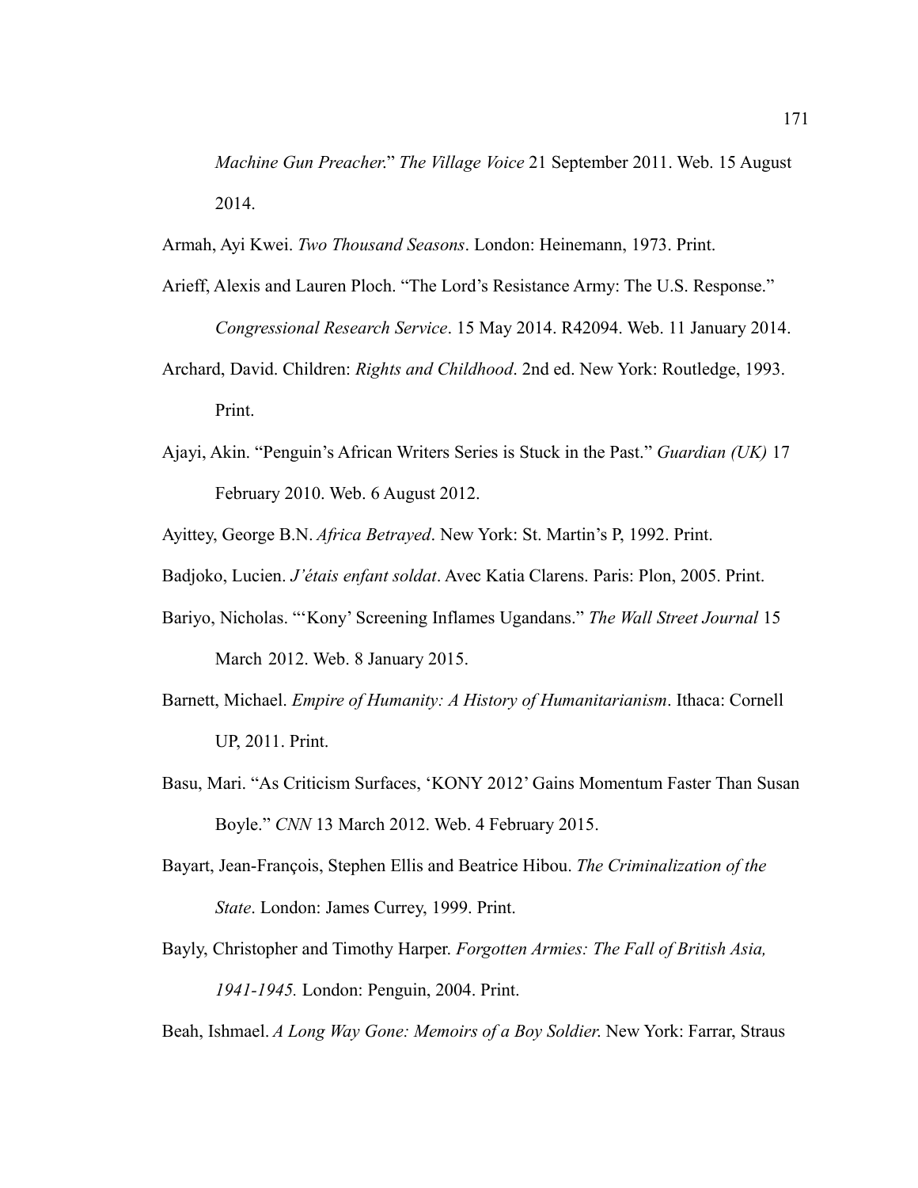*Machine Gun Preacher*." *The Village Voice* 21 September 2011. Web. 15 August 2014.

Armah, Ayi Kwei. *Two Thousand Seasons*. London: Heinemann, 1973. Print.

Arieff, Alexis and Lauren Ploch. "The Lord's Resistance Army: The U.S. Response." *Congressional Research Service*. 15 May 2014. R42094. Web. 11 January 2014.

Archard, David. Children: *Rights and Childhood*. 2nd ed. New York: Routledge, 1993. Print.

Ajayi, Akin. "Penguin's African Writers Series is Stuck in the Past." *Guardian (UK)* 17 February 2010. Web. 6 August 2012.

Ayittey, George B.N. *Africa Betrayed*. New York: St. Martin's P, 1992. Print.

Badjoko, Lucien. *J'étais enfant soldat*. Avec Katia Clarens. Paris: Plon, 2005. Print.

Bariyo, Nicholas. "'Kony' Screening Inflames Ugandans." *The Wall Street Journal* 15 March 2012. Web. 8 January 2015.

Barnett, Michael. *Empire of Humanity: A History of Humanitarianism*. Ithaca: Cornell UP, 2011. Print.

Basu, Mari. "As Criticism Surfaces, 'KONY 2012' Gains Momentum Faster Than Susan Boyle." *CNN* 13 March 2012. Web. 4 February 2015.

Bayart, Jean-François, Stephen Ellis and Beatrice Hibou. *The Criminalization of the State*. London: James Currey, 1999. Print.

Bayly, Christopher and Timothy Harper. *Forgotten Armies: The Fall of British Asia, 1941-1945.* London: Penguin, 2004. Print.

Beah, Ishmael. *A Long Way Gone: Memoirs of a Boy Soldier.* New York: Farrar, Straus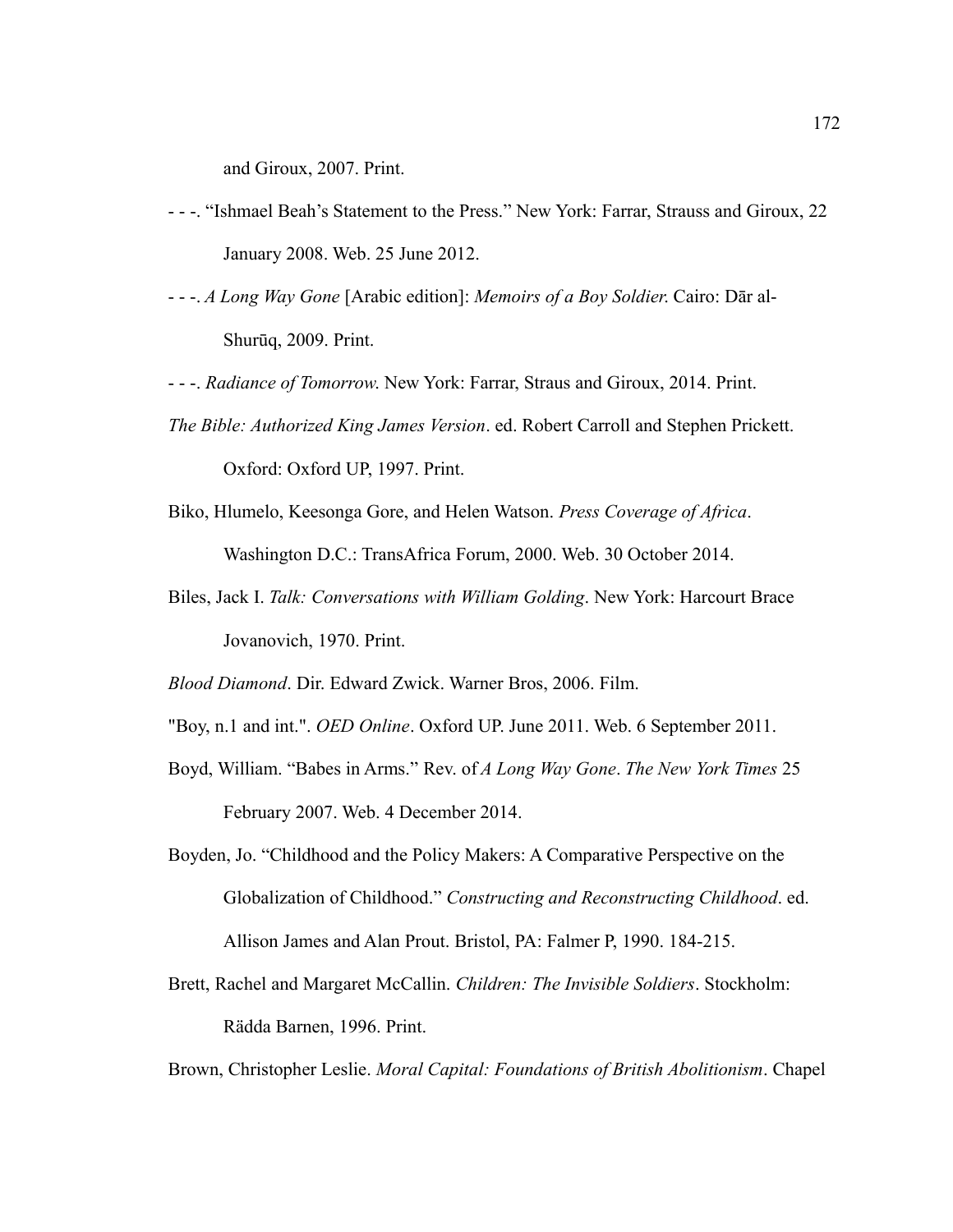and Giroux, 2007. Print.

- - -. “Ishmael Beah’s Statement to the Press.” New York: Farrar, Strauss and Giroux, 22 January 2008. Web. 25 June 2012.

- - -. *A Long Way Gone* [Arabic edition]: *Memoirs of a Boy Soldier*. Cairo: Dār al-Shurūq, 2009. Print.

- - -. *Radiance of Tomorrow*. New York: Farrar, Straus and Giroux, 2014. Print.

*The Bible: Authorized King James Version*. ed. Robert Carroll and Stephen Prickett. Oxford: Oxford UP, 1997. Print.

Biko, Hlumelo, Keesonga Gore, and Helen Watson. *Press Coverage of Africa*. Washington D.C.: TransAfrica Forum, 2000. Web. 30 October 2014.

Biles, Jack I. *Talk: Conversations with William Golding*. New York: Harcourt Brace Jovanovich, 1970. Print.

*Blood Diamond*. Dir. Edward Zwick. Warner Bros, 2006. Film.

"Boy, n.1 and int.". *OED Online*. Oxford UP. June 2011. Web. 6 September 2011.

Boyd, William. “Babes in Arms.” Rev. of *A Long Way Gone*. *The New York Times* 25 February 2007. Web. 4 December 2014.

Boyden, Jo. “Childhood and the Policy Makers: A Comparative Perspective on the Globalization of Childhood.” *Constructing and Reconstructing Childhood*. ed. Allison James and Alan Prout. Bristol, PA: Falmer P, 1990. 184-215.

Brett, Rachel and Margaret McCallin. *Children: The Invisible Soldiers*. Stockholm: Rädda Barnen, 1996. Print.

Brown, Christopher Leslie. *Moral Capital: Foundations of British Abolitionism*. Chapel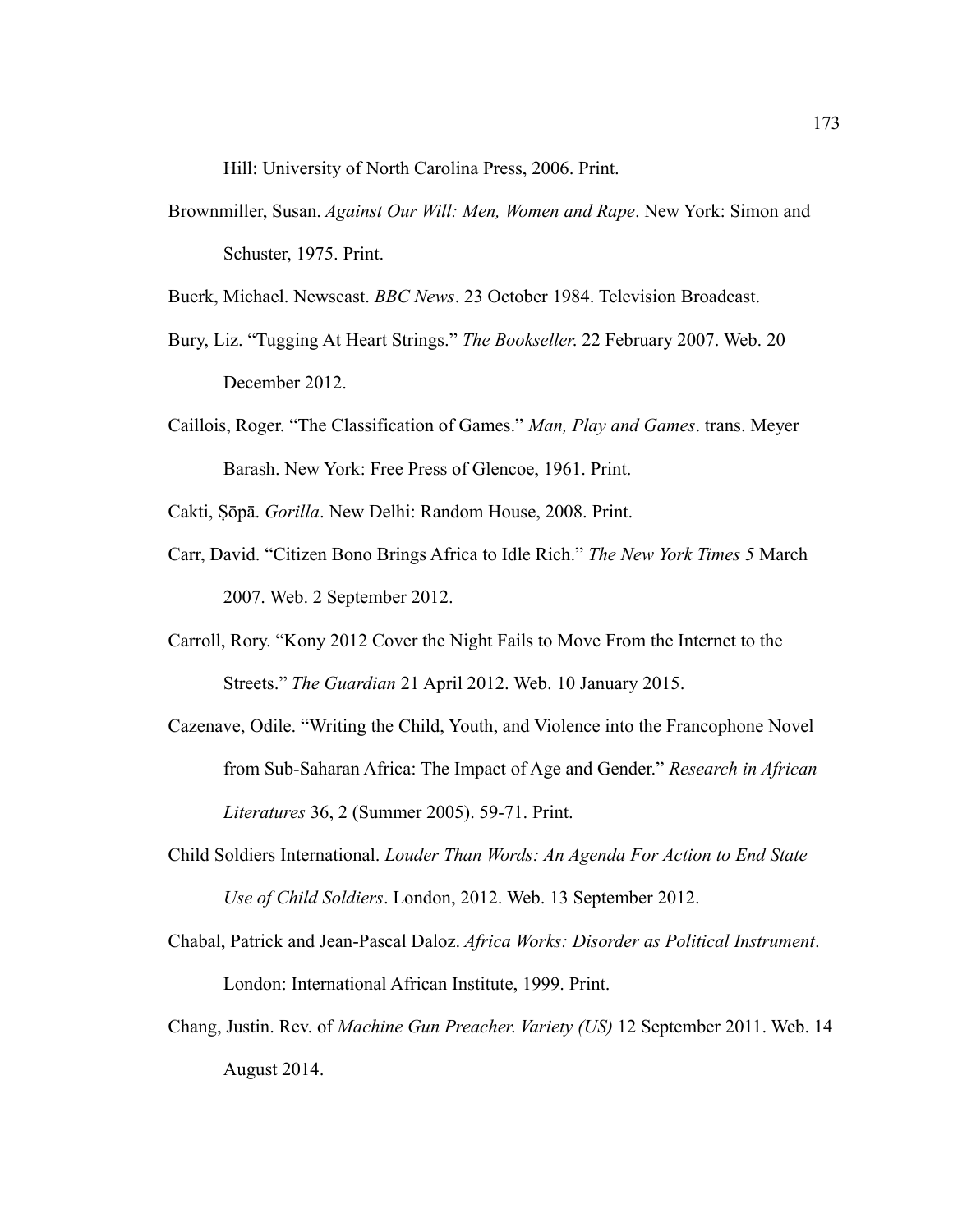Hill: University of North Carolina Press, 2006. Print.

Brownmiller, Susan. *Against Our Will: Men, Women and Rape*. New York: Simon and Schuster, 1975. Print.

Buerk, Michael. Newscast. *BBC News*. 23 October 1984. Television Broadcast.

Bury, Liz. "Tugging At Heart Strings." *The Bookseller.* 22 February 2007. Web. 20 December 2012.

Caillois, Roger. "The Classification of Games." *Man, Play and Games*. trans. Meyer Barash. New York: Free Press of Glencoe, 1961. Print.

Cakti, Ṣōpā. *Gorilla*. New Delhi: Random House, 2008. Print.

Carr, David. "Citizen Bono Brings Africa to Idle Rich." *The New York Times 5* March 2007. Web. 2 September 2012.

Carroll, Rory. "Kony 2012 Cover the Night Fails to Move From the Internet to the Streets." *The Guardian* 21 April 2012. Web. 10 January 2015.

Cazenave, Odile. "Writing the Child, Youth, and Violence into the Francophone Novel from Sub-Saharan Africa: The Impact of Age and Gender." *Research in African Literatures* 36, 2 (Summer 2005). 59-71. Print.

Child Soldiers International. *Louder Than Words: An Agenda For Action to End State Use of Child Soldiers*. London, 2012. Web. 13 September 2012.

Chabal, Patrick and Jean-Pascal Daloz. *Africa Works: Disorder as Political Instrument*. London: International African Institute, 1999. Print.

Chang, Justin. Rev. of *Machine Gun Preacher. Variety (US)* 12 September 2011. Web. 14 August 2014.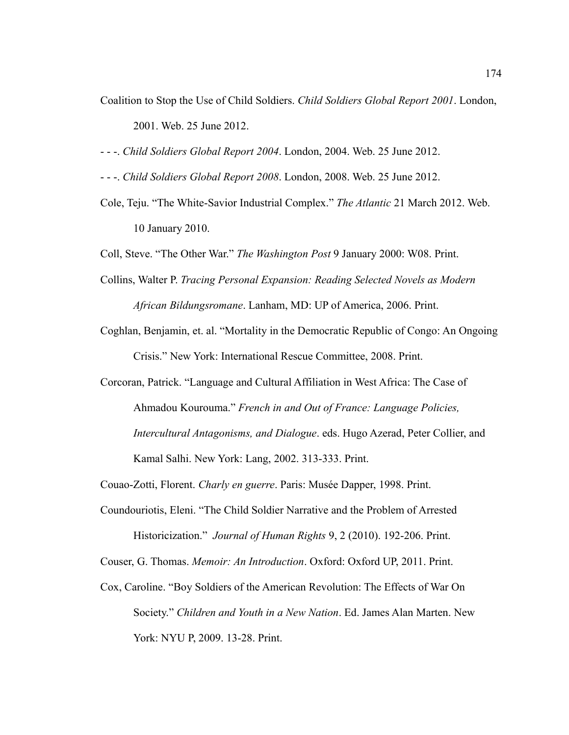Coalition to Stop the Use of Child Soldiers. *Child Soldiers Global Report 2001*. London, 2001. Web. 25 June 2012.

- - -. *Child Soldiers Global Report 2004*. London, 2004. Web. 25 June 2012.

- - -. *Child Soldiers Global Report 2008*. London, 2008. Web. 25 June 2012.

Cole, Teju. "The White-Savior Industrial Complex." *The Atlantic* 21 March 2012. Web. 10 January 2010.

Coll, Steve. "The Other War." *The Washington Post* 9 January 2000: W08. Print.

Collins, Walter P. *Tracing Personal Expansion: Reading Selected Novels as Modern African Bildungsromane*. Lanham, MD: UP of America, 2006. Print.

Coghlan, Benjamin, et. al. "Mortality in the Democratic Republic of Congo: An Ongoing Crisis." New York: International Rescue Committee, 2008. Print.

Corcoran, Patrick. "Language and Cultural Affiliation in West Africa: The Case of Ahmadou Kourouma." *French in and Out of France: Language Policies, Intercultural Antagonisms, and Dialogue*. eds. Hugo Azerad, Peter Collier, and Kamal Salhi. New York: Lang, 2002. 313-333. Print.

Couao-Zotti, Florent. *Charly en guerre*. Paris: Musée Dapper, 1998. Print.

Coundouriotis, Eleni. "The Child Soldier Narrative and the Problem of Arrested Historicization." *Journal of Human Rights* 9, 2 (2010). 192-206. Print.

Couser, G. Thomas. *Memoir: An Introduction*. Oxford: Oxford UP, 2011. Print.

Cox, Caroline. "Boy Soldiers of the American Revolution: The Effects of War On Society." *Children and Youth in a New Nation*. Ed. James Alan Marten. New York: NYU P, 2009. 13-28. Print.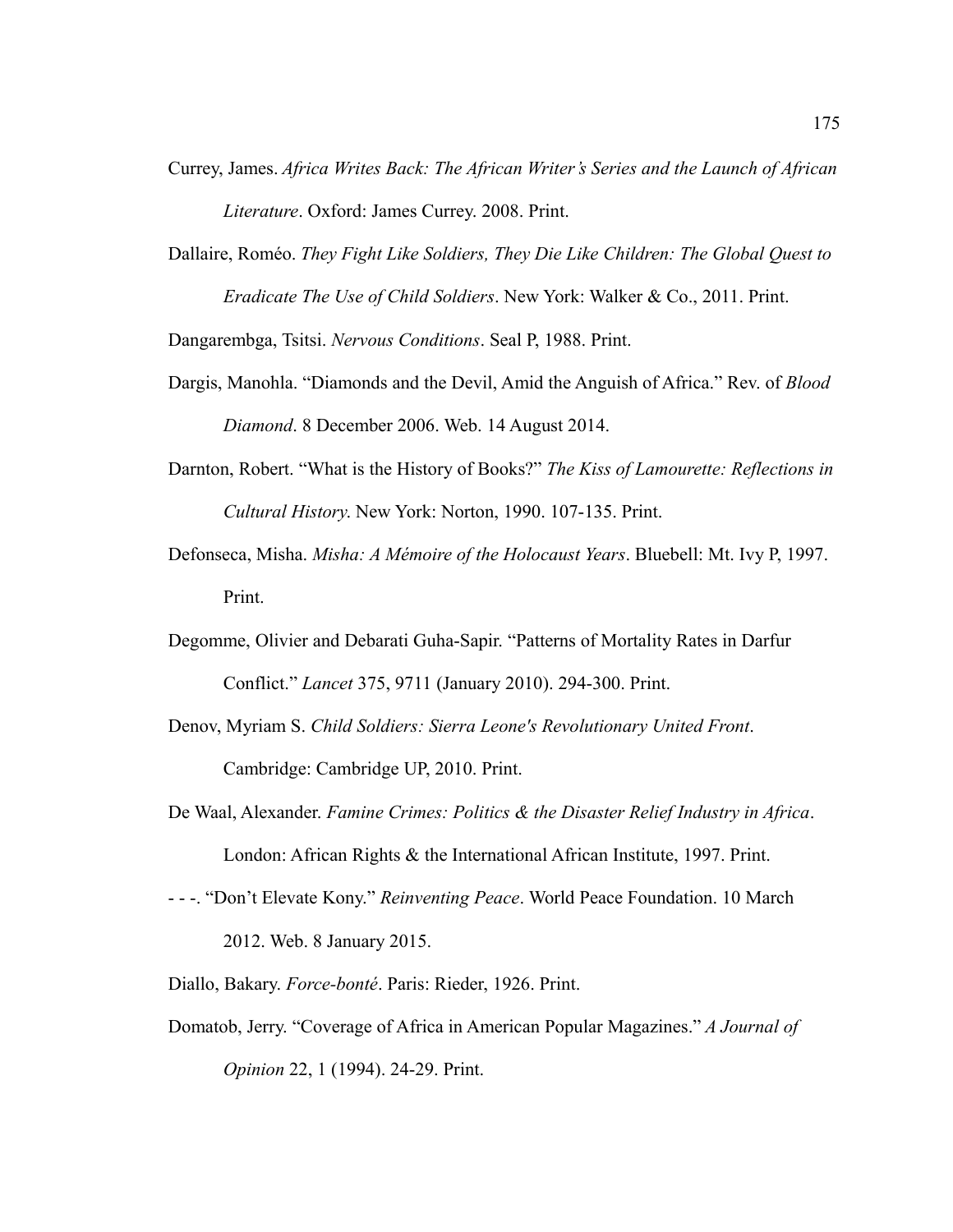Currey, James. *Africa Writes Back: The African Writer's Series and the Launch of African Literature*. Oxford: James Currey. 2008. Print.

Dallaire, Roméo. *They Fight Like Soldiers, They Die Like Children: The Global Quest to Eradicate The Use of Child Soldiers*. New York: Walker & Co., 2011. Print.

Dangarembga, Tsitsi. *Nervous Conditions*. Seal P, 1988. Print.

Dargis, Manohla. "Diamonds and the Devil, Amid the Anguish of Africa." Rev. of *Blood Diamond*. 8 December 2006. Web. 14 August 2014.

Darnton, Robert. "What is the History of Books?" *The Kiss of Lamourette: Reflections in Cultural History*. New York: Norton, 1990. 107-135. Print.

Defonseca, Misha. *Misha: A Mémoire of the Holocaust Years*. Bluebell: Mt. Ivy P, 1997. Print.

Degomme, Olivier and Debarati Guha-Sapir. "Patterns of Mortality Rates in Darfur Conflict." *Lancet* 375, 9711 (January 2010). 294-300. Print.

Denov, Myriam S. *Child Soldiers: Sierra Leone's Revolutionary United Front*. Cambridge: Cambridge UP, 2010. Print.

De Waal, Alexander. *Famine Crimes: Politics & the Disaster Relief Industry in Africa*. London: African Rights & the International African Institute, 1997. Print.

- - -. "Don't Elevate Kony." *Reinventing Peace*. World Peace Foundation. 10 March 2012. Web. 8 January 2015.

Diallo, Bakary. *Force-bonté*. Paris: Rieder, 1926. Print.

Domatob, Jerry. "Coverage of Africa in American Popular Magazines." *A Journal of Opinion* 22, 1 (1994). 24-29. Print.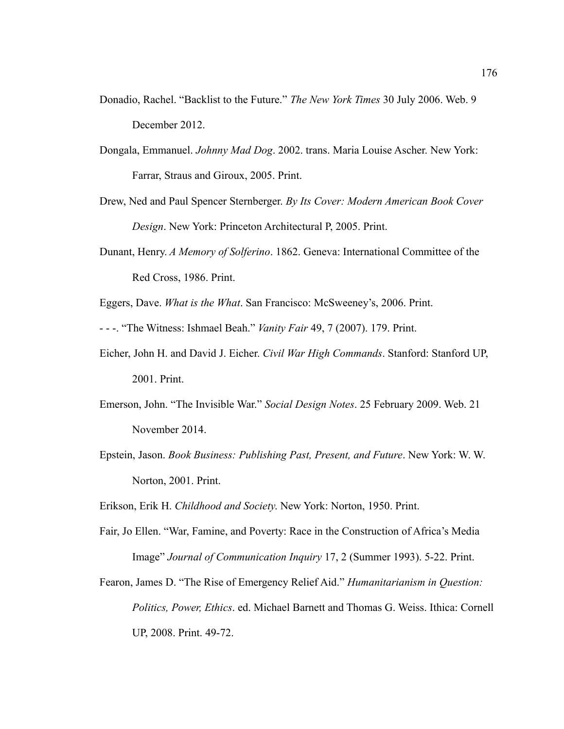Donadio, Rachel. “Backlist to the Future.” *The New York Times* 30 July 2006. Web. 9 December 2012.

Dongala, Emmanuel. *Johnny Mad Dog*. 2002. trans. Maria Louise Ascher. New York: Farrar, Straus and Giroux, 2005. Print.

Drew, Ned and Paul Spencer Sternberger. *By Its Cover: Modern American Book Cover Design*. New York: Princeton Architectural P, 2005. Print.

Dunant, Henry. *A Memory of Solferino*. 1862. Geneva: International Committee of the Red Cross, 1986. Print.

Eggers, Dave. *What is the What*. San Francisco: McSweeney’s, 2006. Print.

- - -. “The Witness: Ishmael Beah.” *Vanity Fair* 49, 7 (2007). 179. Print.

Eicher, John H. and David J. Eicher. *Civil War High Commands*. Stanford: Stanford UP, 2001. Print.

Emerson, John. “The Invisible War.” *Social Design Notes*. 25 February 2009. Web. 21 November 2014.

Epstein, Jason. *Book Business: Publishing Past, Present, and Future*. New York: W. W. Norton, 2001. Print.

Erikson, Erik H. *Childhood and Society*. New York: Norton, 1950. Print.

Fair, Jo Ellen. “War, Famine, and Poverty: Race in the Construction of Africa’s Media Image” *Journal of Communication Inquiry* 17, 2 (Summer 1993). 5-22. Print.

Fearon, James D. “The Rise of Emergency Relief Aid.” *Humanitarianism in Question: Politics, Power, Ethics*. ed. Michael Barnett and Thomas G. Weiss. Ithica: Cornell UP, 2008. Print. 49-72.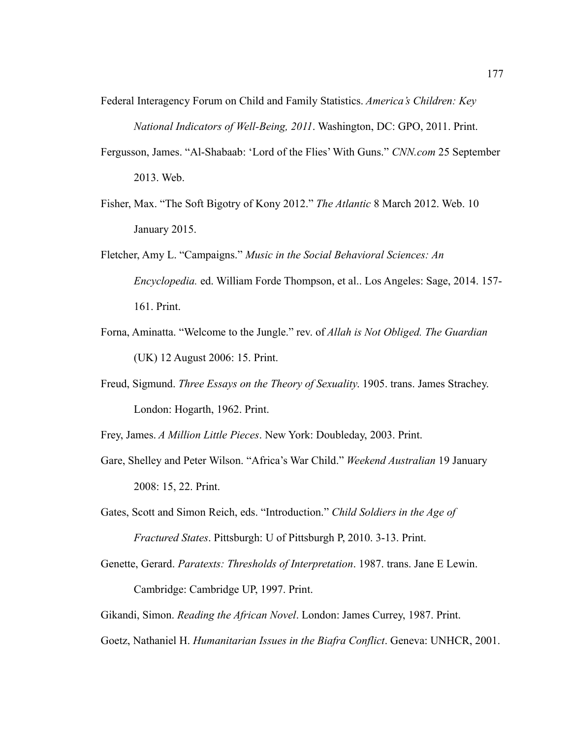Federal Interagency Forum on Child and Family Statistics. *America's Children: Key National Indicators of Well-Being, 2011*. Washington, DC: GPO, 2011. Print.

Fergusson, James. "Al-Shabaab: 'Lord of the Flies' With Guns." *CNN.com* 25 September 2013. Web.

Fisher, Max. "The Soft Bigotry of Kony 2012." *The Atlantic* 8 March 2012. Web. 10 January 2015.

Fletcher, Amy L. "Campaigns." *Music in the Social Behavioral Sciences: An Encyclopedia.* ed. William Forde Thompson, et al.. Los Angeles: Sage, 2014. 157-161. Print.

Forna, Aminatta. "Welcome to the Jungle." rev. of *Allah is Not Obliged. The Guardian* (UK) 12 August 2006: 15. Print.

Freud, Sigmund. *Three Essays on the Theory of Sexuality.* 1905. trans. James Strachey. London: Hogarth, 1962. Print.

Frey, James. *A Million Little Pieces*. New York: Doubleday, 2003. Print.

Gare, Shelley and Peter Wilson. "Africa's War Child." *Weekend Australian* 19 January 2008: 15, 22. Print.

Gates, Scott and Simon Reich, eds. "Introduction." *Child Soldiers in the Age of Fractured States*. Pittsburgh: U of Pittsburgh P, 2010. 3-13. Print.

Genette, Gerard. *Paratexts: Thresholds of Interpretation*. 1987. trans. Jane E Lewin. Cambridge: Cambridge UP, 1997. Print.

Gikandi, Simon. *Reading the African Novel*. London: James Currey, 1987. Print.

Goetz, Nathaniel H. *Humanitarian Issues in the Biafra Conflict*. Geneva: UNHCR, 2001.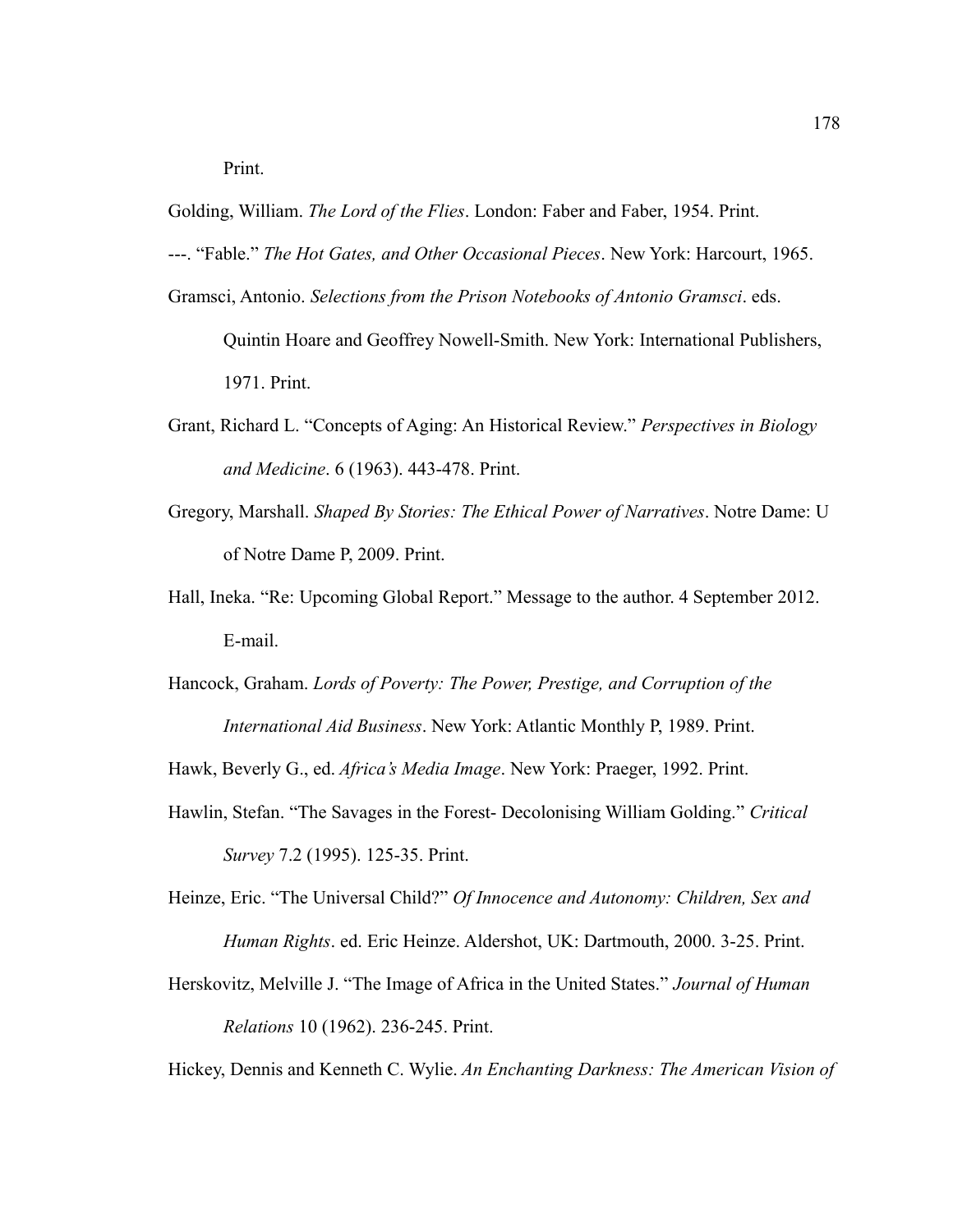Print.

Golding, William. *The Lord of the Flies*. London: Faber and Faber, 1954. Print.

---. "Fable." *The Hot Gates, and Other Occasional Pieces*. New York: Harcourt, 1965.

Gramsci, Antonio. *Selections from the Prison Notebooks of Antonio Gramsci*. eds. Quintin Hoare and Geoffrey Nowell-Smith. New York: International Publishers, 1971. Print.

Grant, Richard L. "Concepts of Aging: An Historical Review." *Perspectives in Biology and Medicine*. 6 (1963). 443-478. Print.

Gregory, Marshall. *Shaped By Stories: The Ethical Power of Narratives*. Notre Dame: U of Notre Dame P, 2009. Print.

Hall, Ineka. "Re: Upcoming Global Report." Message to the author. 4 September 2012. E-mail.

Hancock, Graham. *Lords of Poverty: The Power, Prestige, and Corruption of the International Aid Business*. New York: Atlantic Monthly P, 1989. Print.

Hawk, Beverly G., ed. *Africa's Media Image*. New York: Praeger, 1992. Print.

Hawlin, Stefan. "The Savages in the Forest- Decolonising William Golding." *Critical Survey* 7.2 (1995). 125-35. Print.

Heinze, Eric. "The Universal Child?" *Of Innocence and Autonomy: Children, Sex and Human Rights*. ed. Eric Heinze. Aldershot, UK: Dartmouth, 2000. 3-25. Print.

Herskovitz, Melville J. "The Image of Africa in the United States." *Journal of Human Relations* 10 (1962). 236-245. Print.

Hickey, Dennis and Kenneth C. Wylie. *An Enchanting Darkness: The American Vision of*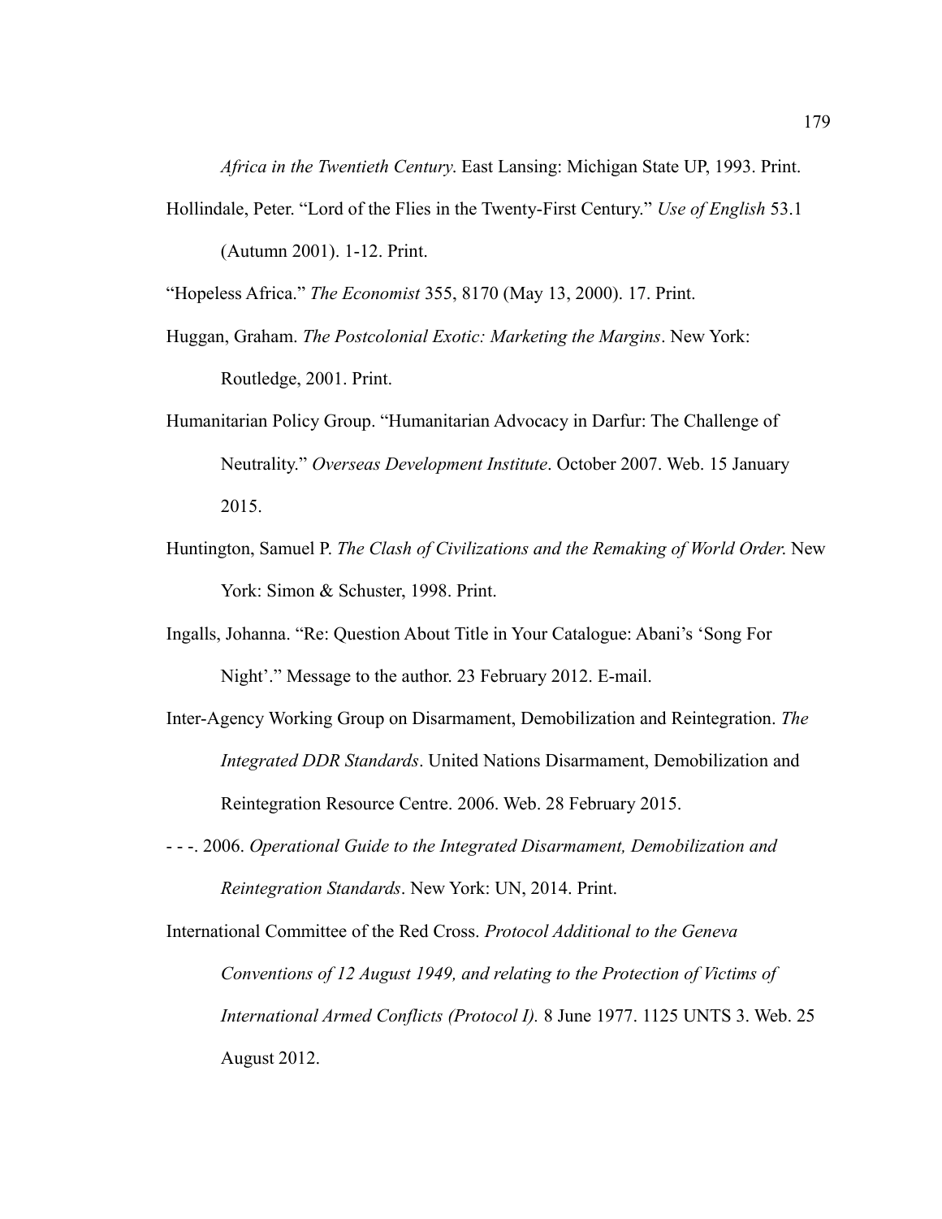*Africa in the Twentieth Century*. East Lansing: Michigan State UP, 1993. Print.

Hollindale, Peter. "Lord of the Flies in the Twenty-First Century." *Use of English* 53.1 (Autumn 2001). 1-12. Print.

"Hopeless Africa." *The Economist* 355, 8170 (May 13, 2000). 17. Print.

Huggan, Graham. *The Postcolonial Exotic: Marketing the Margins*. New York: Routledge, 2001. Print.

Humanitarian Policy Group. "Humanitarian Advocacy in Darfur: The Challenge of Neutrality." *Overseas Development Institute*. October 2007. Web. 15 January 2015.

Huntington, Samuel P. *The Clash of Civilizations and the Remaking of World Order*. New York: Simon & Schuster, 1998. Print.

Ingalls, Johanna. "Re: Question About Title in Your Catalogue: Abani's 'Song For Night'." Message to the author. 23 February 2012. E-mail.

Inter-Agency Working Group on Disarmament, Demobilization and Reintegration. *The Integrated DDR Standards*. United Nations Disarmament, Demobilization and Reintegration Resource Centre. 2006. Web. 28 February 2015.

- - -. 2006. *Operational Guide to the Integrated Disarmament, Demobilization and Reintegration Standards*. New York: UN, 2014. Print.

International Committee of the Red Cross. *Protocol Additional to the Geneva Conventions of 12 August 1949, and relating to the Protection of Victims of International Armed Conflicts (Protocol I).* 8 June 1977. 1125 UNTS 3. Web. 25 August 2012.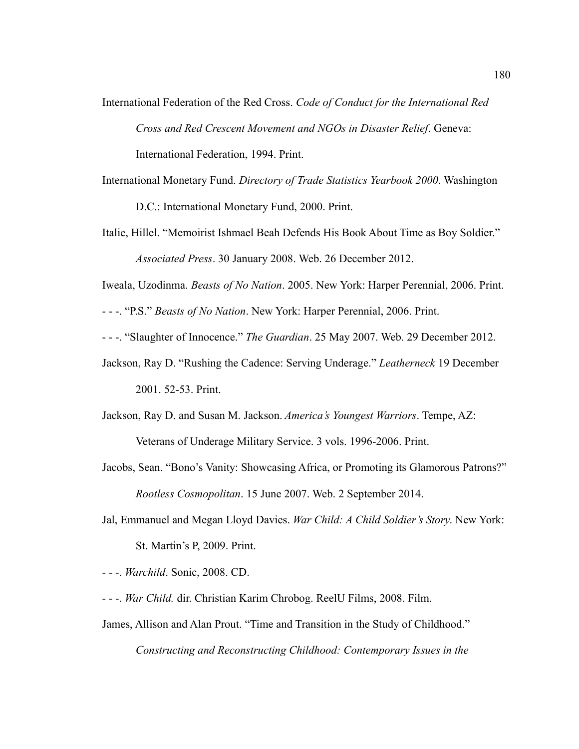International Federation of the Red Cross. *Code of Conduct for the International Red Cross and Red Crescent Movement and NGOs in Disaster Relief*. Geneva: International Federation, 1994. Print.

International Monetary Fund. *Directory of Trade Statistics Yearbook 2000*. Washington D.C.: International Monetary Fund, 2000. Print.

Italie, Hillel. "Memoirist Ishmael Beah Defends His Book About Time as Boy Soldier." *Associated Press*. 30 January 2008. Web. 26 December 2012.

Iweala, Uzodinma. *Beasts of No Nation*. 2005. New York: Harper Perennial, 2006. Print.

- - -. "P.S." *Beasts of No Nation*. New York: Harper Perennial, 2006. Print.

- - -. "Slaughter of Innocence." *The Guardian*. 25 May 2007. Web. 29 December 2012.

Jackson, Ray D. "Rushing the Cadence: Serving Underage." *Leatherneck* 19 December 2001. 52-53. Print.

Jackson, Ray D. and Susan M. Jackson. *America's Youngest Warriors*. Tempe, AZ: Veterans of Underage Military Service. 3 vols. 1996-2006. Print.

Jacobs, Sean. "Bono's Vanity: Showcasing Africa, or Promoting its Glamorous Patrons?" *Rootless Cosmopolitan*. 15 June 2007. Web. 2 September 2014.

Jal, Emmanuel and Megan Lloyd Davies. *War Child: A Child Soldier's Story*. New York: St. Martin's P, 2009. Print.

- - -. *Warchild*. Sonic, 2008. CD.

- - -. *War Child.* dir. Christian Karim Chrobog. ReelU Films, 2008. Film.

James, Allison and Alan Prout. "Time and Transition in the Study of Childhood." *Constructing and Reconstructing Childhood: Contemporary Issues in the*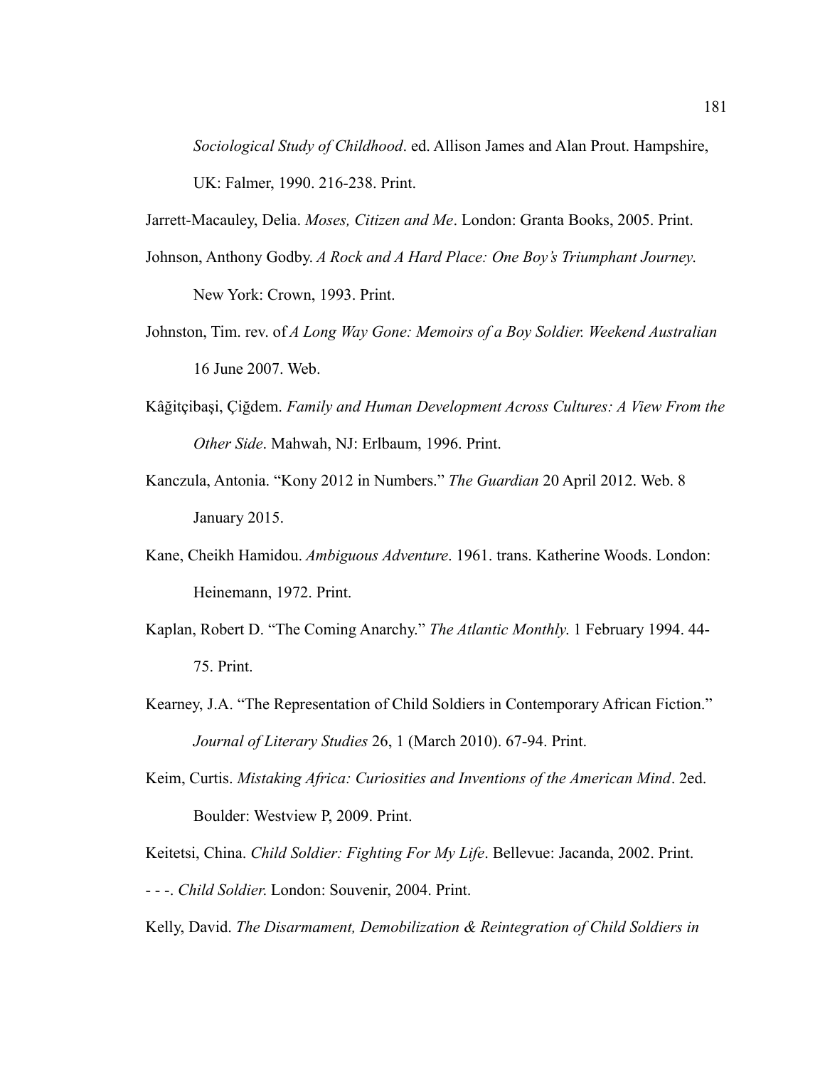*Sociological Study of Childhood*. ed. Allison James and Alan Prout. Hampshire, UK: Falmer, 1990. 216-238. Print.

Jarrett-Macauley, Delia. *Moses, Citizen and Me*. London: Granta Books, 2005. Print.

Johnson, Anthony Godby. *A Rock and A Hard Place: One Boy's Triumphant Journey*. New York: Crown, 1993. Print.

Johnston, Tim. rev. of *A Long Way Gone: Memoirs of a Boy Soldier. Weekend Australian* 16 June 2007. Web.

Kâğitçibaşi, Çiğdem. *Family and Human Development Across Cultures: A View From the Other Side*. Mahwah, NJ: Erlbaum, 1996. Print.

Kanczula, Antonia. "Kony 2012 in Numbers." *The Guardian* 20 April 2012. Web. 8 January 2015.

Kane, Cheikh Hamidou. *Ambiguous Adventure*. 1961. trans. Katherine Woods. London: Heinemann, 1972. Print.

Kaplan, Robert D. "The Coming Anarchy." *The Atlantic Monthly*. 1 February 1994. 44-75. Print.

Kearney, J.A. "The Representation of Child Soldiers in Contemporary African Fiction." *Journal of Literary Studies* 26, 1 (March 2010). 67-94. Print.

Keim, Curtis. *Mistaking Africa: Curiosities and Inventions of the American Mind*. 2ed. Boulder: Westview P, 2009. Print.

Keitetsi, China. *Child Soldier: Fighting For My Life*. Bellevue: Jacanda, 2002. Print.

- - -. *Child Soldier*. London: Souvenir, 2004. Print.

Kelly, David. *The Disarmament, Demobilization & Reintegration of Child Soldiers in*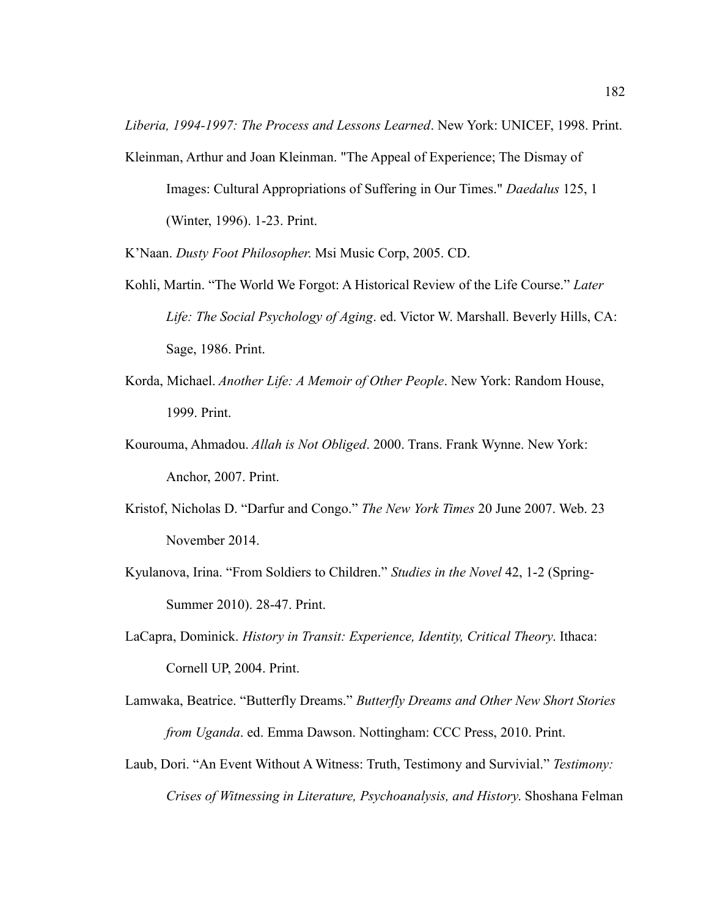*Liberia, 1994-1997: The Process and Lessons Learned*. New York: UNICEF, 1998. Print.

Kleinman, Arthur and Joan Kleinman. "The Appeal of Experience; The Dismay of Images: Cultural Appropriations of Suffering in Our Times." *Daedalus* 125, 1 (Winter, 1996). 1-23. Print.

K'Naan. *Dusty Foot Philosopher.* Msi Music Corp, 2005. CD.

Kohli, Martin. "The World We Forgot: A Historical Review of the Life Course." *Later Life: The Social Psychology of Aging*. ed. Victor W. Marshall. Beverly Hills, CA: Sage, 1986. Print.

Korda, Michael. *Another Life: A Memoir of Other People*. New York: Random House, 1999. Print.

Kourouma, Ahmadou. *Allah is Not Obliged*. 2000. Trans. Frank Wynne. New York: Anchor, 2007. Print.

Kristof, Nicholas D. "Darfur and Congo." *The New York Times* 20 June 2007. Web. 23 November 2014.

Kyulanova, Irina. "From Soldiers to Children." *Studies in the Novel* 42, 1-2 (Spring-Summer 2010). 28-47. Print.

LaCapra, Dominick. *History in Transit: Experience, Identity, Critical Theory*. Ithaca: Cornell UP, 2004. Print.

Lamwaka, Beatrice. "Butterfly Dreams." *Butterfly Dreams and Other New Short Stories from Uganda*. ed. Emma Dawson. Nottingham: CCC Press, 2010. Print.

Laub, Dori. "An Event Without A Witness: Truth, Testimony and Survivial." *Testimony: Crises of Witnessing in Literature, Psychoanalysis, and History*. Shoshana Felman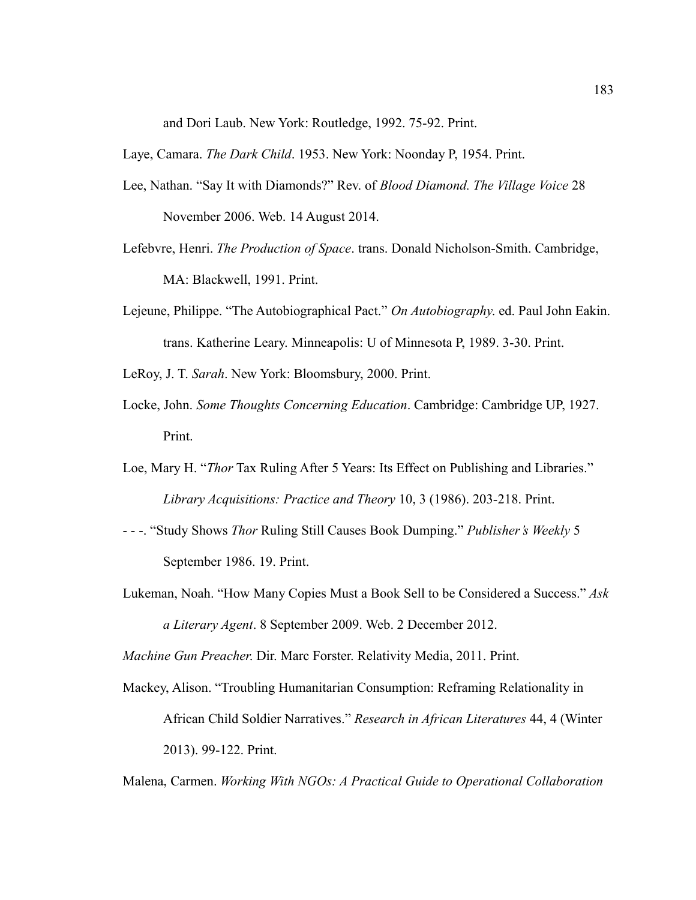and Dori Laub. New York: Routledge, 1992. 75-92. Print.

Laye, Camara. *The Dark Child*. 1953. New York: Noonday P, 1954. Print.

Lee, Nathan. "Say It with Diamonds?" Rev. of *Blood Diamond. The Village Voice* 28 November 2006. Web. 14 August 2014.

Lefebvre, Henri. *The Production of Space*. trans. Donald Nicholson-Smith. Cambridge, MA: Blackwell, 1991. Print.

Lejeune, Philippe. "The Autobiographical Pact." *On Autobiography*. ed. Paul John Eakin. trans. Katherine Leary. Minneapolis: U of Minnesota P, 1989. 3-30. Print.

LeRoy, J. T. *Sarah*. New York: Bloomsbury, 2000. Print.

Locke, John. *Some Thoughts Concerning Education*. Cambridge: Cambridge UP, 1927. Print.

Loe, Mary H. "*Thor* Tax Ruling After 5 Years: Its Effect on Publishing and Libraries." *Library Acquisitions: Practice and Theory* 10, 3 (1986). 203-218. Print.

- - -. "Study Shows *Thor* Ruling Still Causes Book Dumping." *Publisher's Weekly* 5 September 1986. 19. Print.

Lukeman, Noah. "How Many Copies Must a Book Sell to be Considered a Success." *Ask a Literary Agent*. 8 September 2009. Web. 2 December 2012.

*Machine Gun Preacher*. Dir. Marc Forster. Relativity Media, 2011. Print.

Mackey, Alison. "Troubling Humanitarian Consumption: Reframing Relationality in African Child Soldier Narratives." *Research in African Literatures* 44, 4 (Winter 2013). 99-122. Print.

Malena, Carmen. *Working With NGOs: A Practical Guide to Operational Collaboration*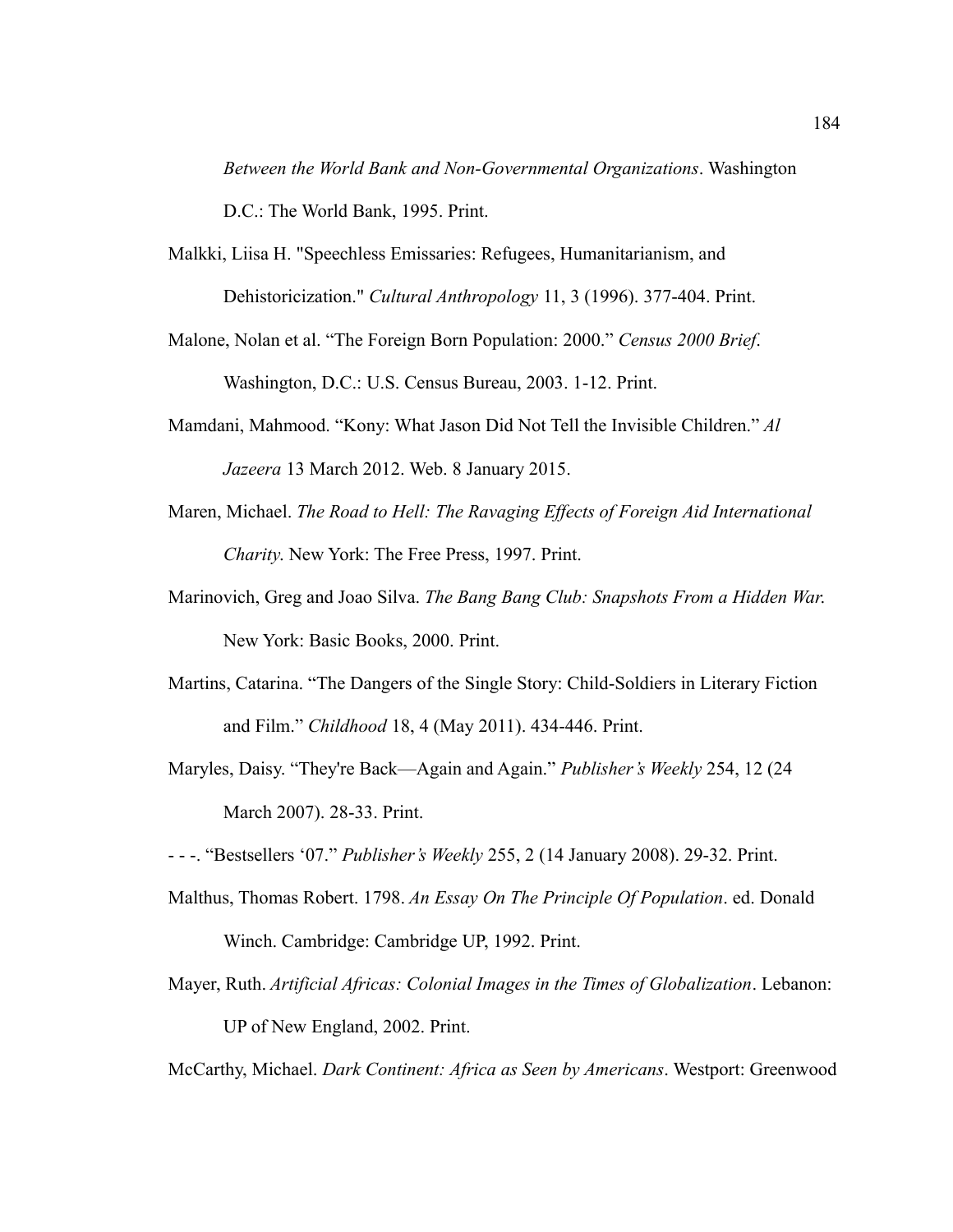*Between the World Bank and Non-Governmental Organizations*. Washington D.C.: The World Bank, 1995. Print.

Malkki, Liisa H. "Speechless Emissaries: Refugees, Humanitarianism, and Dehistoricization." *Cultural Anthropology* 11, 3 (1996). 377-404. Print.

Malone, Nolan et al. "The Foreign Born Population: 2000." *Census 2000 Brief*. Washington, D.C.: U.S. Census Bureau, 2003. 1-12. Print.

Mamdani, Mahmood. "Kony: What Jason Did Not Tell the Invisible Children." *Al Jazeera* 13 March 2012. Web. 8 January 2015.

Maren, Michael. *The Road to Hell: The Ravaging Effects of Foreign Aid International Charity*. New York: The Free Press, 1997. Print.

Marinovich, Greg and Joao Silva. *The Bang Bang Club: Snapshots From a Hidden War.* New York: Basic Books, 2000. Print.

Martins, Catarina. "The Dangers of the Single Story: Child-Soldiers in Literary Fiction and Film." *Childhood* 18, 4 (May 2011). 434-446. Print.

Maryles, Daisy. "They're Back—Again and Again." *Publisher's Weekly* 254, 12 (24 March 2007). 28-33. Print.

- - -. "Bestsellers '07." *Publisher's Weekly* 255, 2 (14 January 2008). 29-32. Print.

Malthus, Thomas Robert. 1798. *An Essay On The Principle Of Population*. ed. Donald Winch. Cambridge: Cambridge UP, 1992. Print.

Mayer, Ruth. *Artificial Africas: Colonial Images in the Times of Globalization*. Lebanon: UP of New England, 2002. Print.

McCarthy, Michael. *Dark Continent: Africa as Seen by Americans*. Westport: Greenwood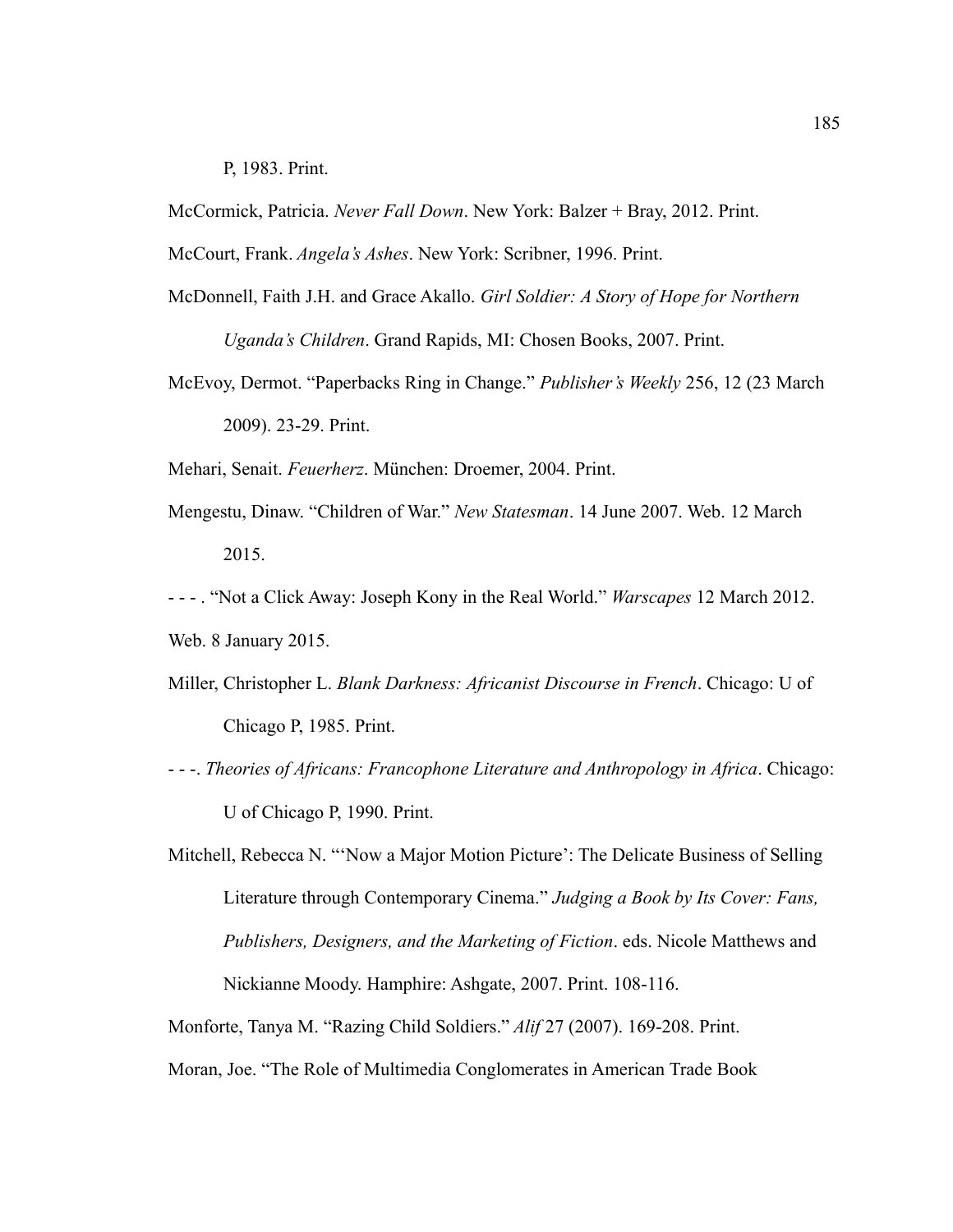P, 1983. Print.

McCormick, Patricia. *Never Fall Down*. New York: Balzer + Bray, 2012. Print.

McCourt, Frank. *Angela's Ashes*. New York: Scribner, 1996. Print.

McDonnell, Faith J.H. and Grace Akallo. *Girl Soldier: A Story of Hope for Northern Uganda's Children*. Grand Rapids, MI: Chosen Books, 2007. Print.

McEvoy, Dermot. "Paperbacks Ring in Change." *Publisher's Weekly* 256, 12 (23 March 2009). 23-29. Print.

Mehari, Senait. *Feuerherz*. München: Droemer, 2004. Print.

Mengestu, Dinaw. "Children of War." *New Statesman*. 14 June 2007. Web. 12 March 2015.

- - - . "Not a Click Away: Joseph Kony in the Real World." *Warscapes* 12 March 2012. Web. 8 January 2015.

Miller, Christopher L. *Blank Darkness: Africanist Discourse in French*. Chicago: U of Chicago P, 1985. Print.

- - -. *Theories of Africans: Francophone Literature and Anthropology in Africa*. Chicago: U of Chicago P, 1990. Print.

Mitchell, Rebecca N. "'Now a Major Motion Picture': The Delicate Business of Selling Literature through Contemporary Cinema." *Judging a Book by Its Cover: Fans, Publishers, Designers, and the Marketing of Fiction*. eds. Nicole Matthews and Nickianne Moody. Hamphire: Ashgate, 2007. Print. 108-116.

Monforte, Tanya M. "Razing Child Soldiers." *Alif* 27 (2007). 169-208. Print.

Moran, Joe. "The Role of Multimedia Conglomerates in American Trade Book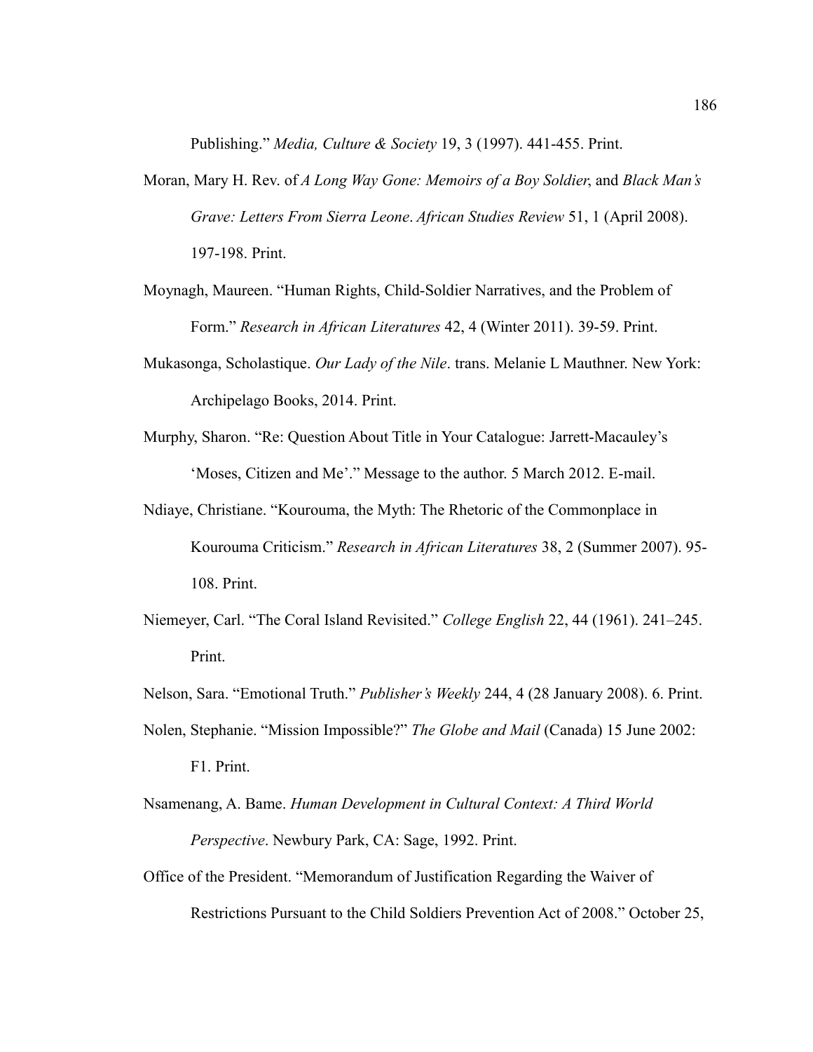Publishing." *Media, Culture & Society* 19, 3 (1997). 441-455. Print.

Moran, Mary H. Rev. of *A Long Way Gone: Memoirs of a Boy Soldier*, and *Black Man's Grave: Letters From Sierra Leone*. *African Studies Review* 51, 1 (April 2008). 197-198. Print.

Moynagh, Maureen. "Human Rights, Child-Soldier Narratives, and the Problem of Form." *Research in African Literatures* 42, 4 (Winter 2011). 39-59. Print.

Mukasonga, Scholastique. *Our Lady of the Nile*. trans. Melanie L Mauthner. New York: Archipelago Books, 2014. Print.

Murphy, Sharon. "Re: Question About Title in Your Catalogue: Jarrett-Macauley's 'Moses, Citizen and Me'." Message to the author. 5 March 2012. E-mail.

Ndiaye, Christiane. "Kourouma, the Myth: The Rhetoric of the Commonplace in Kourouma Criticism." *Research in African Literatures* 38, 2 (Summer 2007). 95-108. Print.

Niemeyer, Carl. "The Coral Island Revisited." *College English* 22, 44 (1961). 241–245. Print.

Nelson, Sara. "Emotional Truth." *Publisher's Weekly* 244, 4 (28 January 2008). 6. Print.

Nolen, Stephanie. "Mission Impossible?" *The Globe and Mail* (Canada) 15 June 2002: F1. Print.

Nsamenang, A. Bame. *Human Development in Cultural Context: A Third World Perspective*. Newbury Park, CA: Sage, 1992. Print.

Office of the President. "Memorandum of Justification Regarding the Waiver of Restrictions Pursuant to the Child Soldiers Prevention Act of 2008." October 25,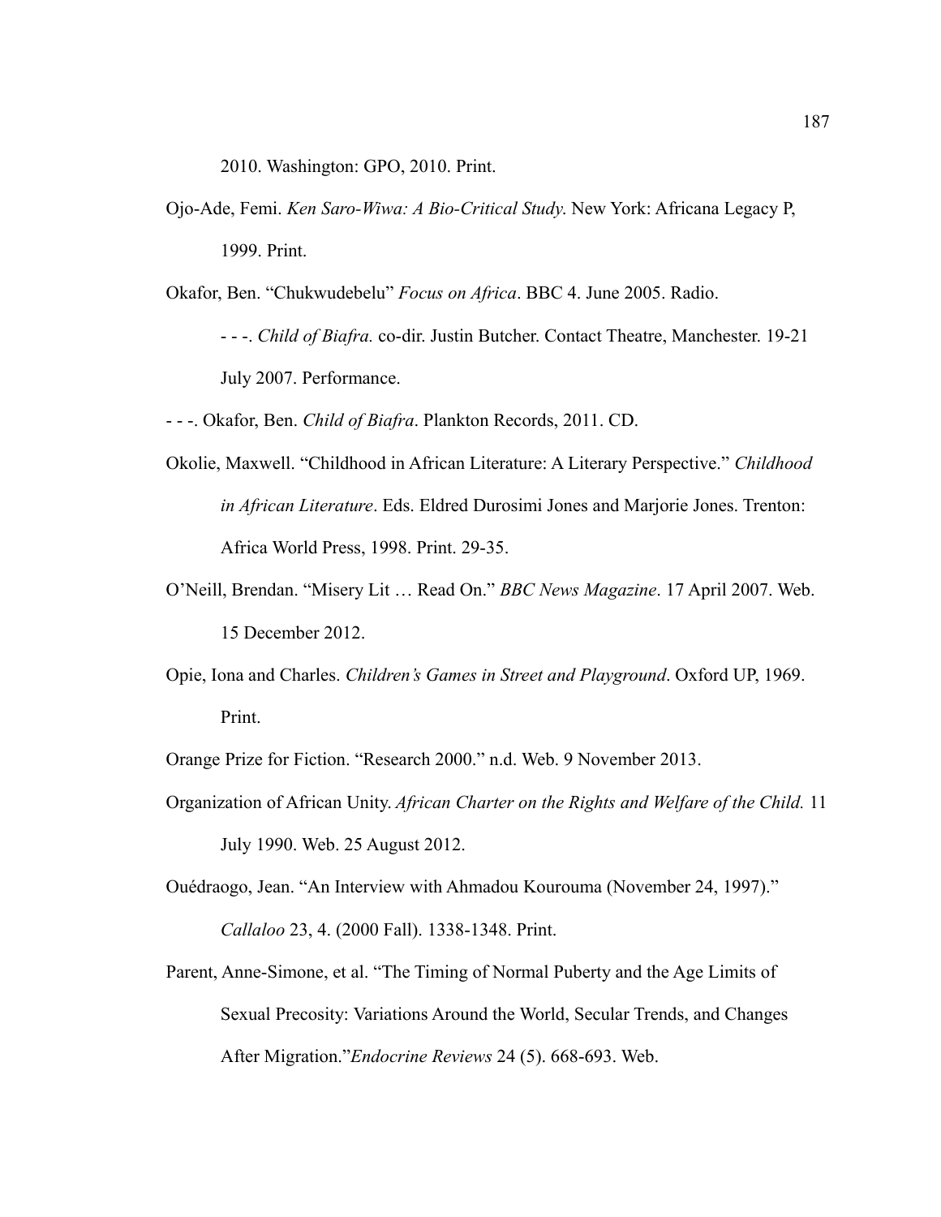2010. Washington: GPO, 2010. Print.

Ojo-Ade, Femi. *Ken Saro-Wiwa: A Bio-Critical Study*. New York: Africana Legacy P, 1999. Print.

Okafor, Ben. "Chukwudebelu" *Focus on Africa*. BBC 4. June 2005. Radio.

- - -. *Child of Biafra.* co-dir. Justin Butcher. Contact Theatre, Manchester. 19-21 July 2007. Performance.

- - -. Okafor, Ben. *Child of Biafra*. Plankton Records, 2011. CD.

Okolie, Maxwell. "Childhood in African Literature: A Literary Perspective." *Childhood in African Literature*. Eds. Eldred Durosimi Jones and Marjorie Jones. Trenton: Africa World Press, 1998. Print. 29-35.

O'Neill, Brendan. "Misery Lit … Read On." *BBC News Magazine*. 17 April 2007. Web. 15 December 2012.

Opie, Iona and Charles. *Children's Games in Street and Playground*. Oxford UP, 1969. Print.

Orange Prize for Fiction. "Research 2000." n.d. Web. 9 November 2013.

Organization of African Unity. *African Charter on the Rights and Welfare of the Child.* 11 July 1990. Web. 25 August 2012.

Ouédraogo, Jean. "An Interview with Ahmadou Kourouma (November 24, 1997)." *Callaloo* 23, 4. (2000 Fall). 1338-1348. Print.

Parent, Anne-Simone, et al. "The Timing of Normal Puberty and the Age Limits of Sexual Precosity: Variations Around the World, Secular Trends, and Changes After Migration."*Endocrine Reviews* 24 (5). 668-693. Web.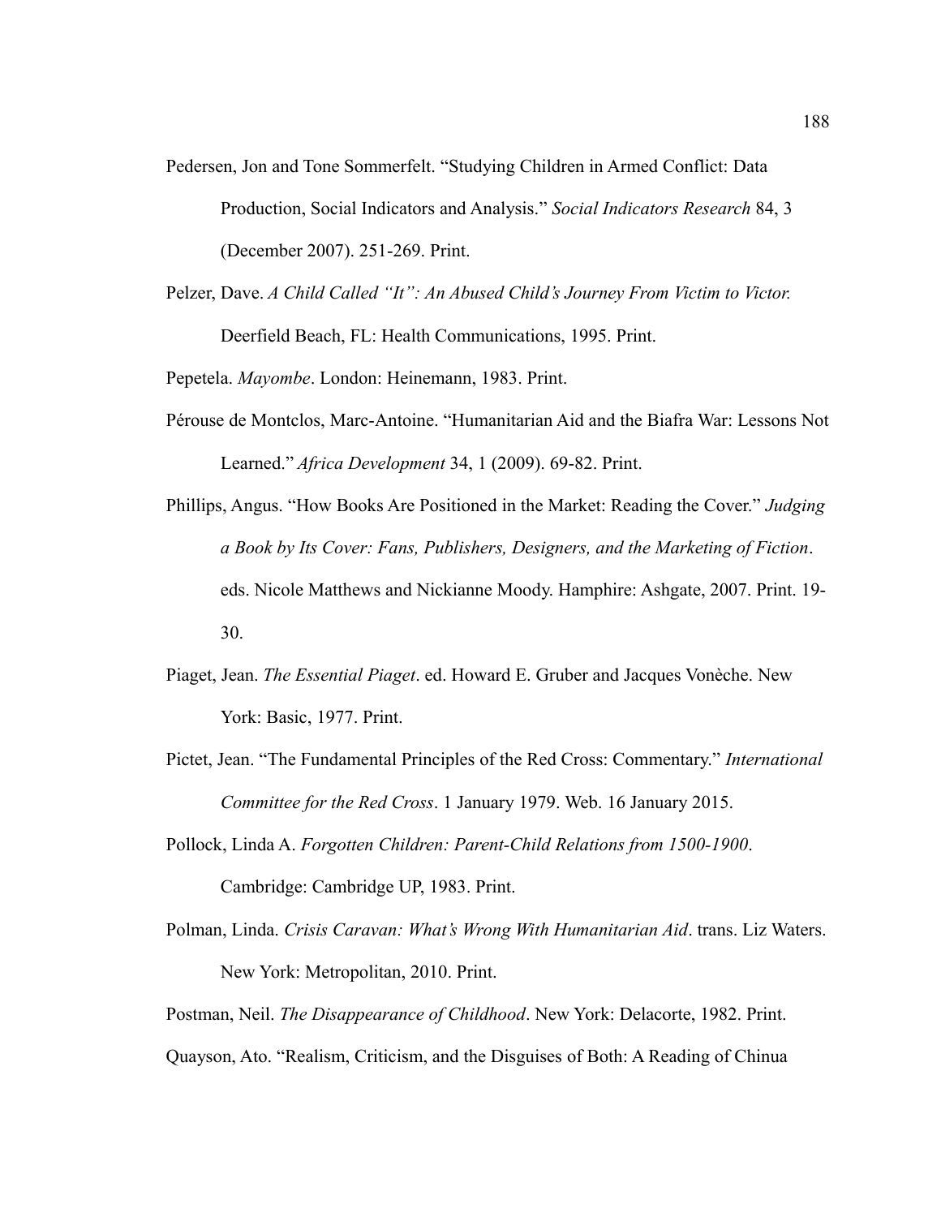Pedersen, Jon and Tone Sommerfelt. "Studying Children in Armed Conflict: Data Production, Social Indicators and Analysis." *Social Indicators Research* 84, 3 (December 2007). 251-269. Print.

Pelzer, Dave. *A Child Called "It": An Abused Child's Journey From Victim to Victor.* Deerfield Beach, FL: Health Communications, 1995. Print.

Pepetela. *Mayombe*. London: Heinemann, 1983. Print.

Pérouse de Montclos, Marc-Antoine. "Humanitarian Aid and the Biafra War: Lessons Not Learned." *Africa Development* 34, 1 (2009). 69-82. Print.

Phillips, Angus. "How Books Are Positioned in the Market: Reading the Cover." *Judging a Book by Its Cover: Fans, Publishers, Designers, and the Marketing of Fiction*. eds. Nicole Matthews and Nickianne Moody. Hamphire: Ashgate, 2007. Print. 19-30.

Piaget, Jean. *The Essential Piaget*. ed. Howard E. Gruber and Jacques Vonèche. New York: Basic, 1977. Print.

Pictet, Jean. "The Fundamental Principles of the Red Cross: Commentary." *International Committee for the Red Cross*. 1 January 1979. Web. 16 January 2015.

Pollock, Linda A. *Forgotten Children: Parent-Child Relations from 1500-1900*. Cambridge: Cambridge UP, 1983. Print.

Polman, Linda. *Crisis Caravan: What's Wrong With Humanitarian Aid*. trans. Liz Waters. New York: Metropolitan, 2010. Print.

Postman, Neil. *The Disappearance of Childhood*. New York: Delacorte, 1982. Print.

Quayson, Ato. "Realism, Criticism, and the Disguises of Both: A Reading of Chinua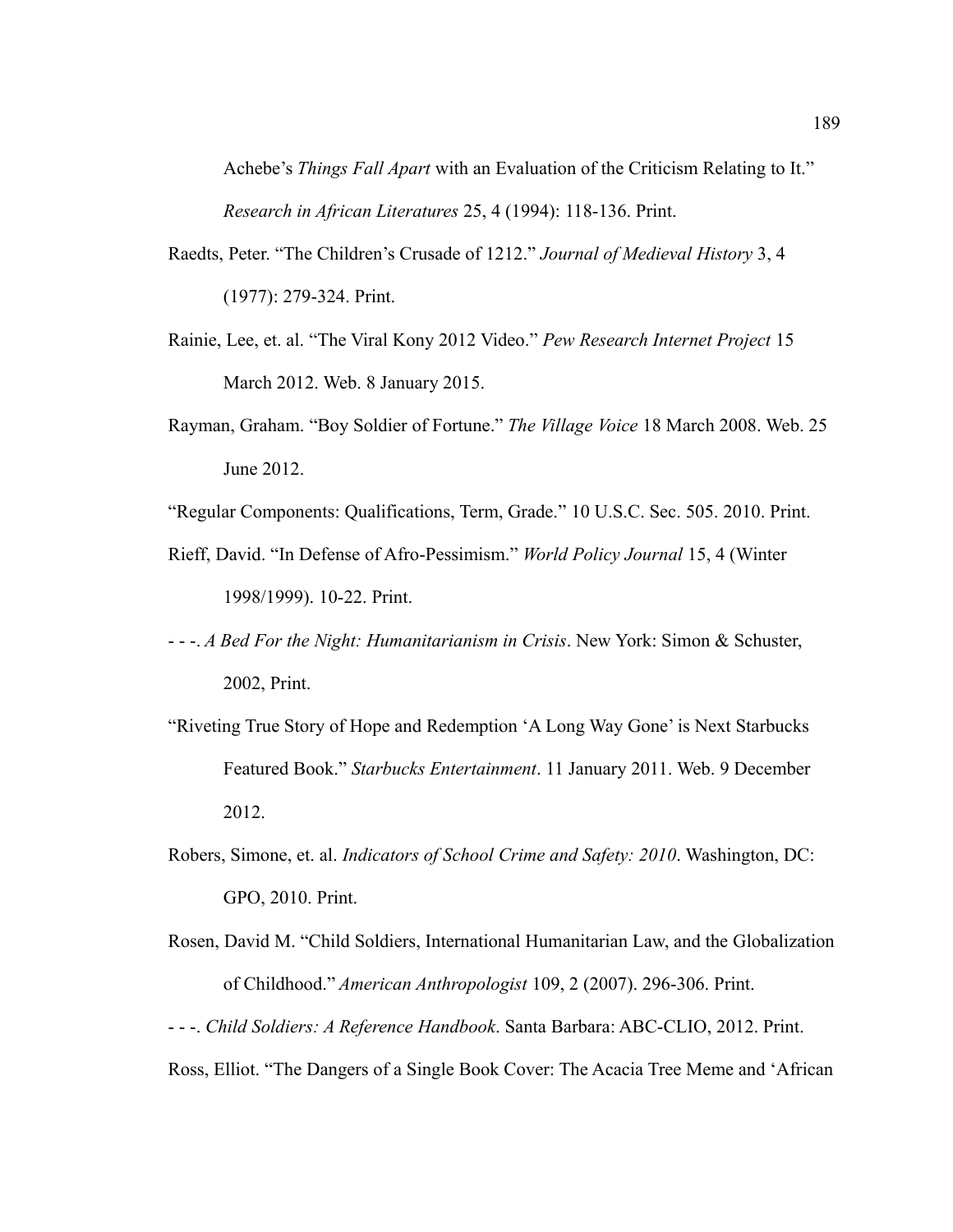Achebe's *Things Fall Apart* with an Evaluation of the Criticism Relating to It." *Research in African Literatures* 25, 4 (1994): 118-136. Print.

Raedts, Peter. "The Children's Crusade of 1212." *Journal of Medieval History* 3, 4 (1977): 279-324. Print.

Rainie, Lee, et. al. "The Viral Kony 2012 Video." *Pew Research Internet Project* 15 March 2012. Web. 8 January 2015.

Rayman, Graham. "Boy Soldier of Fortune." *The Village Voice* 18 March 2008. Web. 25 June 2012.

"Regular Components: Qualifications, Term, Grade." 10 U.S.C. Sec. 505. 2010. Print.

Rieff, David. "In Defense of Afro-Pessimism." *World Policy Journal* 15, 4 (Winter 1998/1999). 10-22. Print.

- - -. *A Bed For the Night: Humanitarianism in Crisis*. New York: Simon & Schuster, 2002, Print.

"Riveting True Story of Hope and Redemption 'A Long Way Gone' is Next Starbucks Featured Book." *Starbucks Entertainment*. 11 January 2011. Web. 9 December 2012.

Robers, Simone, et. al. *Indicators of School Crime and Safety: 2010*. Washington, DC: GPO, 2010. Print.

Rosen, David M. "Child Soldiers, International Humanitarian Law, and the Globalization of Childhood." *American Anthropologist* 109, 2 (2007). 296-306. Print.

- - -. *Child Soldiers: A Reference Handbook*. Santa Barbara: ABC-CLIO, 2012. Print.

Ross, Elliot. "The Dangers of a Single Book Cover: The Acacia Tree Meme and 'African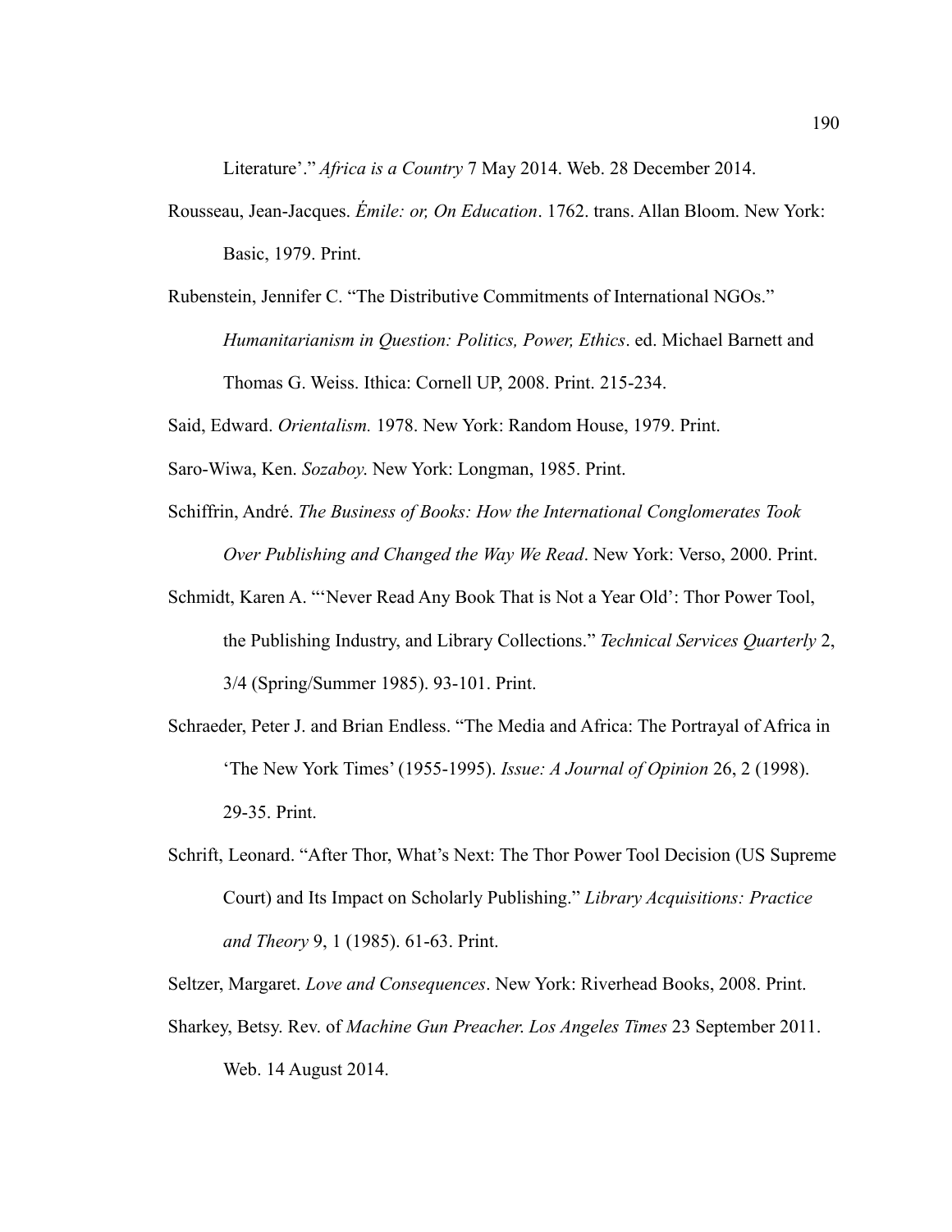Literature'." *Africa is a Country* 7 May 2014. Web. 28 December 2014.

Rousseau, Jean-Jacques. *Émile: or, On Education*. 1762. trans. Allan Bloom. New York: Basic, 1979. Print.

Rubenstein, Jennifer C. "The Distributive Commitments of International NGOs." *Humanitarianism in Question: Politics, Power, Ethics*. ed. Michael Barnett and Thomas G. Weiss. Ithica: Cornell UP, 2008. Print. 215-234.

Said, Edward. *Orientalism.* 1978. New York: Random House, 1979. Print.

Saro-Wiwa, Ken. *Sozaboy*. New York: Longman, 1985. Print.

Schiffrin, André. *The Business of Books: How the International Conglomerates Took Over Publishing and Changed the Way We Read*. New York: Verso, 2000. Print.

Schmidt, Karen A. "'Never Read Any Book That is Not a Year Old': Thor Power Tool, the Publishing Industry, and Library Collections." *Technical Services Quarterly* 2, 3/4 (Spring/Summer 1985). 93-101. Print.

Schraeder, Peter J. and Brian Endless. "The Media and Africa: The Portrayal of Africa in 'The New York Times' (1955-1995). *Issue: A Journal of Opinion* 26, 2 (1998). 29-35. Print.

Schrift, Leonard. "After Thor, What's Next: The Thor Power Tool Decision (US Supreme Court) and Its Impact on Scholarly Publishing." *Library Acquisitions: Practice and Theory* 9, 1 (1985). 61-63. Print.

Seltzer, Margaret. *Love and Consequences*. New York: Riverhead Books, 2008. Print.

Sharkey, Betsy. Rev. of *Machine Gun Preacher. Los Angeles Times* 23 September 2011. Web. 14 August 2014.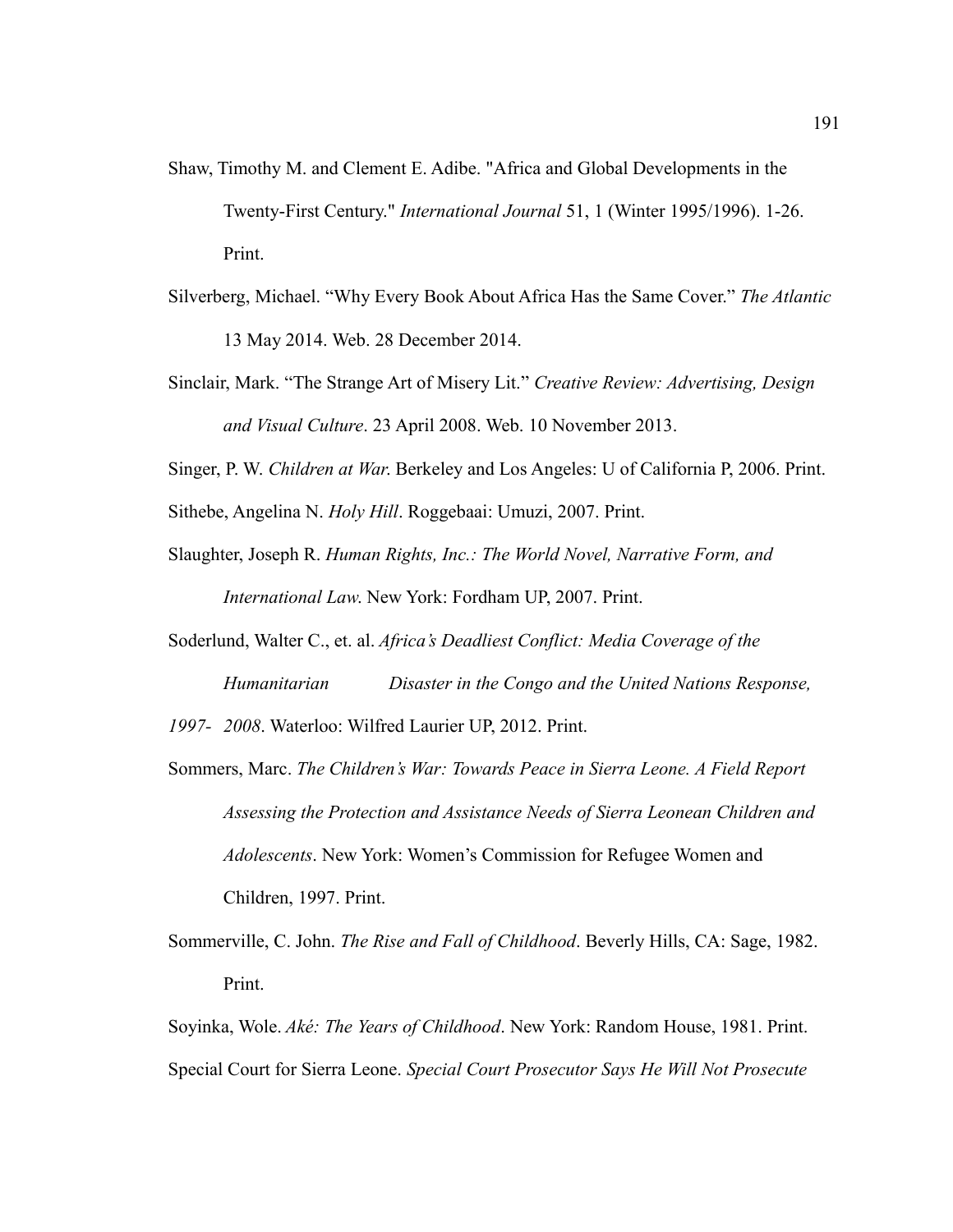Shaw, Timothy M. and Clement E. Adibe. "Africa and Global Developments in the Twenty-First Century." *International Journal* 51, 1 (Winter 1995/1996). 1-26. Print.

Silverberg, Michael. "Why Every Book About Africa Has the Same Cover." *The Atlantic* 13 May 2014. Web. 28 December 2014.

Sinclair, Mark. "The Strange Art of Misery Lit." *Creative Review: Advertising, Design and Visual Culture*. 23 April 2008. Web. 10 November 2013.

Singer, P. W. *Children at War*. Berkeley and Los Angeles: U of California P, 2006. Print.

Sithebe, Angelina N. *Holy Hill*. Roggebaai: Umuzi, 2007. Print.

Slaughter, Joseph R. *Human Rights, Inc.: The World Novel, Narrative Form, and International Law*. New York: Fordham UP, 2007. Print.

Soderlund, Walter C., et. al. *Africa's Deadliest Conflict: Media Coverage of the Humanitarian Disaster in the Congo and the United Nations Response, 1997- 2008*. Waterloo: Wilfred Laurier UP, 2012. Print.

Sommers, Marc. *The Children's War: Towards Peace in Sierra Leone. A Field Report Assessing the Protection and Assistance Needs of Sierra Leonean Children and Adolescents*. New York: Women's Commission for Refugee Women and Children, 1997. Print.

Sommerville, C. John. *The Rise and Fall of Childhood*. Beverly Hills, CA: Sage, 1982. Print.

Soyinka, Wole. *Aké: The Years of Childhood*. New York: Random House, 1981. Print.

Special Court for Sierra Leone. *Special Court Prosecutor Says He Will Not Prosecute*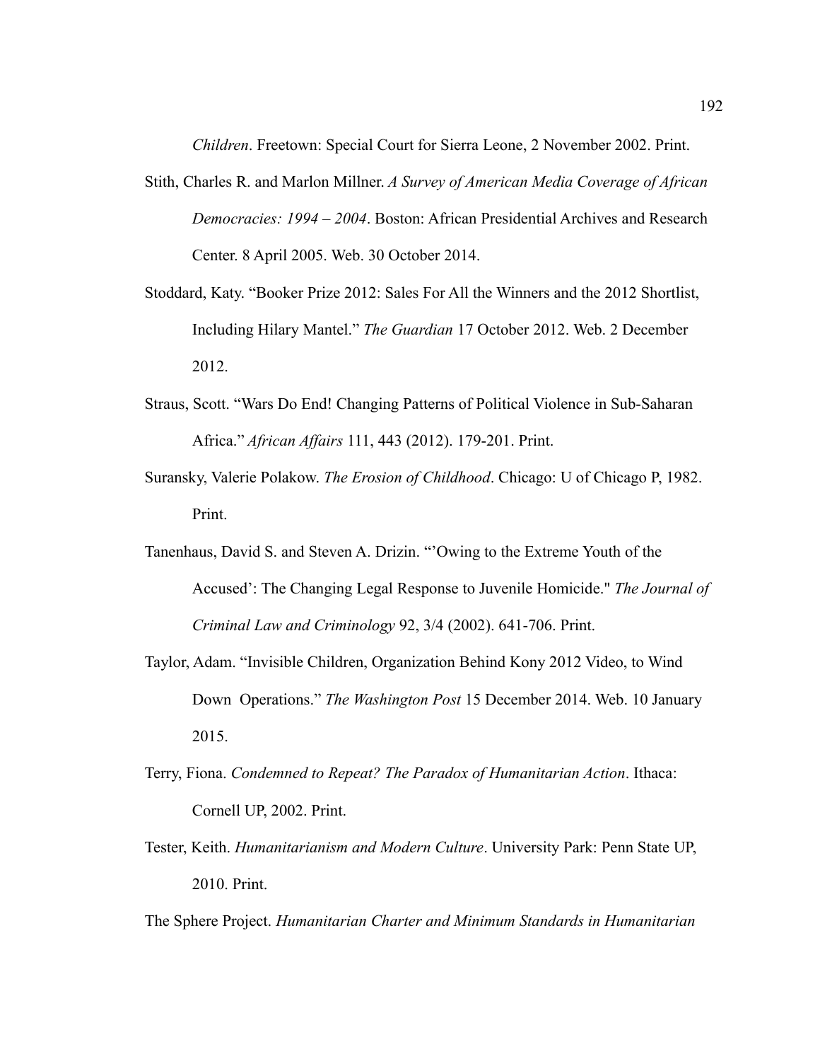*Children*. Freetown: Special Court for Sierra Leone, 2 November 2002. Print.

Stith, Charles R. and Marlon Millner. *A Survey of American Media Coverage of African Democracies: 1994 – 2004*. Boston: African Presidential Archives and Research Center. 8 April 2005. Web. 30 October 2014.

Stoddard, Katy. "Booker Prize 2012: Sales For All the Winners and the 2012 Shortlist, Including Hilary Mantel." *The Guardian* 17 October 2012. Web. 2 December 2012.

Straus, Scott. "Wars Do End! Changing Patterns of Political Violence in Sub-Saharan Africa." *African Affairs* 111, 443 (2012). 179-201. Print.

Suransky, Valerie Polakow. *The Erosion of Childhood*. Chicago: U of Chicago P, 1982. Print.

Tanenhaus, David S. and Steven A. Drizin. "'Owing to the Extreme Youth of the Accused': The Changing Legal Response to Juvenile Homicide." *The Journal of Criminal Law and Criminology* 92, 3/4 (2002). 641-706. Print.

Taylor, Adam. "Invisible Children, Organization Behind Kony 2012 Video, to Wind Down Operations." *The Washington Post* 15 December 2014. Web. 10 January 2015.

Terry, Fiona. *Condemned to Repeat? The Paradox of Humanitarian Action*. Ithaca: Cornell UP, 2002. Print.

Tester, Keith. *Humanitarianism and Modern Culture*. University Park: Penn State UP, 2010. Print.

The Sphere Project. *Humanitarian Charter and Minimum Standards in Humanitarian*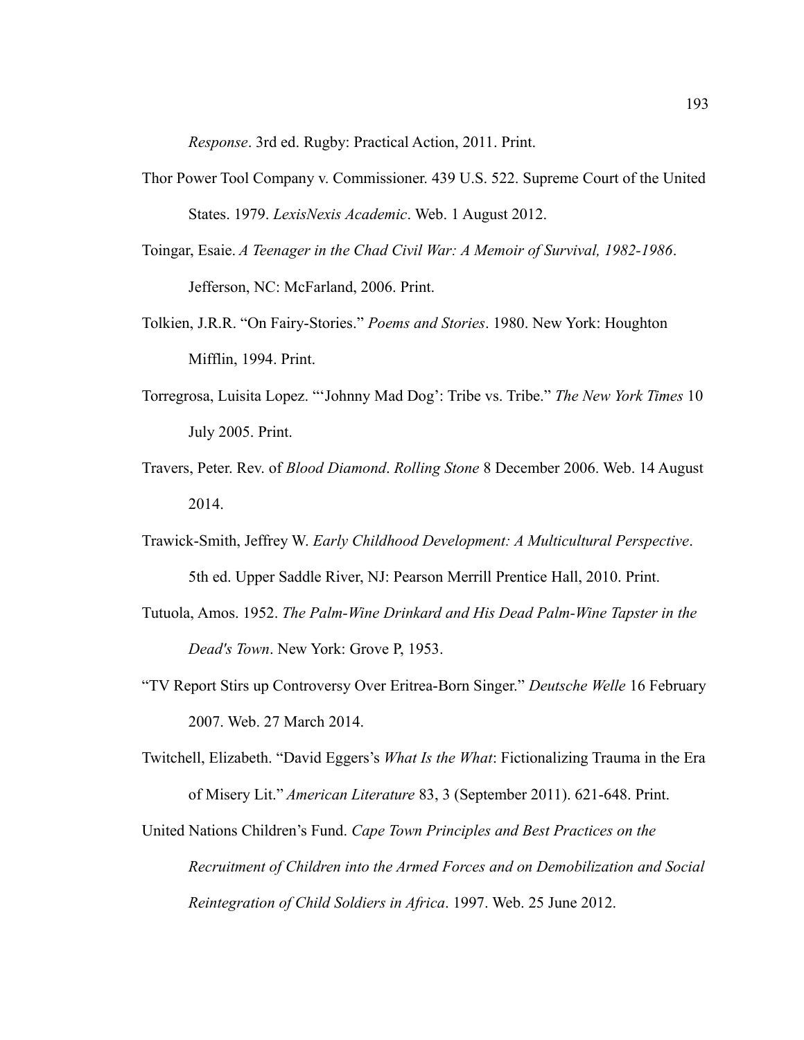*Response*. 3rd ed. Rugby: Practical Action, 2011. Print.

Thor Power Tool Company v. Commissioner. 439 U.S. 522. Supreme Court of the United States. 1979. *LexisNexis Academic*. Web. 1 August 2012.

Toingar, Esaie. *A Teenager in the Chad Civil War: A Memoir of Survival, 1982-1986*. Jefferson, NC: McFarland, 2006. Print.

Tolkien, J.R.R. "On Fairy-Stories." *Poems and Stories*. 1980. New York: Houghton Mifflin, 1994. Print.

Torregrosa, Luisita Lopez. "'Johnny Mad Dog': Tribe vs. Tribe." *The New York Times* 10 July 2005. Print.

Travers, Peter. Rev. of *Blood Diamond*. *Rolling Stone* 8 December 2006. Web. 14 August 2014.

Trawick-Smith, Jeffrey W. *Early Childhood Development: A Multicultural Perspective*. 5th ed. Upper Saddle River, NJ: Pearson Merrill Prentice Hall, 2010. Print.

Tutuola, Amos. 1952. *The Palm-Wine Drinkard and His Dead Palm-Wine Tapster in the Dead's Town*. New York: Grove P, 1953.

"TV Report Stirs up Controversy Over Eritrea-Born Singer." *Deutsche Welle* 16 February 2007. Web. 27 March 2014.

Twitchell, Elizabeth. "David Eggers's *What Is the What*: Fictionalizing Trauma in the Era of Misery Lit." *American Literature* 83, 3 (September 2011). 621-648. Print.

United Nations Children's Fund. *Cape Town Principles and Best Practices on the Recruitment of Children into the Armed Forces and on Demobilization and Social Reintegration of Child Soldiers in Africa*. 1997. Web. 25 June 2012.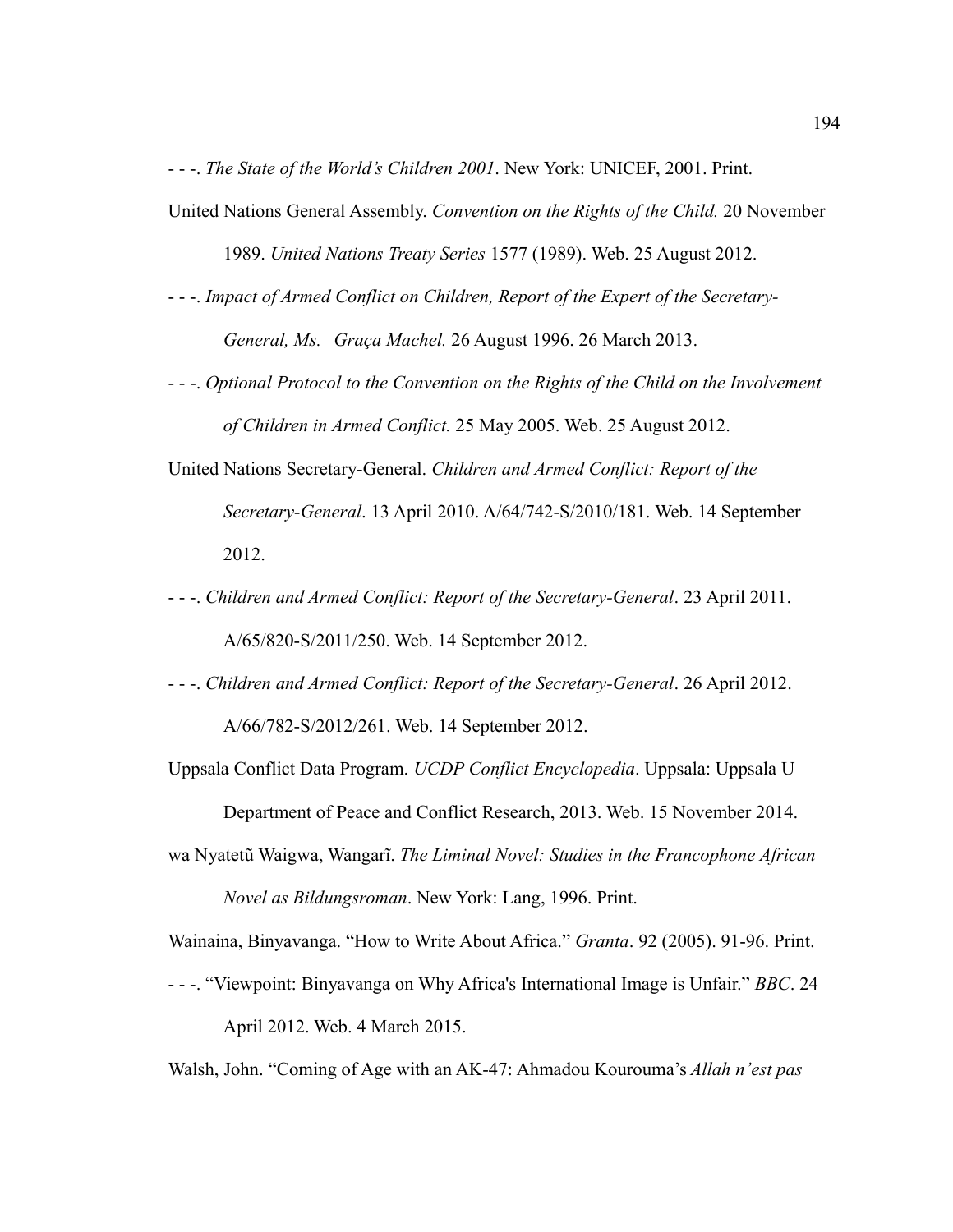- - -. *The State of the World's Children 2001*. New York: UNICEF, 2001. Print.

United Nations General Assembly. *Convention on the Rights of the Child.* 20 November 1989. *United Nations Treaty Series* 1577 (1989). Web. 25 August 2012.

- - -. *Impact of Armed Conflict on Children, Report of the Expert of the Secretary-General, Ms. Graça Machel.* 26 August 1996. 26 March 2013.

- - -. *Optional Protocol to the Convention on the Rights of the Child on the Involvement of Children in Armed Conflict.* 25 May 2005. Web. 25 August 2012.

United Nations Secretary-General. *Children and Armed Conflict: Report of the Secretary-General*. 13 April 2010. A/64/742-S/2010/181. Web. 14 September 2012.

- - -. *Children and Armed Conflict: Report of the Secretary-General*. 23 April 2011. A/65/820-S/2011/250. Web. 14 September 2012.

- - -. *Children and Armed Conflict: Report of the Secretary-General*. 26 April 2012. A/66/782-S/2012/261. Web. 14 September 2012.

Uppsala Conflict Data Program. *UCDP Conflict Encyclopedia*. Uppsala: Uppsala U Department of Peace and Conflict Research, 2013. Web. 15 November 2014.

wa Nyatetũ Waigwa, Wangarĩ. *The Liminal Novel: Studies in the Francophone African Novel as Bildungsroman*. New York: Lang, 1996. Print.

Wainaina, Binyavanga. "How to Write About Africa." *Granta*. 92 (2005). 91-96. Print.

- - -. "Viewpoint: Binyavanga on Why Africa's International Image is Unfair." *BBC*. 24 April 2012. Web. 4 March 2015.

Walsh, John. "Coming of Age with an AK-47: Ahmadou Kourouma's *Allah n'est pas*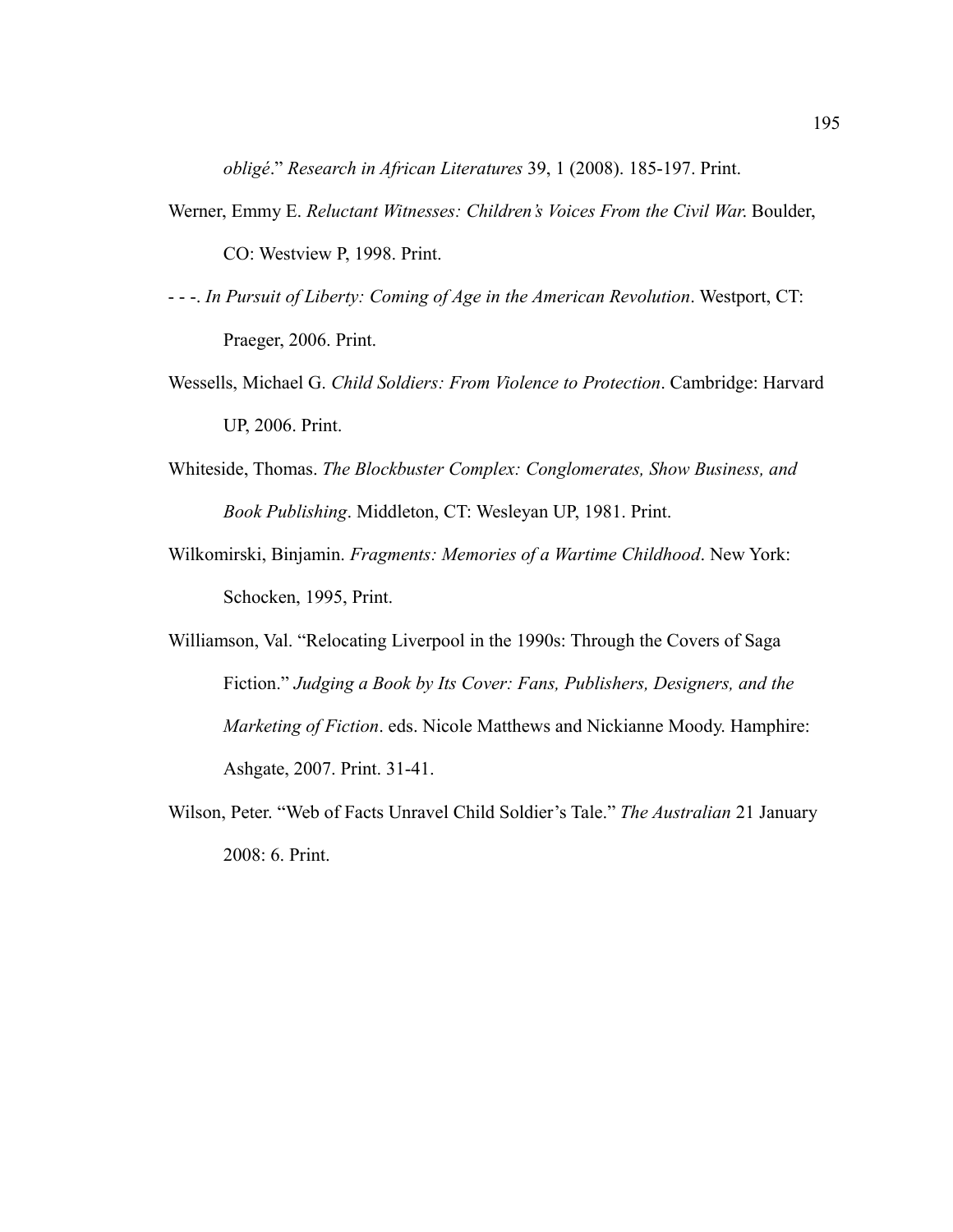*obligé*." *Research in African Literatures* 39, 1 (2008). 185-197. Print.

Werner, Emmy E. *Reluctant Witnesses: Children's Voices From the Civil War*. Boulder, CO: Westview P, 1998. Print.

- - -. *In Pursuit of Liberty: Coming of Age in the American Revolution*. Westport, CT: Praeger, 2006. Print.

Wessells, Michael G. *Child Soldiers: From Violence to Protection*. Cambridge: Harvard UP, 2006. Print.

Whiteside, Thomas. *The Blockbuster Complex: Conglomerates, Show Business, and Book Publishing*. Middleton, CT: Wesleyan UP, 1981. Print.

Wilkomirski, Binjamin. *Fragments: Memories of a Wartime Childhood*. New York: Schocken, 1995, Print.

Williamson, Val. "Relocating Liverpool in the 1990s: Through the Covers of Saga Fiction." *Judging a Book by Its Cover: Fans, Publishers, Designers, and the Marketing of Fiction*. eds. Nicole Matthews and Nickianne Moody. Hamphire: Ashgate, 2007. Print. 31-41.

Wilson, Peter. "Web of Facts Unravel Child Soldier's Tale." *The Australian* 21 January 2008: 6. Print.